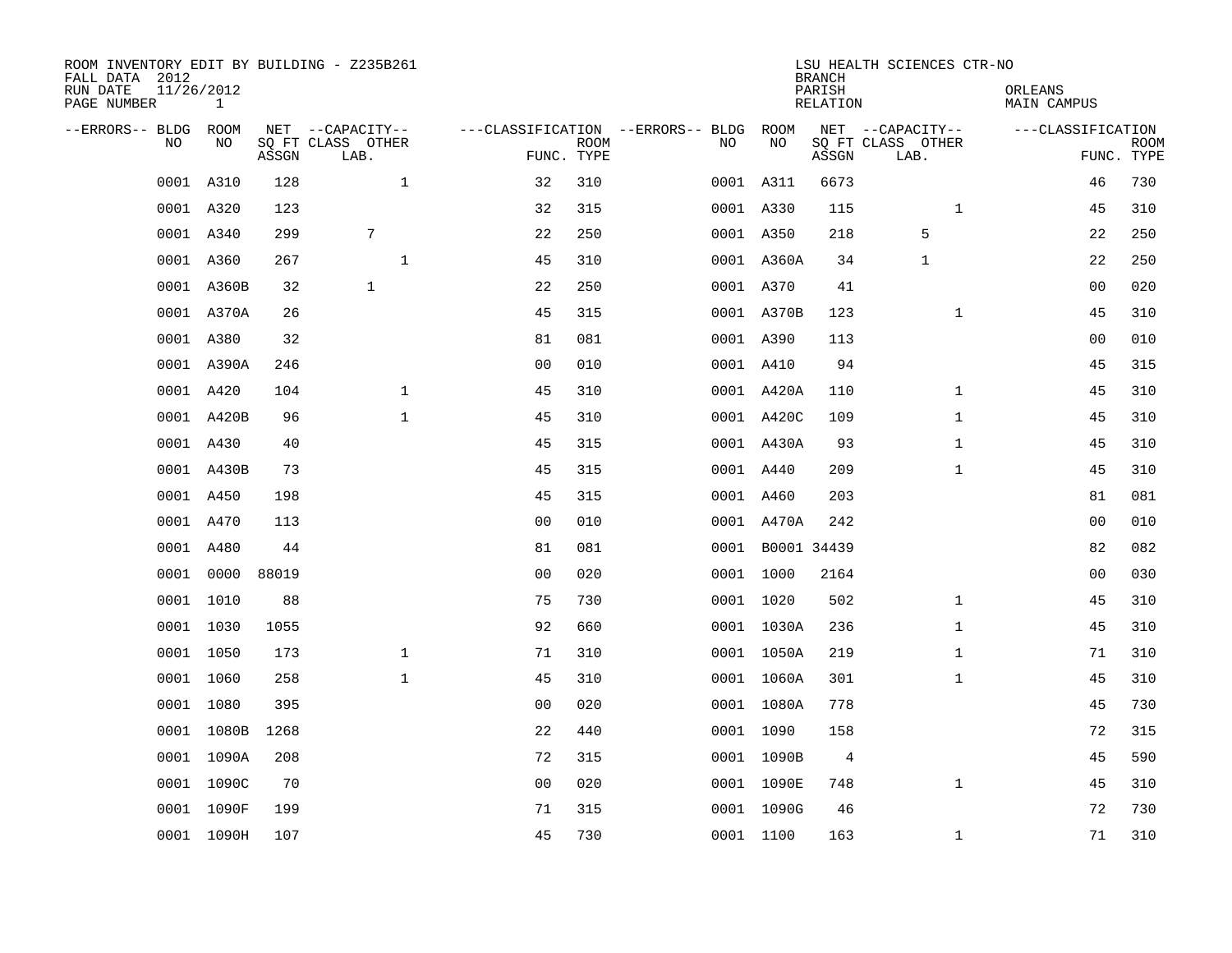ROOM INVENTORY EDIT BY BUILDING - Z235B261
FALL DATA 2012
RUN DATE 11/26/2012
PAGE NUMBER 1

LSU HEALTH SCIENCES CTR-NO
BRANCH
PARISH ORLEANS
RELATION MAIN CAMPUS

| --ERRORS-- | BLDG NO | ROOM NO | NET SQ FT ASSGN | CAPACITY CLASS LAB. | CAPACITY OTHER | CLASSIFICATION FUNC. | ROOM TYPE | --ERRORS-- | BLDG NO | ROOM NO | NET SQ FT ASSGN | CAPACITY CLASS LAB. | CAPACITY OTHER | CLASSIFICATION FUNC. | ROOM TYPE |
|---|---|---|---|---|---|---|---|---|---|---|---|---|---|---|---|
| | 0001 | A310 | 128 | | 1 | 32 | 310 | | 0001 | A311 | 6673 | | | 46 | 730 |
| | 0001 | A320 | 123 | | | 32 | 315 | | 0001 | A330 | 115 | | 1 | 45 | 310 |
| | 0001 | A340 | 299 | 7 | | 22 | 250 | | 0001 | A350 | 218 | 5 | | 22 | 250 |
| | 0001 | A360 | 267 | | 1 | 45 | 310 | | 0001 | A360A | 34 | 1 | | 22 | 250 |
| | 0001 | A360B | 32 | 1 | | 22 | 250 | | 0001 | A370 | 41 | | | 00 | 020 |
| | 0001 | A370A | 26 | | | 45 | 315 | | 0001 | A370B | 123 | | 1 | 45 | 310 |
| | 0001 | A380 | 32 | | | 81 | 081 | | 0001 | A390 | 113 | | | 00 | 010 |
| | 0001 | A390A | 246 | | | 00 | 010 | | 0001 | A410 | 94 | | | 45 | 315 |
| | 0001 | A420 | 104 | | 1 | 45 | 310 | | 0001 | A420A | 110 | | 1 | 45 | 310 |
| | 0001 | A420B | 96 | | 1 | 45 | 310 | | 0001 | A420C | 109 | | 1 | 45 | 310 |
| | 0001 | A430 | 40 | | | 45 | 315 | | 0001 | A430A | 93 | | 1 | 45 | 310 |
| | 0001 | A430B | 73 | | | 45 | 315 | | 0001 | A440 | 209 | | 1 | 45 | 310 |
| | 0001 | A450 | 198 | | | 45 | 315 | | 0001 | A460 | 203 | | | 81 | 081 |
| | 0001 | A470 | 113 | | | 00 | 010 | | 0001 | A470A | 242 | | | 00 | 010 |
| | 0001 | A480 | 44 | | | 81 | 081 | | 0001 | B0001 | 34439 | | | 82 | 082 |
| | 0001 | 0000 | 88019 | | | 00 | 020 | | 0001 | 1000 | 2164 | | | 00 | 030 |
| | 0001 | 1010 | 88 | | | 75 | 730 | | 0001 | 1020 | 502 | | 1 | 45 | 310 |
| | 0001 | 1030 | 1055 | | | 92 | 660 | | 0001 | 1030A | 236 | | 1 | 45 | 310 |
| | 0001 | 1050 | 173 | | 1 | 71 | 310 | | 0001 | 1050A | 219 | | 1 | 71 | 310 |
| | 0001 | 1060 | 258 | | 1 | 45 | 310 | | 0001 | 1060A | 301 | | 1 | 45 | 310 |
| | 0001 | 1080 | 395 | | | 00 | 020 | | 0001 | 1080A | 778 | | | 45 | 730 |
| | 0001 | 1080B | 1268 | | | 22 | 440 | | 0001 | 1090 | 158 | | | 72 | 315 |
| | 0001 | 1090A | 208 | | | 72 | 315 | | 0001 | 1090B | 4 | | | 45 | 590 |
| | 0001 | 1090C | 70 | | | 00 | 020 | | 0001 | 1090E | 748 | | 1 | 45 | 310 |
| | 0001 | 1090F | 199 | | | 71 | 315 | | 0001 | 1090G | 46 | | | 72 | 730 |
| | 0001 | 1090H | 107 | | | 45 | 730 | | 0001 | 1100 | 163 | | 1 | 71 | 310 |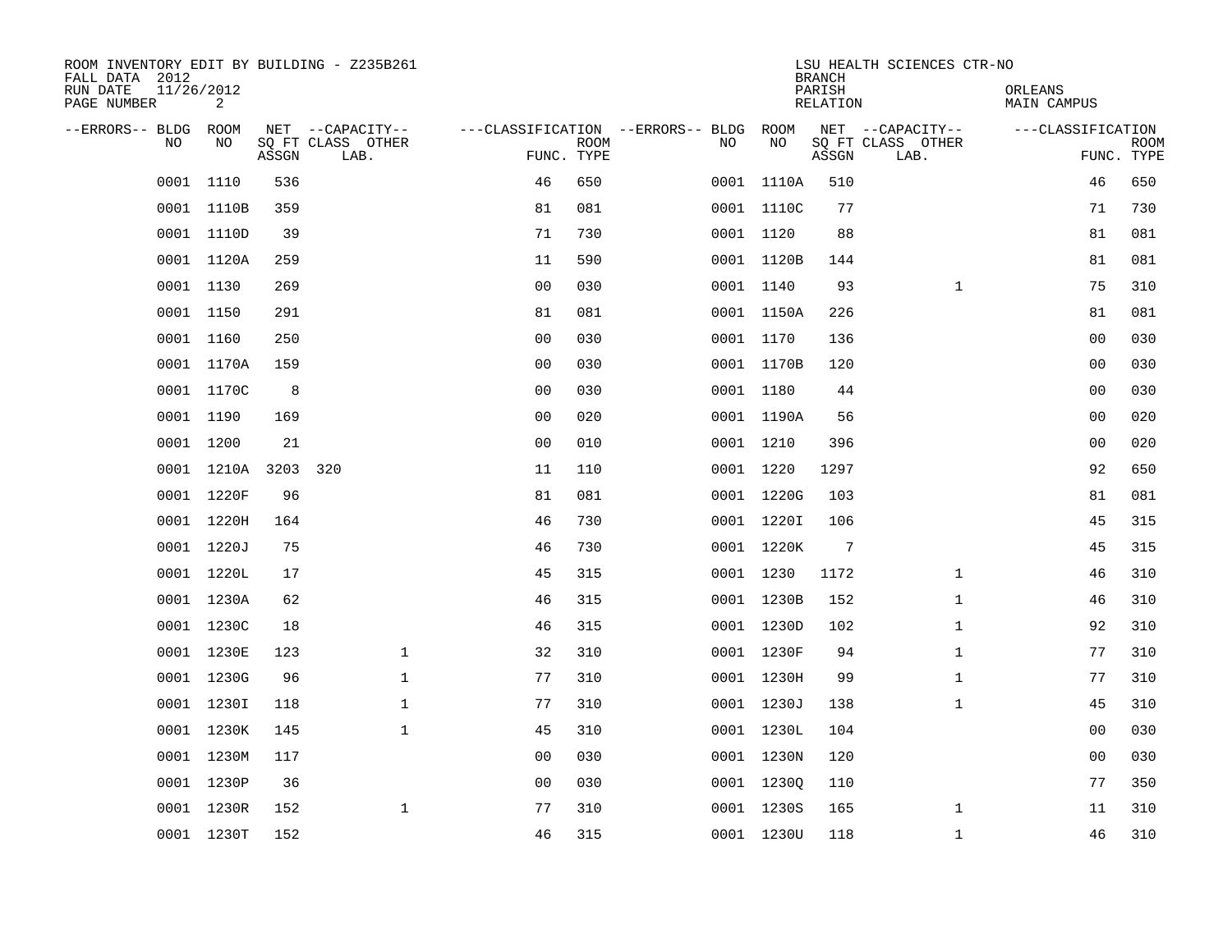ROOM INVENTORY EDIT BY BUILDING - Z235B261
FALL DATA 2012
RUN DATE 11/26/2012

LSU HEALTH SCIENCES CTR-NO
BRANCH
PARISH ORLEANS
RELATION MAIN CAMPUS

| --ERRORS-- | BLDG NO | ROOM NO | NET SQ FT ASSGN | --CAPACITY-- CLASS | LAB. | OTHER | ---CLASSIFICATION FUNC. | ROOM TYPE | --ERRORS-- | BLDG NO | ROOM NO | NET SQ FT ASSGN | --CAPACITY-- CLASS | LAB. | OTHER | ---CLASSIFICATION FUNC. | ROOM TYPE |
|---|---|---|---|---|---|---|---|---|---|---|---|---|---|---|---|---|---|
| | 0001 | 1110 | 536 | | | | 46 | 650 | | 0001 | 1110A | 510 | | | | 46 | 650 |
| | 0001 | 1110B | 359 | | | | 81 | 081 | | 0001 | 1110C | 77 | | | | 71 | 730 |
| | 0001 | 1110D | 39 | | | | 71 | 730 | | 0001 | 1120 | 88 | | | | 81 | 081 |
| | 0001 | 1120A | 259 | | | | 11 | 590 | | 0001 | 1120B | 144 | | | | 81 | 081 |
| | 0001 | 1130 | 269 | | | | 00 | 030 | | 0001 | 1140 | 93 | | | 1 | 75 | 310 |
| | 0001 | 1150 | 291 | | | | 81 | 081 | | 0001 | 1150A | 226 | | | | 81 | 081 |
| | 0001 | 1160 | 250 | | | | 00 | 030 | | 0001 | 1170 | 136 | | | | 00 | 030 |
| | 0001 | 1170A | 159 | | | | 00 | 030 | | 0001 | 1170B | 120 | | | | 00 | 030 |
| | 0001 | 1170C | 8 | | | | 00 | 030 | | 0001 | 1180 | 44 | | | | 00 | 030 |
| | 0001 | 1190 | 169 | | | | 00 | 020 | | 0001 | 1190A | 56 | | | | 00 | 020 |
| | 0001 | 1200 | 21 | | | | 00 | 010 | | 0001 | 1210 | 396 | | | | 00 | 020 |
| | 0001 | 1210A | 3203 | 320 | | | 11 | 110 | | 0001 | 1220 | 1297 | | | | 92 | 650 |
| | 0001 | 1220F | 96 | | | | 81 | 081 | | 0001 | 1220G | 103 | | | | 81 | 081 |
| | 0001 | 1220H | 164 | | | | 46 | 730 | | 0001 | 1220I | 106 | | | | 45 | 315 |
| | 0001 | 1220J | 75 | | | | 46 | 730 | | 0001 | 1220K | 7 | | | | 45 | 315 |
| | 0001 | 1220L | 17 | | | | 45 | 315 | | 0001 | 1230 | 1172 | | | 1 | 46 | 310 |
| | 0001 | 1230A | 62 | | | | 46 | 315 | | 0001 | 1230B | 152 | | | 1 | 46 | 310 |
| | 0001 | 1230C | 18 | | | | 46 | 315 | | 0001 | 1230D | 102 | | | 1 | 92 | 310 |
| | 0001 | 1230E | 123 | | | 1 | 32 | 310 | | 0001 | 1230F | 94 | | | 1 | 77 | 310 |
| | 0001 | 1230G | 96 | | | 1 | 77 | 310 | | 0001 | 1230H | 99 | | | 1 | 77 | 310 |
| | 0001 | 1230I | 118 | | | 1 | 77 | 310 | | 0001 | 1230J | 138 | | | 1 | 45 | 310 |
| | 0001 | 1230K | 145 | | | 1 | 45 | 310 | | 0001 | 1230L | 104 | | | | 00 | 030 |
| | 0001 | 1230M | 117 | | | | 00 | 030 | | 0001 | 1230N | 120 | | | | 00 | 030 |
| | 0001 | 1230P | 36 | | | | 00 | 030 | | 0001 | 1230Q | 110 | | | | 77 | 350 |
| | 0001 | 1230R | 152 | | | 1 | 77 | 310 | | 0001 | 1230S | 165 | | | 1 | 11 | 310 |
| | 0001 | 1230T | 152 | | | | 46 | 315 | | 0001 | 1230U | 118 | | | 1 | 46 | 310 |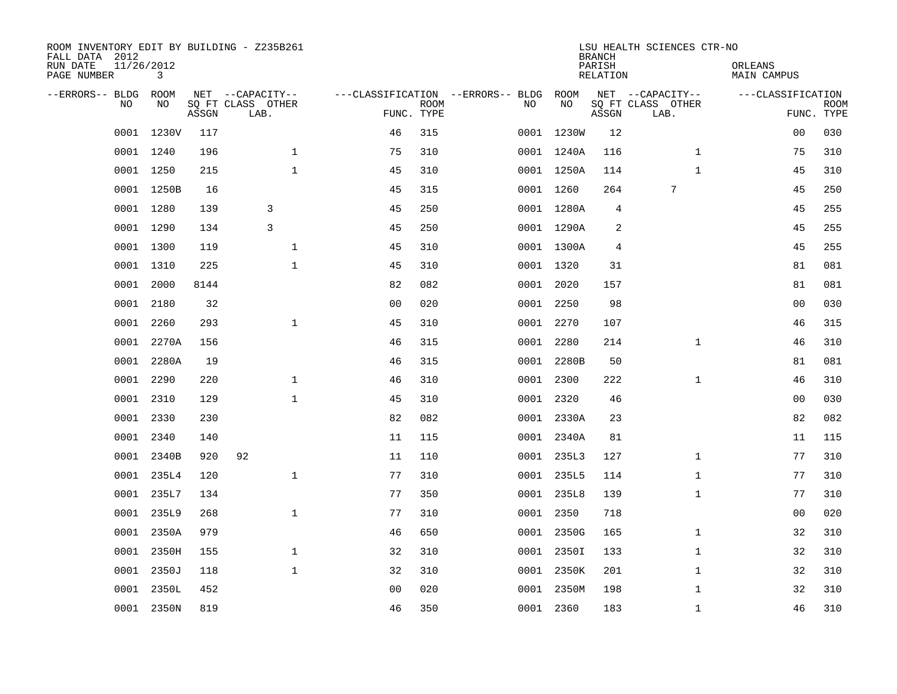ROOM INVENTORY EDIT BY BUILDING - Z235B261
FALL DATA 2012
RUN DATE 11/26/2012
PAGE NUMBER 3

LSU HEALTH SCIENCES CTR-NO
BRANCH
PARISH ORLEANS
RELATION MAIN CAMPUS

| --ERRORS-- | BLDG NO | ROOM NO | NET SQ FT ASSGN | --CAPACITY-- CLASS | LAB. | OTHER | ---CLASSIFICATION FUNC. | ROOM TYPE | --ERRORS-- | BLDG NO | ROOM NO | NET SQ FT ASSGN | --CAPACITY-- CLASS | LAB. | OTHER | ---CLASSIFICATION FUNC. | ROOM TYPE |
|---|---|---|---|---|---|---|---|---|---|---|---|---|---|---|---|---|---|
| | 0001 | 1230V | 117 | | | | 46 | 315 | | 0001 | 1230W | 12 | | | | 00 | 030 |
| | 0001 | 1240 | 196 | | | 1 | 75 | 310 | | 0001 | 1240A | 116 | | | 1 | 75 | 310 |
| | 0001 | 1250 | 215 | | | 1 | 45 | 310 | | 0001 | 1250A | 114 | | | 1 | 45 | 310 |
| | 0001 | 1250B | 16 | | | | 45 | 315 | | 0001 | 1260 | 264 | | 7 | | 45 | 250 |
| | 0001 | 1280 | 139 | | 3 | | 45 | 250 | | 0001 | 1280A | 4 | | | | 45 | 255 |
| | 0001 | 1290 | 134 | | 3 | | 45 | 250 | | 0001 | 1290A | 2 | | | | 45 | 255 |
| | 0001 | 1300 | 119 | | | 1 | 45 | 310 | | 0001 | 1300A | 4 | | | | 45 | 255 |
| | 0001 | 1310 | 225 | | | 1 | 45 | 310 | | 0001 | 1320 | 31 | | | | 81 | 081 |
| | 0001 | 2000 | 8144 | | | | 82 | 082 | | 0001 | 2020 | 157 | | | | 81 | 081 |
| | 0001 | 2180 | 32 | | | | 00 | 020 | | 0001 | 2250 | 98 | | | | 00 | 030 |
| | 0001 | 2260 | 293 | | | 1 | 45 | 310 | | 0001 | 2270 | 107 | | | | 46 | 315 |
| | 0001 | 2270A | 156 | | | | 46 | 315 | | 0001 | 2280 | 214 | | | 1 | 46 | 310 |
| | 0001 | 2280A | 19 | | | | 46 | 315 | | 0001 | 2280B | 50 | | | | 81 | 081 |
| | 0001 | 2290 | 220 | | | 1 | 46 | 310 | | 0001 | 2300 | 222 | | | 1 | 46 | 310 |
| | 0001 | 2310 | 129 | | | 1 | 45 | 310 | | 0001 | 2320 | 46 | | | | 00 | 030 |
| | 0001 | 2330 | 230 | | | | 82 | 082 | | 0001 | 2330A | 23 | | | | 82 | 082 |
| | 0001 | 2340 | 140 | | | | 11 | 115 | | 0001 | 2340A | 81 | | | | 11 | 115 |
| | 0001 | 2340B | 920 | 92 | | | 11 | 110 | | 0001 | 235L3 | 127 | | | 1 | 77 | 310 |
| | 0001 | 235L4 | 120 | | | 1 | 77 | 310 | | 0001 | 235L5 | 114 | | | 1 | 77 | 310 |
| | 0001 | 235L7 | 134 | | | | 77 | 350 | | 0001 | 235L8 | 139 | | | 1 | 77 | 310 |
| | 0001 | 235L9 | 268 | | | 1 | 77 | 310 | | 0001 | 2350 | 718 | | | | 00 | 020 |
| | 0001 | 2350A | 979 | | | | 46 | 650 | | 0001 | 2350G | 165 | | | 1 | 32 | 310 |
| | 0001 | 2350H | 155 | | | 1 | 32 | 310 | | 0001 | 2350I | 133 | | | 1 | 32 | 310 |
| | 0001 | 2350J | 118 | | | 1 | 32 | 310 | | 0001 | 2350K | 201 | | | 1 | 32 | 310 |
| | 0001 | 2350L | 452 | | | | 00 | 020 | | 0001 | 2350M | 198 | | | 1 | 32 | 310 |
| | 0001 | 2350N | 819 | | | | 46 | 350 | | 0001 | 2360 | 183 | | | 1 | 46 | 310 |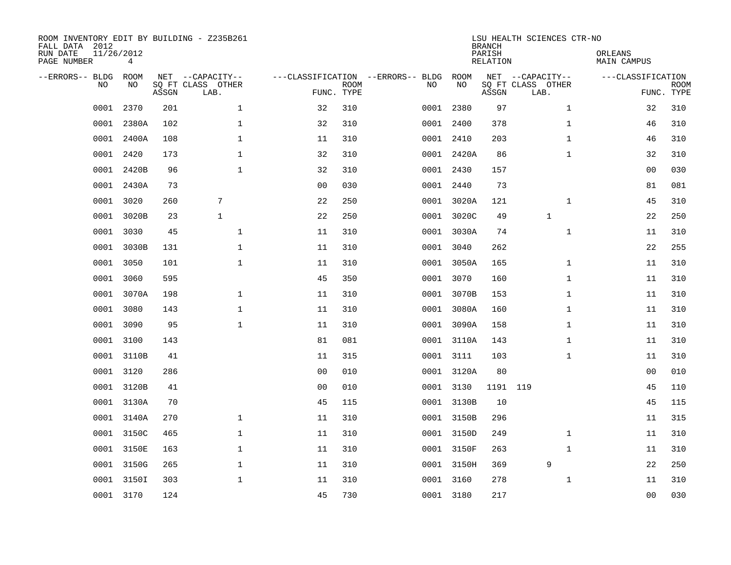ROOM INVENTORY EDIT BY BUILDING - Z235B261
FALL DATA 2012
RUN DATE 11/26/2012
PAGE NUMBER 4

LSU HEALTH SCIENCES CTR-NO
BRANCH
PARISH ORLEANS
RELATION MAIN CAMPUS

| --ERRORS-- | BLDG NO | ROOM NO | NET SQ FT ASSGN | --CAPACITY-- CLASS LAB. | OTHER | ---CLASSIFICATION FUNC. | ROOM TYPE | --ERRORS-- | BLDG NO | ROOM NO | NET SQ FT ASSGN | --CAPACITY-- CLASS LAB. | OTHER | ---CLASSIFICATION FUNC. | ROOM TYPE |
|---|---|---|---|---|---|---|---|---|---|---|---|---|---|---|---|
| | 0001 | 2370 | 201 | | 1 | 32 | 310 | | 0001 | 2380 | 97 | | 1 | 32 | 310 |
| | 0001 | 2380A | 102 | | 1 | 32 | 310 | | 0001 | 2400 | 378 | | 1 | 46 | 310 |
| | 0001 | 2400A | 108 | | 1 | 11 | 310 | | 0001 | 2410 | 203 | | 1 | 46 | 310 |
| | 0001 | 2420 | 173 | | 1 | 32 | 310 | | 0001 | 2420A | 86 | | 1 | 32 | 310 |
| | 0001 | 2420B | 96 | | 1 | 32 | 310 | | 0001 | 2430 | 157 | | | 00 | 030 |
| | 0001 | 2430A | 73 | | | 00 | 030 | | 0001 | 2440 | 73 | | | 81 | 081 |
| | 0001 | 3020 | 260 | 7 | | 22 | 250 | | 0001 | 3020A | 121 | | 1 | 45 | 310 |
| | 0001 | 3020B | 23 | 1 | | 22 | 250 | | 0001 | 3020C | 49 | 1 | | 22 | 250 |
| | 0001 | 3030 | 45 | | 1 | 11 | 310 | | 0001 | 3030A | 74 | | 1 | 11 | 310 |
| | 0001 | 3030B | 131 | | 1 | 11 | 310 | | 0001 | 3040 | 262 | | | 22 | 255 |
| | 0001 | 3050 | 101 | | 1 | 11 | 310 | | 0001 | 3050A | 165 | | 1 | 11 | 310 |
| | 0001 | 3060 | 595 | | | 45 | 350 | | 0001 | 3070 | 160 | | 1 | 11 | 310 |
| | 0001 | 3070A | 198 | | 1 | 11 | 310 | | 0001 | 3070B | 153 | | 1 | 11 | 310 |
| | 0001 | 3080 | 143 | | 1 | 11 | 310 | | 0001 | 3080A | 160 | | 1 | 11 | 310 |
| | 0001 | 3090 | 95 | | 1 | 11 | 310 | | 0001 | 3090A | 158 | | 1 | 11 | 310 |
| | 0001 | 3100 | 143 | | | 81 | 081 | | 0001 | 3110A | 143 | | 1 | 11 | 310 |
| | 0001 | 3110B | 41 | | | 11 | 315 | | 0001 | 3111 | 103 | | 1 | 11 | 310 |
| | 0001 | 3120 | 286 | | | 00 | 010 | | 0001 | 3120A | 80 | | | 00 | 010 |
| | 0001 | 3120B | 41 | | | 00 | 010 | | 0001 | 3130 | 1191 | 119 | | 45 | 110 |
| | 0001 | 3130A | 70 | | | 45 | 115 | | 0001 | 3130B | 10 | | | 45 | 115 |
| | 0001 | 3140A | 270 | | 1 | 11 | 310 | | 0001 | 3150B | 296 | | | 11 | 315 |
| | 0001 | 3150C | 465 | | 1 | 11 | 310 | | 0001 | 3150D | 249 | | 1 | 11 | 310 |
| | 0001 | 3150E | 163 | | 1 | 11 | 310 | | 0001 | 3150F | 263 | | 1 | 11 | 310 |
| | 0001 | 3150G | 265 | | 1 | 11 | 310 | | 0001 | 3150H | 369 | 9 | | 22 | 250 |
| | 0001 | 3150I | 303 | | 1 | 11 | 310 | | 0001 | 3160 | 278 | | 1 | 11 | 310 |
| | 0001 | 3170 | 124 | | | 45 | 730 | | 0001 | 3180 | 217 | | | 00 | 030 |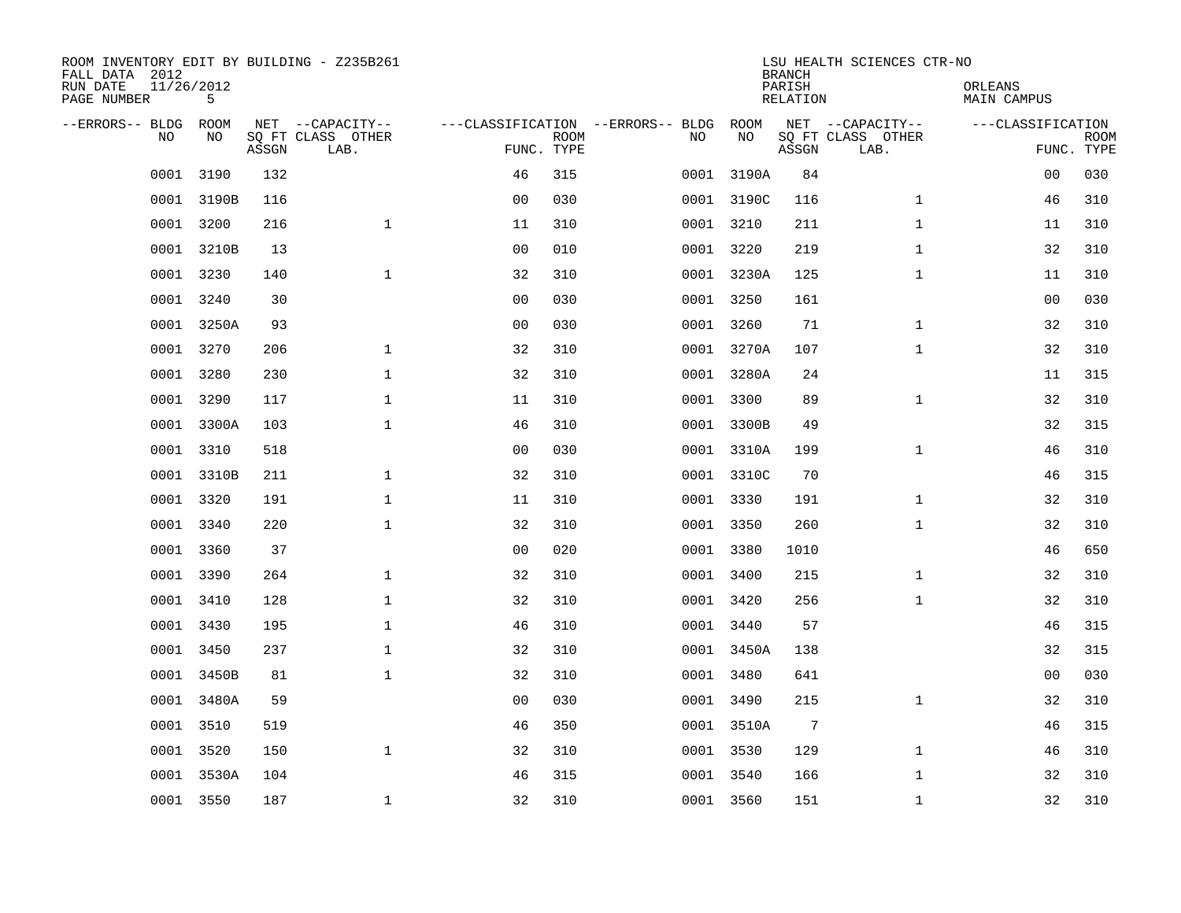ROOM INVENTORY EDIT BY BUILDING - Z235B261
FALL DATA 2012
RUN DATE 11/26/2012

LSU HEALTH SCIENCES CTR-NO
BRANCH
PARISH ORLEANS
RELATION MAIN CAMPUS

| --ERRORS-- | BLDG NO | ROOM NO | NET SQ FT ASSGN | CAPACITY CLASS LAB. | CAPACITY OTHER | CLASSIFICATION FUNC. | ROOM TYPE | --ERRORS-- | BLDG NO | ROOM NO | NET SQ FT ASSGN | CAPACITY CLASS LAB. | CAPACITY OTHER | CLASSIFICATION FUNC. | ROOM TYPE |
|---|---|---|---|---|---|---|---|---|---|---|---|---|---|---|---|
| | 0001 | 3190 | 132 | | | 46 | 315 | | 0001 | 3190A | 84 | | | 00 | 030 |
| | 0001 | 3190B | 116 | | | 00 | 030 | | 0001 | 3190C | 116 | | 1 | 46 | 310 |
| | 0001 | 3200 | 216 | | 1 | 11 | 310 | | 0001 | 3210 | 211 | | 1 | 11 | 310 |
| | 0001 | 3210B | 13 | | | 00 | 010 | | 0001 | 3220 | 219 | | 1 | 32 | 310 |
| | 0001 | 3230 | 140 | | 1 | 32 | 310 | | 0001 | 3230A | 125 | | 1 | 11 | 310 |
| | 0001 | 3240 | 30 | | | 00 | 030 | | 0001 | 3250 | 161 | | | 00 | 030 |
| | 0001 | 3250A | 93 | | | 00 | 030 | | 0001 | 3260 | 71 | | 1 | 32 | 310 |
| | 0001 | 3270 | 206 | | 1 | 32 | 310 | | 0001 | 3270A | 107 | | 1 | 32 | 310 |
| | 0001 | 3280 | 230 | | 1 | 32 | 310 | | 0001 | 3280A | 24 | | | 11 | 315 |
| | 0001 | 3290 | 117 | | 1 | 11 | 310 | | 0001 | 3300 | 89 | | 1 | 32 | 310 |
| | 0001 | 3300A | 103 | | 1 | 46 | 310 | | 0001 | 3300B | 49 | | | 32 | 315 |
| | 0001 | 3310 | 518 | | | 00 | 030 | | 0001 | 3310A | 199 | | 1 | 46 | 310 |
| | 0001 | 3310B | 211 | | 1 | 32 | 310 | | 0001 | 3310C | 70 | | | 46 | 315 |
| | 0001 | 3320 | 191 | | 1 | 11 | 310 | | 0001 | 3330 | 191 | | 1 | 32 | 310 |
| | 0001 | 3340 | 220 | | 1 | 32 | 310 | | 0001 | 3350 | 260 | | 1 | 32 | 310 |
| | 0001 | 3360 | 37 | | | 00 | 020 | | 0001 | 3380 | 1010 | | | 46 | 650 |
| | 0001 | 3390 | 264 | | 1 | 32 | 310 | | 0001 | 3400 | 215 | | 1 | 32 | 310 |
| | 0001 | 3410 | 128 | | 1 | 32 | 310 | | 0001 | 3420 | 256 | | 1 | 32 | 310 |
| | 0001 | 3430 | 195 | | 1 | 46 | 310 | | 0001 | 3440 | 57 | | | 46 | 315 |
| | 0001 | 3450 | 237 | | 1 | 32 | 310 | | 0001 | 3450A | 138 | | | 32 | 315 |
| | 0001 | 3450B | 81 | | 1 | 32 | 310 | | 0001 | 3480 | 641 | | | 00 | 030 |
| | 0001 | 3480A | 59 | | | 00 | 030 | | 0001 | 3490 | 215 | | 1 | 32 | 310 |
| | 0001 | 3510 | 519 | | | 46 | 350 | | 0001 | 3510A | 7 | | | 46 | 315 |
| | 0001 | 3520 | 150 | | 1 | 32 | 310 | | 0001 | 3530 | 129 | | 1 | 46 | 310 |
| | 0001 | 3530A | 104 | | | 46 | 315 | | 0001 | 3540 | 166 | | 1 | 32 | 310 |
| | 0001 | 3550 | 187 | | 1 | 32 | 310 | | 0001 | 3560 | 151 | | 1 | 32 | 310 |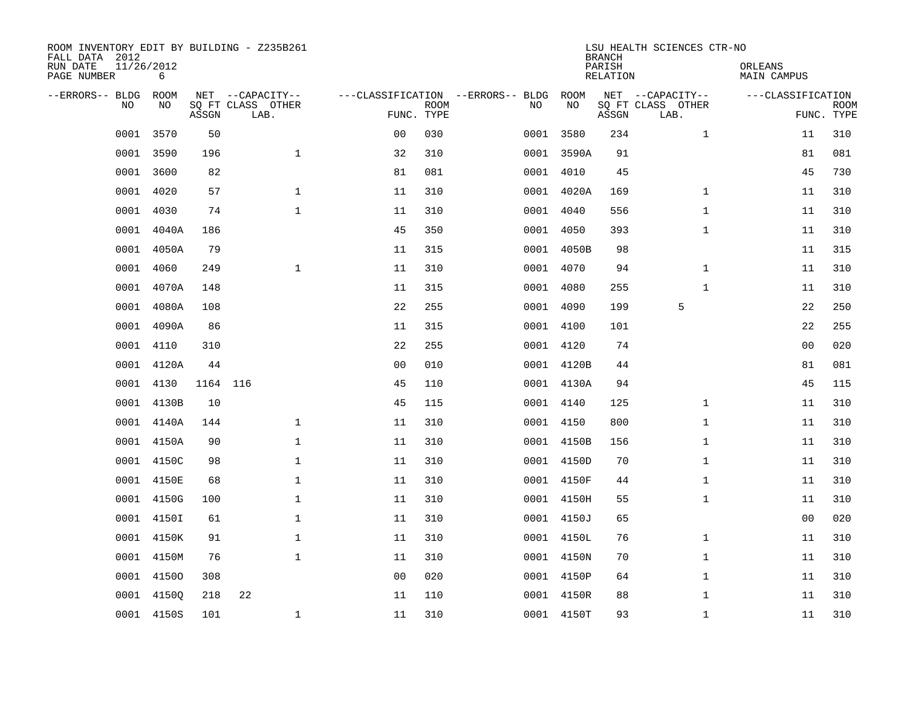ROOM INVENTORY EDIT BY BUILDING - Z235B261
FALL DATA 2012
RUN DATE 11/26/2012
PAGE NUMBER 6

LSU HEALTH SCIENCES CTR-NO
BRANCH
PARISH ORLEANS
RELATION MAIN CAMPUS

| --ERRORS-- | BLDG NO | ROOM NO | NET SQ FT ASSGN | --CAPACITY-- CLASS | LAB. | OTHER | ---CLASSIFICATION FUNC. | ROOM TYPE | --ERRORS-- | BLDG NO | ROOM NO | NET SQ FT ASSGN | --CAPACITY-- CLASS | LAB. | OTHER | ---CLASSIFICATION FUNC. | ROOM TYPE |
|---|---|---|---|---|---|---|---|---|---|---|---|---|---|---|---|---|---|
| | 0001 | 3570 | 50 | | | | 00 | 030 | | 0001 | 3580 | 234 | | | 1 | 11 | 310 |
| | 0001 | 3590 | 196 | | | 1 | 32 | 310 | | 0001 | 3590A | 91 | | | | 81 | 081 |
| | 0001 | 3600 | 82 | | | | 81 | 081 | | 0001 | 4010 | 45 | | | | 45 | 730 |
| | 0001 | 4020 | 57 | | | 1 | 11 | 310 | | 0001 | 4020A | 169 | | | 1 | 11 | 310 |
| | 0001 | 4030 | 74 | | | 1 | 11 | 310 | | 0001 | 4040 | 556 | | | 1 | 11 | 310 |
| | 0001 | 4040A | 186 | | | | 45 | 350 | | 0001 | 4050 | 393 | | | 1 | 11 | 310 |
| | 0001 | 4050A | 79 | | | | 11 | 315 | | 0001 | 4050B | 98 | | | | 11 | 315 |
| | 0001 | 4060 | 249 | | | 1 | 11 | 310 | | 0001 | 4070 | 94 | | | 1 | 11 | 310 |
| | 0001 | 4070A | 148 | | | | 11 | 315 | | 0001 | 4080 | 255 | | | 1 | 11 | 310 |
| | 0001 | 4080A | 108 | | | | 22 | 255 | | 0001 | 4090 | 199 | | 5 | | 22 | 250 |
| | 0001 | 4090A | 86 | | | | 11 | 315 | | 0001 | 4100 | 101 | | | | 22 | 255 |
| | 0001 | 4110 | 310 | | | | 22 | 255 | | 0001 | 4120 | 74 | | | | 00 | 020 |
| | 0001 | 4120A | 44 | | | | 00 | 010 | | 0001 | 4120B | 44 | | | | 81 | 081 |
| | 0001 | 4130 | 1164 | 116 | | | 45 | 110 | | 0001 | 4130A | 94 | | | | 45 | 115 |
| | 0001 | 4130B | 10 | | | | 45 | 115 | | 0001 | 4140 | 125 | | | 1 | 11 | 310 |
| | 0001 | 4140A | 144 | | | 1 | 11 | 310 | | 0001 | 4150 | 800 | | | 1 | 11 | 310 |
| | 0001 | 4150A | 90 | | | 1 | 11 | 310 | | 0001 | 4150B | 156 | | | 1 | 11 | 310 |
| | 0001 | 4150C | 98 | | | 1 | 11 | 310 | | 0001 | 4150D | 70 | | | 1 | 11 | 310 |
| | 0001 | 4150E | 68 | | | 1 | 11 | 310 | | 0001 | 4150F | 44 | | | 1 | 11 | 310 |
| | 0001 | 4150G | 100 | | | 1 | 11 | 310 | | 0001 | 4150H | 55 | | | 1 | 11 | 310 |
| | 0001 | 4150I | 61 | | | 1 | 11 | 310 | | 0001 | 4150J | 65 | | | | 00 | 020 |
| | 0001 | 4150K | 91 | | | 1 | 11 | 310 | | 0001 | 4150L | 76 | | | 1 | 11 | 310 |
| | 0001 | 4150M | 76 | | | 1 | 11 | 310 | | 0001 | 4150N | 70 | | | 1 | 11 | 310 |
| | 0001 | 4150O | 308 | | | | 00 | 020 | | 0001 | 4150P | 64 | | | 1 | 11 | 310 |
| | 0001 | 4150Q | 218 | 22 | | | 11 | 110 | | 0001 | 4150R | 88 | | | 1 | 11 | 310 |
| | 0001 | 4150S | 101 | | | 1 | 11 | 310 | | 0001 | 4150T | 93 | | | 1 | 11 | 310 |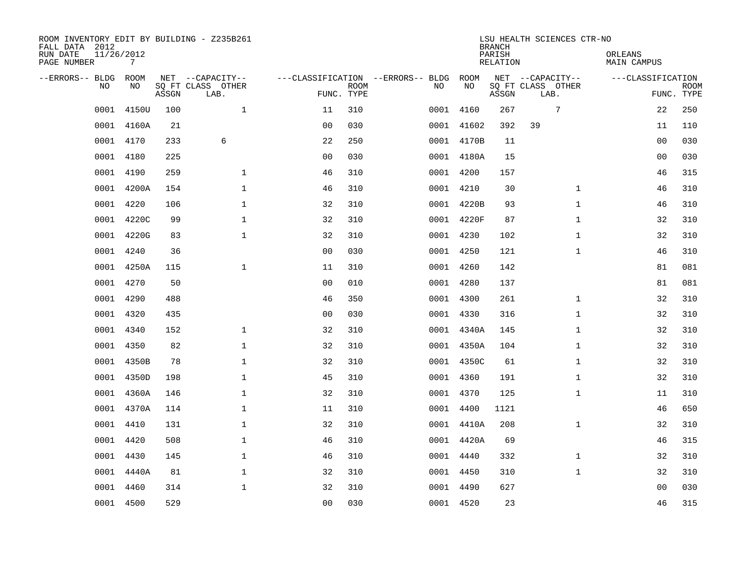ROOM INVENTORY EDIT BY BUILDING - Z235B261
FALL DATA 2012
RUN DATE 11/26/2012
PAGE NUMBER 7

LSU HEALTH SCIENCES CTR-NO
BRANCH
PARISH ORLEANS
RELATION MAIN CAMPUS

| --ERRORS-- | BLDG NO | ROOM NO | NET SQ FT ASSGN | --CAPACITY-- CLASS LAB. | OTHER | ---CLASSIFICATION FUNC. | ROOM TYPE | --ERRORS-- | BLDG NO | ROOM NO | NET SQ FT ASSGN | --CAPACITY-- CLASS LAB. | OTHER | ---CLASSIFICATION FUNC. | ROOM TYPE |
|---|---|---|---|---|---|---|---|---|---|---|---|---|---|---|---|
| | 0001 | 4150U | 100 | | 1 | 11 | 310 | | 0001 | 4160 | 267 | 7 | | 22 | 250 |
| | 0001 | 4160A | 21 | | | 00 | 030 | | 0001 | 41602 | 392 | 39 | | 11 | 110 |
| | 0001 | 4170 | 233 | 6 | | 22 | 250 | | 0001 | 4170B | 11 | | | 00 | 030 |
| | 0001 | 4180 | 225 | | | 00 | 030 | | 0001 | 4180A | 15 | | | 00 | 030 |
| | 0001 | 4190 | 259 | | 1 | 46 | 310 | | 0001 | 4200 | 157 | | | 46 | 315 |
| | 0001 | 4200A | 154 | | 1 | 46 | 310 | | 0001 | 4210 | 30 | | 1 | 46 | 310 |
| | 0001 | 4220 | 106 | | 1 | 32 | 310 | | 0001 | 4220B | 93 | | 1 | 46 | 310 |
| | 0001 | 4220C | 99 | | 1 | 32 | 310 | | 0001 | 4220F | 87 | | 1 | 32 | 310 |
| | 0001 | 4220G | 83 | | 1 | 32 | 310 | | 0001 | 4230 | 102 | | 1 | 32 | 310 |
| | 0001 | 4240 | 36 | | | 00 | 030 | | 0001 | 4250 | 121 | | 1 | 46 | 310 |
| | 0001 | 4250A | 115 | | 1 | 11 | 310 | | 0001 | 4260 | 142 | | | 81 | 081 |
| | 0001 | 4270 | 50 | | | 00 | 010 | | 0001 | 4280 | 137 | | | 81 | 081 |
| | 0001 | 4290 | 488 | | | 46 | 350 | | 0001 | 4300 | 261 | | 1 | 32 | 310 |
| | 0001 | 4320 | 435 | | | 00 | 030 | | 0001 | 4330 | 316 | | 1 | 32 | 310 |
| | 0001 | 4340 | 152 | | 1 | 32 | 310 | | 0001 | 4340A | 145 | | 1 | 32 | 310 |
| | 0001 | 4350 | 82 | | 1 | 32 | 310 | | 0001 | 4350A | 104 | | 1 | 32 | 310 |
| | 0001 | 4350B | 78 | | 1 | 32 | 310 | | 0001 | 4350C | 61 | | 1 | 32 | 310 |
| | 0001 | 4350D | 198 | | 1 | 45 | 310 | | 0001 | 4360 | 191 | | 1 | 32 | 310 |
| | 0001 | 4360A | 146 | | 1 | 32 | 310 | | 0001 | 4370 | 125 | | 1 | 11 | 310 |
| | 0001 | 4370A | 114 | | 1 | 11 | 310 | | 0001 | 4400 | 1121 | | | 46 | 650 |
| | 0001 | 4410 | 131 | | 1 | 32 | 310 | | 0001 | 4410A | 208 | | 1 | 32 | 310 |
| | 0001 | 4420 | 508 | | 1 | 46 | 310 | | 0001 | 4420A | 69 | | | 46 | 315 |
| | 0001 | 4430 | 145 | | 1 | 46 | 310 | | 0001 | 4440 | 332 | | 1 | 32 | 310 |
| | 0001 | 4440A | 81 | | 1 | 32 | 310 | | 0001 | 4450 | 310 | | 1 | 32 | 310 |
| | 0001 | 4460 | 314 | | 1 | 32 | 310 | | 0001 | 4490 | 627 | | | 00 | 030 |
| | 0001 | 4500 | 529 | | | 00 | 030 | | 0001 | 4520 | 23 | | | 46 | 315 |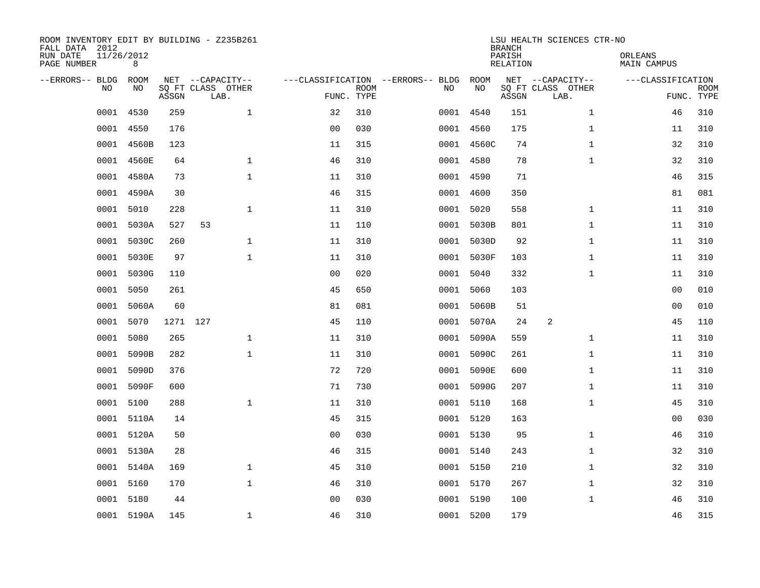ROOM INVENTORY EDIT BY BUILDING - Z235B261
FALL DATA 2012
RUN DATE 11/26/2012
PAGE NUMBER 8

LSU HEALTH SCIENCES CTR-NO
BRANCH
PARISH ORLEANS
RELATION MAIN CAMPUS

| --ERRORS-- | BLDG NO | ROOM NO | NET SQ FT ASSGN | --CAPACITY-- CLASS | OTHER LAB. | ---CLASSIFICATION FUNC. | ROOM TYPE | --ERRORS-- | BLDG NO | ROOM NO | NET SQ FT ASSGN | --CAPACITY-- CLASS | OTHER LAB. | ---CLASSIFICATION FUNC. | ROOM TYPE |
|---|---|---|---|---|---|---|---|---|---|---|---|---|---|---|---|
| | 0001 | 4530 | 259 | | 1 | 32 | 310 | | 0001 | 4540 | 151 | | 1 | 46 | 310 |
| | 0001 | 4550 | 176 | | | 00 | 030 | | 0001 | 4560 | 175 | | 1 | 11 | 310 |
| | 0001 | 4560B | 123 | | | 11 | 315 | | 0001 | 4560C | 74 | | 1 | 32 | 310 |
| | 0001 | 4560E | 64 | | 1 | 46 | 310 | | 0001 | 4580 | 78 | | 1 | 32 | 310 |
| | 0001 | 4580A | 73 | | 1 | 11 | 310 | | 0001 | 4590 | 71 | | | 46 | 315 |
| | 0001 | 4590A | 30 | | | 46 | 315 | | 0001 | 4600 | 350 | | | 81 | 081 |
| | 0001 | 5010 | 228 | | 1 | 11 | 310 | | 0001 | 5020 | 558 | | 1 | 11 | 310 |
| | 0001 | 5030A | 527 | 53 | | 11 | 110 | | 0001 | 5030B | 801 | | 1 | 11 | 310 |
| | 0001 | 5030C | 260 | | 1 | 11 | 310 | | 0001 | 5030D | 92 | | 1 | 11 | 310 |
| | 0001 | 5030E | 97 | | 1 | 11 | 310 | | 0001 | 5030F | 103 | | 1 | 11 | 310 |
| | 0001 | 5030G | 110 | | | 00 | 020 | | 0001 | 5040 | 332 | | 1 | 11 | 310 |
| | 0001 | 5050 | 261 | | | 45 | 650 | | 0001 | 5060 | 103 | | | 00 | 010 |
| | 0001 | 5060A | 60 | | | 81 | 081 | | 0001 | 5060B | 51 | | | 00 | 010 |
| | 0001 | 5070 | 1271 | 127 | | 45 | 110 | | 0001 | 5070A | 24 | 2 | | 45 | 110 |
| | 0001 | 5080 | 265 | | 1 | 11 | 310 | | 0001 | 5090A | 559 | | 1 | 11 | 310 |
| | 0001 | 5090B | 282 | | 1 | 11 | 310 | | 0001 | 5090C | 261 | | 1 | 11 | 310 |
| | 0001 | 5090D | 376 | | | 72 | 720 | | 0001 | 5090E | 600 | | 1 | 11 | 310 |
| | 0001 | 5090F | 600 | | | 71 | 730 | | 0001 | 5090G | 207 | | 1 | 11 | 310 |
| | 0001 | 5100 | 288 | | 1 | 11 | 310 | | 0001 | 5110 | 168 | | 1 | 45 | 310 |
| | 0001 | 5110A | 14 | | | 45 | 315 | | 0001 | 5120 | 163 | | | 00 | 030 |
| | 0001 | 5120A | 50 | | | 00 | 030 | | 0001 | 5130 | 95 | | 1 | 46 | 310 |
| | 0001 | 5130A | 28 | | | 46 | 315 | | 0001 | 5140 | 243 | | 1 | 32 | 310 |
| | 0001 | 5140A | 169 | | 1 | 45 | 310 | | 0001 | 5150 | 210 | | 1 | 32 | 310 |
| | 0001 | 5160 | 170 | | 1 | 46 | 310 | | 0001 | 5170 | 267 | | 1 | 32 | 310 |
| | 0001 | 5180 | 44 | | | 00 | 030 | | 0001 | 5190 | 100 | | 1 | 46 | 310 |
| | 0001 | 5190A | 145 | | 1 | 46 | 310 | | 0001 | 5200 | 179 | | | 46 | 315 |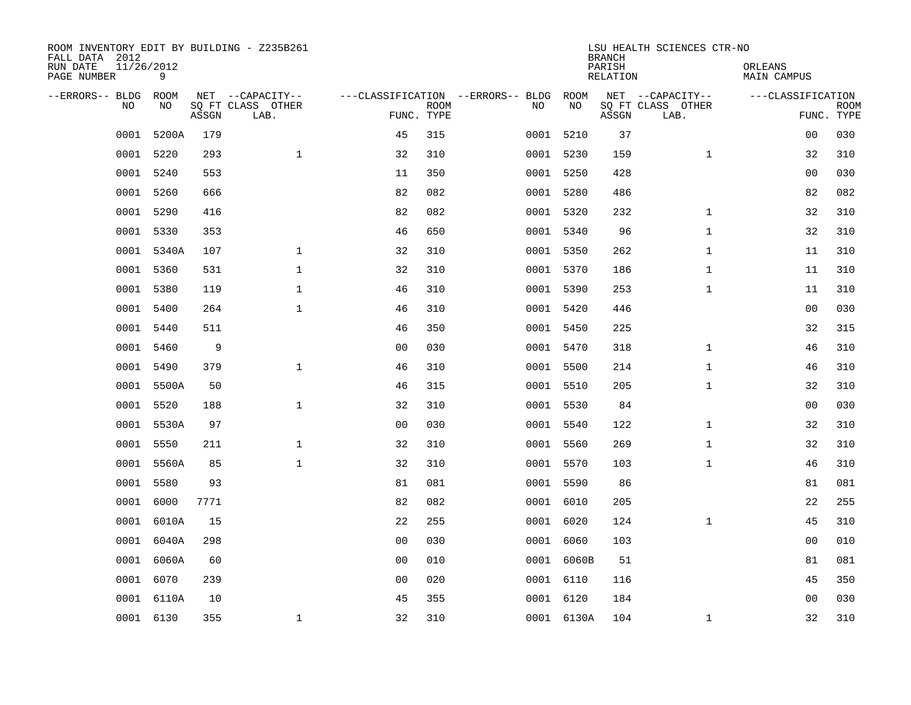ROOM INVENTORY EDIT BY BUILDING - Z235B261
FALL DATA 2012
RUN DATE 11/26/2012
PAGE NUMBER 9

LSU HEALTH SCIENCES CTR-NO
BRANCH
PARISH ORLEANS
RELATION MAIN CAMPUS

| --ERRORS-- | BLDG NO | ROOM NO | NET SQ FT ASSGN | --CAPACITY-- CLASS LAB. | OTHER | ---CLASSIFICATION FUNC. | ROOM TYPE | --ERRORS-- | BLDG NO | ROOM NO | NET SQ FT ASSGN | --CAPACITY-- CLASS LAB. | OTHER | ---CLASSIFICATION FUNC. | ROOM TYPE |
|---|---|---|---|---|---|---|---|---|---|---|---|---|---|---|---|
| | 0001 | 5200A | 179 | | | 45 | 315 | | 0001 | 5210 | 37 | | | 00 | 030 |
| | 0001 | 5220 | 293 | | 1 | 32 | 310 | | 0001 | 5230 | 159 | | 1 | 32 | 310 |
| | 0001 | 5240 | 553 | | | 11 | 350 | | 0001 | 5250 | 428 | | | 00 | 030 |
| | 0001 | 5260 | 666 | | | 82 | 082 | | 0001 | 5280 | 486 | | | 82 | 082 |
| | 0001 | 5290 | 416 | | | 82 | 082 | | 0001 | 5320 | 232 | | 1 | 32 | 310 |
| | 0001 | 5330 | 353 | | | 46 | 650 | | 0001 | 5340 | 96 | | 1 | 32 | 310 |
| | 0001 | 5340A | 107 | | 1 | 32 | 310 | | 0001 | 5350 | 262 | | 1 | 11 | 310 |
| | 0001 | 5360 | 531 | | 1 | 32 | 310 | | 0001 | 5370 | 186 | | 1 | 11 | 310 |
| | 0001 | 5380 | 119 | | 1 | 46 | 310 | | 0001 | 5390 | 253 | | 1 | 11 | 310 |
| | 0001 | 5400 | 264 | | 1 | 46 | 310 | | 0001 | 5420 | 446 | | | 00 | 030 |
| | 0001 | 5440 | 511 | | | 46 | 350 | | 0001 | 5450 | 225 | | | 32 | 315 |
| | 0001 | 5460 | 9 | | | 00 | 030 | | 0001 | 5470 | 318 | | 1 | 46 | 310 |
| | 0001 | 5490 | 379 | | 1 | 46 | 310 | | 0001 | 5500 | 214 | | 1 | 46 | 310 |
| | 0001 | 5500A | 50 | | | 46 | 315 | | 0001 | 5510 | 205 | | 1 | 32 | 310 |
| | 0001 | 5520 | 188 | | 1 | 32 | 310 | | 0001 | 5530 | 84 | | | 00 | 030 |
| | 0001 | 5530A | 97 | | | 00 | 030 | | 0001 | 5540 | 122 | | 1 | 32 | 310 |
| | 0001 | 5550 | 211 | | 1 | 32 | 310 | | 0001 | 5560 | 269 | | 1 | 32 | 310 |
| | 0001 | 5560A | 85 | | 1 | 32 | 310 | | 0001 | 5570 | 103 | | 1 | 46 | 310 |
| | 0001 | 5580 | 93 | | | 81 | 081 | | 0001 | 5590 | 86 | | | 81 | 081 |
| | 0001 | 6000 | 7771 | | | 82 | 082 | | 0001 | 6010 | 205 | | | 22 | 255 |
| | 0001 | 6010A | 15 | | | 22 | 255 | | 0001 | 6020 | 124 | | 1 | 45 | 310 |
| | 0001 | 6040A | 298 | | | 00 | 030 | | 0001 | 6060 | 103 | | | 00 | 010 |
| | 0001 | 6060A | 60 | | | 00 | 010 | | 0001 | 6060B | 51 | | | 81 | 081 |
| | 0001 | 6070 | 239 | | | 00 | 020 | | 0001 | 6110 | 116 | | | 45 | 350 |
| | 0001 | 6110A | 10 | | | 45 | 355 | | 0001 | 6120 | 184 | | | 00 | 030 |
| | 0001 | 6130 | 355 | | 1 | 32 | 310 | | 0001 | 6130A | 104 | | 1 | 32 | 310 |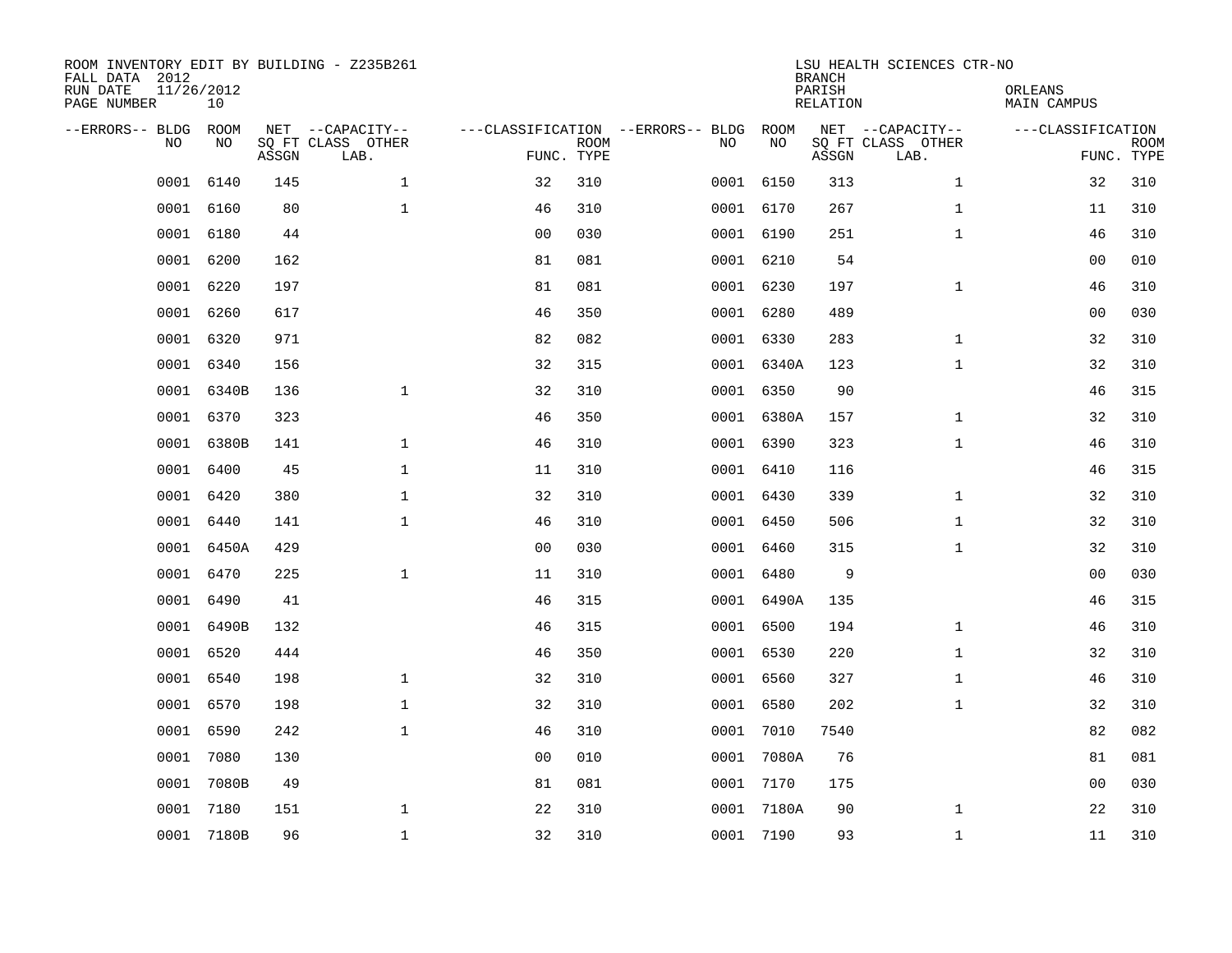ROOM INVENTORY EDIT BY BUILDING - Z235B261
FALL DATA 2012
RUN DATE 11/26/2012
PAGE NUMBER 10

LSU HEALTH SCIENCES CTR-NO
BRANCH
PARISH ORLEANS
RELATION MAIN CAMPUS

| --ERRORS-- | BLDG NO | ROOM NO | NET SQ FT ASSGN | --CAPACITY-- CLASS LAB. | OTHER | ---CLASSIFICATION FUNC. | ROOM TYPE | --ERRORS-- | BLDG NO | ROOM NO | NET SQ FT ASSGN | --CAPACITY-- CLASS LAB. | OTHER | ---CLASSIFICATION FUNC. | ROOM TYPE |
|---|---|---|---|---|---|---|---|---|---|---|---|---|---|---|---|
| | 0001 | 6140 | 145 | | 1 | 32 | 310 | | 0001 | 6150 | 313 | | 1 | 32 | 310 |
| | 0001 | 6160 | 80 | | 1 | 46 | 310 | | 0001 | 6170 | 267 | | 1 | 11 | 310 |
| | 0001 | 6180 | 44 | | | 00 | 030 | | 0001 | 6190 | 251 | | 1 | 46 | 310 |
| | 0001 | 6200 | 162 | | | 81 | 081 | | 0001 | 6210 | 54 | | | 00 | 010 |
| | 0001 | 6220 | 197 | | | 81 | 081 | | 0001 | 6230 | 197 | | 1 | 46 | 310 |
| | 0001 | 6260 | 617 | | | 46 | 350 | | 0001 | 6280 | 489 | | | 00 | 030 |
| | 0001 | 6320 | 971 | | | 82 | 082 | | 0001 | 6330 | 283 | | 1 | 32 | 310 |
| | 0001 | 6340 | 156 | | | 32 | 315 | | 0001 | 6340A | 123 | | 1 | 32 | 310 |
| | 0001 | 6340B | 136 | | 1 | 32 | 310 | | 0001 | 6350 | 90 | | | 46 | 315 |
| | 0001 | 6370 | 323 | | | 46 | 350 | | 0001 | 6380A | 157 | | 1 | 32 | 310 |
| | 0001 | 6380B | 141 | | 1 | 46 | 310 | | 0001 | 6390 | 323 | | 1 | 46 | 310 |
| | 0001 | 6400 | 45 | | 1 | 11 | 310 | | 0001 | 6410 | 116 | | | 46 | 315 |
| | 0001 | 6420 | 380 | | 1 | 32 | 310 | | 0001 | 6430 | 339 | | 1 | 32 | 310 |
| | 0001 | 6440 | 141 | | 1 | 46 | 310 | | 0001 | 6450 | 506 | | 1 | 32 | 310 |
| | 0001 | 6450A | 429 | | | 00 | 030 | | 0001 | 6460 | 315 | | 1 | 32 | 310 |
| | 0001 | 6470 | 225 | | 1 | 11 | 310 | | 0001 | 6480 | 9 | | | 00 | 030 |
| | 0001 | 6490 | 41 | | | 46 | 315 | | 0001 | 6490A | 135 | | | 46 | 315 |
| | 0001 | 6490B | 132 | | | 46 | 315 | | 0001 | 6500 | 194 | | 1 | 46 | 310 |
| | 0001 | 6520 | 444 | | | 46 | 350 | | 0001 | 6530 | 220 | | 1 | 32 | 310 |
| | 0001 | 6540 | 198 | | 1 | 32 | 310 | | 0001 | 6560 | 327 | | 1 | 46 | 310 |
| | 0001 | 6570 | 198 | | 1 | 32 | 310 | | 0001 | 6580 | 202 | | 1 | 32 | 310 |
| | 0001 | 6590 | 242 | | 1 | 46 | 310 | | 0001 | 7010 | 7540 | | | 82 | 082 |
| | 0001 | 7080 | 130 | | | 00 | 010 | | 0001 | 7080A | 76 | | | 81 | 081 |
| | 0001 | 7080B | 49 | | | 81 | 081 | | 0001 | 7170 | 175 | | | 00 | 030 |
| | 0001 | 7180 | 151 | | 1 | 22 | 310 | | 0001 | 7180A | 90 | | 1 | 22 | 310 |
| | 0001 | 7180B | 96 | | 1 | 32 | 310 | | 0001 | 7190 | 93 | | 1 | 11 | 310 |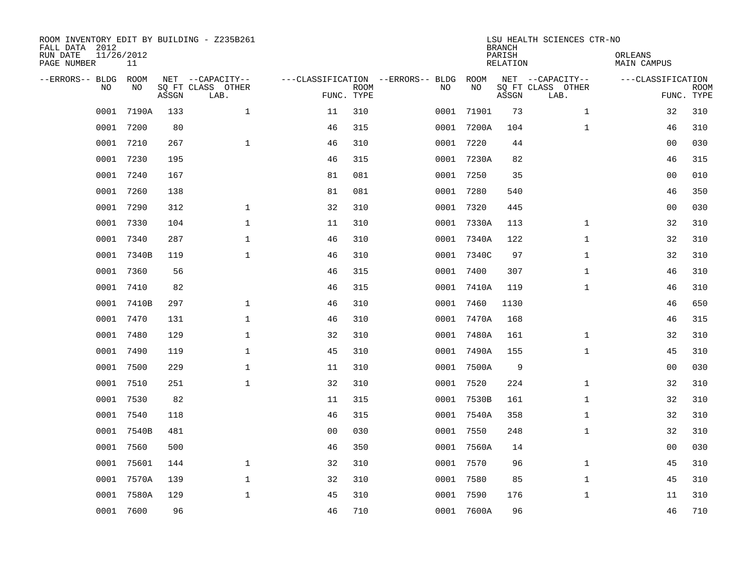ROOM INVENTORY EDIT BY BUILDING - Z235B261
FALL DATA 2012
RUN DATE 11/26/2012
PAGE NUMBER 11

LSU HEALTH SCIENCES CTR-NO
BRANCH
PARISH ORLEANS
RELATION MAIN CAMPUS

| --ERRORS-- | BLDG NO | ROOM NO | NET SQ FT ASSGN | --CAPACITY-- CLASS LAB. | OTHER | ---CLASSIFICATION FUNC. | ROOM TYPE | --ERRORS-- | BLDG NO | ROOM NO | NET SQ FT ASSGN | --CAPACITY-- CLASS LAB. | OTHER | ---CLASSIFICATION FUNC. | ROOM TYPE |
|---|---|---|---|---|---|---|---|---|---|---|---|---|---|---|---|
| | 0001 | 7190A | 133 | | 1 | 11 | 310 | | 0001 | 71901 | 73 | | 1 | 32 | 310 |
| | 0001 | 7200 | 80 | | | 46 | 315 | | 0001 | 7200A | 104 | | 1 | 46 | 310 |
| | 0001 | 7210 | 267 | | 1 | 46 | 310 | | 0001 | 7220 | 44 | | | 00 | 030 |
| | 0001 | 7230 | 195 | | | 46 | 315 | | 0001 | 7230A | 82 | | | 46 | 315 |
| | 0001 | 7240 | 167 | | | 81 | 081 | | 0001 | 7250 | 35 | | | 00 | 010 |
| | 0001 | 7260 | 138 | | | 81 | 081 | | 0001 | 7280 | 540 | | | 46 | 350 |
| | 0001 | 7290 | 312 | | 1 | 32 | 310 | | 0001 | 7320 | 445 | | | 00 | 030 |
| | 0001 | 7330 | 104 | | 1 | 11 | 310 | | 0001 | 7330A | 113 | | 1 | 32 | 310 |
| | 0001 | 7340 | 287 | | 1 | 46 | 310 | | 0001 | 7340A | 122 | | 1 | 32 | 310 |
| | 0001 | 7340B | 119 | | 1 | 46 | 310 | | 0001 | 7340C | 97 | | 1 | 32 | 310 |
| | 0001 | 7360 | 56 | | | 46 | 315 | | 0001 | 7400 | 307 | | 1 | 46 | 310 |
| | 0001 | 7410 | 82 | | | 46 | 315 | | 0001 | 7410A | 119 | | 1 | 46 | 310 |
| | 0001 | 7410B | 297 | | 1 | 46 | 310 | | 0001 | 7460 | 1130 | | | 46 | 650 |
| | 0001 | 7470 | 131 | | 1 | 46 | 310 | | 0001 | 7470A | 168 | | | 46 | 315 |
| | 0001 | 7480 | 129 | | 1 | 32 | 310 | | 0001 | 7480A | 161 | | 1 | 32 | 310 |
| | 0001 | 7490 | 119 | | 1 | 45 | 310 | | 0001 | 7490A | 155 | | 1 | 45 | 310 |
| | 0001 | 7500 | 229 | | 1 | 11 | 310 | | 0001 | 7500A | 9 | | | 00 | 030 |
| | 0001 | 7510 | 251 | | 1 | 32 | 310 | | 0001 | 7520 | 224 | | 1 | 32 | 310 |
| | 0001 | 7530 | 82 | | | 11 | 315 | | 0001 | 7530B | 161 | | 1 | 32 | 310 |
| | 0001 | 7540 | 118 | | | 46 | 315 | | 0001 | 7540A | 358 | | 1 | 32 | 310 |
| | 0001 | 7540B | 481 | | | 00 | 030 | | 0001 | 7550 | 248 | | 1 | 32 | 310 |
| | 0001 | 7560 | 500 | | | 46 | 350 | | 0001 | 7560A | 14 | | | 00 | 030 |
| | 0001 | 75601 | 144 | | 1 | 32 | 310 | | 0001 | 7570 | 96 | | 1 | 45 | 310 |
| | 0001 | 7570A | 139 | | 1 | 32 | 310 | | 0001 | 7580 | 85 | | 1 | 45 | 310 |
| | 0001 | 7580A | 129 | | 1 | 45 | 310 | | 0001 | 7590 | 176 | | 1 | 11 | 310 |
| | 0001 | 7600 | 96 | | | 46 | 710 | | 0001 | 7600A | 96 | | | 46 | 710 |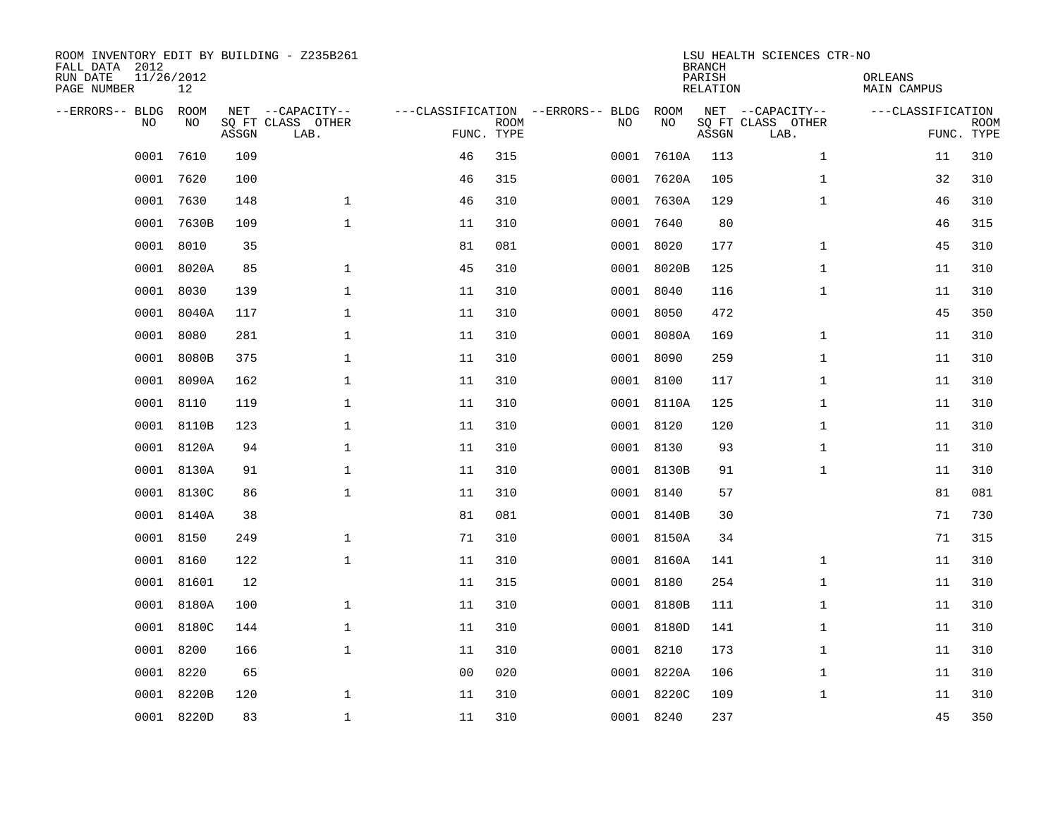ROOM INVENTORY EDIT BY BUILDING - Z235B261
FALL DATA 2012
RUN DATE 11/26/2012
PAGE NUMBER 12

LSU HEALTH SCIENCES CTR-NO
BRANCH
PARISH ORLEANS
RELATION MAIN CAMPUS

| --ERRORS-- | BLDG NO | ROOM NO | NET SQ FT ASSGN | --CAPACITY-- CLASS LAB. | OTHER | ---CLASSIFICATION FUNC. | ROOM TYPE | --ERRORS-- | BLDG NO | ROOM NO | NET SQ FT ASSGN | --CAPACITY-- CLASS LAB. | OTHER | ---CLASSIFICATION FUNC. | ROOM TYPE |
|---|---|---|---|---|---|---|---|---|---|---|---|---|---|---|---|
| | 0001 | 7610 | 109 | | | 46 | 315 | | 0001 | 7610A | 113 | | 1 | 11 | 310 |
| | 0001 | 7620 | 100 | | | 46 | 315 | | 0001 | 7620A | 105 | | 1 | 32 | 310 |
| | 0001 | 7630 | 148 | | 1 | 46 | 310 | | 0001 | 7630A | 129 | | 1 | 46 | 310 |
| | 0001 | 7630B | 109 | | 1 | 11 | 310 | | 0001 | 7640 | 80 | | | 46 | 315 |
| | 0001 | 8010 | 35 | | | 81 | 081 | | 0001 | 8020 | 177 | | 1 | 45 | 310 |
| | 0001 | 8020A | 85 | | 1 | 45 | 310 | | 0001 | 8020B | 125 | | 1 | 11 | 310 |
| | 0001 | 8030 | 139 | | 1 | 11 | 310 | | 0001 | 8040 | 116 | | 1 | 11 | 310 |
| | 0001 | 8040A | 117 | | 1 | 11 | 310 | | 0001 | 8050 | 472 | | | 45 | 350 |
| | 0001 | 8080 | 281 | | 1 | 11 | 310 | | 0001 | 8080A | 169 | | 1 | 11 | 310 |
| | 0001 | 8080B | 375 | | 1 | 11 | 310 | | 0001 | 8090 | 259 | | 1 | 11 | 310 |
| | 0001 | 8090A | 162 | | 1 | 11 | 310 | | 0001 | 8100 | 117 | | 1 | 11 | 310 |
| | 0001 | 8110 | 119 | | 1 | 11 | 310 | | 0001 | 8110A | 125 | | 1 | 11 | 310 |
| | 0001 | 8110B | 123 | | 1 | 11 | 310 | | 0001 | 8120 | 120 | | 1 | 11 | 310 |
| | 0001 | 8120A | 94 | | 1 | 11 | 310 | | 0001 | 8130 | 93 | | 1 | 11 | 310 |
| | 0001 | 8130A | 91 | | 1 | 11 | 310 | | 0001 | 8130B | 91 | | 1 | 11 | 310 |
| | 0001 | 8130C | 86 | | 1 | 11 | 310 | | 0001 | 8140 | 57 | | | 81 | 081 |
| | 0001 | 8140A | 38 | | | 81 | 081 | | 0001 | 8140B | 30 | | | 71 | 730 |
| | 0001 | 8150 | 249 | | 1 | 71 | 310 | | 0001 | 8150A | 34 | | | 71 | 315 |
| | 0001 | 8160 | 122 | | 1 | 11 | 310 | | 0001 | 8160A | 141 | | 1 | 11 | 310 |
| | 0001 | 81601 | 12 | | | 11 | 315 | | 0001 | 8180 | 254 | | 1 | 11 | 310 |
| | 0001 | 8180A | 100 | | 1 | 11 | 310 | | 0001 | 8180B | 111 | | 1 | 11 | 310 |
| | 0001 | 8180C | 144 | | 1 | 11 | 310 | | 0001 | 8180D | 141 | | 1 | 11 | 310 |
| | 0001 | 8200 | 166 | | 1 | 11 | 310 | | 0001 | 8210 | 173 | | 1 | 11 | 310 |
| | 0001 | 8220 | 65 | | | 00 | 020 | | 0001 | 8220A | 106 | | 1 | 11 | 310 |
| | 0001 | 8220B | 120 | | 1 | 11 | 310 | | 0001 | 8220C | 109 | | 1 | 11 | 310 |
| | 0001 | 8220D | 83 | | 1 | 11 | 310 | | 0001 | 8240 | 237 | | | 45 | 350 |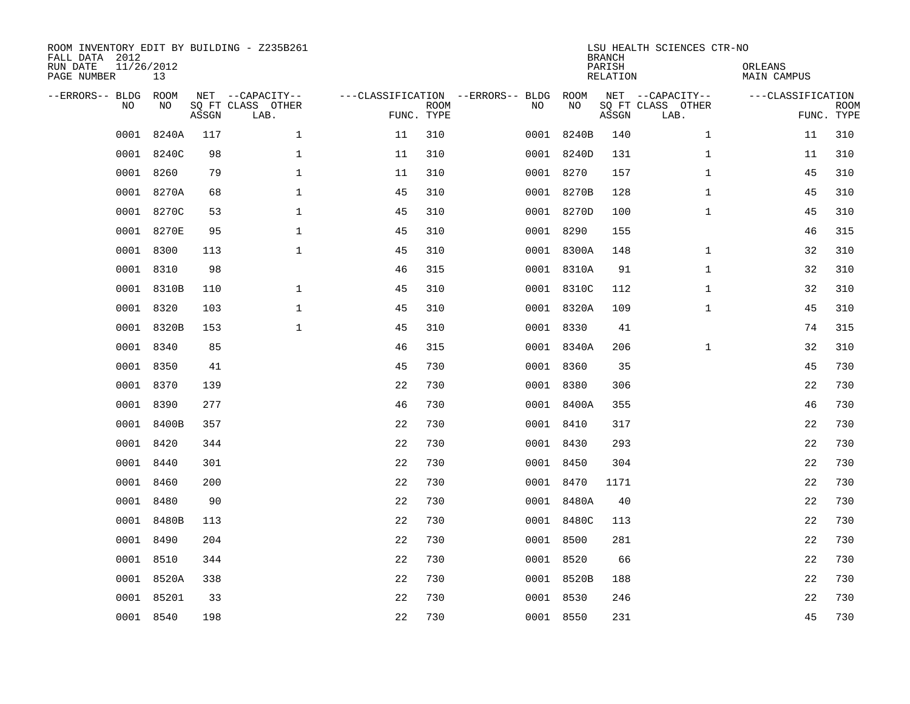ROOM INVENTORY EDIT BY BUILDING - Z235B261
FALL DATA 2012
RUN DATE 11/26/2012
PAGE NUMBER 13

LSU HEALTH SCIENCES CTR-NO
BRANCH
PARISH ORLEANS
RELATION MAIN CAMPUS

| --ERRORS-- | BLDG NO | ROOM NO | NET SQ FT ASSGN | --CAPACITY-- CLASS LAB. | OTHER | ---CLASSIFICATION FUNC. | ROOM TYPE | --ERRORS-- | BLDG NO | ROOM NO | NET SQ FT ASSGN | --CAPACITY-- CLASS LAB. | OTHER | ---CLASSIFICATION FUNC. | ROOM TYPE |
|---|---|---|---|---|---|---|---|---|---|---|---|---|---|---|---|
| | 0001 | 8240A | 117 | | 1 | 11 | 310 | | 0001 | 8240B | 140 | | 1 | 11 | 310 |
| | 0001 | 8240C | 98 | | 1 | 11 | 310 | | 0001 | 8240D | 131 | | 1 | 11 | 310 |
| | 0001 | 8260 | 79 | | 1 | 11 | 310 | | 0001 | 8270 | 157 | | 1 | 45 | 310 |
| | 0001 | 8270A | 68 | | 1 | 45 | 310 | | 0001 | 8270B | 128 | | 1 | 45 | 310 |
| | 0001 | 8270C | 53 | | 1 | 45 | 310 | | 0001 | 8270D | 100 | | 1 | 45 | 310 |
| | 0001 | 8270E | 95 | | 1 | 45 | 310 | | 0001 | 8290 | 155 | | | 46 | 315 |
| | 0001 | 8300 | 113 | | 1 | 45 | 310 | | 0001 | 8300A | 148 | | 1 | 32 | 310 |
| | 0001 | 8310 | 98 | | | 46 | 315 | | 0001 | 8310A | 91 | | 1 | 32 | 310 |
| | 0001 | 8310B | 110 | | 1 | 45 | 310 | | 0001 | 8310C | 112 | | 1 | 32 | 310 |
| | 0001 | 8320 | 103 | | 1 | 45 | 310 | | 0001 | 8320A | 109 | | 1 | 45 | 310 |
| | 0001 | 8320B | 153 | | 1 | 45 | 310 | | 0001 | 8330 | 41 | | | 74 | 315 |
| | 0001 | 8340 | 85 | | | 46 | 315 | | 0001 | 8340A | 206 | | 1 | 32 | 310 |
| | 0001 | 8350 | 41 | | | 45 | 730 | | 0001 | 8360 | 35 | | | 45 | 730 |
| | 0001 | 8370 | 139 | | | 22 | 730 | | 0001 | 8380 | 306 | | | 22 | 730 |
| | 0001 | 8390 | 277 | | | 46 | 730 | | 0001 | 8400A | 355 | | | 46 | 730 |
| | 0001 | 8400B | 357 | | | 22 | 730 | | 0001 | 8410 | 317 | | | 22 | 730 |
| | 0001 | 8420 | 344 | | | 22 | 730 | | 0001 | 8430 | 293 | | | 22 | 730 |
| | 0001 | 8440 | 301 | | | 22 | 730 | | 0001 | 8450 | 304 | | | 22 | 730 |
| | 0001 | 8460 | 200 | | | 22 | 730 | | 0001 | 8470 | 1171 | | | 22 | 730 |
| | 0001 | 8480 | 90 | | | 22 | 730 | | 0001 | 8480A | 40 | | | 22 | 730 |
| | 0001 | 8480B | 113 | | | 22 | 730 | | 0001 | 8480C | 113 | | | 22 | 730 |
| | 0001 | 8490 | 204 | | | 22 | 730 | | 0001 | 8500 | 281 | | | 22 | 730 |
| | 0001 | 8510 | 344 | | | 22 | 730 | | 0001 | 8520 | 66 | | | 22 | 730 |
| | 0001 | 8520A | 338 | | | 22 | 730 | | 0001 | 8520B | 188 | | | 22 | 730 |
| | 0001 | 85201 | 33 | | | 22 | 730 | | 0001 | 8530 | 246 | | | 22 | 730 |
| | 0001 | 8540 | 198 | | | 22 | 730 | | 0001 | 8550 | 231 | | | 45 | 730 |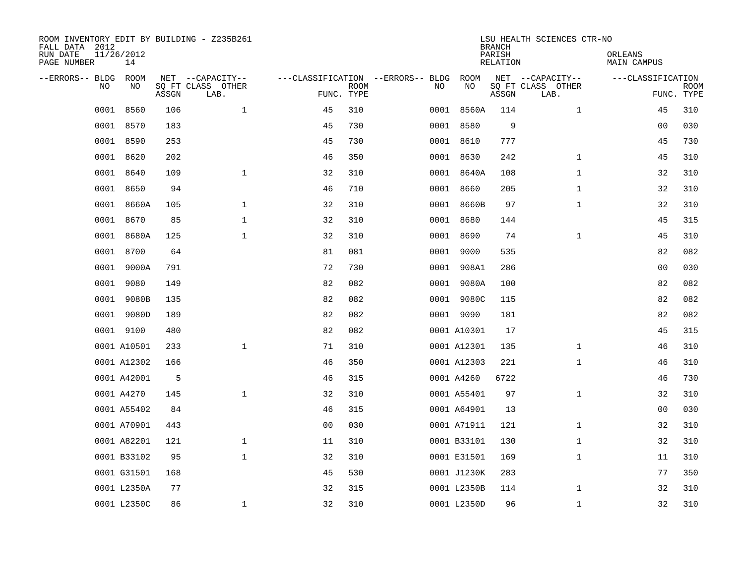ROOM INVENTORY EDIT BY BUILDING - Z235B261
FALL DATA 2012
RUN DATE 11/26/2012
PAGE NUMBER 14

LSU HEALTH SCIENCES CTR-NO
BRANCH
PARISH ORLEANS
RELATION MAIN CAMPUS

| --ERRORS-- | BLDG NO | ROOM NO | NET SQ FT ASSGN | --CAPACITY-- CLASS LAB. | OTHER | ---CLASSIFICATION FUNC. | ROOM TYPE | --ERRORS-- | BLDG NO | ROOM NO | NET SQ FT ASSGN | --CAPACITY-- CLASS LAB. | OTHER | ---CLASSIFICATION FUNC. | ROOM TYPE |
|---|---|---|---|---|---|---|---|---|---|---|---|---|---|---|---|
| | 0001 | 8560 | 106 | | 1 | 45 | 310 | | 0001 | 8560A | 114 | | 1 | 45 | 310 |
| | 0001 | 8570 | 183 | | | 45 | 730 | | 0001 | 8580 | 9 | | | 00 | 030 |
| | 0001 | 8590 | 253 | | | 45 | 730 | | 0001 | 8610 | 777 | | | 45 | 730 |
| | 0001 | 8620 | 202 | | | 46 | 350 | | 0001 | 8630 | 242 | | 1 | 45 | 310 |
| | 0001 | 8640 | 109 | | 1 | 32 | 310 | | 0001 | 8640A | 108 | | 1 | 32 | 310 |
| | 0001 | 8650 | 94 | | | 46 | 710 | | 0001 | 8660 | 205 | | 1 | 32 | 310 |
| | 0001 | 8660A | 105 | | 1 | 32 | 310 | | 0001 | 8660B | 97 | | 1 | 32 | 310 |
| | 0001 | 8670 | 85 | | 1 | 32 | 310 | | 0001 | 8680 | 144 | | | 45 | 315 |
| | 0001 | 8680A | 125 | | 1 | 32 | 310 | | 0001 | 8690 | 74 | | 1 | 45 | 310 |
| | 0001 | 8700 | 64 | | | 81 | 081 | | 0001 | 9000 | 535 | | | 82 | 082 |
| | 0001 | 9000A | 791 | | | 72 | 730 | | 0001 | 908A1 | 286 | | | 00 | 030 |
| | 0001 | 9080 | 149 | | | 82 | 082 | | 0001 | 9080A | 100 | | | 82 | 082 |
| | 0001 | 9080B | 135 | | | 82 | 082 | | 0001 | 9080C | 115 | | | 82 | 082 |
| | 0001 | 9080D | 189 | | | 82 | 082 | | 0001 | 9090 | 181 | | | 82 | 082 |
| | 0001 | 9100 | 480 | | | 82 | 082 | | 0001 | A10301 | 17 | | | 45 | 315 |
| | 0001 | A10501 | 233 | | 1 | 71 | 310 | | 0001 | A12301 | 135 | | 1 | 46 | 310 |
| | 0001 | A12302 | 166 | | | 46 | 350 | | 0001 | A12303 | 221 | | 1 | 46 | 310 |
| | 0001 | A42001 | 5 | | | 46 | 315 | | 0001 | A4260 | 6722 | | | 46 | 730 |
| | 0001 | A4270 | 145 | | 1 | 32 | 310 | | 0001 | A55401 | 97 | | 1 | 32 | 310 |
| | 0001 | A55402 | 84 | | | 46 | 315 | | 0001 | A64901 | 13 | | | 00 | 030 |
| | 0001 | A70901 | 443 | | | 00 | 030 | | 0001 | A71911 | 121 | | 1 | 32 | 310 |
| | 0001 | A82201 | 121 | | 1 | 11 | 310 | | 0001 | B33101 | 130 | | 1 | 32 | 310 |
| | 0001 | B33102 | 95 | | 1 | 32 | 310 | | 0001 | E31501 | 169 | | 1 | 11 | 310 |
| | 0001 | G31501 | 168 | | | 45 | 530 | | 0001 | J1230K | 283 | | | 77 | 350 |
| | 0001 | L2350A | 77 | | | 32 | 315 | | 0001 | L2350B | 114 | | 1 | 32 | 310 |
| | 0001 | L2350C | 86 | | 1 | 32 | 310 | | 0001 | L2350D | 96 | | 1 | 32 | 310 |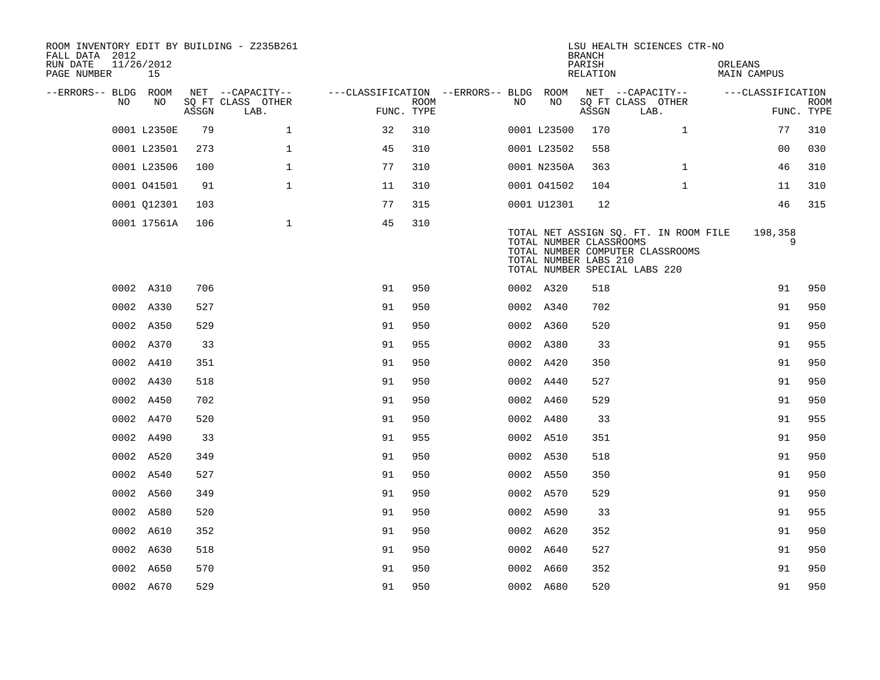ROOM INVENTORY EDIT BY BUILDING - Z235B261
FALL DATA 2012
RUN DATE 11/26/2012

LSU HEALTH SCIENCES CTR-NO
BRANCH
PARISH ORLEANS
RELATION MAIN CAMPUS

| --ERRORS-- | BLDG NO | ROOM NO | NET SQ FT ASSGN | CAPACITY CLASS LAB. | CAPACITY OTHER | CLASSIFICATION FUNC. | ROOM TYPE | --ERRORS-- | BLDG NO | ROOM NO | NET SQ FT ASSGN | CAPACITY CLASS LAB. | CAPACITY OTHER | CLASSIFICATION FUNC. | ROOM TYPE |
|---|---|---|---|---|---|---|---|---|---|---|---|---|---|---|---|
| | 0001 | L2350E | 79 | | 1 | 32 | 310 | | 0001 | L23500 | 170 | | 1 | 77 | 310 |
| | 0001 | L23501 | 273 | | 1 | 45 | 310 | | 0001 | L23502 | 558 | | | 00 | 030 |
| | 0001 | L23506 | 100 | | 1 | 77 | 310 | | 0001 | N2350A | 363 | | 1 | 46 | 310 |
| | 0001 | O41501 | 91 | | 1 | 11 | 310 | | 0001 | O41502 | 104 | | 1 | 11 | 310 |
| | 0001 | Q12301 | 103 | | | 77 | 315 | | 0001 | U12301 | 12 | | | 46 | 315 |
| | 0001 | 17561A | 106 | | 1 | 45 | 310 | | | | | | | | |

TOTAL NET ASSIGN SQ. FT. IN ROOM FILE 198,358
TOTAL NUMBER CLASSROOMS 9
TOTAL NUMBER COMPUTER CLASSROOMS
TOTAL NUMBER LABS 210
TOTAL NUMBER SPECIAL LABS 220

| --ERRORS-- | BLDG NO | ROOM NO | NET SQ FT ASSGN | CAPACITY CLASS LAB. | CAPACITY OTHER | CLASSIFICATION FUNC. | ROOM TYPE | --ERRORS-- | BLDG NO | ROOM NO | NET SQ FT ASSGN | CAPACITY CLASS LAB. | CAPACITY OTHER | CLASSIFICATION FUNC. | ROOM TYPE |
|---|---|---|---|---|---|---|---|---|---|---|---|---|---|---|---|
| | 0002 | A310 | 706 | | | 91 | 950 | | 0002 | A320 | 518 | | | 91 | 950 |
| | 0002 | A330 | 527 | | | 91 | 950 | | 0002 | A340 | 702 | | | 91 | 950 |
| | 0002 | A350 | 529 | | | 91 | 950 | | 0002 | A360 | 520 | | | 91 | 950 |
| | 0002 | A370 | 33 | | | 91 | 955 | | 0002 | A380 | 33 | | | 91 | 955 |
| | 0002 | A410 | 351 | | | 91 | 950 | | 0002 | A420 | 350 | | | 91 | 950 |
| | 0002 | A430 | 518 | | | 91 | 950 | | 0002 | A440 | 527 | | | 91 | 950 |
| | 0002 | A450 | 702 | | | 91 | 950 | | 0002 | A460 | 529 | | | 91 | 950 |
| | 0002 | A470 | 520 | | | 91 | 950 | | 0002 | A480 | 33 | | | 91 | 955 |
| | 0002 | A490 | 33 | | | 91 | 955 | | 0002 | A510 | 351 | | | 91 | 950 |
| | 0002 | A520 | 349 | | | 91 | 950 | | 0002 | A530 | 518 | | | 91 | 950 |
| | 0002 | A540 | 527 | | | 91 | 950 | | 0002 | A550 | 350 | | | 91 | 950 |
| | 0002 | A560 | 349 | | | 91 | 950 | | 0002 | A570 | 529 | | | 91 | 950 |
| | 0002 | A580 | 520 | | | 91 | 950 | | 0002 | A590 | 33 | | | 91 | 955 |
| | 0002 | A610 | 352 | | | 91 | 950 | | 0002 | A620 | 352 | | | 91 | 950 |
| | 0002 | A630 | 518 | | | 91 | 950 | | 0002 | A640 | 527 | | | 91 | 950 |
| | 0002 | A650 | 570 | | | 91 | 950 | | 0002 | A660 | 352 | | | 91 | 950 |
| | 0002 | A670 | 529 | | | 91 | 950 | | 0002 | A680 | 520 | | | 91 | 950 |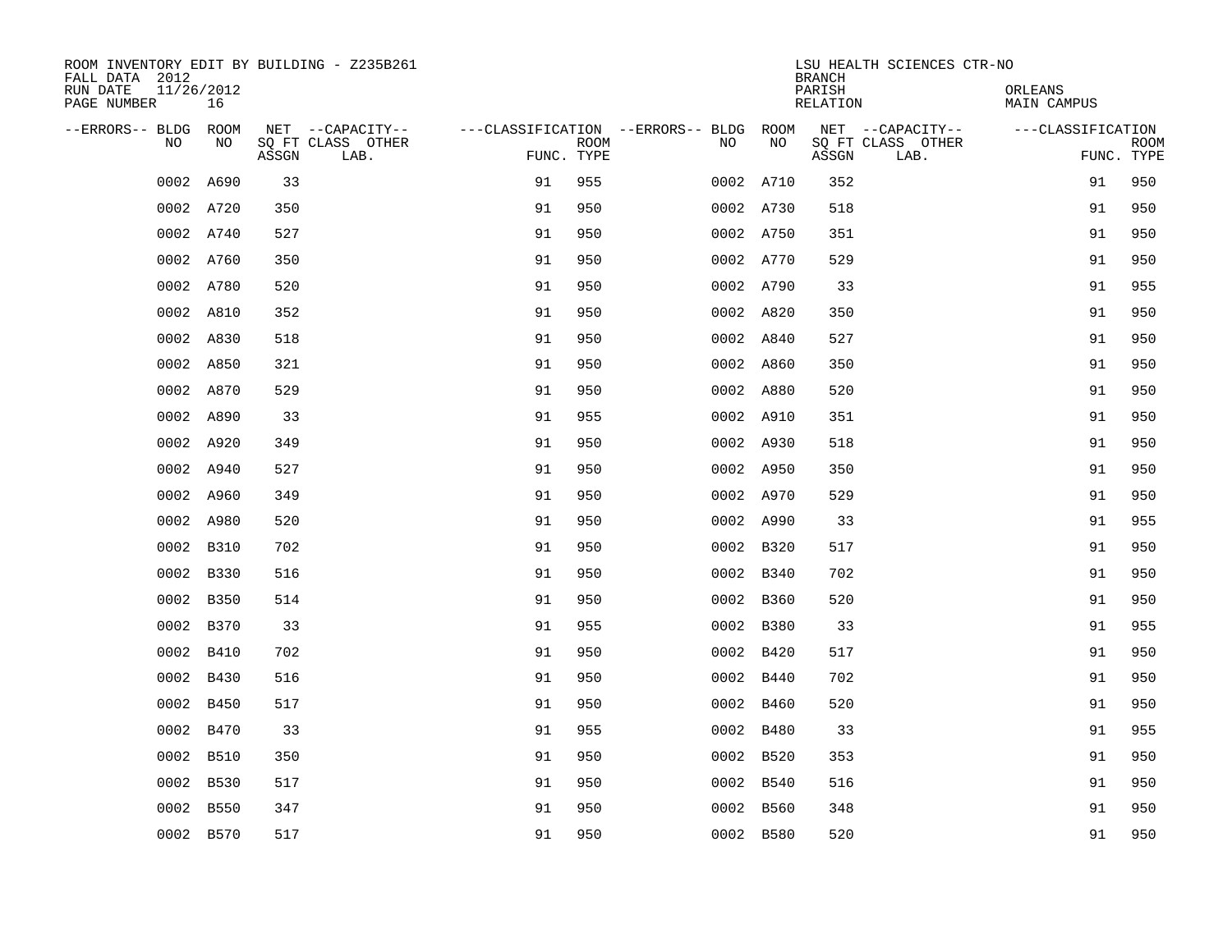ROOM INVENTORY EDIT BY BUILDING - Z235B261
FALL DATA 2012
RUN DATE 11/26/2012
PAGE NUMBER 16

LSU HEALTH SCIENCES CTR-NO
BRANCH
PARISH ORLEANS
RELATION MAIN CAMPUS

| --ERRORS-- | BLDG NO | ROOM NO | NET SQ FT ASSGN | --CAPACITY-- CLASS LAB. | OTHER | ---CLASSIFICATION FUNC. | ROOM TYPE | --ERRORS-- | BLDG NO | ROOM NO | NET SQ FT ASSGN | --CAPACITY-- CLASS LAB. | OTHER | ---CLASSIFICATION FUNC. | ROOM TYPE |
|---|---|---|---|---|---|---|---|---|---|---|---|---|---|---|---|
| | 0002 | A690 | 33 | | | 91 | 955 | | 0002 | A710 | 352 | | | 91 | 950 |
| | 0002 | A720 | 350 | | | 91 | 950 | | 0002 | A730 | 518 | | | 91 | 950 |
| | 0002 | A740 | 527 | | | 91 | 950 | | 0002 | A750 | 351 | | | 91 | 950 |
| | 0002 | A760 | 350 | | | 91 | 950 | | 0002 | A770 | 529 | | | 91 | 950 |
| | 0002 | A780 | 520 | | | 91 | 950 | | 0002 | A790 | 33 | | | 91 | 955 |
| | 0002 | A810 | 352 | | | 91 | 950 | | 0002 | A820 | 350 | | | 91 | 950 |
| | 0002 | A830 | 518 | | | 91 | 950 | | 0002 | A840 | 527 | | | 91 | 950 |
| | 0002 | A850 | 321 | | | 91 | 950 | | 0002 | A860 | 350 | | | 91 | 950 |
| | 0002 | A870 | 529 | | | 91 | 950 | | 0002 | A880 | 520 | | | 91 | 950 |
| | 0002 | A890 | 33 | | | 91 | 955 | | 0002 | A910 | 351 | | | 91 | 950 |
| | 0002 | A920 | 349 | | | 91 | 950 | | 0002 | A930 | 518 | | | 91 | 950 |
| | 0002 | A940 | 527 | | | 91 | 950 | | 0002 | A950 | 350 | | | 91 | 950 |
| | 0002 | A960 | 349 | | | 91 | 950 | | 0002 | A970 | 529 | | | 91 | 950 |
| | 0002 | A980 | 520 | | | 91 | 950 | | 0002 | A990 | 33 | | | 91 | 955 |
| | 0002 | B310 | 702 | | | 91 | 950 | | 0002 | B320 | 517 | | | 91 | 950 |
| | 0002 | B330 | 516 | | | 91 | 950 | | 0002 | B340 | 702 | | | 91 | 950 |
| | 0002 | B350 | 514 | | | 91 | 950 | | 0002 | B360 | 520 | | | 91 | 950 |
| | 0002 | B370 | 33 | | | 91 | 955 | | 0002 | B380 | 33 | | | 91 | 955 |
| | 0002 | B410 | 702 | | | 91 | 950 | | 0002 | B420 | 517 | | | 91 | 950 |
| | 0002 | B430 | 516 | | | 91 | 950 | | 0002 | B440 | 702 | | | 91 | 950 |
| | 0002 | B450 | 517 | | | 91 | 950 | | 0002 | B460 | 520 | | | 91 | 950 |
| | 0002 | B470 | 33 | | | 91 | 955 | | 0002 | B480 | 33 | | | 91 | 955 |
| | 0002 | B510 | 350 | | | 91 | 950 | | 0002 | B520 | 353 | | | 91 | 950 |
| | 0002 | B530 | 517 | | | 91 | 950 | | 0002 | B540 | 516 | | | 91 | 950 |
| | 0002 | B550 | 347 | | | 91 | 950 | | 0002 | B560 | 348 | | | 91 | 950 |
| | 0002 | B570 | 517 | | | 91 | 950 | | 0002 | B580 | 520 | | | 91 | 950 |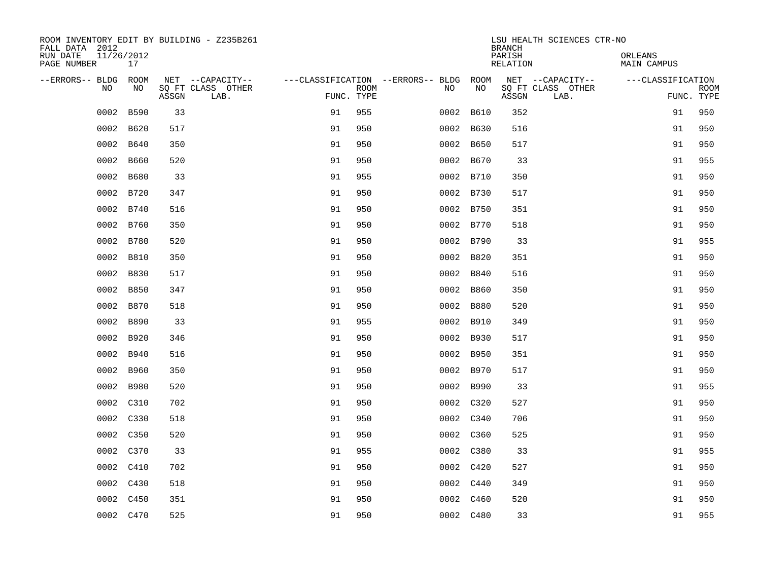ROOM INVENTORY EDIT BY BUILDING - Z235B261
FALL DATA 2012
RUN DATE 11/26/2012
PAGE NUMBER 17

LSU HEALTH SCIENCES CTR-NO
BRANCH
PARISH ORLEANS
RELATION MAIN CAMPUS

| --ERRORS-- | BLDG NO | ROOM NO | NET SQ FT ASSGN | --CAPACITY-- CLASS LAB. | OTHER | ---CLASSIFICATION FUNC. | ROOM TYPE | --ERRORS-- | BLDG NO | ROOM NO | NET SQ FT ASSGN | --CAPACITY-- CLASS LAB. | OTHER | ---CLASSIFICATION FUNC. | ROOM TYPE |
|---|---|---|---|---|---|---|---|---|---|---|---|---|---|---|---|
| | 0002 | B590 | 33 | | | 91 | 955 | | 0002 | B610 | 352 | | | 91 | 950 |
| | 0002 | B620 | 517 | | | 91 | 950 | | 0002 | B630 | 516 | | | 91 | 950 |
| | 0002 | B640 | 350 | | | 91 | 950 | | 0002 | B650 | 517 | | | 91 | 950 |
| | 0002 | B660 | 520 | | | 91 | 950 | | 0002 | B670 | 33 | | | 91 | 955 |
| | 0002 | B680 | 33 | | | 91 | 955 | | 0002 | B710 | 350 | | | 91 | 950 |
| | 0002 | B720 | 347 | | | 91 | 950 | | 0002 | B730 | 517 | | | 91 | 950 |
| | 0002 | B740 | 516 | | | 91 | 950 | | 0002 | B750 | 351 | | | 91 | 950 |
| | 0002 | B760 | 350 | | | 91 | 950 | | 0002 | B770 | 518 | | | 91 | 950 |
| | 0002 | B780 | 520 | | | 91 | 950 | | 0002 | B790 | 33 | | | 91 | 955 |
| | 0002 | B810 | 350 | | | 91 | 950 | | 0002 | B820 | 351 | | | 91 | 950 |
| | 0002 | B830 | 517 | | | 91 | 950 | | 0002 | B840 | 516 | | | 91 | 950 |
| | 0002 | B850 | 347 | | | 91 | 950 | | 0002 | B860 | 350 | | | 91 | 950 |
| | 0002 | B870 | 518 | | | 91 | 950 | | 0002 | B880 | 520 | | | 91 | 950 |
| | 0002 | B890 | 33 | | | 91 | 955 | | 0002 | B910 | 349 | | | 91 | 950 |
| | 0002 | B920 | 346 | | | 91 | 950 | | 0002 | B930 | 517 | | | 91 | 950 |
| | 0002 | B940 | 516 | | | 91 | 950 | | 0002 | B950 | 351 | | | 91 | 950 |
| | 0002 | B960 | 350 | | | 91 | 950 | | 0002 | B970 | 517 | | | 91 | 950 |
| | 0002 | B980 | 520 | | | 91 | 950 | | 0002 | B990 | 33 | | | 91 | 955 |
| | 0002 | C310 | 702 | | | 91 | 950 | | 0002 | C320 | 527 | | | 91 | 950 |
| | 0002 | C330 | 518 | | | 91 | 950 | | 0002 | C340 | 706 | | | 91 | 950 |
| | 0002 | C350 | 520 | | | 91 | 950 | | 0002 | C360 | 525 | | | 91 | 950 |
| | 0002 | C370 | 33 | | | 91 | 955 | | 0002 | C380 | 33 | | | 91 | 955 |
| | 0002 | C410 | 702 | | | 91 | 950 | | 0002 | C420 | 527 | | | 91 | 950 |
| | 0002 | C430 | 518 | | | 91 | 950 | | 0002 | C440 | 349 | | | 91 | 950 |
| | 0002 | C450 | 351 | | | 91 | 950 | | 0002 | C460 | 520 | | | 91 | 950 |
| | 0002 | C470 | 525 | | | 91 | 950 | | 0002 | C480 | 33 | | | 91 | 955 |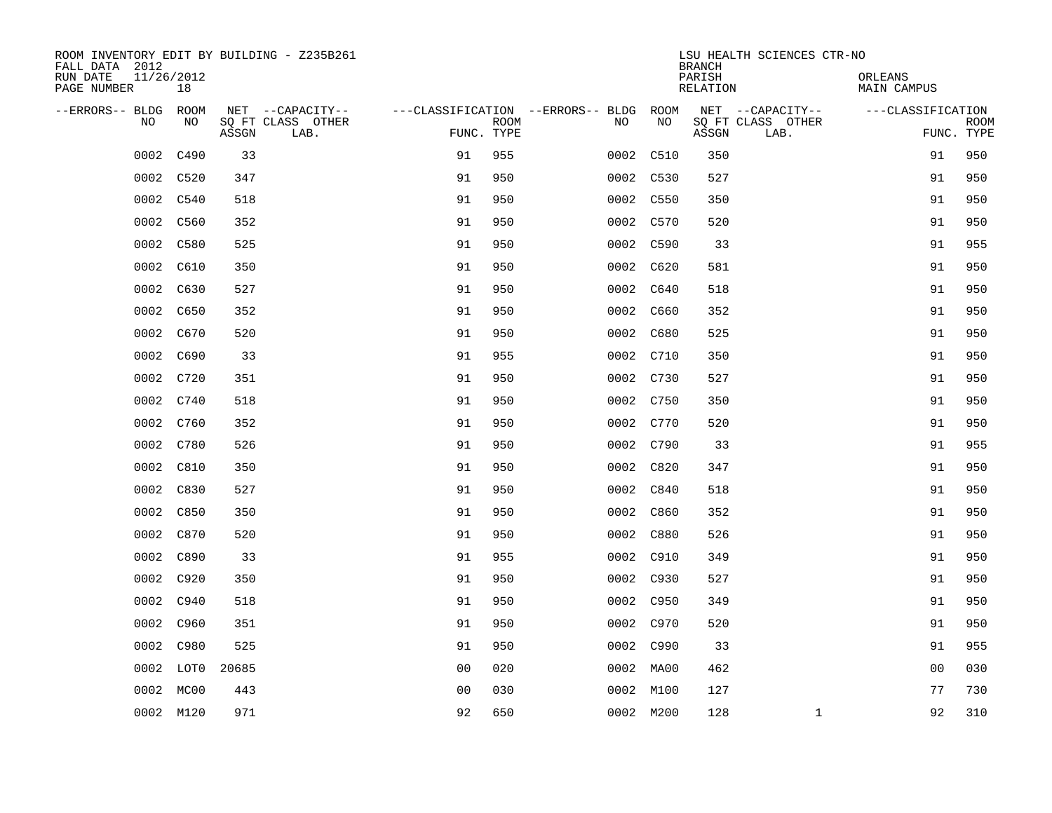ROOM INVENTORY EDIT BY BUILDING - Z235B261
FALL DATA 2012
RUN DATE 11/26/2012
PAGE NUMBER 18

LSU HEALTH SCIENCES CTR-NO
BRANCH
PARISH ORLEANS
RELATION MAIN CAMPUS

| --ERRORS-- | BLDG NO | ROOM NO | NET SQ FT ASSGN | --CAPACITY-- CLASS LAB. | OTHER | ---CLASSIFICATION FUNC. | ROOM TYPE | --ERRORS-- | BLDG NO | ROOM NO | NET SQ FT ASSGN | --CAPACITY-- CLASS LAB. | OTHER | ---CLASSIFICATION FUNC. | ROOM TYPE |
|---|---|---|---|---|---|---|---|---|---|---|---|---|---|---|---|
| | 0002 | C490 | 33 | | | 91 | 955 | | 0002 | C510 | 350 | | | 91 | 950 |
| | 0002 | C520 | 347 | | | 91 | 950 | | 0002 | C530 | 527 | | | 91 | 950 |
| | 0002 | C540 | 518 | | | 91 | 950 | | 0002 | C550 | 350 | | | 91 | 950 |
| | 0002 | C560 | 352 | | | 91 | 950 | | 0002 | C570 | 520 | | | 91 | 950 |
| | 0002 | C580 | 525 | | | 91 | 950 | | 0002 | C590 | 33 | | | 91 | 955 |
| | 0002 | C610 | 350 | | | 91 | 950 | | 0002 | C620 | 581 | | | 91 | 950 |
| | 0002 | C630 | 527 | | | 91 | 950 | | 0002 | C640 | 518 | | | 91 | 950 |
| | 0002 | C650 | 352 | | | 91 | 950 | | 0002 | C660 | 352 | | | 91 | 950 |
| | 0002 | C670 | 520 | | | 91 | 950 | | 0002 | C680 | 525 | | | 91 | 950 |
| | 0002 | C690 | 33 | | | 91 | 955 | | 0002 | C710 | 350 | | | 91 | 950 |
| | 0002 | C720 | 351 | | | 91 | 950 | | 0002 | C730 | 527 | | | 91 | 950 |
| | 0002 | C740 | 518 | | | 91 | 950 | | 0002 | C750 | 350 | | | 91 | 950 |
| | 0002 | C760 | 352 | | | 91 | 950 | | 0002 | C770 | 520 | | | 91 | 950 |
| | 0002 | C780 | 526 | | | 91 | 950 | | 0002 | C790 | 33 | | | 91 | 955 |
| | 0002 | C810 | 350 | | | 91 | 950 | | 0002 | C820 | 347 | | | 91 | 950 |
| | 0002 | C830 | 527 | | | 91 | 950 | | 0002 | C840 | 518 | | | 91 | 950 |
| | 0002 | C850 | 350 | | | 91 | 950 | | 0002 | C860 | 352 | | | 91 | 950 |
| | 0002 | C870 | 520 | | | 91 | 950 | | 0002 | C880 | 526 | | | 91 | 950 |
| | 0002 | C890 | 33 | | | 91 | 955 | | 0002 | C910 | 349 | | | 91 | 950 |
| | 0002 | C920 | 350 | | | 91 | 950 | | 0002 | C930 | 527 | | | 91 | 950 |
| | 0002 | C940 | 518 | | | 91 | 950 | | 0002 | C950 | 349 | | | 91 | 950 |
| | 0002 | C960 | 351 | | | 91 | 950 | | 0002 | C970 | 520 | | | 91 | 950 |
| | 0002 | C980 | 525 | | | 91 | 950 | | 0002 | C990 | 33 | | | 91 | 955 |
| | 0002 | LOT0 | 20685 | | | 00 | 020 | | 0002 | MA00 | 462 | | | 00 | 030 |
| | 0002 | MC00 | 443 | | | 00 | 030 | | 0002 | M100 | 127 | | | 77 | 730 |
| | 0002 | M120 | 971 | | | 92 | 650 | | 0002 | M200 | 128 | | 1 | 92 | 310 |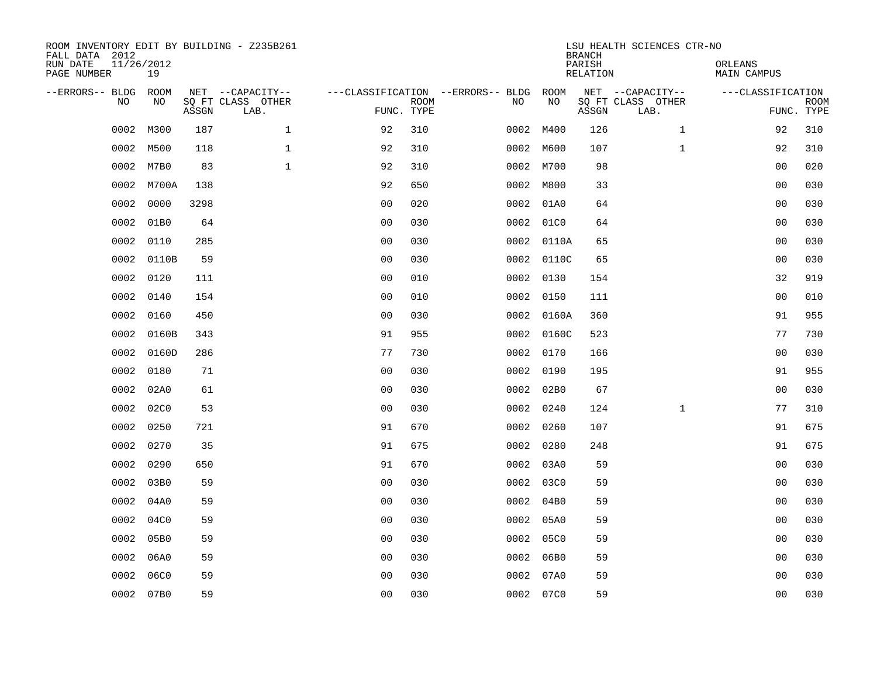ROOM INVENTORY EDIT BY BUILDING - Z235B261
FALL DATA 2012
RUN DATE 11/26/2012
PAGE NUMBER 19

LSU HEALTH SCIENCES CTR-NO
BRANCH
PARISH ORLEANS
RELATION MAIN CAMPUS

| --ERRORS-- | BLDG NO | ROOM NO | NET SQ FT ASSGN | --CAPACITY-- CLASS LAB. | OTHER | ---CLASSIFICATION FUNC. | ROOM TYPE | --ERRORS-- | BLDG NO | ROOM NO | NET SQ FT ASSGN | --CAPACITY-- CLASS LAB. | OTHER | ---CLASSIFICATION FUNC. | ROOM TYPE |
|---|---|---|---|---|---|---|---|---|---|---|---|---|---|---|---|
| | 0002 | M300 | 187 | | 1 | 92 | 310 | | 0002 | M400 | 126 | | 1 | 92 | 310 |
| | 0002 | M500 | 118 | | 1 | 92 | 310 | | 0002 | M600 | 107 | | 1 | 92 | 310 |
| | 0002 | M7B0 | 83 | | 1 | 92 | 310 | | 0002 | M700 | 98 | | | 00 | 020 |
| | 0002 | M700A | 138 | | | 92 | 650 | | 0002 | M800 | 33 | | | 00 | 030 |
| | 0002 | 0000 | 3298 | | | 00 | 020 | | 0002 | 01A0 | 64 | | | 00 | 030 |
| | 0002 | 01B0 | 64 | | | 00 | 030 | | 0002 | 01C0 | 64 | | | 00 | 030 |
| | 0002 | 0110 | 285 | | | 00 | 030 | | 0002 | 0110A | 65 | | | 00 | 030 |
| | 0002 | 0110B | 59 | | | 00 | 030 | | 0002 | 0110C | 65 | | | 00 | 030 |
| | 0002 | 0120 | 111 | | | 00 | 010 | | 0002 | 0130 | 154 | | | 32 | 919 |
| | 0002 | 0140 | 154 | | | 00 | 010 | | 0002 | 0150 | 111 | | | 00 | 010 |
| | 0002 | 0160 | 450 | | | 00 | 030 | | 0002 | 0160A | 360 | | | 91 | 955 |
| | 0002 | 0160B | 343 | | | 91 | 955 | | 0002 | 0160C | 523 | | | 77 | 730 |
| | 0002 | 0160D | 286 | | | 77 | 730 | | 0002 | 0170 | 166 | | | 00 | 030 |
| | 0002 | 0180 | 71 | | | 00 | 030 | | 0002 | 0190 | 195 | | | 91 | 955 |
| | 0002 | 02A0 | 61 | | | 00 | 030 | | 0002 | 02B0 | 67 | | | 00 | 030 |
| | 0002 | 02C0 | 53 | | | 00 | 030 | | 0002 | 0240 | 124 | | 1 | 77 | 310 |
| | 0002 | 0250 | 721 | | | 91 | 670 | | 0002 | 0260 | 107 | | | 91 | 675 |
| | 0002 | 0270 | 35 | | | 91 | 675 | | 0002 | 0280 | 248 | | | 91 | 675 |
| | 0002 | 0290 | 650 | | | 91 | 670 | | 0002 | 03A0 | 59 | | | 00 | 030 |
| | 0002 | 03B0 | 59 | | | 00 | 030 | | 0002 | 03C0 | 59 | | | 00 | 030 |
| | 0002 | 04A0 | 59 | | | 00 | 030 | | 0002 | 04B0 | 59 | | | 00 | 030 |
| | 0002 | 04C0 | 59 | | | 00 | 030 | | 0002 | 05A0 | 59 | | | 00 | 030 |
| | 0002 | 05B0 | 59 | | | 00 | 030 | | 0002 | 05C0 | 59 | | | 00 | 030 |
| | 0002 | 06A0 | 59 | | | 00 | 030 | | 0002 | 06B0 | 59 | | | 00 | 030 |
| | 0002 | 06C0 | 59 | | | 00 | 030 | | 0002 | 07A0 | 59 | | | 00 | 030 |
| | 0002 | 07B0 | 59 | | | 00 | 030 | | 0002 | 07C0 | 59 | | | 00 | 030 |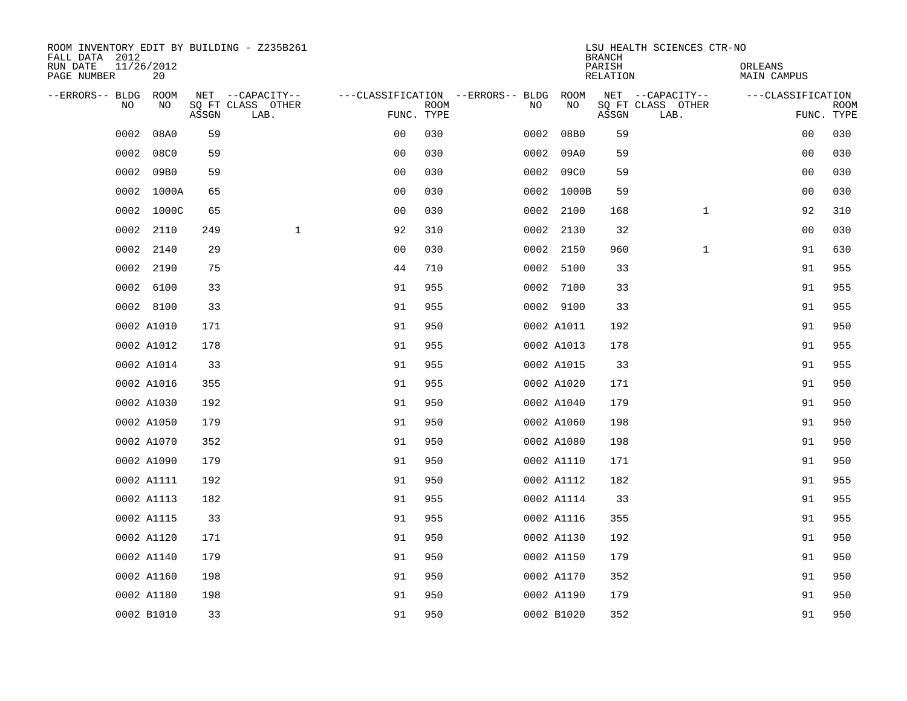ROOM INVENTORY EDIT BY BUILDING - Z235B261
FALL DATA 2012
RUN DATE 11/26/2012
PAGE NUMBER 20

LSU HEALTH SCIENCES CTR-NO
BRANCH
PARISH ORLEANS
RELATION MAIN CAMPUS

| --ERRORS-- | BLDG NO | ROOM NO | NET SQ FT ASSGN | --CAPACITY-- CLASS LAB. | OTHER | ---CLASSIFICATION FUNC. | ROOM TYPE | --ERRORS-- | BLDG NO | ROOM NO | NET SQ FT ASSGN | --CAPACITY-- CLASS LAB. | OTHER | ---CLASSIFICATION FUNC. | ROOM TYPE |
|---|---|---|---|---|---|---|---|---|---|---|---|---|---|---|---|
| | 0002 | 08A0 | 59 | | | 00 | 030 | | 0002 | 08B0 | 59 | | | 00 | 030 |
| | 0002 | 08C0 | 59 | | | 00 | 030 | | 0002 | 09A0 | 59 | | | 00 | 030 |
| | 0002 | 09B0 | 59 | | | 00 | 030 | | 0002 | 09C0 | 59 | | | 00 | 030 |
| | 0002 | 1000A | 65 | | | 00 | 030 | | 0002 | 1000B | 59 | | | 00 | 030 |
| | 0002 | 1000C | 65 | | | 00 | 030 | | 0002 | 2100 | 168 | | 1 | 92 | 310 |
| | 0002 | 2110 | 249 | | 1 | 92 | 310 | | 0002 | 2130 | 32 | | | 00 | 030 |
| | 0002 | 2140 | 29 | | | 00 | 030 | | 0002 | 2150 | 960 | | 1 | 91 | 630 |
| | 0002 | 2190 | 75 | | | 44 | 710 | | 0002 | 5100 | 33 | | | 91 | 955 |
| | 0002 | 6100 | 33 | | | 91 | 955 | | 0002 | 7100 | 33 | | | 91 | 955 |
| | 0002 | 8100 | 33 | | | 91 | 955 | | 0002 | 9100 | 33 | | | 91 | 955 |
| | 0002 | A1010 | 171 | | | 91 | 950 | | 0002 | A1011 | 192 | | | 91 | 950 |
| | 0002 | A1012 | 178 | | | 91 | 955 | | 0002 | A1013 | 178 | | | 91 | 955 |
| | 0002 | A1014 | 33 | | | 91 | 955 | | 0002 | A1015 | 33 | | | 91 | 955 |
| | 0002 | A1016 | 355 | | | 91 | 955 | | 0002 | A1020 | 171 | | | 91 | 950 |
| | 0002 | A1030 | 192 | | | 91 | 950 | | 0002 | A1040 | 179 | | | 91 | 950 |
| | 0002 | A1050 | 179 | | | 91 | 950 | | 0002 | A1060 | 198 | | | 91 | 950 |
| | 0002 | A1070 | 352 | | | 91 | 950 | | 0002 | A1080 | 198 | | | 91 | 950 |
| | 0002 | A1090 | 179 | | | 91 | 950 | | 0002 | A1110 | 171 | | | 91 | 950 |
| | 0002 | A1111 | 192 | | | 91 | 950 | | 0002 | A1112 | 182 | | | 91 | 955 |
| | 0002 | A1113 | 182 | | | 91 | 955 | | 0002 | A1114 | 33 | | | 91 | 955 |
| | 0002 | A1115 | 33 | | | 91 | 955 | | 0002 | A1116 | 355 | | | 91 | 955 |
| | 0002 | A1120 | 171 | | | 91 | 950 | | 0002 | A1130 | 192 | | | 91 | 950 |
| | 0002 | A1140 | 179 | | | 91 | 950 | | 0002 | A1150 | 179 | | | 91 | 950 |
| | 0002 | A1160 | 198 | | | 91 | 950 | | 0002 | A1170 | 352 | | | 91 | 950 |
| | 0002 | A1180 | 198 | | | 91 | 950 | | 0002 | A1190 | 179 | | | 91 | 950 |
| | 0002 | B1010 | 33 | | | 91 | 950 | | 0002 | B1020 | 352 | | | 91 | 950 |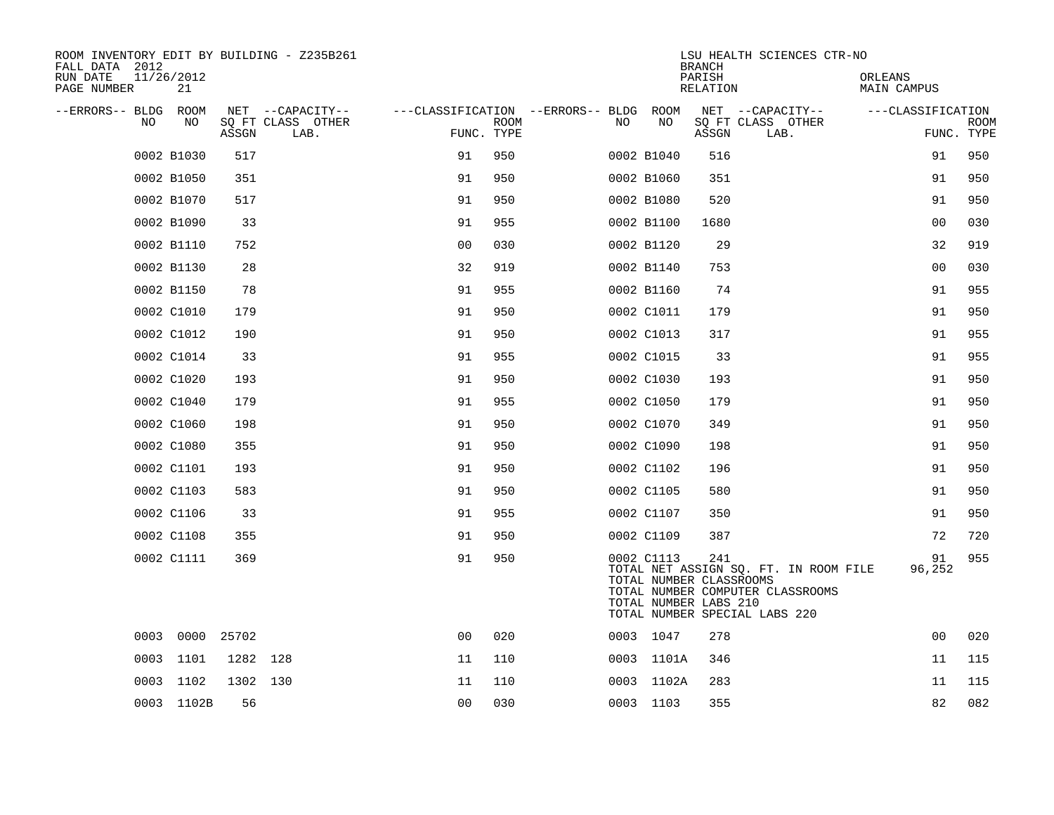ROOM INVENTORY EDIT BY BUILDING - Z235B261
FALL DATA 2012
RUN DATE 11/26/2012
PAGE NUMBER 21

LSU HEALTH SCIENCES CTR-NO
BRANCH
PARISH ORLEANS
RELATION MAIN CAMPUS

| --ERRORS-- | BLDG NO | ROOM NO | NET SQ FT ASSGN | --CAPACITY-- CLASS | LAB. | OTHER | ---CLASSIFICATION FUNC. | ROOM TYPE | --ERRORS-- | BLDG NO | ROOM NO | NET SQ FT ASSGN | --CAPACITY-- CLASS | LAB. | OTHER | ---CLASSIFICATION FUNC. | ROOM TYPE |
|---|---|---|---|---|---|---|---|---|---|---|---|---|---|---|---|---|---|
| | 0002 | B1030 | 517 | | | | 91 | 950 | | 0002 | B1040 | 516 | | | | 91 | 950 |
| | 0002 | B1050 | 351 | | | | 91 | 950 | | 0002 | B1060 | 351 | | | | 91 | 950 |
| | 0002 | B1070 | 517 | | | | 91 | 950 | | 0002 | B1080 | 520 | | | | 91 | 950 |
| | 0002 | B1090 | 33 | | | | 91 | 955 | | 0002 | B1100 | 1680 | | | | 00 | 030 |
| | 0002 | B1110 | 752 | | | | 00 | 030 | | 0002 | B1120 | 29 | | | | 32 | 919 |
| | 0002 | B1130 | 28 | | | | 32 | 919 | | 0002 | B1140 | 753 | | | | 00 | 030 |
| | 0002 | B1150 | 78 | | | | 91 | 955 | | 0002 | B1160 | 74 | | | | 91 | 955 |
| | 0002 | C1010 | 179 | | | | 91 | 950 | | 0002 | C1011 | 179 | | | | 91 | 950 |
| | 0002 | C1012 | 190 | | | | 91 | 950 | | 0002 | C1013 | 317 | | | | 91 | 955 |
| | 0002 | C1014 | 33 | | | | 91 | 955 | | 0002 | C1015 | 33 | | | | 91 | 955 |
| | 0002 | C1020 | 193 | | | | 91 | 950 | | 0002 | C1030 | 193 | | | | 91 | 950 |
| | 0002 | C1040 | 179 | | | | 91 | 955 | | 0002 | C1050 | 179 | | | | 91 | 950 |
| | 0002 | C1060 | 198 | | | | 91 | 950 | | 0002 | C1070 | 349 | | | | 91 | 950 |
| | 0002 | C1080 | 355 | | | | 91 | 950 | | 0002 | C1090 | 198 | | | | 91 | 950 |
| | 0002 | C1101 | 193 | | | | 91 | 950 | | 0002 | C1102 | 196 | | | | 91 | 950 |
| | 0002 | C1103 | 583 | | | | 91 | 950 | | 0002 | C1105 | 580 | | | | 91 | 950 |
| | 0002 | C1106 | 33 | | | | 91 | 955 | | 0002 | C1107 | 350 | | | | 91 | 950 |
| | 0002 | C1108 | 355 | | | | 91 | 950 | | 0002 | C1109 | 387 | | | | 72 | 720 |
| | 0002 | C1111 | 369 | | | | 91 | 950 | | 0002 | C1113 | 241 | | | | 91 | 955 |
| | | | | | | | | | | TOTAL NET ASSIGN SQ. FT. IN ROOM FILE | | | | | | 96,252 | |
| | | | | | | | | | | TOTAL NUMBER CLASSROOMS | | | | | | | |
| | | | | | | | | | | TOTAL NUMBER COMPUTER CLASSROOMS | | | | | | | |
| | | | | | | | | | | TOTAL NUMBER LABS 210 | | | | | | | |
| | | | | | | | | | | TOTAL NUMBER SPECIAL LABS 220 | | | | | | | |
| | 0003 | 0000 | 25702 | | | | 00 | 020 | | 0003 | 1047 | 278 | | | | 00 | 020 |
| | 0003 | 1101 | 1282 | 128 | | | 11 | 110 | | 0003 | 1101A | 346 | | | | 11 | 115 |
| | 0003 | 1102 | 1302 | 130 | | | 11 | 110 | | 0003 | 1102A | 283 | | | | 11 | 115 |
| | 0003 | 1102B | 56 | | | | 00 | 030 | | 0003 | 1103 | 355 | | | | 82 | 082 |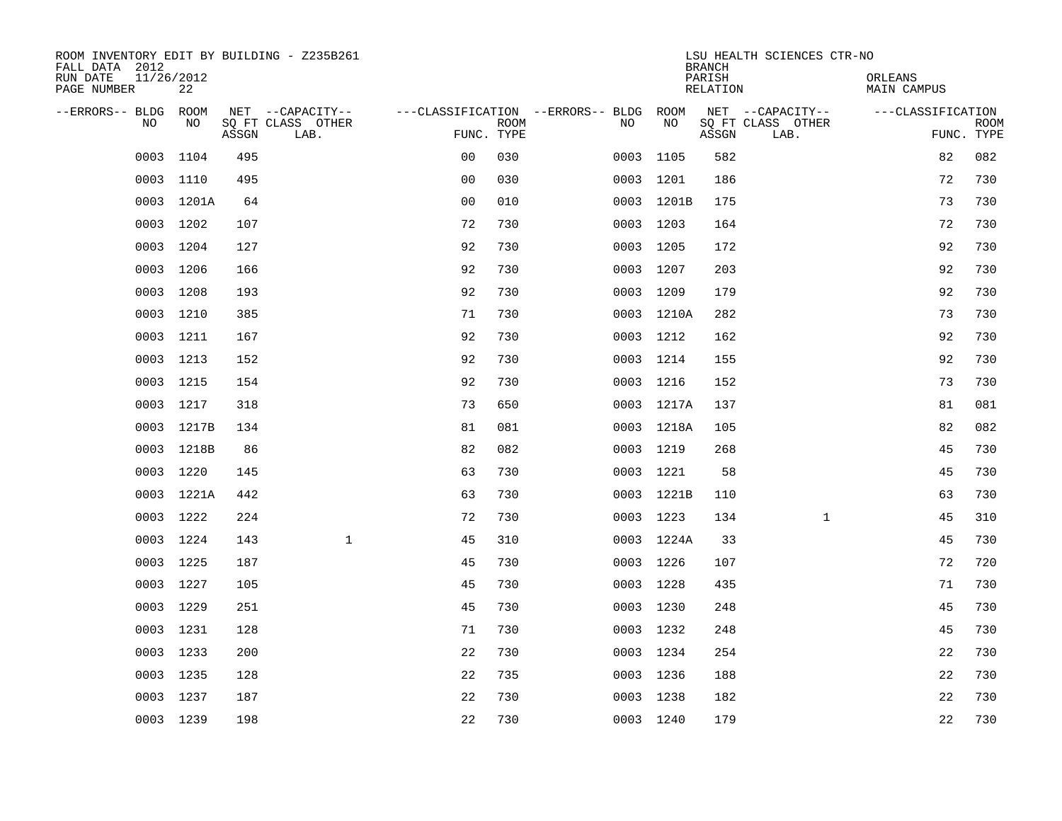ROOM INVENTORY EDIT BY BUILDING - Z235B261
FALL DATA 2012
RUN DATE 11/26/2012
PAGE NUMBER 22

LSU HEALTH SCIENCES CTR-NO
BRANCH
PARISH ORLEANS
RELATION MAIN CAMPUS

| --ERRORS-- | BLDG NO | ROOM NO | NET SQ FT ASSGN | --CAPACITY-- CLASS LAB. | OTHER | ---CLASSIFICATION FUNC. | ROOM TYPE | --ERRORS-- | BLDG NO | ROOM NO | NET SQ FT ASSGN | --CAPACITY-- CLASS LAB. | OTHER | ---CLASSIFICATION FUNC. | ROOM TYPE |
|---|---|---|---|---|---|---|---|---|---|---|---|---|---|---|---|
| | 0003 | 1104 | 495 | | | 00 | 030 | | 0003 | 1105 | 582 | | | 82 | 082 |
| | 0003 | 1110 | 495 | | | 00 | 030 | | 0003 | 1201 | 186 | | | 72 | 730 |
| | 0003 | 1201A | 64 | | | 00 | 010 | | 0003 | 1201B | 175 | | | 73 | 730 |
| | 0003 | 1202 | 107 | | | 72 | 730 | | 0003 | 1203 | 164 | | | 72 | 730 |
| | 0003 | 1204 | 127 | | | 92 | 730 | | 0003 | 1205 | 172 | | | 92 | 730 |
| | 0003 | 1206 | 166 | | | 92 | 730 | | 0003 | 1207 | 203 | | | 92 | 730 |
| | 0003 | 1208 | 193 | | | 92 | 730 | | 0003 | 1209 | 179 | | | 92 | 730 |
| | 0003 | 1210 | 385 | | | 71 | 730 | | 0003 | 1210A | 282 | | | 73 | 730 |
| | 0003 | 1211 | 167 | | | 92 | 730 | | 0003 | 1212 | 162 | | | 92 | 730 |
| | 0003 | 1213 | 152 | | | 92 | 730 | | 0003 | 1214 | 155 | | | 92 | 730 |
| | 0003 | 1215 | 154 | | | 92 | 730 | | 0003 | 1216 | 152 | | | 73 | 730 |
| | 0003 | 1217 | 318 | | | 73 | 650 | | 0003 | 1217A | 137 | | | 81 | 081 |
| | 0003 | 1217B | 134 | | | 81 | 081 | | 0003 | 1218A | 105 | | | 82 | 082 |
| | 0003 | 1218B | 86 | | | 82 | 082 | | 0003 | 1219 | 268 | | | 45 | 730 |
| | 0003 | 1220 | 145 | | | 63 | 730 | | 0003 | 1221 | 58 | | | 45 | 730 |
| | 0003 | 1221A | 442 | | | 63 | 730 | | 0003 | 1221B | 110 | | | 63 | 730 |
| | 0003 | 1222 | 224 | | | 72 | 730 | | 0003 | 1223 | 134 | 1 | | 45 | 310 |
| | 0003 | 1224 | 143 | 1 | | 45 | 310 | | 0003 | 1224A | 33 | | | 45 | 730 |
| | 0003 | 1225 | 187 | | | 45 | 730 | | 0003 | 1226 | 107 | | | 72 | 720 |
| | 0003 | 1227 | 105 | | | 45 | 730 | | 0003 | 1228 | 435 | | | 71 | 730 |
| | 0003 | 1229 | 251 | | | 45 | 730 | | 0003 | 1230 | 248 | | | 45 | 730 |
| | 0003 | 1231 | 128 | | | 71 | 730 | | 0003 | 1232 | 248 | | | 45 | 730 |
| | 0003 | 1233 | 200 | | | 22 | 730 | | 0003 | 1234 | 254 | | | 22 | 730 |
| | 0003 | 1235 | 128 | | | 22 | 735 | | 0003 | 1236 | 188 | | | 22 | 730 |
| | 0003 | 1237 | 187 | | | 22 | 730 | | 0003 | 1238 | 182 | | | 22 | 730 |
| | 0003 | 1239 | 198 | | | 22 | 730 | | 0003 | 1240 | 179 | | | 22 | 730 |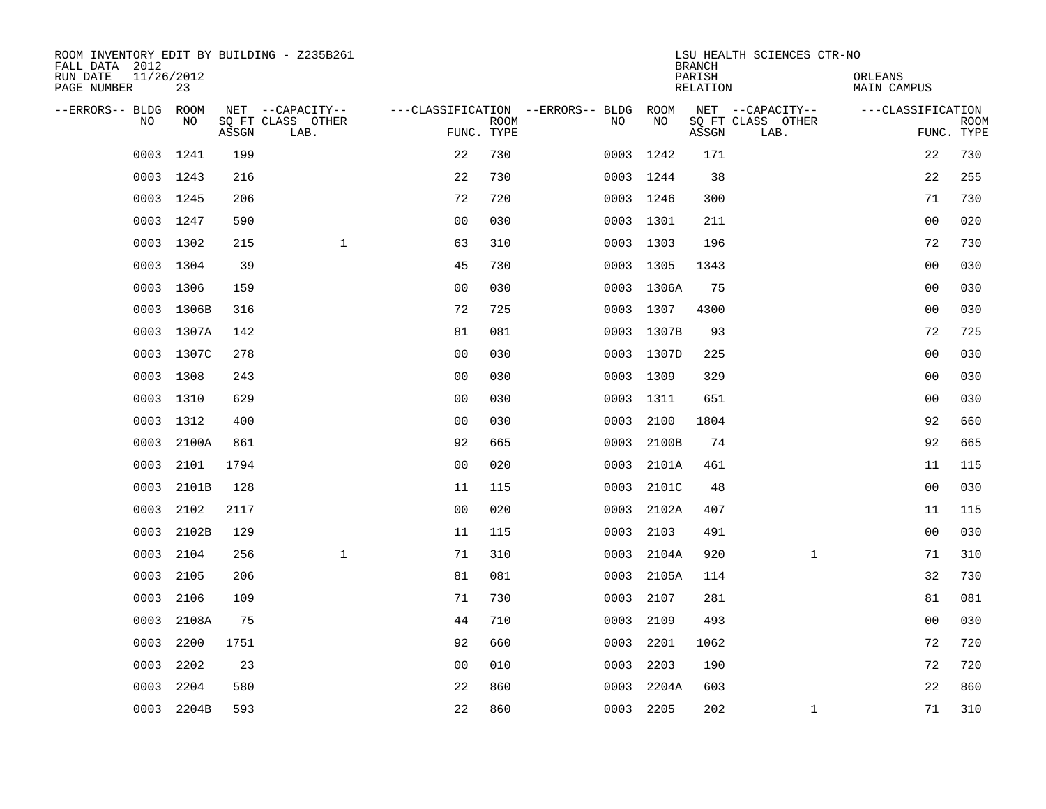ROOM INVENTORY EDIT BY BUILDING - Z235B261
FALL DATA 2012
RUN DATE 11/26/2012
PAGE NUMBER 23

LSU HEALTH SCIENCES CTR-NO
BRANCH
PARISH ORLEANS
RELATION MAIN CAMPUS

| --ERRORS-- | BLDG NO | ROOM NO | NET SQ FT ASSGN | --CAPACITY-- CLASS LAB. | OTHER | ---CLASSIFICATION FUNC. | ROOM TYPE | --ERRORS-- | BLDG NO | ROOM NO | NET SQ FT ASSGN | --CAPACITY-- CLASS LAB. | OTHER | ---CLASSIFICATION FUNC. | ROOM TYPE |
|---|---|---|---|---|---|---|---|---|---|---|---|---|---|---|---|
| | 0003 | 1241 | 199 | | | 22 | 730 | | 0003 | 1242 | 171 | | | 22 | 730 |
| | 0003 | 1243 | 216 | | | 22 | 730 | | 0003 | 1244 | 38 | | | 22 | 255 |
| | 0003 | 1245 | 206 | | | 72 | 720 | | 0003 | 1246 | 300 | | | 71 | 730 |
| | 0003 | 1247 | 590 | | | 00 | 030 | | 0003 | 1301 | 211 | | | 00 | 020 |
| | 0003 | 1302 | 215 | | 1 | 63 | 310 | | 0003 | 1303 | 196 | | | 72 | 730 |
| | 0003 | 1304 | 39 | | | 45 | 730 | | 0003 | 1305 | 1343 | | | 00 | 030 |
| | 0003 | 1306 | 159 | | | 00 | 030 | | 0003 | 1306A | 75 | | | 00 | 030 |
| | 0003 | 1306B | 316 | | | 72 | 725 | | 0003 | 1307 | 4300 | | | 00 | 030 |
| | 0003 | 1307A | 142 | | | 81 | 081 | | 0003 | 1307B | 93 | | | 72 | 725 |
| | 0003 | 1307C | 278 | | | 00 | 030 | | 0003 | 1307D | 225 | | | 00 | 030 |
| | 0003 | 1308 | 243 | | | 00 | 030 | | 0003 | 1309 | 329 | | | 00 | 030 |
| | 0003 | 1310 | 629 | | | 00 | 030 | | 0003 | 1311 | 651 | | | 00 | 030 |
| | 0003 | 1312 | 400 | | | 00 | 030 | | 0003 | 2100 | 1804 | | | 92 | 660 |
| | 0003 | 2100A | 861 | | | 92 | 665 | | 0003 | 2100B | 74 | | | 92 | 665 |
| | 0003 | 2101 | 1794 | | | 00 | 020 | | 0003 | 2101A | 461 | | | 11 | 115 |
| | 0003 | 2101B | 128 | | | 11 | 115 | | 0003 | 2101C | 48 | | | 00 | 030 |
| | 0003 | 2102 | 2117 | | | 00 | 020 | | 0003 | 2102A | 407 | | | 11 | 115 |
| | 0003 | 2102B | 129 | | | 11 | 115 | | 0003 | 2103 | 491 | | | 00 | 030 |
| | 0003 | 2104 | 256 | | 1 | 71 | 310 | | 0003 | 2104A | 920 | | 1 | 71 | 310 |
| | 0003 | 2105 | 206 | | | 81 | 081 | | 0003 | 2105A | 114 | | | 32 | 730 |
| | 0003 | 2106 | 109 | | | 71 | 730 | | 0003 | 2107 | 281 | | | 81 | 081 |
| | 0003 | 2108A | 75 | | | 44 | 710 | | 0003 | 2109 | 493 | | | 00 | 030 |
| | 0003 | 2200 | 1751 | | | 92 | 660 | | 0003 | 2201 | 1062 | | | 72 | 720 |
| | 0003 | 2202 | 23 | | | 00 | 010 | | 0003 | 2203 | 190 | | | 72 | 720 |
| | 0003 | 2204 | 580 | | | 22 | 860 | | 0003 | 2204A | 603 | | | 22 | 860 |
| | 0003 | 2204B | 593 | | | 22 | 860 | | 0003 | 2205 | 202 | | 1 | 71 | 310 |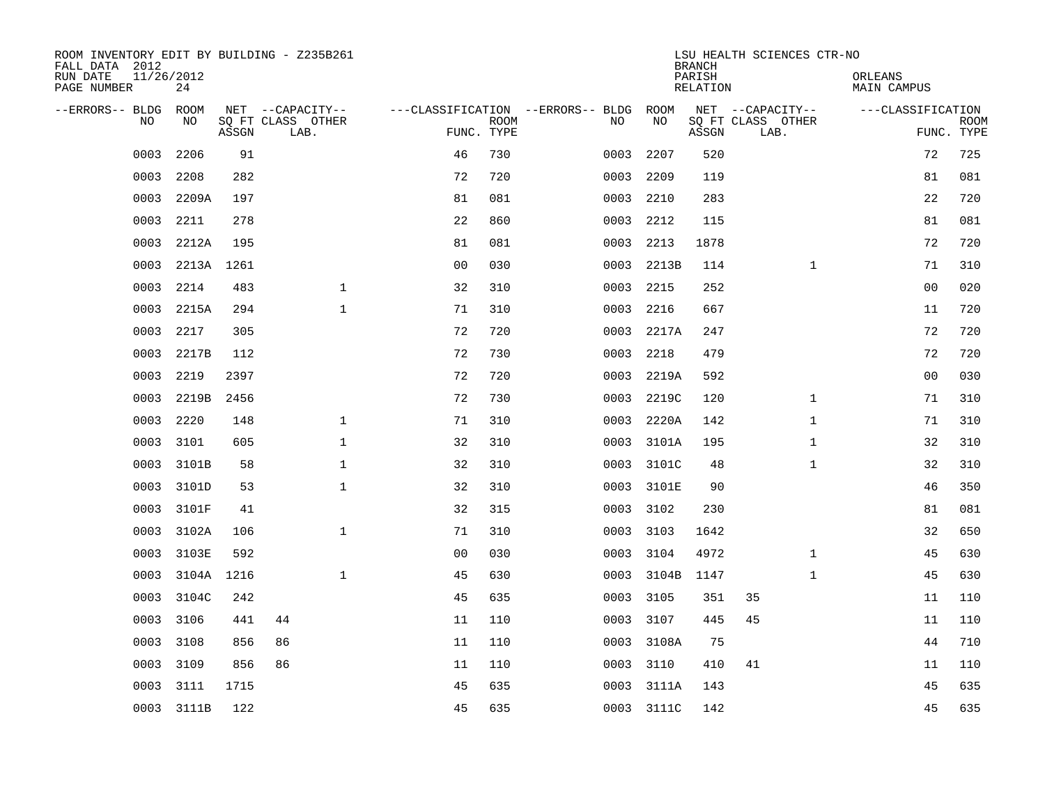ROOM INVENTORY EDIT BY BUILDING - Z235B261
FALL DATA 2012
RUN DATE 11/26/2012
PAGE NUMBER 24

LSU HEALTH SCIENCES CTR-NO
BRANCH
PARISH ORLEANS
RELATION MAIN CAMPUS

| --ERRORS-- | BLDG NO | ROOM NO | NET SQ FT ASSGN | --CAPACITY-- CLASS | OTHER LAB. | ---CLASSIFICATION FUNC. | ROOM TYPE | --ERRORS-- | BLDG NO | ROOM NO | NET SQ FT ASSGN | --CAPACITY-- CLASS | OTHER LAB. | ---CLASSIFICATION FUNC. | ROOM TYPE |
|---|---|---|---|---|---|---|---|---|---|---|---|---|---|---|---|
| | 0003 | 2206 | 91 | | | 46 | 730 | | 0003 | 2207 | 520 | | | 72 | 725 |
| | 0003 | 2208 | 282 | | | 72 | 720 | | 0003 | 2209 | 119 | | | 81 | 081 |
| | 0003 | 2209A | 197 | | | 81 | 081 | | 0003 | 2210 | 283 | | | 22 | 720 |
| | 0003 | 2211 | 278 | | | 22 | 860 | | 0003 | 2212 | 115 | | | 81 | 081 |
| | 0003 | 2212A | 195 | | | 81 | 081 | | 0003 | 2213 | 1878 | | | 72 | 720 |
| | 0003 | 2213A | 1261 | | | 00 | 030 | | 0003 | 2213B | 114 | | 1 | 71 | 310 |
| | 0003 | 2214 | 483 | | 1 | 32 | 310 | | 0003 | 2215 | 252 | | | 00 | 020 |
| | 0003 | 2215A | 294 | | 1 | 71 | 310 | | 0003 | 2216 | 667 | | | 11 | 720 |
| | 0003 | 2217 | 305 | | | 72 | 720 | | 0003 | 2217A | 247 | | | 72 | 720 |
| | 0003 | 2217B | 112 | | | 72 | 730 | | 0003 | 2218 | 479 | | | 72 | 720 |
| | 0003 | 2219 | 2397 | | | 72 | 720 | | 0003 | 2219A | 592 | | | 00 | 030 |
| | 0003 | 2219B | 2456 | | | 72 | 730 | | 0003 | 2219C | 120 | | 1 | 71 | 310 |
| | 0003 | 2220 | 148 | | 1 | 71 | 310 | | 0003 | 2220A | 142 | | 1 | 71 | 310 |
| | 0003 | 3101 | 605 | | 1 | 32 | 310 | | 0003 | 3101A | 195 | | 1 | 32 | 310 |
| | 0003 | 3101B | 58 | | 1 | 32 | 310 | | 0003 | 3101C | 48 | | 1 | 32 | 310 |
| | 0003 | 3101D | 53 | | 1 | 32 | 310 | | 0003 | 3101E | 90 | | | 46 | 350 |
| | 0003 | 3101F | 41 | | | 32 | 315 | | 0003 | 3102 | 230 | | | 81 | 081 |
| | 0003 | 3102A | 106 | | 1 | 71 | 310 | | 0003 | 3103 | 1642 | | | 32 | 650 |
| | 0003 | 3103E | 592 | | | 00 | 030 | | 0003 | 3104 | 4972 | | 1 | 45 | 630 |
| | 0003 | 3104A | 1216 | | 1 | 45 | 630 | | 0003 | 3104B | 1147 | | 1 | 45 | 630 |
| | 0003 | 3104C | 242 | | | 45 | 635 | | 0003 | 3105 | 351 | 35 | | 11 | 110 |
| | 0003 | 3106 | 441 | 44 | | 11 | 110 | | 0003 | 3107 | 445 | 45 | | 11 | 110 |
| | 0003 | 3108 | 856 | 86 | | 11 | 110 | | 0003 | 3108A | 75 | | | 44 | 710 |
| | 0003 | 3109 | 856 | 86 | | 11 | 110 | | 0003 | 3110 | 410 | 41 | | 11 | 110 |
| | 0003 | 3111 | 1715 | | | 45 | 635 | | 0003 | 3111A | 143 | | | 45 | 635 |
| | 0003 | 3111B | 122 | | | 45 | 635 | | 0003 | 3111C | 142 | | | 45 | 635 |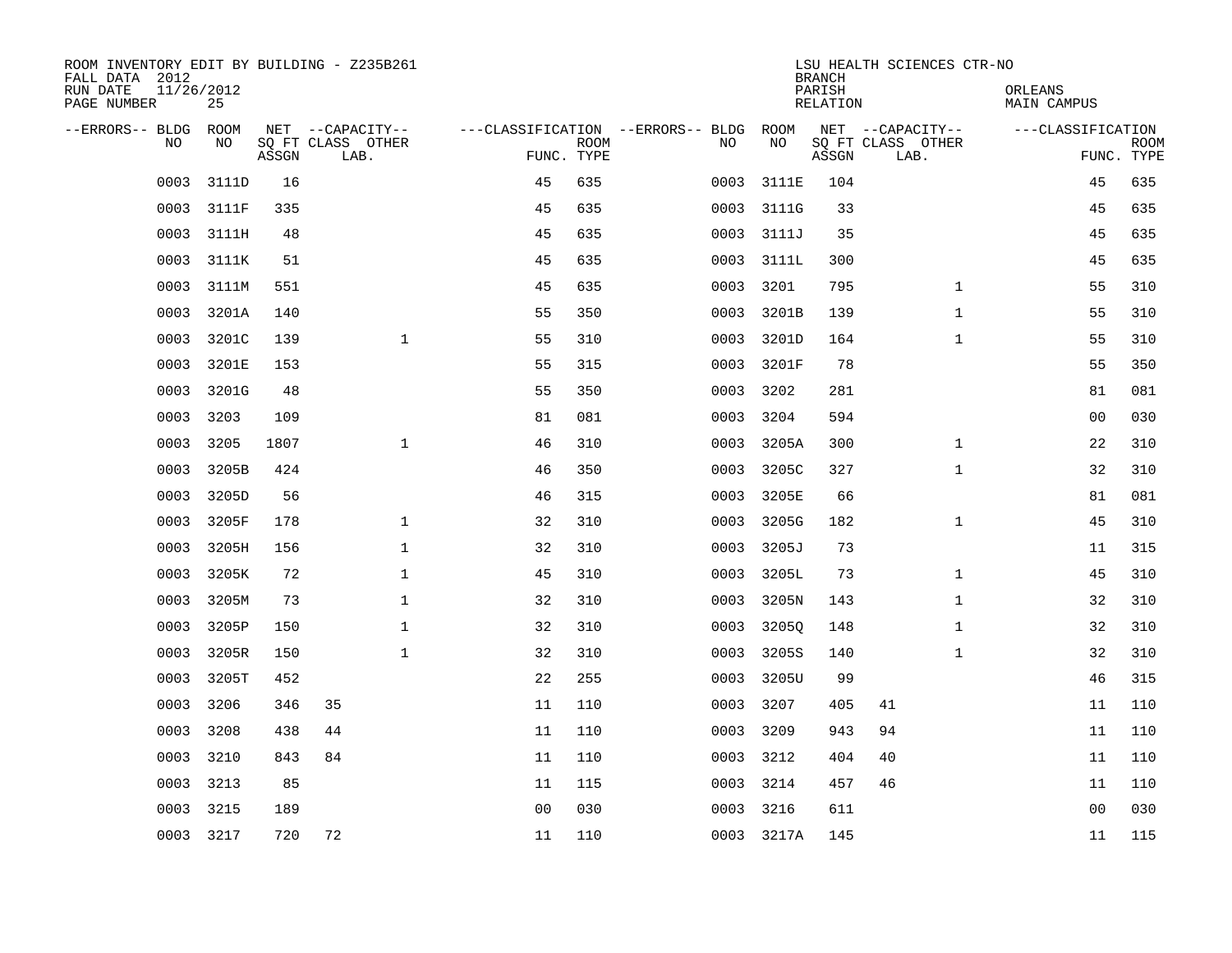ROOM INVENTORY EDIT BY BUILDING - Z235B261
FALL DATA 2012
RUN DATE 11/26/2012
PAGE NUMBER 25

LSU HEALTH SCIENCES CTR-NO
BRANCH
PARISH ORLEANS
RELATION MAIN CAMPUS

| --ERRORS-- | BLDG NO | ROOM NO | NET SQ FT ASSGN | CAPACITY CLASS | CAPACITY OTHER LAB. | CLASSIFICATION FUNC. | ROOM TYPE | --ERRORS-- | BLDG NO | ROOM NO | NET SQ FT ASSGN | CAPACITY CLASS | CAPACITY OTHER LAB. | CLASSIFICATION FUNC. | ROOM TYPE |
|---|---|---|---|---|---|---|---|---|---|---|---|---|---|---|---|
| | 0003 | 3111D | 16 | | | 45 | 635 | | 0003 | 3111E | 104 | | | 45 | 635 |
| | 0003 | 3111F | 335 | | | 45 | 635 | | 0003 | 3111G | 33 | | | 45 | 635 |
| | 0003 | 3111H | 48 | | | 45 | 635 | | 0003 | 3111J | 35 | | | 45 | 635 |
| | 0003 | 3111K | 51 | | | 45 | 635 | | 0003 | 3111L | 300 | | | 45 | 635 |
| | 0003 | 3111M | 551 | | | 45 | 635 | | 0003 | 3201 | 795 | | 1 | 55 | 310 |
| | 0003 | 3201A | 140 | | | 55 | 350 | | 0003 | 3201B | 139 | | 1 | 55 | 310 |
| | 0003 | 3201C | 139 | | 1 | 55 | 310 | | 0003 | 3201D | 164 | | 1 | 55 | 310 |
| | 0003 | 3201E | 153 | | | 55 | 315 | | 0003 | 3201F | 78 | | | 55 | 350 |
| | 0003 | 3201G | 48 | | | 55 | 350 | | 0003 | 3202 | 281 | | | 81 | 081 |
| | 0003 | 3203 | 109 | | | 81 | 081 | | 0003 | 3204 | 594 | | | 00 | 030 |
| | 0003 | 3205 | 1807 | | 1 | 46 | 310 | | 0003 | 3205A | 300 | | 1 | 22 | 310 |
| | 0003 | 3205B | 424 | | | 46 | 350 | | 0003 | 3205C | 327 | | 1 | 32 | 310 |
| | 0003 | 3205D | 56 | | | 46 | 315 | | 0003 | 3205E | 66 | | | 81 | 081 |
| | 0003 | 3205F | 178 | | 1 | 32 | 310 | | 0003 | 3205G | 182 | | 1 | 45 | 310 |
| | 0003 | 3205H | 156 | | 1 | 32 | 310 | | 0003 | 3205J | 73 | | | 11 | 315 |
| | 0003 | 3205K | 72 | | 1 | 45 | 310 | | 0003 | 3205L | 73 | | 1 | 45 | 310 |
| | 0003 | 3205M | 73 | | 1 | 32 | 310 | | 0003 | 3205N | 143 | | 1 | 32 | 310 |
| | 0003 | 3205P | 150 | | 1 | 32 | 310 | | 0003 | 3205Q | 148 | | 1 | 32 | 310 |
| | 0003 | 3205R | 150 | | 1 | 32 | 310 | | 0003 | 3205S | 140 | | 1 | 32 | 310 |
| | 0003 | 3205T | 452 | | | 22 | 255 | | 0003 | 3205U | 99 | | | 46 | 315 |
| | 0003 | 3206 | 346 | 35 | | 11 | 110 | | 0003 | 3207 | 405 | 41 | | 11 | 110 |
| | 0003 | 3208 | 438 | 44 | | 11 | 110 | | 0003 | 3209 | 943 | 94 | | 11 | 110 |
| | 0003 | 3210 | 843 | 84 | | 11 | 110 | | 0003 | 3212 | 404 | 40 | | 11 | 110 |
| | 0003 | 3213 | 85 | | | 11 | 115 | | 0003 | 3214 | 457 | 46 | | 11 | 110 |
| | 0003 | 3215 | 189 | | | 00 | 030 | | 0003 | 3216 | 611 | | | 00 | 030 |
| | 0003 | 3217 | 720 | 72 | | 11 | 110 | | 0003 | 3217A | 145 | | | 11 | 115 |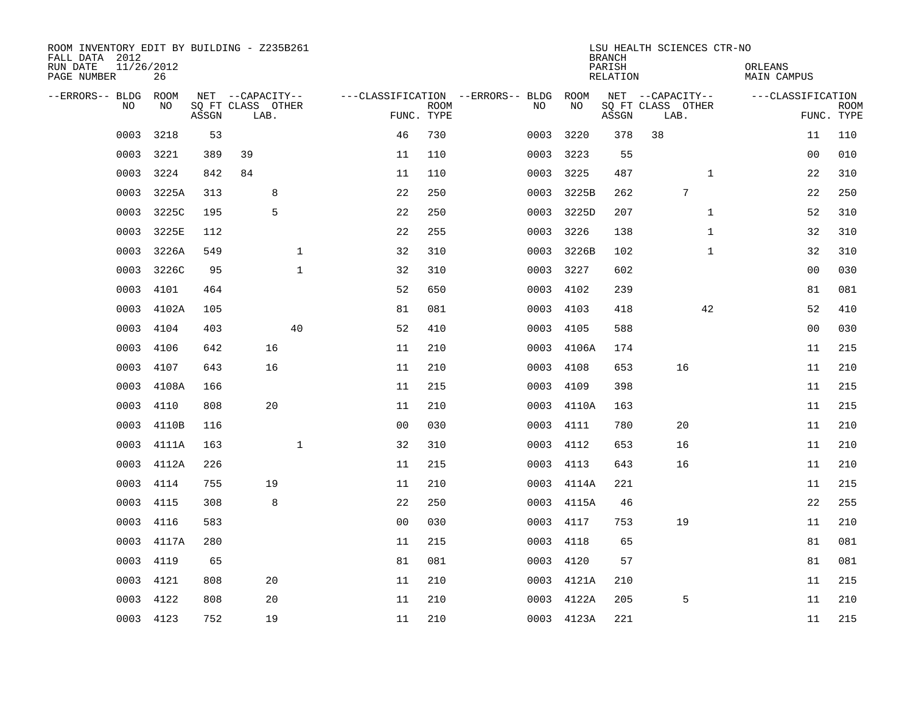ROOM INVENTORY EDIT BY BUILDING - Z235B261
FALL DATA 2012
RUN DATE 11/26/2012
PAGE NUMBER 26

LSU HEALTH SCIENCES CTR-NO
BRANCH
PARISH ORLEANS
RELATION MAIN CAMPUS

| --ERRORS-- | BLDG NO | ROOM NO | NET SQ FT ASSGN | --CAPACITY-- CLASS | LAB. | OTHER | ---CLASSIFICATION FUNC. | ROOM TYPE | --ERRORS-- | BLDG NO | ROOM NO | NET SQ FT ASSGN | --CAPACITY-- CLASS | LAB. | OTHER | ---CLASSIFICATION FUNC. | ROOM TYPE |
|---|---|---|---|---|---|---|---|---|---|---|---|---|---|---|---|---|---|
| | 0003 | 3218 | 53 | | | | 46 | 730 | | 0003 | 3220 | 378 | 38 | | | 11 | 110 |
| | 0003 | 3221 | 389 | 39 | | | 11 | 110 | | 0003 | 3223 | 55 | | | | 00 | 010 |
| | 0003 | 3224 | 842 | 84 | | | 11 | 110 | | 0003 | 3225 | 487 | | | 1 | 22 | 310 |
| | 0003 | 3225A | 313 | | 8 | | 22 | 250 | | 0003 | 3225B | 262 | | 7 | | 22 | 250 |
| | 0003 | 3225C | 195 | | 5 | | 22 | 250 | | 0003 | 3225D | 207 | | | 1 | 52 | 310 |
| | 0003 | 3225E | 112 | | | | 22 | 255 | | 0003 | 3226 | 138 | | | 1 | 32 | 310 |
| | 0003 | 3226A | 549 | | | 1 | 32 | 310 | | 0003 | 3226B | 102 | | | 1 | 32 | 310 |
| | 0003 | 3226C | 95 | | | 1 | 32 | 310 | | 0003 | 3227 | 602 | | | | 00 | 030 |
| | 0003 | 4101 | 464 | | | | 52 | 650 | | 0003 | 4102 | 239 | | | | 81 | 081 |
| | 0003 | 4102A | 105 | | | | 81 | 081 | | 0003 | 4103 | 418 | | | 42 | 52 | 410 |
| | 0003 | 4104 | 403 | | | 40 | 52 | 410 | | 0003 | 4105 | 588 | | | | 00 | 030 |
| | 0003 | 4106 | 642 | | 16 | | 11 | 210 | | 0003 | 4106A | 174 | | | | 11 | 215 |
| | 0003 | 4107 | 643 | | 16 | | 11 | 210 | | 0003 | 4108 | 653 | | 16 | | 11 | 210 |
| | 0003 | 4108A | 166 | | | | 11 | 215 | | 0003 | 4109 | 398 | | | | 11 | 215 |
| | 0003 | 4110 | 808 | | 20 | | 11 | 210 | | 0003 | 4110A | 163 | | | | 11 | 215 |
| | 0003 | 4110B | 116 | | | | 00 | 030 | | 0003 | 4111 | 780 | | 20 | | 11 | 210 |
| | 0003 | 4111A | 163 | | | 1 | 32 | 310 | | 0003 | 4112 | 653 | | 16 | | 11 | 210 |
| | 0003 | 4112A | 226 | | | | 11 | 215 | | 0003 | 4113 | 643 | | 16 | | 11 | 210 |
| | 0003 | 4114 | 755 | | 19 | | 11 | 210 | | 0003 | 4114A | 221 | | | | 11 | 215 |
| | 0003 | 4115 | 308 | | 8 | | 22 | 250 | | 0003 | 4115A | 46 | | | | 22 | 255 |
| | 0003 | 4116 | 583 | | | | 00 | 030 | | 0003 | 4117 | 753 | | 19 | | 11 | 210 |
| | 0003 | 4117A | 280 | | | | 11 | 215 | | 0003 | 4118 | 65 | | | | 81 | 081 |
| | 0003 | 4119 | 65 | | | | 81 | 081 | | 0003 | 4120 | 57 | | | | 81 | 081 |
| | 0003 | 4121 | 808 | | 20 | | 11 | 210 | | 0003 | 4121A | 210 | | | | 11 | 215 |
| | 0003 | 4122 | 808 | | 20 | | 11 | 210 | | 0003 | 4122A | 205 | | 5 | | 11 | 210 |
| | 0003 | 4123 | 752 | | 19 | | 11 | 210 | | 0003 | 4123A | 221 | | | | 11 | 215 |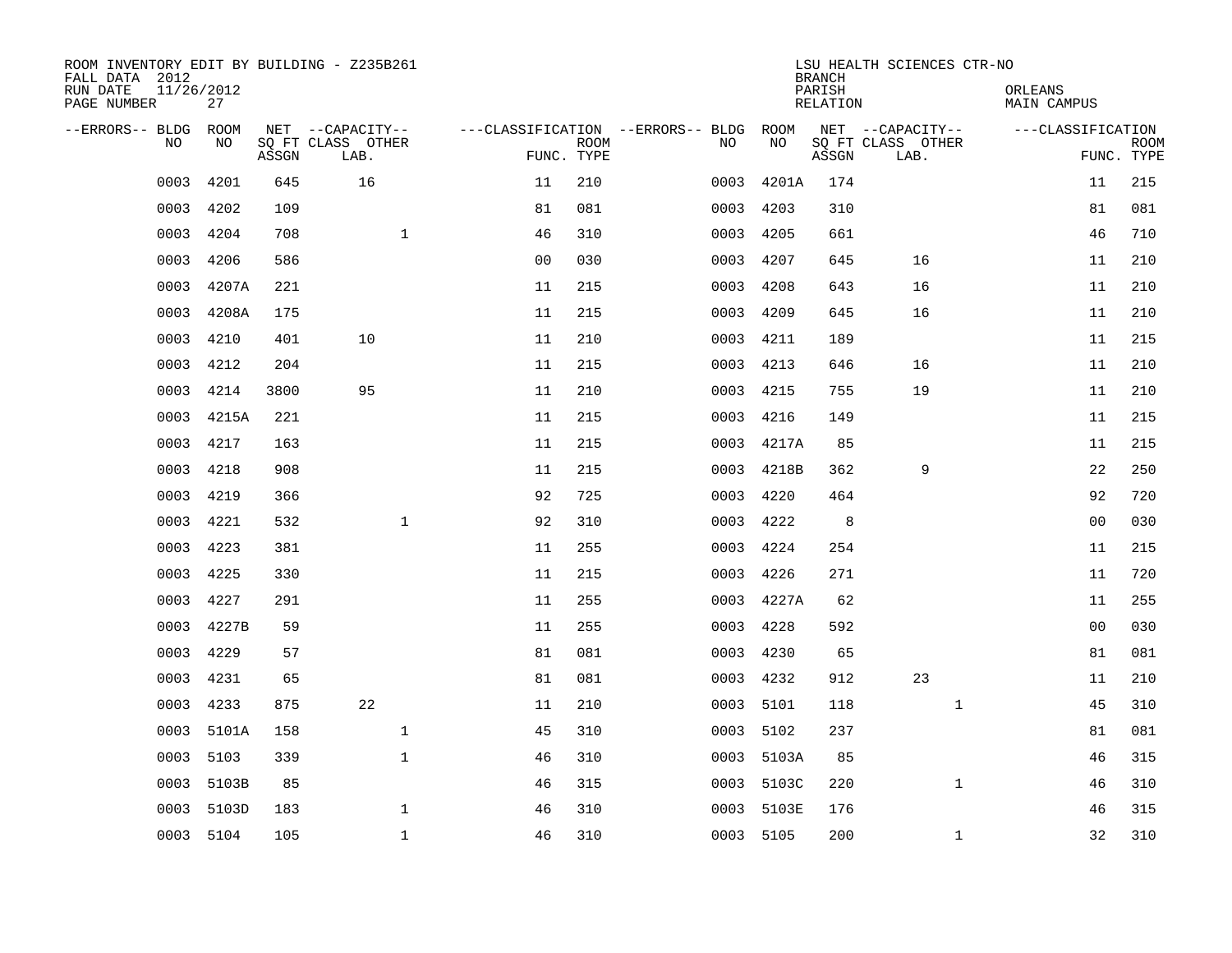ROOM INVENTORY EDIT BY BUILDING - Z235B261
FALL DATA 2012
RUN DATE 11/26/2012
PAGE NUMBER 27

LSU HEALTH SCIENCES CTR-NO
BRANCH
PARISH ORLEANS
RELATION MAIN CAMPUS

| --ERRORS-- | BLDG NO | ROOM NO | NET SQ FT ASSGN | --CAPACITY-- CLASS LAB. | OTHER | ---CLASSIFICATION FUNC. | ROOM TYPE | --ERRORS-- | BLDG NO | ROOM NO | NET SQ FT ASSGN | --CAPACITY-- CLASS LAB. | OTHER | ---CLASSIFICATION FUNC. | ROOM TYPE |
|---|---|---|---|---|---|---|---|---|---|---|---|---|---|---|---|
| | 0003 | 4201 | 645 | 16 | | 11 | 210 | | 0003 | 4201A | 174 | | | 11 | 215 |
| | 0003 | 4202 | 109 | | | 81 | 081 | | 0003 | 4203 | 310 | | | 81 | 081 |
| | 0003 | 4204 | 708 | | 1 | 46 | 310 | | 0003 | 4205 | 661 | | | 46 | 710 |
| | 0003 | 4206 | 586 | | | 00 | 030 | | 0003 | 4207 | 645 | 16 | | 11 | 210 |
| | 0003 | 4207A | 221 | | | 11 | 215 | | 0003 | 4208 | 643 | 16 | | 11 | 210 |
| | 0003 | 4208A | 175 | | | 11 | 215 | | 0003 | 4209 | 645 | 16 | | 11 | 210 |
| | 0003 | 4210 | 401 | 10 | | 11 | 210 | | 0003 | 4211 | 189 | | | 11 | 215 |
| | 0003 | 4212 | 204 | | | 11 | 215 | | 0003 | 4213 | 646 | 16 | | 11 | 210 |
| | 0003 | 4214 | 3800 | 95 | | 11 | 210 | | 0003 | 4215 | 755 | 19 | | 11 | 210 |
| | 0003 | 4215A | 221 | | | 11 | 215 | | 0003 | 4216 | 149 | | | 11 | 215 |
| | 0003 | 4217 | 163 | | | 11 | 215 | | 0003 | 4217A | 85 | | | 11 | 215 |
| | 0003 | 4218 | 908 | | | 11 | 215 | | 0003 | 4218B | 362 | 9 | | 22 | 250 |
| | 0003 | 4219 | 366 | | | 92 | 725 | | 0003 | 4220 | 464 | | | 92 | 720 |
| | 0003 | 4221 | 532 | | 1 | 92 | 310 | | 0003 | 4222 | 8 | | | 00 | 030 |
| | 0003 | 4223 | 381 | | | 11 | 255 | | 0003 | 4224 | 254 | | | 11 | 215 |
| | 0003 | 4225 | 330 | | | 11 | 215 | | 0003 | 4226 | 271 | | | 11 | 720 |
| | 0003 | 4227 | 291 | | | 11 | 255 | | 0003 | 4227A | 62 | | | 11 | 255 |
| | 0003 | 4227B | 59 | | | 11 | 255 | | 0003 | 4228 | 592 | | | 00 | 030 |
| | 0003 | 4229 | 57 | | | 81 | 081 | | 0003 | 4230 | 65 | | | 81 | 081 |
| | 0003 | 4231 | 65 | | | 81 | 081 | | 0003 | 4232 | 912 | 23 | | 11 | 210 |
| | 0003 | 4233 | 875 | 22 | | 11 | 210 | | 0003 | 5101 | 118 | | 1 | 45 | 310 |
| | 0003 | 5101A | 158 | | 1 | 45 | 310 | | 0003 | 5102 | 237 | | | 81 | 081 |
| | 0003 | 5103 | 339 | | 1 | 46 | 310 | | 0003 | 5103A | 85 | | | 46 | 315 |
| | 0003 | 5103B | 85 | | | 46 | 315 | | 0003 | 5103C | 220 | | 1 | 46 | 310 |
| | 0003 | 5103D | 183 | | 1 | 46 | 310 | | 0003 | 5103E | 176 | | | 46 | 315 |
| | 0003 | 5104 | 105 | | 1 | 46 | 310 | | 0003 | 5105 | 200 | | 1 | 32 | 310 |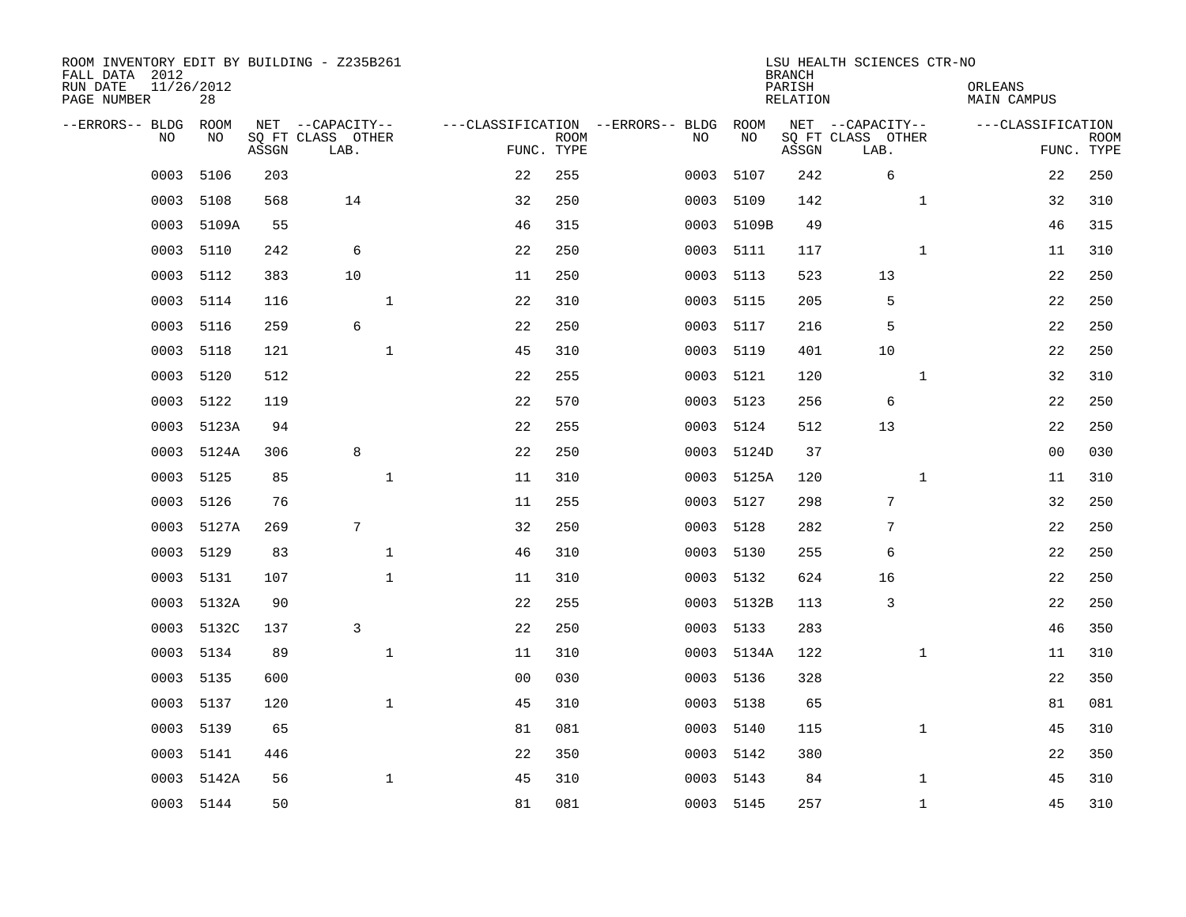ROOM INVENTORY EDIT BY BUILDING - Z235B261
FALL DATA 2012
RUN DATE 11/26/2012
PAGE NUMBER 28

LSU HEALTH SCIENCES CTR-NO
BRANCH
PARISH ORLEANS
RELATION MAIN CAMPUS

| --ERRORS-- | BLDG NO | ROOM NO | NET SQ FT ASSGN | CAPACITY CLASS LAB. | CAPACITY OTHER | CLASSIFICATION FUNC. | ROOM TYPE | --ERRORS-- | BLDG NO | ROOM NO | NET SQ FT ASSGN | CAPACITY CLASS LAB. | CAPACITY OTHER | CLASSIFICATION FUNC. | ROOM TYPE |
|---|---|---|---|---|---|---|---|---|---|---|---|---|---|---|---|
| | 0003 | 5106 | 203 | | | 22 | 255 | | 0003 | 5107 | 242 | 6 | | 22 | 250 |
| | 0003 | 5108 | 568 | 14 | | 32 | 250 | | 0003 | 5109 | 142 | | 1 | 32 | 310 |
| | 0003 | 5109A | 55 | | | 46 | 315 | | 0003 | 5109B | 49 | | | 46 | 315 |
| | 0003 | 5110 | 242 | 6 | | 22 | 250 | | 0003 | 5111 | 117 | | 1 | 11 | 310 |
| | 0003 | 5112 | 383 | 10 | | 11 | 250 | | 0003 | 5113 | 523 | 13 | | 22 | 250 |
| | 0003 | 5114 | 116 | | 1 | 22 | 310 | | 0003 | 5115 | 205 | 5 | | 22 | 250 |
| | 0003 | 5116 | 259 | 6 | | 22 | 250 | | 0003 | 5117 | 216 | 5 | | 22 | 250 |
| | 0003 | 5118 | 121 | | 1 | 45 | 310 | | 0003 | 5119 | 401 | 10 | | 22 | 250 |
| | 0003 | 5120 | 512 | | | 22 | 255 | | 0003 | 5121 | 120 | | 1 | 32 | 310 |
| | 0003 | 5122 | 119 | | | 22 | 570 | | 0003 | 5123 | 256 | 6 | | 22 | 250 |
| | 0003 | 5123A | 94 | | | 22 | 255 | | 0003 | 5124 | 512 | 13 | | 22 | 250 |
| | 0003 | 5124A | 306 | 8 | | 22 | 250 | | 0003 | 5124D | 37 | | | 00 | 030 |
| | 0003 | 5125 | 85 | | 1 | 11 | 310 | | 0003 | 5125A | 120 | | 1 | 11 | 310 |
| | 0003 | 5126 | 76 | | | 11 | 255 | | 0003 | 5127 | 298 | 7 | | 32 | 250 |
| | 0003 | 5127A | 269 | 7 | | 32 | 250 | | 0003 | 5128 | 282 | 7 | | 22 | 250 |
| | 0003 | 5129 | 83 | | 1 | 46 | 310 | | 0003 | 5130 | 255 | 6 | | 22 | 250 |
| | 0003 | 5131 | 107 | | 1 | 11 | 310 | | 0003 | 5132 | 624 | 16 | | 22 | 250 |
| | 0003 | 5132A | 90 | | | 22 | 255 | | 0003 | 5132B | 113 | 3 | | 22 | 250 |
| | 0003 | 5132C | 137 | 3 | | 22 | 250 | | 0003 | 5133 | 283 | | | 46 | 350 |
| | 0003 | 5134 | 89 | | 1 | 11 | 310 | | 0003 | 5134A | 122 | | 1 | 11 | 310 |
| | 0003 | 5135 | 600 | | | 00 | 030 | | 0003 | 5136 | 328 | | | 22 | 350 |
| | 0003 | 5137 | 120 | | 1 | 45 | 310 | | 0003 | 5138 | 65 | | | 81 | 081 |
| | 0003 | 5139 | 65 | | | 81 | 081 | | 0003 | 5140 | 115 | | 1 | 45 | 310 |
| | 0003 | 5141 | 446 | | | 22 | 350 | | 0003 | 5142 | 380 | | | 22 | 350 |
| | 0003 | 5142A | 56 | | 1 | 45 | 310 | | 0003 | 5143 | 84 | | 1 | 45 | 310 |
| | 0003 | 5144 | 50 | | | 81 | 081 | | 0003 | 5145 | 257 | | 1 | 45 | 310 |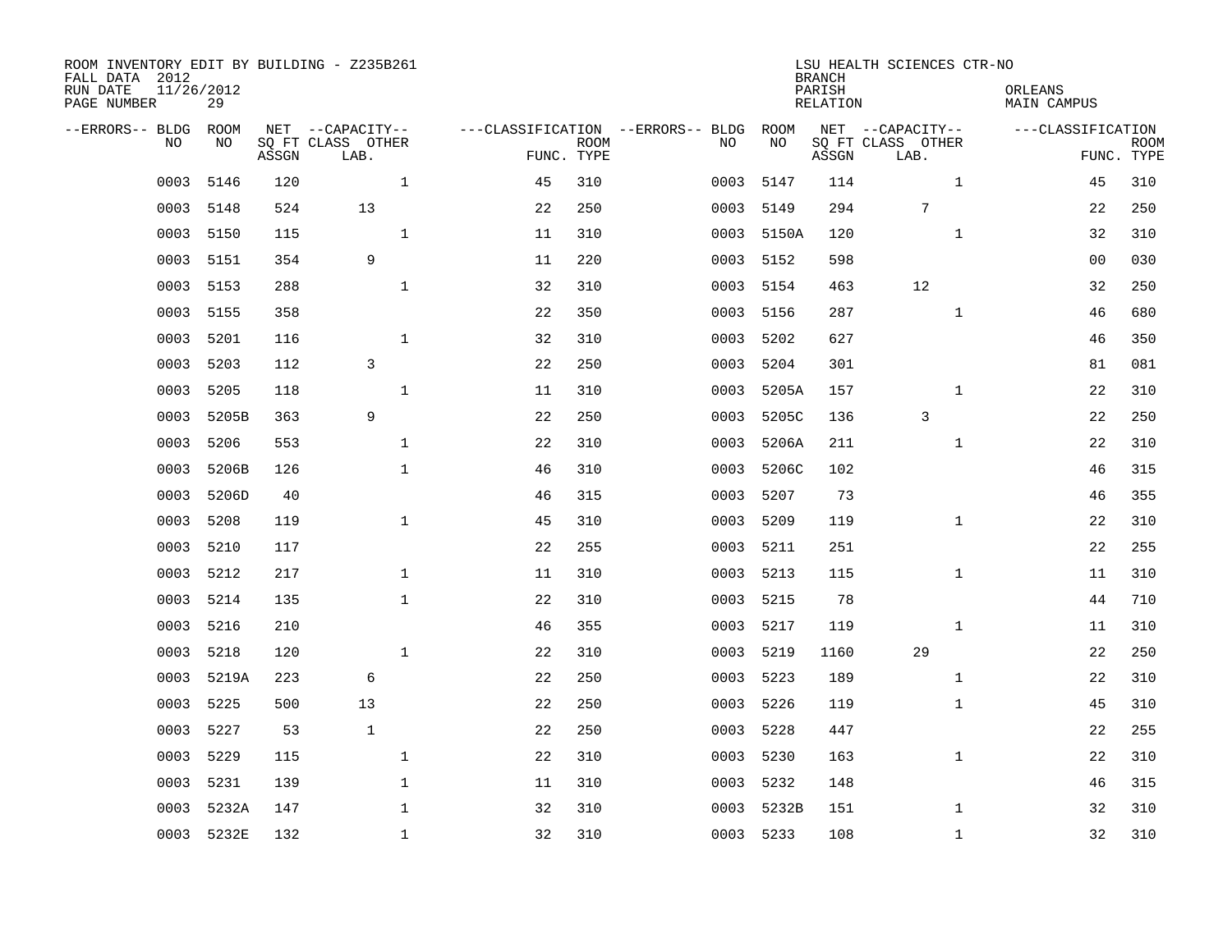ROOM INVENTORY EDIT BY BUILDING - Z235B261
FALL DATA 2012
RUN DATE 11/26/2012
PAGE NUMBER 29

LSU HEALTH SCIENCES CTR-NO
BRANCH
PARISH ORLEANS
RELATION MAIN CAMPUS

| --ERRORS-- | BLDG NO | ROOM NO | NET SQ FT ASSGN | --CAPACITY-- CLASS LAB. | OTHER | ---CLASSIFICATION FUNC. | ROOM TYPE | --ERRORS-- | BLDG NO | ROOM NO | NET SQ FT ASSGN | --CAPACITY-- CLASS LAB. | OTHER | ---CLASSIFICATION FUNC. | ROOM TYPE |
|---|---|---|---|---|---|---|---|---|---|---|---|---|---|---|---|
| | 0003 | 5146 | 120 | | 1 | 45 | 310 | | 0003 | 5147 | 114 | | 1 | 45 | 310 |
| | 0003 | 5148 | 524 | 13 | | 22 | 250 | | 0003 | 5149 | 294 | 7 | | 22 | 250 |
| | 0003 | 5150 | 115 | | 1 | 11 | 310 | | 0003 | 5150A | 120 | | 1 | 32 | 310 |
| | 0003 | 5151 | 354 | 9 | | 11 | 220 | | 0003 | 5152 | 598 | | | 00 | 030 |
| | 0003 | 5153 | 288 | | 1 | 32 | 310 | | 0003 | 5154 | 463 | 12 | | 32 | 250 |
| | 0003 | 5155 | 358 | | | 22 | 350 | | 0003 | 5156 | 287 | | 1 | 46 | 680 |
| | 0003 | 5201 | 116 | | 1 | 32 | 310 | | 0003 | 5202 | 627 | | | 46 | 350 |
| | 0003 | 5203 | 112 | 3 | | 22 | 250 | | 0003 | 5204 | 301 | | | 81 | 081 |
| | 0003 | 5205 | 118 | | 1 | 11 | 310 | | 0003 | 5205A | 157 | | 1 | 22 | 310 |
| | 0003 | 5205B | 363 | 9 | | 22 | 250 | | 0003 | 5205C | 136 | 3 | | 22 | 250 |
| | 0003 | 5206 | 553 | | 1 | 22 | 310 | | 0003 | 5206A | 211 | | 1 | 22 | 310 |
| | 0003 | 5206B | 126 | | 1 | 46 | 310 | | 0003 | 5206C | 102 | | | 46 | 315 |
| | 0003 | 5206D | 40 | | | 46 | 315 | | 0003 | 5207 | 73 | | | 46 | 355 |
| | 0003 | 5208 | 119 | | 1 | 45 | 310 | | 0003 | 5209 | 119 | | 1 | 22 | 310 |
| | 0003 | 5210 | 117 | | | 22 | 255 | | 0003 | 5211 | 251 | | | 22 | 255 |
| | 0003 | 5212 | 217 | | 1 | 11 | 310 | | 0003 | 5213 | 115 | | 1 | 11 | 310 |
| | 0003 | 5214 | 135 | | 1 | 22 | 310 | | 0003 | 5215 | 78 | | | 44 | 710 |
| | 0003 | 5216 | 210 | | | 46 | 355 | | 0003 | 5217 | 119 | | 1 | 11 | 310 |
| | 0003 | 5218 | 120 | | 1 | 22 | 310 | | 0003 | 5219 | 1160 | 29 | | 22 | 250 |
| | 0003 | 5219A | 223 | 6 | | 22 | 250 | | 0003 | 5223 | 189 | | 1 | 22 | 310 |
| | 0003 | 5225 | 500 | 13 | | 22 | 250 | | 0003 | 5226 | 119 | | 1 | 45 | 310 |
| | 0003 | 5227 | 53 | 1 | | 22 | 250 | | 0003 | 5228 | 447 | | | 22 | 255 |
| | 0003 | 5229 | 115 | | 1 | 22 | 310 | | 0003 | 5230 | 163 | | 1 | 22 | 310 |
| | 0003 | 5231 | 139 | | 1 | 11 | 310 | | 0003 | 5232 | 148 | | | 46 | 315 |
| | 0003 | 5232A | 147 | | 1 | 32 | 310 | | 0003 | 5232B | 151 | | 1 | 32 | 310 |
| | 0003 | 5232E | 132 | | 1 | 32 | 310 | | 0003 | 5233 | 108 | | 1 | 32 | 310 |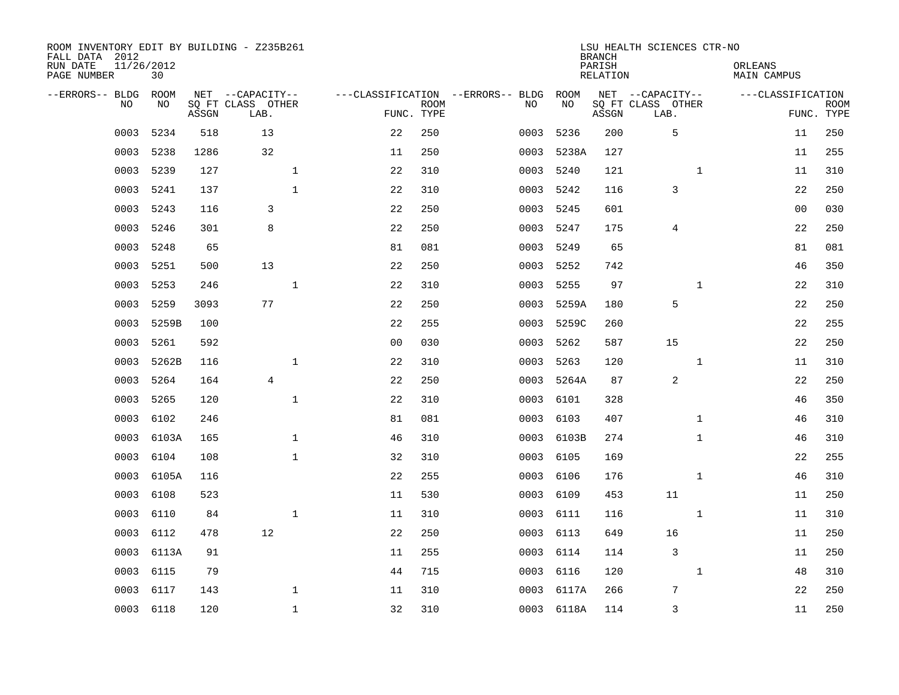ROOM INVENTORY EDIT BY BUILDING - Z235B261
FALL DATA 2012
RUN DATE 11/26/2012
PAGE NUMBER 30

LSU HEALTH SCIENCES CTR-NO
BRANCH
PARISH ORLEANS
RELATION MAIN CAMPUS

| --ERRORS-- | BLDG NO | ROOM NO | NET SQ FT ASSGN | CAPACITY CLASS LAB. | CAPACITY OTHER | CLASSIFICATION FUNC. | ROOM TYPE | --ERRORS-- | BLDG NO | ROOM NO | NET SQ FT ASSGN | CAPACITY CLASS LAB. | CAPACITY OTHER | CLASSIFICATION FUNC. | ROOM TYPE |
|---|---|---|---|---|---|---|---|---|---|---|---|---|---|---|---|
| | 0003 | 5234 | 518 | 13 | | 22 | 250 | | 0003 | 5236 | 200 | 5 | | 11 | 250 |
| | 0003 | 5238 | 1286 | 32 | | 11 | 250 | | 0003 | 5238A | 127 | | | 11 | 255 |
| | 0003 | 5239 | 127 | | 1 | 22 | 310 | | 0003 | 5240 | 121 | | 1 | 11 | 310 |
| | 0003 | 5241 | 137 | | 1 | 22 | 310 | | 0003 | 5242 | 116 | 3 | | 22 | 250 |
| | 0003 | 5243 | 116 | 3 | | 22 | 250 | | 0003 | 5245 | 601 | | | 00 | 030 |
| | 0003 | 5246 | 301 | 8 | | 22 | 250 | | 0003 | 5247 | 175 | 4 | | 22 | 250 |
| | 0003 | 5248 | 65 | | | 81 | 081 | | 0003 | 5249 | 65 | | | 81 | 081 |
| | 0003 | 5251 | 500 | 13 | | 22 | 250 | | 0003 | 5252 | 742 | | | 46 | 350 |
| | 0003 | 5253 | 246 | | 1 | 22 | 310 | | 0003 | 5255 | 97 | | 1 | 22 | 310 |
| | 0003 | 5259 | 3093 | 77 | | 22 | 250 | | 0003 | 5259A | 180 | 5 | | 22 | 250 |
| | 0003 | 5259B | 100 | | | 22 | 255 | | 0003 | 5259C | 260 | | | 22 | 255 |
| | 0003 | 5261 | 592 | | | 00 | 030 | | 0003 | 5262 | 587 | 15 | | 22 | 250 |
| | 0003 | 5262B | 116 | | 1 | 22 | 310 | | 0003 | 5263 | 120 | | 1 | 11 | 310 |
| | 0003 | 5264 | 164 | 4 | | 22 | 250 | | 0003 | 5264A | 87 | 2 | | 22 | 250 |
| | 0003 | 5265 | 120 | | 1 | 22 | 310 | | 0003 | 6101 | 328 | | | 46 | 350 |
| | 0003 | 6102 | 246 | | | 81 | 081 | | 0003 | 6103 | 407 | | 1 | 46 | 310 |
| | 0003 | 6103A | 165 | | 1 | 46 | 310 | | 0003 | 6103B | 274 | | 1 | 46 | 310 |
| | 0003 | 6104 | 108 | | 1 | 32 | 310 | | 0003 | 6105 | 169 | | | 22 | 255 |
| | 0003 | 6105A | 116 | | | 22 | 255 | | 0003 | 6106 | 176 | | 1 | 46 | 310 |
| | 0003 | 6108 | 523 | | | 11 | 530 | | 0003 | 6109 | 453 | 11 | | 11 | 250 |
| | 0003 | 6110 | 84 | | 1 | 11 | 310 | | 0003 | 6111 | 116 | | 1 | 11 | 310 |
| | 0003 | 6112 | 478 | 12 | | 22 | 250 | | 0003 | 6113 | 649 | 16 | | 11 | 250 |
| | 0003 | 6113A | 91 | | | 11 | 255 | | 0003 | 6114 | 114 | 3 | | 11 | 250 |
| | 0003 | 6115 | 79 | | | 44 | 715 | | 0003 | 6116 | 120 | | 1 | 48 | 310 |
| | 0003 | 6117 | 143 | | 1 | 11 | 310 | | 0003 | 6117A | 266 | 7 | | 22 | 250 |
| | 0003 | 6118 | 120 | | 1 | 32 | 310 | | 0003 | 6118A | 114 | 3 | | 11 | 250 |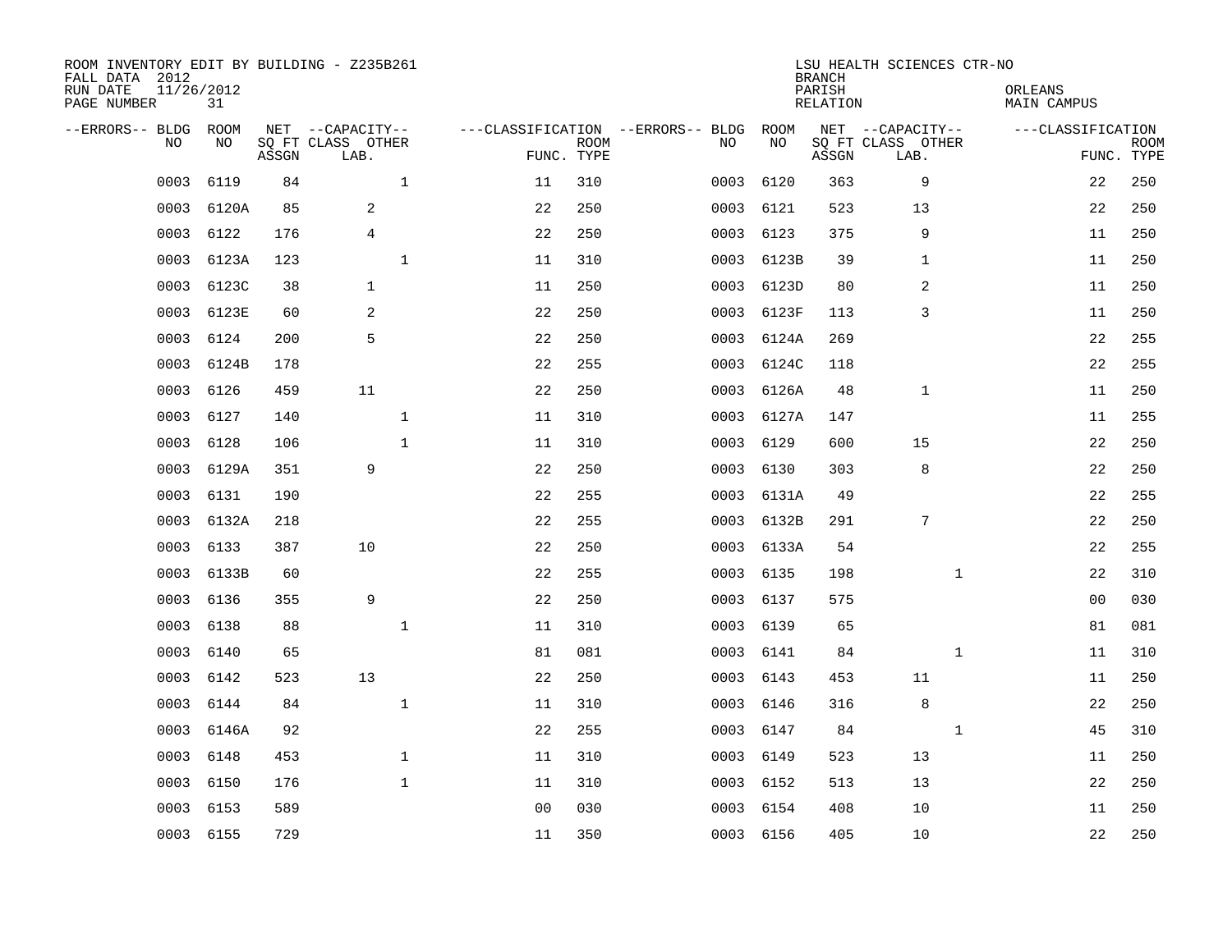ROOM INVENTORY EDIT BY BUILDING - Z235B261
FALL DATA 2012
RUN DATE 11/26/2012
PAGE NUMBER 31

LSU HEALTH SCIENCES CTR-NO
BRANCH
PARISH ORLEANS
RELATION MAIN CAMPUS

| --ERRORS-- | BLDG NO | ROOM NO | NET SQ FT ASSGN | --CAPACITY-- CLASS LAB. | OTHER | ---CLASSIFICATION FUNC. | ROOM TYPE | --ERRORS-- | BLDG NO | ROOM NO | NET SQ FT ASSGN | --CAPACITY-- CLASS LAB. | OTHER | ---CLASSIFICATION FUNC. | ROOM TYPE |
|---|---|---|---|---|---|---|---|---|---|---|---|---|---|---|---|
| | 0003 | 6119 | 84 | | 1 | 11 | 310 | | 0003 | 6120 | 363 | 9 | | 22 | 250 |
| | 0003 | 6120A | 85 | 2 | | 22 | 250 | | 0003 | 6121 | 523 | 13 | | 22 | 250 |
| | 0003 | 6122 | 176 | 4 | | 22 | 250 | | 0003 | 6123 | 375 | 9 | | 11 | 250 |
| | 0003 | 6123A | 123 | | 1 | 11 | 310 | | 0003 | 6123B | 39 | 1 | | 11 | 250 |
| | 0003 | 6123C | 38 | 1 | | 11 | 250 | | 0003 | 6123D | 80 | 2 | | 11 | 250 |
| | 0003 | 6123E | 60 | 2 | | 22 | 250 | | 0003 | 6123F | 113 | 3 | | 11 | 250 |
| | 0003 | 6124 | 200 | 5 | | 22 | 250 | | 0003 | 6124A | 269 | | | 22 | 255 |
| | 0003 | 6124B | 178 | | | 22 | 255 | | 0003 | 6124C | 118 | | | 22 | 255 |
| | 0003 | 6126 | 459 | 11 | | 22 | 250 | | 0003 | 6126A | 48 | 1 | | 11 | 250 |
| | 0003 | 6127 | 140 | | 1 | 11 | 310 | | 0003 | 6127A | 147 | | | 11 | 255 |
| | 0003 | 6128 | 106 | | 1 | 11 | 310 | | 0003 | 6129 | 600 | 15 | | 22 | 250 |
| | 0003 | 6129A | 351 | 9 | | 22 | 250 | | 0003 | 6130 | 303 | 8 | | 22 | 250 |
| | 0003 | 6131 | 190 | | | 22 | 255 | | 0003 | 6131A | 49 | | | 22 | 255 |
| | 0003 | 6132A | 218 | | | 22 | 255 | | 0003 | 6132B | 291 | 7 | | 22 | 250 |
| | 0003 | 6133 | 387 | 10 | | 22 | 250 | | 0003 | 6133A | 54 | | | 22 | 255 |
| | 0003 | 6133B | 60 | | | 22 | 255 | | 0003 | 6135 | 198 | | 1 | 22 | 310 |
| | 0003 | 6136 | 355 | 9 | | 22 | 250 | | 0003 | 6137 | 575 | | | 00 | 030 |
| | 0003 | 6138 | 88 | | 1 | 11 | 310 | | 0003 | 6139 | 65 | | | 81 | 081 |
| | 0003 | 6140 | 65 | | | 81 | 081 | | 0003 | 6141 | 84 | | 1 | 11 | 310 |
| | 0003 | 6142 | 523 | 13 | | 22 | 250 | | 0003 | 6143 | 453 | 11 | | 11 | 250 |
| | 0003 | 6144 | 84 | | 1 | 11 | 310 | | 0003 | 6146 | 316 | 8 | | 22 | 250 |
| | 0003 | 6146A | 92 | | | 22 | 255 | | 0003 | 6147 | 84 | | 1 | 45 | 310 |
| | 0003 | 6148 | 453 | | 1 | 11 | 310 | | 0003 | 6149 | 523 | 13 | | 11 | 250 |
| | 0003 | 6150 | 176 | | 1 | 11 | 310 | | 0003 | 6152 | 513 | 13 | | 22 | 250 |
| | 0003 | 6153 | 589 | | | 00 | 030 | | 0003 | 6154 | 408 | 10 | | 11 | 250 |
| | 0003 | 6155 | 729 | | | 11 | 350 | | 0003 | 6156 | 405 | 10 | | 22 | 250 |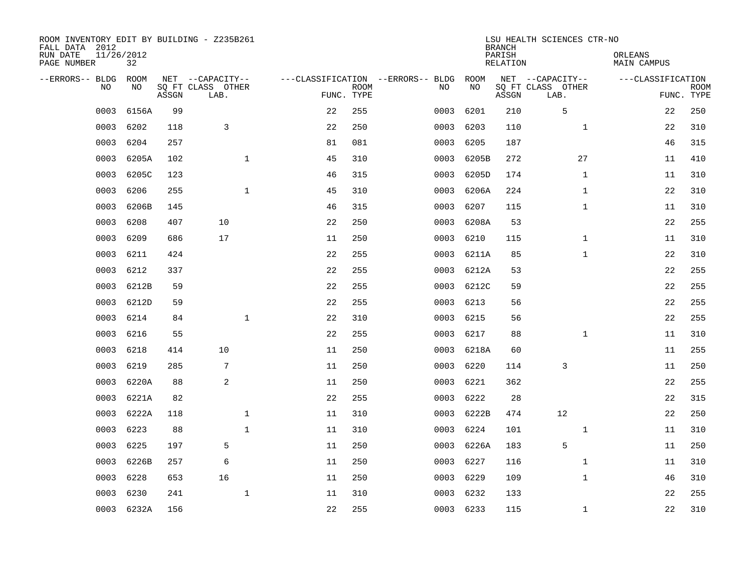ROOM INVENTORY EDIT BY BUILDING - Z235B261
FALL DATA 2012
RUN DATE 11/26/2012
PAGE NUMBER 32

LSU HEALTH SCIENCES CTR-NO
BRANCH
PARISH ORLEANS
RELATION MAIN CAMPUS

| --ERRORS-- | BLDG NO | ROOM NO | NET SQ FT ASSGN | --CAPACITY-- CLASS LAB. | OTHER | ---CLASSIFICATION FUNC. | ROOM TYPE | --ERRORS-- | BLDG NO | ROOM NO | NET SQ FT ASSGN | --CAPACITY-- CLASS LAB. | OTHER | ---CLASSIFICATION FUNC. | ROOM TYPE |
|---|---|---|---|---|---|---|---|---|---|---|---|---|---|---|---|
| | 0003 | 6156A | 99 | | | 22 | 255 | | 0003 | 6201 | 210 | 5 | | 22 | 250 |
| | 0003 | 6202 | 118 | 3 | | 22 | 250 | | 0003 | 6203 | 110 | | 1 | 22 | 310 |
| | 0003 | 6204 | 257 | | | 81 | 081 | | 0003 | 6205 | 187 | | | 46 | 315 |
| | 0003 | 6205A | 102 | | 1 | 45 | 310 | | 0003 | 6205B | 272 | | 27 | 11 | 410 |
| | 0003 | 6205C | 123 | | | 46 | 315 | | 0003 | 6205D | 174 | | 1 | 11 | 310 |
| | 0003 | 6206 | 255 | | 1 | 45 | 310 | | 0003 | 6206A | 224 | | 1 | 22 | 310 |
| | 0003 | 6206B | 145 | | | 46 | 315 | | 0003 | 6207 | 115 | | 1 | 11 | 310 |
| | 0003 | 6208 | 407 | 10 | | 22 | 250 | | 0003 | 6208A | 53 | | | 22 | 255 |
| | 0003 | 6209 | 686 | 17 | | 11 | 250 | | 0003 | 6210 | 115 | | 1 | 11 | 310 |
| | 0003 | 6211 | 424 | | | 22 | 255 | | 0003 | 6211A | 85 | | 1 | 22 | 310 |
| | 0003 | 6212 | 337 | | | 22 | 255 | | 0003 | 6212A | 53 | | | 22 | 255 |
| | 0003 | 6212B | 59 | | | 22 | 255 | | 0003 | 6212C | 59 | | | 22 | 255 |
| | 0003 | 6212D | 59 | | | 22 | 255 | | 0003 | 6213 | 56 | | | 22 | 255 |
| | 0003 | 6214 | 84 | | 1 | 22 | 310 | | 0003 | 6215 | 56 | | | 22 | 255 |
| | 0003 | 6216 | 55 | | | 22 | 255 | | 0003 | 6217 | 88 | | 1 | 11 | 310 |
| | 0003 | 6218 | 414 | 10 | | 11 | 250 | | 0003 | 6218A | 60 | | | 11 | 255 |
| | 0003 | 6219 | 285 | 7 | | 11 | 250 | | 0003 | 6220 | 114 | 3 | | 11 | 250 |
| | 0003 | 6220A | 88 | 2 | | 11 | 250 | | 0003 | 6221 | 362 | | | 22 | 255 |
| | 0003 | 6221A | 82 | | | 22 | 255 | | 0003 | 6222 | 28 | | | 22 | 315 |
| | 0003 | 6222A | 118 | | 1 | 11 | 310 | | 0003 | 6222B | 474 | 12 | | 22 | 250 |
| | 0003 | 6223 | 88 | | 1 | 11 | 310 | | 0003 | 6224 | 101 | | 1 | 11 | 310 |
| | 0003 | 6225 | 197 | 5 | | 11 | 250 | | 0003 | 6226A | 183 | 5 | | 11 | 250 |
| | 0003 | 6226B | 257 | 6 | | 11 | 250 | | 0003 | 6227 | 116 | | 1 | 11 | 310 |
| | 0003 | 6228 | 653 | 16 | | 11 | 250 | | 0003 | 6229 | 109 | | 1 | 46 | 310 |
| | 0003 | 6230 | 241 | | 1 | 11 | 310 | | 0003 | 6232 | 133 | | | 22 | 255 |
| | 0003 | 6232A | 156 | | | 22 | 255 | | 0003 | 6233 | 115 | | 1 | 22 | 310 |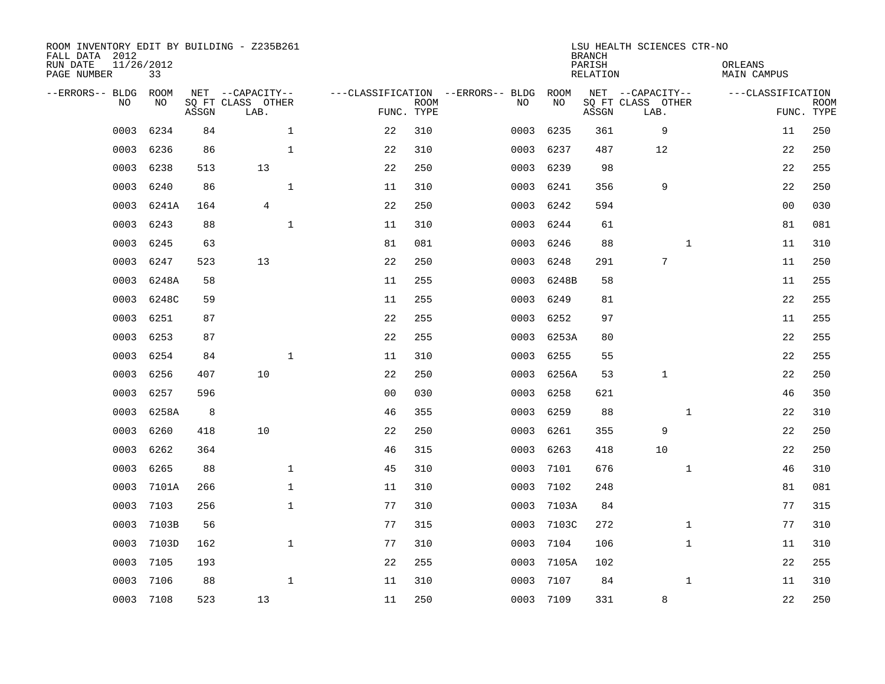ROOM INVENTORY EDIT BY BUILDING - Z235B261
FALL DATA 2012
RUN DATE 11/26/2012
PAGE NUMBER 33

LSU HEALTH SCIENCES CTR-NO
BRANCH
PARISH ORLEANS
RELATION MAIN CAMPUS

| --ERRORS-- | BLDG NO | ROOM NO | NET SQ FT ASSGN | --CAPACITY-- CLASS LAB. | OTHER | ---CLASSIFICATION FUNC. | ROOM TYPE | --ERRORS-- | BLDG NO | ROOM NO | NET SQ FT ASSGN | --CAPACITY-- CLASS LAB. | OTHER | ---CLASSIFICATION FUNC. | ROOM TYPE |
|---|---|---|---|---|---|---|---|---|---|---|---|---|---|---|---|
| | 0003 | 6234 | 84 | | 1 | 22 | 310 | | 0003 | 6235 | 361 | 9 | | 11 | 250 |
| | 0003 | 6236 | 86 | | 1 | 22 | 310 | | 0003 | 6237 | 487 | 12 | | 22 | 250 |
| | 0003 | 6238 | 513 | 13 | | 22 | 250 | | 0003 | 6239 | 98 | | | 22 | 255 |
| | 0003 | 6240 | 86 | | 1 | 11 | 310 | | 0003 | 6241 | 356 | 9 | | 22 | 250 |
| | 0003 | 6241A | 164 | 4 | | 22 | 250 | | 0003 | 6242 | 594 | | | 00 | 030 |
| | 0003 | 6243 | 88 | | 1 | 11 | 310 | | 0003 | 6244 | 61 | | | 81 | 081 |
| | 0003 | 6245 | 63 | | | 81 | 081 | | 0003 | 6246 | 88 | | 1 | 11 | 310 |
| | 0003 | 6247 | 523 | 13 | | 22 | 250 | | 0003 | 6248 | 291 | 7 | | 11 | 250 |
| | 0003 | 6248A | 58 | | | 11 | 255 | | 0003 | 6248B | 58 | | | 11 | 255 |
| | 0003 | 6248C | 59 | | | 11 | 255 | | 0003 | 6249 | 81 | | | 22 | 255 |
| | 0003 | 6251 | 87 | | | 22 | 255 | | 0003 | 6252 | 97 | | | 11 | 255 |
| | 0003 | 6253 | 87 | | | 22 | 255 | | 0003 | 6253A | 80 | | | 22 | 255 |
| | 0003 | 6254 | 84 | | 1 | 11 | 310 | | 0003 | 6255 | 55 | | | 22 | 255 |
| | 0003 | 6256 | 407 | 10 | | 22 | 250 | | 0003 | 6256A | 53 | 1 | | 22 | 250 |
| | 0003 | 6257 | 596 | | | 00 | 030 | | 0003 | 6258 | 621 | | | 46 | 350 |
| | 0003 | 6258A | 8 | | | 46 | 355 | | 0003 | 6259 | 88 | | 1 | 22 | 310 |
| | 0003 | 6260 | 418 | 10 | | 22 | 250 | | 0003 | 6261 | 355 | 9 | | 22 | 250 |
| | 0003 | 6262 | 364 | | | 46 | 315 | | 0003 | 6263 | 418 | 10 | | 22 | 250 |
| | 0003 | 6265 | 88 | | 1 | 45 | 310 | | 0003 | 7101 | 676 | | 1 | 46 | 310 |
| | 0003 | 7101A | 266 | | 1 | 11 | 310 | | 0003 | 7102 | 248 | | | 81 | 081 |
| | 0003 | 7103 | 256 | | 1 | 77 | 310 | | 0003 | 7103A | 84 | | | 77 | 315 |
| | 0003 | 7103B | 56 | | | 77 | 315 | | 0003 | 7103C | 272 | | 1 | 77 | 310 |
| | 0003 | 7103D | 162 | | 1 | 77 | 310 | | 0003 | 7104 | 106 | | 1 | 11 | 310 |
| | 0003 | 7105 | 193 | | | 22 | 255 | | 0003 | 7105A | 102 | | | 22 | 255 |
| | 0003 | 7106 | 88 | | 1 | 11 | 310 | | 0003 | 7107 | 84 | | 1 | 11 | 310 |
| | 0003 | 7108 | 523 | 13 | | 11 | 250 | | 0003 | 7109 | 331 | 8 | | 22 | 250 |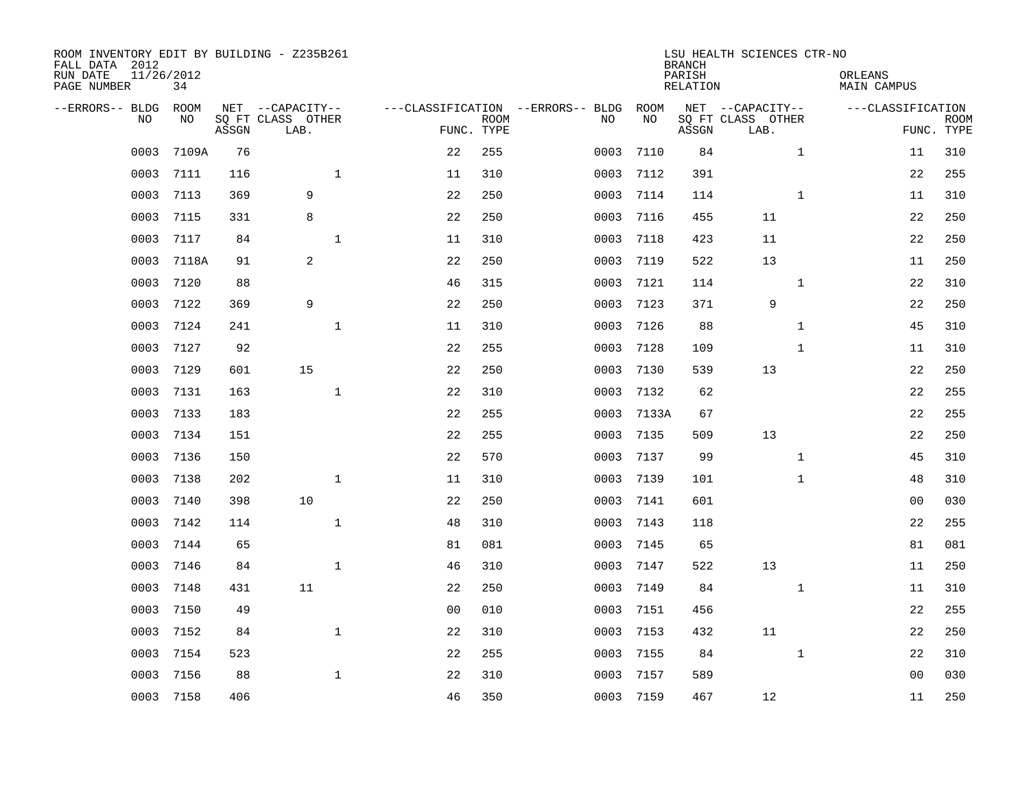ROOM INVENTORY EDIT BY BUILDING - Z235B261
FALL DATA 2012
RUN DATE 11/26/2012
PAGE NUMBER 34

LSU HEALTH SCIENCES CTR-NO
BRANCH
PARISH ORLEANS
RELATION MAIN CAMPUS

| --ERRORS-- | BLDG NO | ROOM NO | NET SQ FT ASSGN | CAPACITY CLASS LAB. | CAPACITY OTHER | CLASSIFICATION FUNC. | ROOM TYPE | --ERRORS-- | BLDG NO | ROOM NO | NET SQ FT ASSGN | CAPACITY CLASS LAB. | CAPACITY OTHER | CLASSIFICATION FUNC. | ROOM TYPE |
|---|---|---|---|---|---|---|---|---|---|---|---|---|---|---|---|
| | 0003 | 7109A | 76 | | | 22 | 255 | | 0003 | 7110 | 84 | | 1 | 11 | 310 |
| | 0003 | 7111 | 116 | | 1 | 11 | 310 | | 0003 | 7112 | 391 | | | 22 | 255 |
| | 0003 | 7113 | 369 | 9 | | 22 | 250 | | 0003 | 7114 | 114 | | 1 | 11 | 310 |
| | 0003 | 7115 | 331 | 8 | | 22 | 250 | | 0003 | 7116 | 455 | 11 | | 22 | 250 |
| | 0003 | 7117 | 84 | | 1 | 11 | 310 | | 0003 | 7118 | 423 | 11 | | 22 | 250 |
| | 0003 | 7118A | 91 | 2 | | 22 | 250 | | 0003 | 7119 | 522 | 13 | | 11 | 250 |
| | 0003 | 7120 | 88 | | | 46 | 315 | | 0003 | 7121 | 114 | | 1 | 22 | 310 |
| | 0003 | 7122 | 369 | 9 | | 22 | 250 | | 0003 | 7123 | 371 | 9 | | 22 | 250 |
| | 0003 | 7124 | 241 | | 1 | 11 | 310 | | 0003 | 7126 | 88 | | 1 | 45 | 310 |
| | 0003 | 7127 | 92 | | | 22 | 255 | | 0003 | 7128 | 109 | | 1 | 11 | 310 |
| | 0003 | 7129 | 601 | 15 | | 22 | 250 | | 0003 | 7130 | 539 | 13 | | 22 | 250 |
| | 0003 | 7131 | 163 | | 1 | 22 | 310 | | 0003 | 7132 | 62 | | | 22 | 255 |
| | 0003 | 7133 | 183 | | | 22 | 255 | | 0003 | 7133A | 67 | | | 22 | 255 |
| | 0003 | 7134 | 151 | | | 22 | 255 | | 0003 | 7135 | 509 | 13 | | 22 | 250 |
| | 0003 | 7136 | 150 | | | 22 | 570 | | 0003 | 7137 | 99 | | 1 | 45 | 310 |
| | 0003 | 7138 | 202 | | 1 | 11 | 310 | | 0003 | 7139 | 101 | | 1 | 48 | 310 |
| | 0003 | 7140 | 398 | 10 | | 22 | 250 | | 0003 | 7141 | 601 | | | 00 | 030 |
| | 0003 | 7142 | 114 | | 1 | 48 | 310 | | 0003 | 7143 | 118 | | | 22 | 255 |
| | 0003 | 7144 | 65 | | | 81 | 081 | | 0003 | 7145 | 65 | | | 81 | 081 |
| | 0003 | 7146 | 84 | | 1 | 46 | 310 | | 0003 | 7147 | 522 | 13 | | 11 | 250 |
| | 0003 | 7148 | 431 | 11 | | 22 | 250 | | 0003 | 7149 | 84 | | 1 | 11 | 310 |
| | 0003 | 7150 | 49 | | | 00 | 010 | | 0003 | 7151 | 456 | | | 22 | 255 |
| | 0003 | 7152 | 84 | | 1 | 22 | 310 | | 0003 | 7153 | 432 | 11 | | 22 | 250 |
| | 0003 | 7154 | 523 | | | 22 | 255 | | 0003 | 7155 | 84 | | 1 | 22 | 310 |
| | 0003 | 7156 | 88 | | 1 | 22 | 310 | | 0003 | 7157 | 589 | | | 00 | 030 |
| | 0003 | 7158 | 406 | | | 46 | 350 | | 0003 | 7159 | 467 | 12 | | 11 | 250 |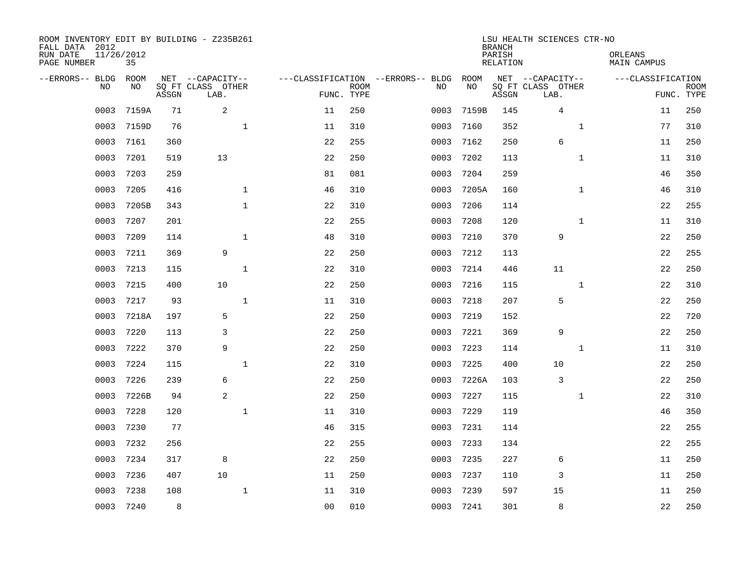ROOM INVENTORY EDIT BY BUILDING - Z235B261
FALL DATA 2012
RUN DATE 11/26/2012
PAGE NUMBER 35

LSU HEALTH SCIENCES CTR-NO
BRANCH
PARISH ORLEANS
RELATION MAIN CAMPUS

| --ERRORS-- | BLDG NO | ROOM NO | NET SQ FT ASSGN | --CAPACITY-- CLASS LAB. | OTHER | ---CLASSIFICATION FUNC. | ROOM TYPE | --ERRORS-- | BLDG NO | ROOM NO | NET SQ FT ASSGN | --CAPACITY-- CLASS LAB. | OTHER | ---CLASSIFICATION FUNC. | ROOM TYPE |
|---|---|---|---|---|---|---|---|---|---|---|---|---|---|---|---|
| | 0003 | 7159A | 71 | 2 | | 11 | 250 | | 0003 | 7159B | 145 | 4 | | 11 | 250 |
| | 0003 | 7159D | 76 | | 1 | 11 | 310 | | 0003 | 7160 | 352 | | 1 | 77 | 310 |
| | 0003 | 7161 | 360 | | | 22 | 255 | | 0003 | 7162 | 250 | 6 | | 11 | 250 |
| | 0003 | 7201 | 519 | 13 | | 22 | 250 | | 0003 | 7202 | 113 | | 1 | 11 | 310 |
| | 0003 | 7203 | 259 | | | 81 | 081 | | 0003 | 7204 | 259 | | | 46 | 350 |
| | 0003 | 7205 | 416 | | 1 | 46 | 310 | | 0003 | 7205A | 160 | | 1 | 46 | 310 |
| | 0003 | 7205B | 343 | | 1 | 22 | 310 | | 0003 | 7206 | 114 | | | 22 | 255 |
| | 0003 | 7207 | 201 | | | 22 | 255 | | 0003 | 7208 | 120 | | 1 | 11 | 310 |
| | 0003 | 7209 | 114 | | 1 | 48 | 310 | | 0003 | 7210 | 370 | 9 | | 22 | 250 |
| | 0003 | 7211 | 369 | 9 | | 22 | 250 | | 0003 | 7212 | 113 | | | 22 | 255 |
| | 0003 | 7213 | 115 | | 1 | 22 | 310 | | 0003 | 7214 | 446 | 11 | | 22 | 250 |
| | 0003 | 7215 | 400 | 10 | | 22 | 250 | | 0003 | 7216 | 115 | | 1 | 22 | 310 |
| | 0003 | 7217 | 93 | | 1 | 11 | 310 | | 0003 | 7218 | 207 | 5 | | 22 | 250 |
| | 0003 | 7218A | 197 | 5 | | 22 | 250 | | 0003 | 7219 | 152 | | | 22 | 720 |
| | 0003 | 7220 | 113 | 3 | | 22 | 250 | | 0003 | 7221 | 369 | 9 | | 22 | 250 |
| | 0003 | 7222 | 370 | 9 | | 22 | 250 | | 0003 | 7223 | 114 | | 1 | 11 | 310 |
| | 0003 | 7224 | 115 | | 1 | 22 | 310 | | 0003 | 7225 | 400 | 10 | | 22 | 250 |
| | 0003 | 7226 | 239 | 6 | | 22 | 250 | | 0003 | 7226A | 103 | 3 | | 22 | 250 |
| | 0003 | 7226B | 94 | 2 | | 22 | 250 | | 0003 | 7227 | 115 | | 1 | 22 | 310 |
| | 0003 | 7228 | 120 | | 1 | 11 | 310 | | 0003 | 7229 | 119 | | | 46 | 350 |
| | 0003 | 7230 | 77 | | | 46 | 315 | | 0003 | 7231 | 114 | | | 22 | 255 |
| | 0003 | 7232 | 256 | | | 22 | 255 | | 0003 | 7233 | 134 | | | 22 | 255 |
| | 0003 | 7234 | 317 | 8 | | 22 | 250 | | 0003 | 7235 | 227 | 6 | | 11 | 250 |
| | 0003 | 7236 | 407 | 10 | | 11 | 250 | | 0003 | 7237 | 110 | 3 | | 11 | 250 |
| | 0003 | 7238 | 108 | | 1 | 11 | 310 | | 0003 | 7239 | 597 | 15 | | 11 | 250 |
| | 0003 | 7240 | 8 | | | 00 | 010 | | 0003 | 7241 | 301 | 8 | | 22 | 250 |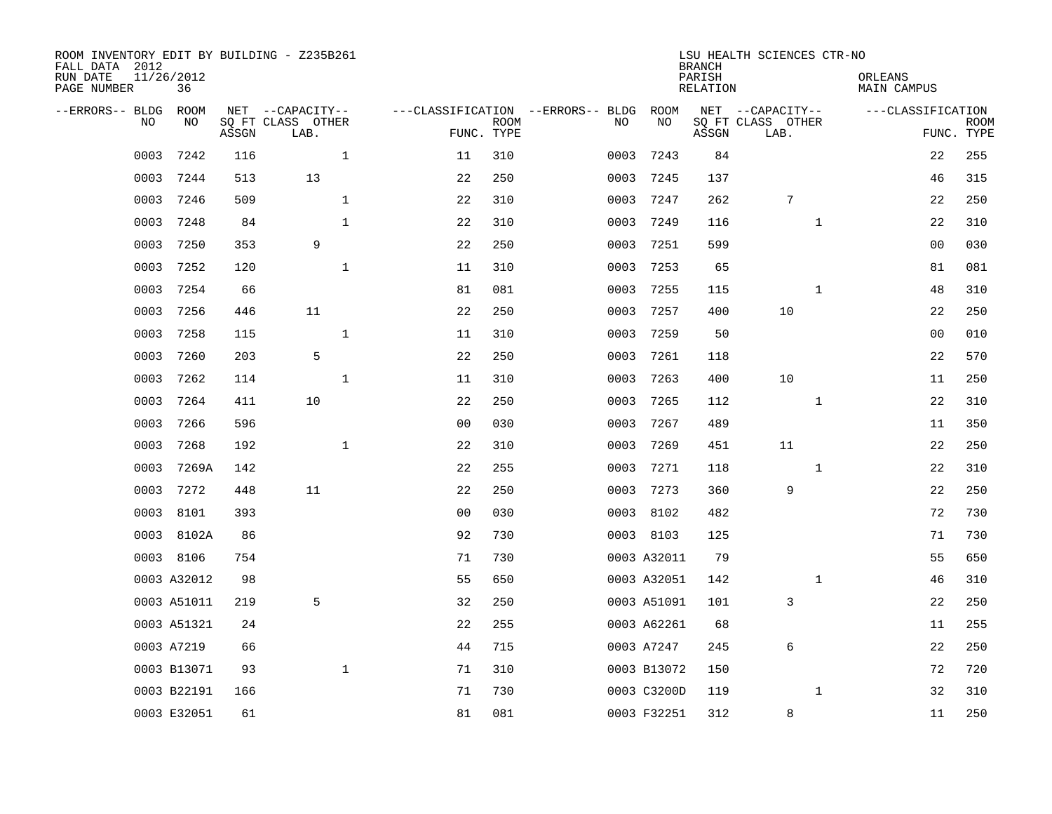ROOM INVENTORY EDIT BY BUILDING - Z235B261
FALL DATA 2012
RUN DATE 11/26/2012
PAGE NUMBER 36

LSU HEALTH SCIENCES CTR-NO
BRANCH
PARISH ORLEANS
RELATION MAIN CAMPUS

| --ERRORS-- | BLDG NO | ROOM NO | NET SQ FT ASSGN | --CAPACITY-- CLASS LAB. | OTHER | ---CLASSIFICATION FUNC. | ROOM TYPE | --ERRORS-- | BLDG NO | ROOM NO | NET SQ FT ASSGN | --CAPACITY-- CLASS LAB. | OTHER | ---CLASSIFICATION FUNC. | ROOM TYPE |
|---|---|---|---|---|---|---|---|---|---|---|---|---|---|---|---|
| | 0003 | 7242 | 116 | | 1 | 11 | 310 | | 0003 | 7243 | 84 | | | 22 | 255 |
| | 0003 | 7244 | 513 | 13 | | 22 | 250 | | 0003 | 7245 | 137 | | | 46 | 315 |
| | 0003 | 7246 | 509 | | 1 | 22 | 310 | | 0003 | 7247 | 262 | 7 | | 22 | 250 |
| | 0003 | 7248 | 84 | | 1 | 22 | 310 | | 0003 | 7249 | 116 | | 1 | 22 | 310 |
| | 0003 | 7250 | 353 | 9 | | 22 | 250 | | 0003 | 7251 | 599 | | | 00 | 030 |
| | 0003 | 7252 | 120 | | 1 | 11 | 310 | | 0003 | 7253 | 65 | | | 81 | 081 |
| | 0003 | 7254 | 66 | | | 81 | 081 | | 0003 | 7255 | 115 | | 1 | 48 | 310 |
| | 0003 | 7256 | 446 | 11 | | 22 | 250 | | 0003 | 7257 | 400 | 10 | | 22 | 250 |
| | 0003 | 7258 | 115 | | 1 | 11 | 310 | | 0003 | 7259 | 50 | | | 00 | 010 |
| | 0003 | 7260 | 203 | 5 | | 22 | 250 | | 0003 | 7261 | 118 | | | 22 | 570 |
| | 0003 | 7262 | 114 | | 1 | 11 | 310 | | 0003 | 7263 | 400 | 10 | | 11 | 250 |
| | 0003 | 7264 | 411 | 10 | | 22 | 250 | | 0003 | 7265 | 112 | | 1 | 22 | 310 |
| | 0003 | 7266 | 596 | | | 00 | 030 | | 0003 | 7267 | 489 | | | 11 | 350 |
| | 0003 | 7268 | 192 | | 1 | 22 | 310 | | 0003 | 7269 | 451 | 11 | | 22 | 250 |
| | 0003 | 7269A | 142 | | | 22 | 255 | | 0003 | 7271 | 118 | | 1 | 22 | 310 |
| | 0003 | 7272 | 448 | 11 | | 22 | 250 | | 0003 | 7273 | 360 | 9 | | 22 | 250 |
| | 0003 | 8101 | 393 | | | 00 | 030 | | 0003 | 8102 | 482 | | | 72 | 730 |
| | 0003 | 8102A | 86 | | | 92 | 730 | | 0003 | 8103 | 125 | | | 71 | 730 |
| | 0003 | 8106 | 754 | | | 71 | 730 | | 0003 | A32011 | 79 | | | 55 | 650 |
| | 0003 | A32012 | 98 | | | 55 | 650 | | 0003 | A32051 | 142 | | 1 | 46 | 310 |
| | 0003 | A51011 | 219 | 5 | | 32 | 250 | | 0003 | A51091 | 101 | 3 | | 22 | 250 |
| | 0003 | A51321 | 24 | | | 22 | 255 | | 0003 | A62261 | 68 | | | 11 | 255 |
| | 0003 | A7219 | 66 | | | 44 | 715 | | 0003 | A7247 | 245 | 6 | | 22 | 250 |
| | 0003 | B13071 | 93 | | 1 | 71 | 310 | | 0003 | B13072 | 150 | | | 72 | 720 |
| | 0003 | B22191 | 166 | | | 71 | 730 | | 0003 | C3200D | 119 | | 1 | 32 | 310 |
| | 0003 | E32051 | 61 | | | 81 | 081 | | 0003 | F32251 | 312 | 8 | | 11 | 250 |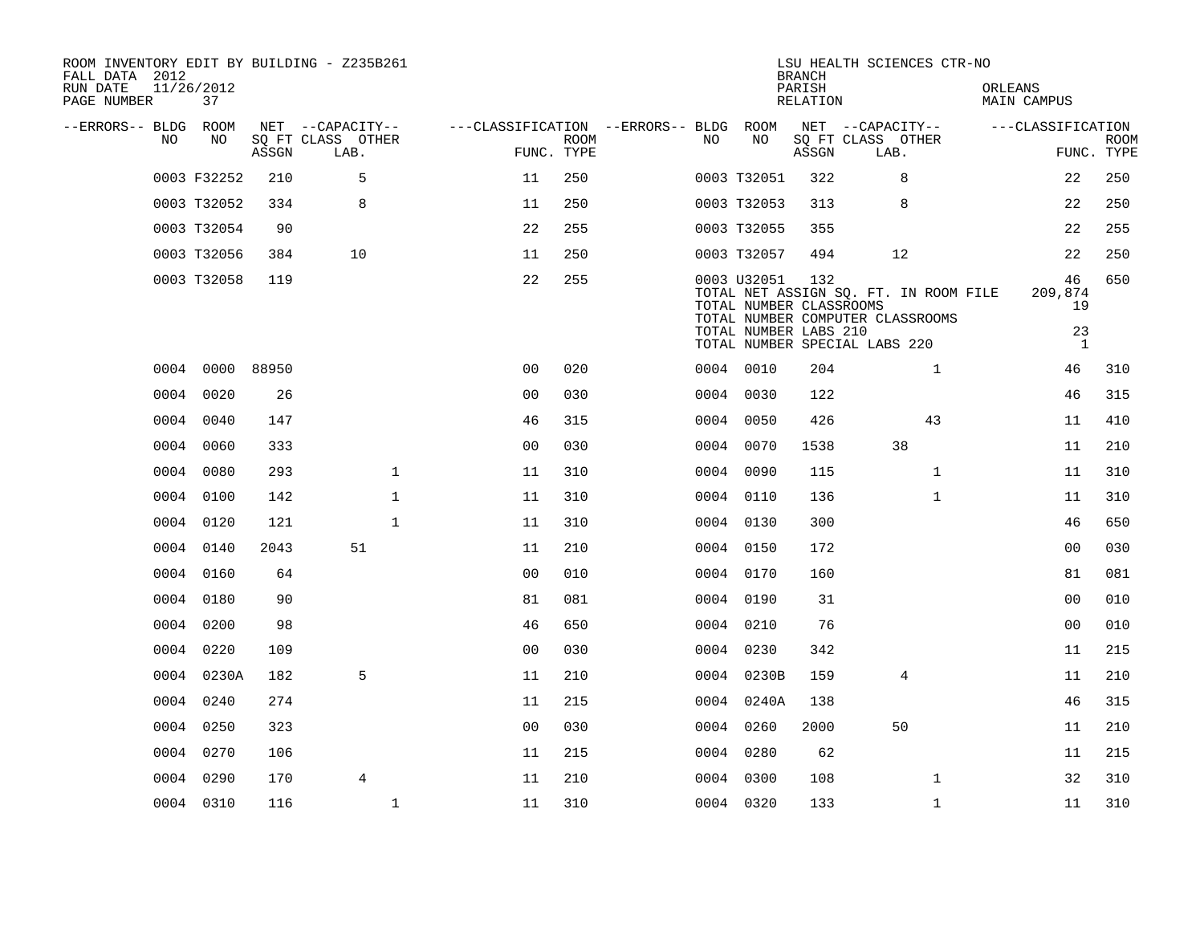ROOM INVENTORY EDIT BY BUILDING - Z235B261
FALL DATA 2012
RUN DATE 11/26/2012
PAGE NUMBER 37

LSU HEALTH SCIENCES CTR-NO
BRANCH
PARISH ORLEANS
RELATION MAIN CAMPUS

| --ERRORS-- | BLDG NO | ROOM NO | NET SQ FT ASSGN | CAPACITY CLASS LAB. | CAPACITY OTHER | CLASSIFICATION FUNC. | ROOM TYPE | --ERRORS-- | BLDG NO | ROOM NO | NET SQ FT ASSGN | CAPACITY CLASS LAB. | CAPACITY OTHER | CLASSIFICATION FUNC. | ROOM TYPE |
|---|---|---|---|---|---|---|---|---|---|---|---|---|---|---|---|
| | 0003 | F32252 | 210 | 5 | | 11 | 250 | | 0003 | T32051 | 322 | 8 | | 22 | 250 |
| | 0003 | T32052 | 334 | 8 | | 11 | 250 | | 0003 | T32053 | 313 | 8 | | 22 | 250 |
| | 0003 | T32054 | 90 | | | 22 | 255 | | 0003 | T32055 | 355 | | | 22 | 255 |
| | 0003 | T32056 | 384 | 10 | | 11 | 250 | | 0003 | T32057 | 494 | 12 | | 22 | 250 |
| | 0003 | T32058 | 119 | | | 22 | 255 | | 0003 | U32051 | 132 | | | 46 | 650 |
| | | | | | | | | | TOTAL NET ASSIGN SQ. FT. IN ROOM FILE | | | | | 209,874 | |
| | | | | | | | | | TOTAL NUMBER CLASSROOMS | | | | | 19 | |
| | | | | | | | | | TOTAL NUMBER COMPUTER CLASSROOMS | | | | | | |
| | | | | | | | | | TOTAL NUMBER LABS 210 | | | | | 23 | |
| | | | | | | | | | TOTAL NUMBER SPECIAL LABS 220 | | | | | 1 | |
| | 0004 | 0000 | 88950 | | | 00 | 020 | | 0004 | 0010 | 204 | | 1 | 46 | 310 |
| | 0004 | 0020 | 26 | | | 00 | 030 | | 0004 | 0030 | 122 | | | 46 | 315 |
| | 0004 | 0040 | 147 | | | 46 | 315 | | 0004 | 0050 | 426 | | 43 | 11 | 410 |
| | 0004 | 0060 | 333 | | | 00 | 030 | | 0004 | 0070 | 1538 | 38 | | 11 | 210 |
| | 0004 | 0080 | 293 | | 1 | 11 | 310 | | 0004 | 0090 | 115 | | 1 | 11 | 310 |
| | 0004 | 0100 | 142 | | 1 | 11 | 310 | | 0004 | 0110 | 136 | | 1 | 11 | 310 |
| | 0004 | 0120 | 121 | | 1 | 11 | 310 | | 0004 | 0130 | 300 | | | 46 | 650 |
| | 0004 | 0140 | 2043 | 51 | | 11 | 210 | | 0004 | 0150 | 172 | | | 00 | 030 |
| | 0004 | 0160 | 64 | | | 00 | 010 | | 0004 | 0170 | 160 | | | 81 | 081 |
| | 0004 | 0180 | 90 | | | 81 | 081 | | 0004 | 0190 | 31 | | | 00 | 010 |
| | 0004 | 0200 | 98 | | | 46 | 650 | | 0004 | 0210 | 76 | | | 00 | 010 |
| | 0004 | 0220 | 109 | | | 00 | 030 | | 0004 | 0230 | 342 | | | 11 | 215 |
| | 0004 | 0230A | 182 | 5 | | 11 | 210 | | 0004 | 0230B | 159 | 4 | | 11 | 210 |
| | 0004 | 0240 | 274 | | | 11 | 215 | | 0004 | 0240A | 138 | | | 46 | 315 |
| | 0004 | 0250 | 323 | | | 00 | 030 | | 0004 | 0260 | 2000 | 50 | | 11 | 210 |
| | 0004 | 0270 | 106 | | | 11 | 215 | | 0004 | 0280 | 62 | | | 11 | 215 |
| | 0004 | 0290 | 170 | 4 | | 11 | 210 | | 0004 | 0300 | 108 | | 1 | 32 | 310 |
| | 0004 | 0310 | 116 | | 1 | 11 | 310 | | 0004 | 0320 | 133 | | 1 | 11 | 310 |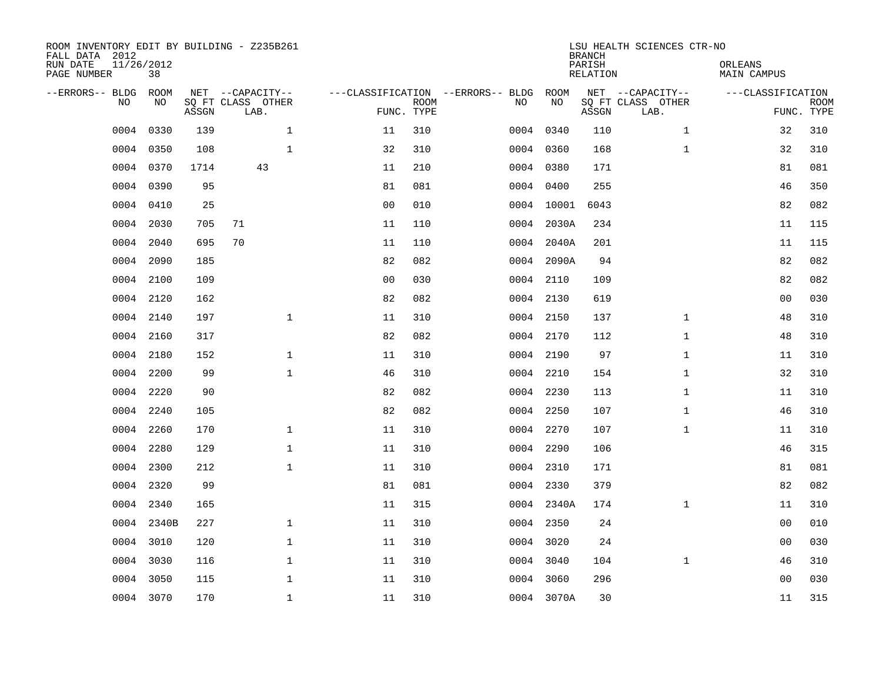ROOM INVENTORY EDIT BY BUILDING - Z235B261
FALL DATA 2012
RUN DATE 11/26/2012
PAGE NUMBER 38

LSU HEALTH SCIENCES CTR-NO
BRANCH
PARISH ORLEANS
RELATION MAIN CAMPUS

| --ERRORS-- | BLDG NO | ROOM NO | NET SQ FT ASSGN | CAPACITY CLASS | CAPACITY OTHER LAB. | CLASSIFICATION FUNC. | ROOM TYPE | --ERRORS-- | BLDG NO | ROOM NO | NET SQ FT ASSGN | CAPACITY CLASS | CAPACITY OTHER LAB. | CLASSIFICATION FUNC. | ROOM TYPE |
|---|---|---|---|---|---|---|---|---|---|---|---|---|---|---|---|
| | 0004 | 0330 | 139 | | 1 | 11 | 310 | | 0004 | 0340 | 110 | | 1 | 32 | 310 |
| | 0004 | 0350 | 108 | | 1 | 32 | 310 | | 0004 | 0360 | 168 | | 1 | 32 | 310 |
| | 0004 | 0370 | 1714 | 43 | | 11 | 210 | | 0004 | 0380 | 171 | | | 81 | 081 |
| | 0004 | 0390 | 95 | | | 81 | 081 | | 0004 | 0400 | 255 | | | 46 | 350 |
| | 0004 | 0410 | 25 | | | 00 | 010 | | 0004 | 10001 | 6043 | | | 82 | 082 |
| | 0004 | 2030 | 705 | 71 | | 11 | 110 | | 0004 | 2030A | 234 | | | 11 | 115 |
| | 0004 | 2040 | 695 | 70 | | 11 | 110 | | 0004 | 2040A | 201 | | | 11 | 115 |
| | 0004 | 2090 | 185 | | | 82 | 082 | | 0004 | 2090A | 94 | | | 82 | 082 |
| | 0004 | 2100 | 109 | | | 00 | 030 | | 0004 | 2110 | 109 | | | 82 | 082 |
| | 0004 | 2120 | 162 | | | 82 | 082 | | 0004 | 2130 | 619 | | | 00 | 030 |
| | 0004 | 2140 | 197 | | 1 | 11 | 310 | | 0004 | 2150 | 137 | | 1 | 48 | 310 |
| | 0004 | 2160 | 317 | | | 82 | 082 | | 0004 | 2170 | 112 | | 1 | 48 | 310 |
| | 0004 | 2180 | 152 | | 1 | 11 | 310 | | 0004 | 2190 | 97 | | 1 | 11 | 310 |
| | 0004 | 2200 | 99 | | 1 | 46 | 310 | | 0004 | 2210 | 154 | | 1 | 32 | 310 |
| | 0004 | 2220 | 90 | | | 82 | 082 | | 0004 | 2230 | 113 | | 1 | 11 | 310 |
| | 0004 | 2240 | 105 | | | 82 | 082 | | 0004 | 2250 | 107 | | 1 | 46 | 310 |
| | 0004 | 2260 | 170 | | 1 | 11 | 310 | | 0004 | 2270 | 107 | | 1 | 11 | 310 |
| | 0004 | 2280 | 129 | | 1 | 11 | 310 | | 0004 | 2290 | 106 | | | 46 | 315 |
| | 0004 | 2300 | 212 | | 1 | 11 | 310 | | 0004 | 2310 | 171 | | | 81 | 081 |
| | 0004 | 2320 | 99 | | | 81 | 081 | | 0004 | 2330 | 379 | | | 82 | 082 |
| | 0004 | 2340 | 165 | | | 11 | 315 | | 0004 | 2340A | 174 | | 1 | 11 | 310 |
| | 0004 | 2340B | 227 | | 1 | 11 | 310 | | 0004 | 2350 | 24 | | | 00 | 010 |
| | 0004 | 3010 | 120 | | 1 | 11 | 310 | | 0004 | 3020 | 24 | | | 00 | 030 |
| | 0004 | 3030 | 116 | | 1 | 11 | 310 | | 0004 | 3040 | 104 | | 1 | 46 | 310 |
| | 0004 | 3050 | 115 | | 1 | 11 | 310 | | 0004 | 3060 | 296 | | | 00 | 030 |
| | 0004 | 3070 | 170 | | 1 | 11 | 310 | | 0004 | 3070A | 30 | | | 11 | 315 |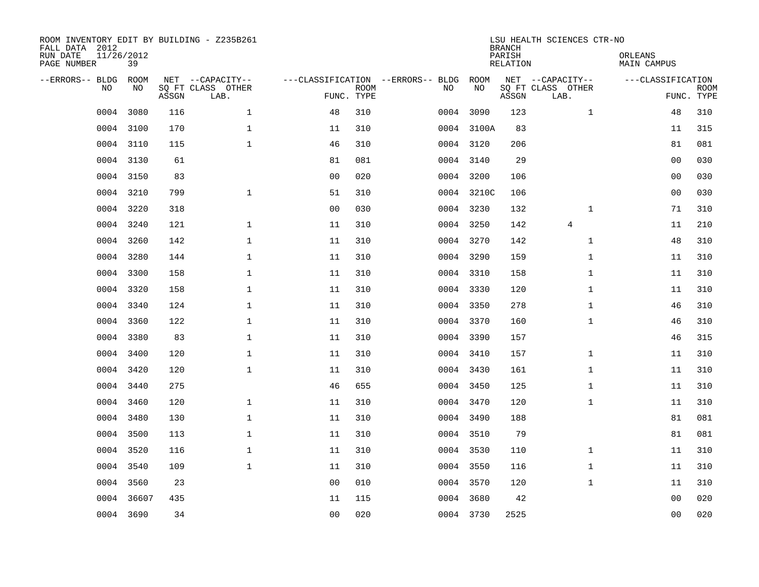ROOM INVENTORY EDIT BY BUILDING - Z235B261
FALL DATA 2012
RUN DATE 11/26/2012
PAGE NUMBER 39

LSU HEALTH SCIENCES CTR-NO
BRANCH
PARISH ORLEANS
RELATION MAIN CAMPUS

| --ERRORS-- | BLDG NO | ROOM NO | NET SQ FT ASSGN | --CAPACITY-- CLASS | OTHER LAB. | ---CLASSIFICATION FUNC. | ROOM TYPE | --ERRORS-- | BLDG NO | ROOM NO | NET SQ FT ASSGN | --CAPACITY-- CLASS | OTHER LAB. | ---CLASSIFICATION FUNC. | ROOM TYPE |
|---|---|---|---|---|---|---|---|---|---|---|---|---|---|---|---|
| | 0004 | 3080 | 116 | | 1 | 48 | 310 | | 0004 | 3090 | 123 | | 1 | 48 | 310 |
| | 0004 | 3100 | 170 | | 1 | 11 | 310 | | 0004 | 3100A | 83 | | | 11 | 315 |
| | 0004 | 3110 | 115 | | 1 | 46 | 310 | | 0004 | 3120 | 206 | | | 81 | 081 |
| | 0004 | 3130 | 61 | | | 81 | 081 | | 0004 | 3140 | 29 | | | 00 | 030 |
| | 0004 | 3150 | 83 | | | 00 | 020 | | 0004 | 3200 | 106 | | | 00 | 030 |
| | 0004 | 3210 | 799 | | 1 | 51 | 310 | | 0004 | 3210C | 106 | | | 00 | 030 |
| | 0004 | 3220 | 318 | | | 00 | 030 | | 0004 | 3230 | 132 | | 1 | 71 | 310 |
| | 0004 | 3240 | 121 | | 1 | 11 | 310 | | 0004 | 3250 | 142 | 4 | | 11 | 210 |
| | 0004 | 3260 | 142 | | 1 | 11 | 310 | | 0004 | 3270 | 142 | | 1 | 48 | 310 |
| | 0004 | 3280 | 144 | | 1 | 11 | 310 | | 0004 | 3290 | 159 | | 1 | 11 | 310 |
| | 0004 | 3300 | 158 | | 1 | 11 | 310 | | 0004 | 3310 | 158 | | 1 | 11 | 310 |
| | 0004 | 3320 | 158 | | 1 | 11 | 310 | | 0004 | 3330 | 120 | | 1 | 11 | 310 |
| | 0004 | 3340 | 124 | | 1 | 11 | 310 | | 0004 | 3350 | 278 | | 1 | 46 | 310 |
| | 0004 | 3360 | 122 | | 1 | 11 | 310 | | 0004 | 3370 | 160 | | 1 | 46 | 310 |
| | 0004 | 3380 | 83 | | 1 | 11 | 310 | | 0004 | 3390 | 157 | | | 46 | 315 |
| | 0004 | 3400 | 120 | | 1 | 11 | 310 | | 0004 | 3410 | 157 | | 1 | 11 | 310 |
| | 0004 | 3420 | 120 | | 1 | 11 | 310 | | 0004 | 3430 | 161 | | 1 | 11 | 310 |
| | 0004 | 3440 | 275 | | | 46 | 655 | | 0004 | 3450 | 125 | | 1 | 11 | 310 |
| | 0004 | 3460 | 120 | | 1 | 11 | 310 | | 0004 | 3470 | 120 | | 1 | 11 | 310 |
| | 0004 | 3480 | 130 | | 1 | 11 | 310 | | 0004 | 3490 | 188 | | | 81 | 081 |
| | 0004 | 3500 | 113 | | 1 | 11 | 310 | | 0004 | 3510 | 79 | | | 81 | 081 |
| | 0004 | 3520 | 116 | | 1 | 11 | 310 | | 0004 | 3530 | 110 | | 1 | 11 | 310 |
| | 0004 | 3540 | 109 | | 1 | 11 | 310 | | 0004 | 3550 | 116 | | 1 | 11 | 310 |
| | 0004 | 3560 | 23 | | | 00 | 010 | | 0004 | 3570 | 120 | | 1 | 11 | 310 |
| | 0004 | 36607 | 435 | | | 11 | 115 | | 0004 | 3680 | 42 | | | 00 | 020 |
| | 0004 | 3690 | 34 | | | 00 | 020 | | 0004 | 3730 | 2525 | | | 00 | 020 |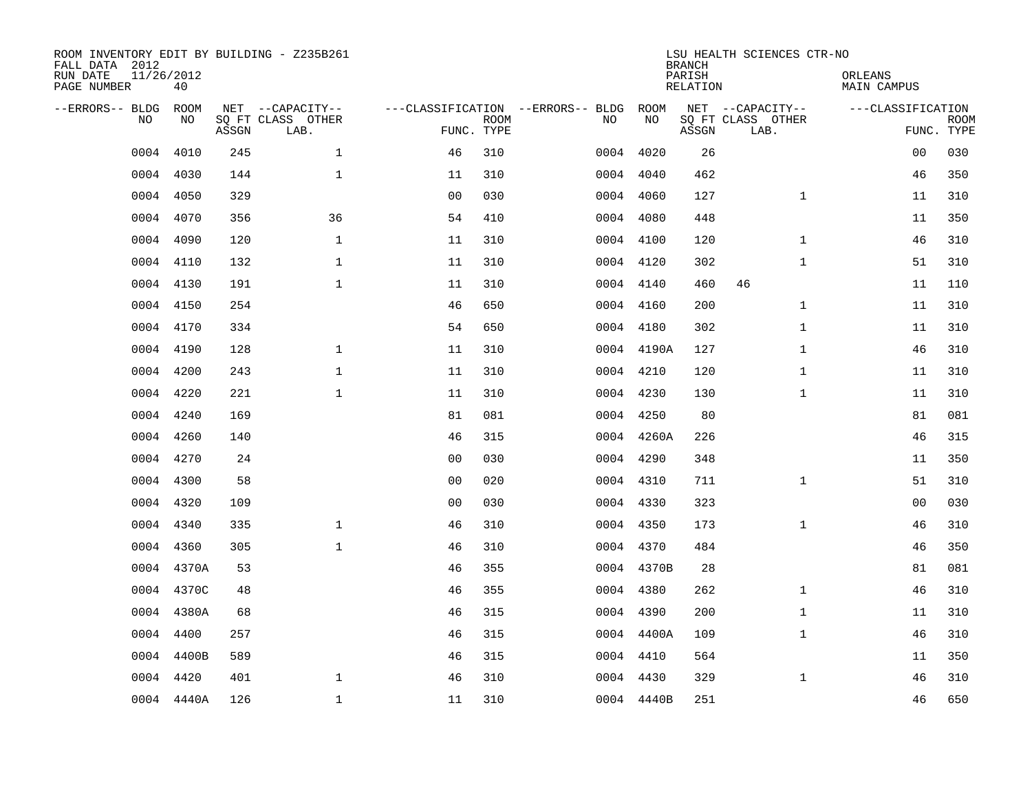ROOM INVENTORY EDIT BY BUILDING - Z235B261
FALL DATA 2012
RUN DATE 11/26/2012
PAGE NUMBER 40

LSU HEALTH SCIENCES CTR-NO
BRANCH
PARISH ORLEANS
RELATION MAIN CAMPUS

| --ERRORS-- | BLDG NO | ROOM NO | NET SQ FT ASSGN | --CAPACITY-- CLASS | OTHER LAB. | ---CLASSIFICATION FUNC. | ROOM TYPE | --ERRORS-- | BLDG NO | ROOM NO | NET SQ FT ASSGN | --CAPACITY-- CLASS | OTHER LAB. | ---CLASSIFICATION FUNC. | ROOM TYPE |
|---|---|---|---|---|---|---|---|---|---|---|---|---|---|---|---|
| | 0004 | 4010 | 245 | | 1 | 46 | 310 | | 0004 | 4020 | 26 | | | 00 | 030 |
| | 0004 | 4030 | 144 | | 1 | 11 | 310 | | 0004 | 4040 | 462 | | | 46 | 350 |
| | 0004 | 4050 | 329 | | | 00 | 030 | | 0004 | 4060 | 127 | | 1 | 11 | 310 |
| | 0004 | 4070 | 356 | | 36 | 54 | 410 | | 0004 | 4080 | 448 | | | 11 | 350 |
| | 0004 | 4090 | 120 | | 1 | 11 | 310 | | 0004 | 4100 | 120 | | 1 | 46 | 310 |
| | 0004 | 4110 | 132 | | 1 | 11 | 310 | | 0004 | 4120 | 302 | | 1 | 51 | 310 |
| | 0004 | 4130 | 191 | | 1 | 11 | 310 | | 0004 | 4140 | 460 | 46 | | 11 | 110 |
| | 0004 | 4150 | 254 | | | 46 | 650 | | 0004 | 4160 | 200 | | 1 | 11 | 310 |
| | 0004 | 4170 | 334 | | | 54 | 650 | | 0004 | 4180 | 302 | | 1 | 11 | 310 |
| | 0004 | 4190 | 128 | | 1 | 11 | 310 | | 0004 | 4190A | 127 | | 1 | 46 | 310 |
| | 0004 | 4200 | 243 | | 1 | 11 | 310 | | 0004 | 4210 | 120 | | 1 | 11 | 310 |
| | 0004 | 4220 | 221 | | 1 | 11 | 310 | | 0004 | 4230 | 130 | | 1 | 11 | 310 |
| | 0004 | 4240 | 169 | | | 81 | 081 | | 0004 | 4250 | 80 | | | 81 | 081 |
| | 0004 | 4260 | 140 | | | 46 | 315 | | 0004 | 4260A | 226 | | | 46 | 315 |
| | 0004 | 4270 | 24 | | | 00 | 030 | | 0004 | 4290 | 348 | | | 11 | 350 |
| | 0004 | 4300 | 58 | | | 00 | 020 | | 0004 | 4310 | 711 | | 1 | 51 | 310 |
| | 0004 | 4320 | 109 | | | 00 | 030 | | 0004 | 4330 | 323 | | | 00 | 030 |
| | 0004 | 4340 | 335 | | 1 | 46 | 310 | | 0004 | 4350 | 173 | | 1 | 46 | 310 |
| | 0004 | 4360 | 305 | | 1 | 46 | 310 | | 0004 | 4370 | 484 | | | 46 | 350 |
| | 0004 | 4370A | 53 | | | 46 | 355 | | 0004 | 4370B | 28 | | | 81 | 081 |
| | 0004 | 4370C | 48 | | | 46 | 355 | | 0004 | 4380 | 262 | | 1 | 46 | 310 |
| | 0004 | 4380A | 68 | | | 46 | 315 | | 0004 | 4390 | 200 | | 1 | 11 | 310 |
| | 0004 | 4400 | 257 | | | 46 | 315 | | 0004 | 4400A | 109 | | 1 | 46 | 310 |
| | 0004 | 4400B | 589 | | | 46 | 315 | | 0004 | 4410 | 564 | | | 11 | 350 |
| | 0004 | 4420 | 401 | | 1 | 46 | 310 | | 0004 | 4430 | 329 | | 1 | 46 | 310 |
| | 0004 | 4440A | 126 | | 1 | 11 | 310 | | 0004 | 4440B | 251 | | | 46 | 650 |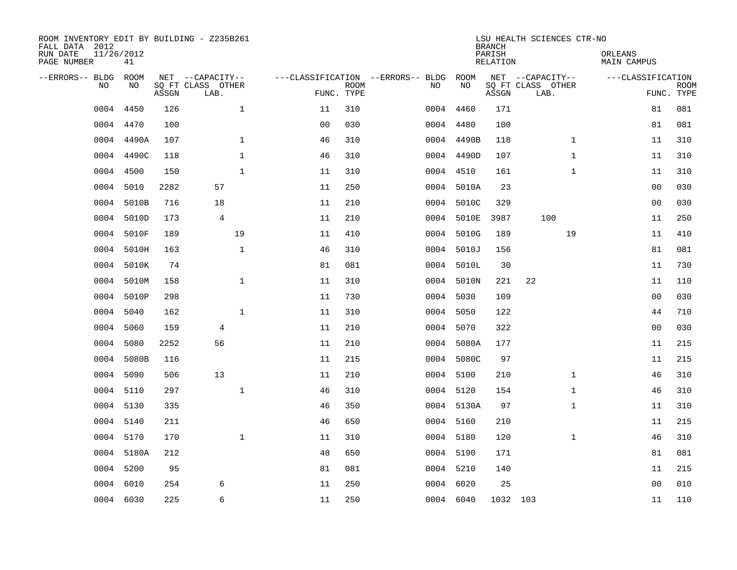ROOM INVENTORY EDIT BY BUILDING - Z235B261
FALL DATA 2012
RUN DATE 11/26/2012
PAGE NUMBER 41

LSU HEALTH SCIENCES CTR-NO
BRANCH
PARISH ORLEANS
RELATION MAIN CAMPUS

| --ERRORS-- | BLDG NO | ROOM NO | NET SQ FT ASSGN | CAPACITY CLASS LAB. | CAPACITY OTHER | CLASSIFICATION FUNC. | ROOM TYPE | --ERRORS-- | BLDG NO | ROOM NO | NET SQ FT ASSGN | CAPACITY CLASS LAB. | CAPACITY OTHER | CLASSIFICATION FUNC. | ROOM TYPE |
|---|---|---|---|---|---|---|---|---|---|---|---|---|---|---|---|
| | 0004 | 4450 | 126 | | 1 | 11 | 310 | | 0004 | 4460 | 171 | | | 81 | 081 |
| | 0004 | 4470 | 100 | | | 00 | 030 | | 0004 | 4480 | 100 | | | 81 | 081 |
| | 0004 | 4490A | 107 | | 1 | 46 | 310 | | 0004 | 4490B | 118 | | 1 | 11 | 310 |
| | 0004 | 4490C | 118 | | 1 | 46 | 310 | | 0004 | 4490D | 107 | | 1 | 11 | 310 |
| | 0004 | 4500 | 150 | | 1 | 11 | 310 | | 0004 | 4510 | 161 | | 1 | 11 | 310 |
| | 0004 | 5010 | 2282 | 57 | | 11 | 250 | | 0004 | 5010A | 23 | | | 00 | 030 |
| | 0004 | 5010B | 716 | 18 | | 11 | 210 | | 0004 | 5010C | 329 | | | 00 | 030 |
| | 0004 | 5010D | 173 | 4 | | 11 | 210 | | 0004 | 5010E | 3987 | 100 | | 11 | 250 |
| | 0004 | 5010F | 189 | | 19 | 11 | 410 | | 0004 | 5010G | 189 | | 19 | 11 | 410 |
| | 0004 | 5010H | 163 | | 1 | 46 | 310 | | 0004 | 5010J | 156 | | | 81 | 081 |
| | 0004 | 5010K | 74 | | | 81 | 081 | | 0004 | 5010L | 30 | | | 11 | 730 |
| | 0004 | 5010M | 158 | | 1 | 11 | 310 | | 0004 | 5010N | 221 | 22 | | 11 | 110 |
| | 0004 | 5010P | 298 | | | 11 | 730 | | 0004 | 5030 | 109 | | | 00 | 030 |
| | 0004 | 5040 | 162 | | 1 | 11 | 310 | | 0004 | 5050 | 122 | | | 44 | 710 |
| | 0004 | 5060 | 159 | 4 | | 11 | 210 | | 0004 | 5070 | 322 | | | 00 | 030 |
| | 0004 | 5080 | 2252 | 56 | | 11 | 210 | | 0004 | 5080A | 177 | | | 11 | 215 |
| | 0004 | 5080B | 116 | | | 11 | 215 | | 0004 | 5080C | 97 | | | 11 | 215 |
| | 0004 | 5090 | 506 | 13 | | 11 | 210 | | 0004 | 5100 | 210 | | 1 | 46 | 310 |
| | 0004 | 5110 | 297 | | 1 | 46 | 310 | | 0004 | 5120 | 154 | | 1 | 46 | 310 |
| | 0004 | 5130 | 335 | | | 46 | 350 | | 0004 | 5130A | 97 | | 1 | 11 | 310 |
| | 0004 | 5140 | 211 | | | 46 | 650 | | 0004 | 5160 | 210 | | | 11 | 215 |
| | 0004 | 5170 | 170 | | 1 | 11 | 310 | | 0004 | 5180 | 120 | | 1 | 46 | 310 |
| | 0004 | 5180A | 212 | | | 48 | 650 | | 0004 | 5190 | 171 | | | 81 | 081 |
| | 0004 | 5200 | 95 | | | 81 | 081 | | 0004 | 5210 | 140 | | | 11 | 215 |
| | 0004 | 6010 | 254 | 6 | | 11 | 250 | | 0004 | 6020 | 25 | | | 00 | 010 |
| | 0004 | 6030 | 225 | 6 | | 11 | 250 | | 0004 | 6040 | 1032 | 103 | | 11 | 110 |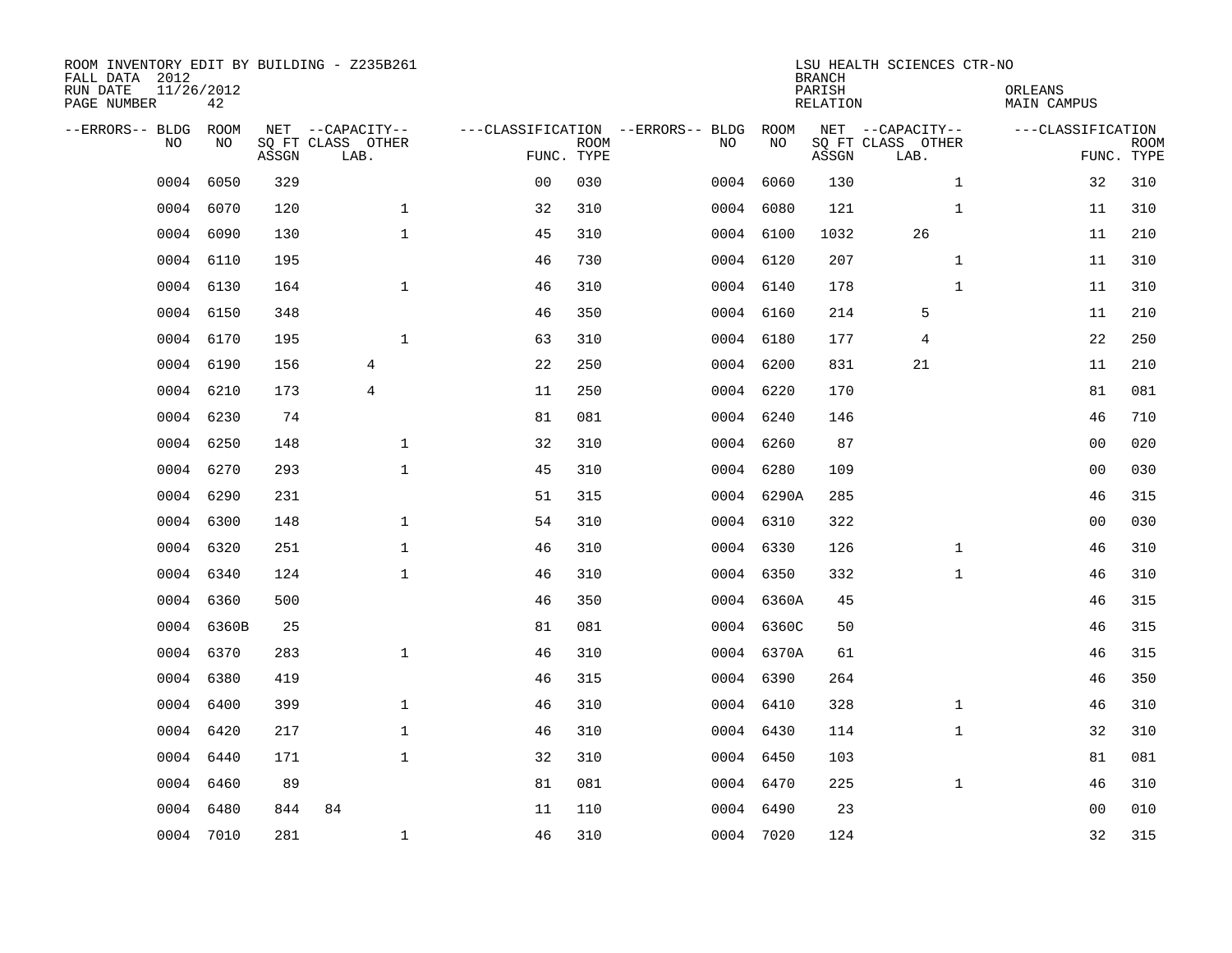ROOM INVENTORY EDIT BY BUILDING - Z235B261
FALL DATA 2012
RUN DATE 11/26/2012
PAGE NUMBER 42

LSU HEALTH SCIENCES CTR-NO
BRANCH
PARISH ORLEANS
RELATION MAIN CAMPUS

| --ERRORS-- | BLDG NO | ROOM NO | NET SQ FT ASSGN | --CAPACITY-- CLASS LAB. | OTHER | ---CLASSIFICATION FUNC. | ROOM TYPE | --ERRORS-- | BLDG NO | ROOM NO | NET SQ FT ASSGN | --CAPACITY-- CLASS LAB. | OTHER | ---CLASSIFICATION FUNC. | ROOM TYPE |
|---|---|---|---|---|---|---|---|---|---|---|---|---|---|---|---|
| | 0004 | 6050 | 329 | | | 00 | 030 | | 0004 | 6060 | 130 | | 1 | 32 | 310 |
| | 0004 | 6070 | 120 | | 1 | 32 | 310 | | 0004 | 6080 | 121 | | 1 | 11 | 310 |
| | 0004 | 6090 | 130 | | 1 | 45 | 310 | | 0004 | 6100 | 1032 | 26 | | 11 | 210 |
| | 0004 | 6110 | 195 | | | 46 | 730 | | 0004 | 6120 | 207 | | 1 | 11 | 310 |
| | 0004 | 6130 | 164 | | 1 | 46 | 310 | | 0004 | 6140 | 178 | | 1 | 11 | 310 |
| | 0004 | 6150 | 348 | | | 46 | 350 | | 0004 | 6160 | 214 | 5 | | 11 | 210 |
| | 0004 | 6170 | 195 | | 1 | 63 | 310 | | 0004 | 6180 | 177 | 4 | | 22 | 250 |
| | 0004 | 6190 | 156 | 4 | | 22 | 250 | | 0004 | 6200 | 831 | 21 | | 11 | 210 |
| | 0004 | 6210 | 173 | 4 | | 11 | 250 | | 0004 | 6220 | 170 | | | 81 | 081 |
| | 0004 | 6230 | 74 | | | 81 | 081 | | 0004 | 6240 | 146 | | | 46 | 710 |
| | 0004 | 6250 | 148 | | 1 | 32 | 310 | | 0004 | 6260 | 87 | | | 00 | 020 |
| | 0004 | 6270 | 293 | | 1 | 45 | 310 | | 0004 | 6280 | 109 | | | 00 | 030 |
| | 0004 | 6290 | 231 | | | 51 | 315 | | 0004 | 6290A | 285 | | | 46 | 315 |
| | 0004 | 6300 | 148 | | 1 | 54 | 310 | | 0004 | 6310 | 322 | | | 00 | 030 |
| | 0004 | 6320 | 251 | | 1 | 46 | 310 | | 0004 | 6330 | 126 | | 1 | 46 | 310 |
| | 0004 | 6340 | 124 | | 1 | 46 | 310 | | 0004 | 6350 | 332 | | 1 | 46 | 310 |
| | 0004 | 6360 | 500 | | | 46 | 350 | | 0004 | 6360A | 45 | | | 46 | 315 |
| | 0004 | 6360B | 25 | | | 81 | 081 | | 0004 | 6360C | 50 | | | 46 | 315 |
| | 0004 | 6370 | 283 | | 1 | 46 | 310 | | 0004 | 6370A | 61 | | | 46 | 315 |
| | 0004 | 6380 | 419 | | | 46 | 315 | | 0004 | 6390 | 264 | | | 46 | 350 |
| | 0004 | 6400 | 399 | | 1 | 46 | 310 | | 0004 | 6410 | 328 | | 1 | 46 | 310 |
| | 0004 | 6420 | 217 | | 1 | 46 | 310 | | 0004 | 6430 | 114 | | 1 | 32 | 310 |
| | 0004 | 6440 | 171 | | 1 | 32 | 310 | | 0004 | 6450 | 103 | | | 81 | 081 |
| | 0004 | 6460 | 89 | | | 81 | 081 | | 0004 | 6470 | 225 | | 1 | 46 | 310 |
| | 0004 | 6480 | 844 | 84 | | 11 | 110 | | 0004 | 6490 | 23 | | | 00 | 010 |
| | 0004 | 7010 | 281 | | 1 | 46 | 310 | | 0004 | 7020 | 124 | | | 32 | 315 |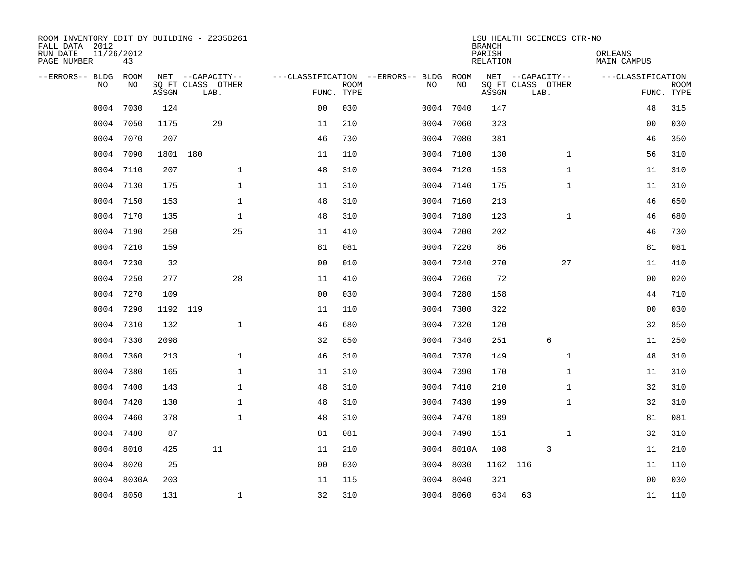ROOM INVENTORY EDIT BY BUILDING - Z235B261
FALL DATA 2012
RUN DATE 11/26/2012
PAGE NUMBER 43

LSU HEALTH SCIENCES CTR-NO
BRANCH
PARISH ORLEANS
RELATION MAIN CAMPUS

| --ERRORS-- | BLDG NO | ROOM NO | NET SQ FT ASSGN | --CAPACITY-- CLASS | OTHER LAB. | ---CLASSIFICATION FUNC. | ROOM TYPE | --ERRORS-- | BLDG NO | ROOM NO | NET SQ FT ASSGN | --CAPACITY-- CLASS | OTHER LAB. | ---CLASSIFICATION FUNC. | ROOM TYPE |
|---|---|---|---|---|---|---|---|---|---|---|---|---|---|---|---|
| | 0004 | 7030 | 124 | | | 00 | 030 | | 0004 | 7040 | 147 | | | 48 | 315 |
| | 0004 | 7050 | 1175 | 29 | | 11 | 210 | | 0004 | 7060 | 323 | | | 00 | 030 |
| | 0004 | 7070 | 207 | | | 46 | 730 | | 0004 | 7080 | 381 | | | 46 | 350 |
| | 0004 | 7090 | 1801 | 180 | | 11 | 110 | | 0004 | 7100 | 130 | | 1 | 56 | 310 |
| | 0004 | 7110 | 207 | | 1 | 48 | 310 | | 0004 | 7120 | 153 | | 1 | 11 | 310 |
| | 0004 | 7130 | 175 | | 1 | 11 | 310 | | 0004 | 7140 | 175 | | 1 | 11 | 310 |
| | 0004 | 7150 | 153 | | 1 | 48 | 310 | | 0004 | 7160 | 213 | | | 46 | 650 |
| | 0004 | 7170 | 135 | | 1 | 48 | 310 | | 0004 | 7180 | 123 | | 1 | 46 | 680 |
| | 0004 | 7190 | 250 | | 25 | 11 | 410 | | 0004 | 7200 | 202 | | | 46 | 730 |
| | 0004 | 7210 | 159 | | | 81 | 081 | | 0004 | 7220 | 86 | | | 81 | 081 |
| | 0004 | 7230 | 32 | | | 00 | 010 | | 0004 | 7240 | 270 | | 27 | 11 | 410 |
| | 0004 | 7250 | 277 | | 28 | 11 | 410 | | 0004 | 7260 | 72 | | | 00 | 020 |
| | 0004 | 7270 | 109 | | | 00 | 030 | | 0004 | 7280 | 158 | | | 44 | 710 |
| | 0004 | 7290 | 1192 | 119 | | 11 | 110 | | 0004 | 7300 | 322 | | | 00 | 030 |
| | 0004 | 7310 | 132 | | 1 | 46 | 680 | | 0004 | 7320 | 120 | | | 32 | 850 |
| | 0004 | 7330 | 2098 | | | 32 | 850 | | 0004 | 7340 | 251 | 6 | | 11 | 250 |
| | 0004 | 7360 | 213 | | 1 | 46 | 310 | | 0004 | 7370 | 149 | | 1 | 48 | 310 |
| | 0004 | 7380 | 165 | | 1 | 11 | 310 | | 0004 | 7390 | 170 | | 1 | 11 | 310 |
| | 0004 | 7400 | 143 | | 1 | 48 | 310 | | 0004 | 7410 | 210 | | 1 | 32 | 310 |
| | 0004 | 7420 | 130 | | 1 | 48 | 310 | | 0004 | 7430 | 199 | | 1 | 32 | 310 |
| | 0004 | 7460 | 378 | | 1 | 48 | 310 | | 0004 | 7470 | 189 | | | 81 | 081 |
| | 0004 | 7480 | 87 | | | 81 | 081 | | 0004 | 7490 | 151 | | 1 | 32 | 310 |
| | 0004 | 8010 | 425 | 11 | | 11 | 210 | | 0004 | 8010A | 108 | 3 | | 11 | 210 |
| | 0004 | 8020 | 25 | | | 00 | 030 | | 0004 | 8030 | 1162 | 116 | | 11 | 110 |
| | 0004 | 8030A | 203 | | | 11 | 115 | | 0004 | 8040 | 321 | | | 00 | 030 |
| | 0004 | 8050 | 131 | | 1 | 32 | 310 | | 0004 | 8060 | 634 | 63 | | 11 | 110 |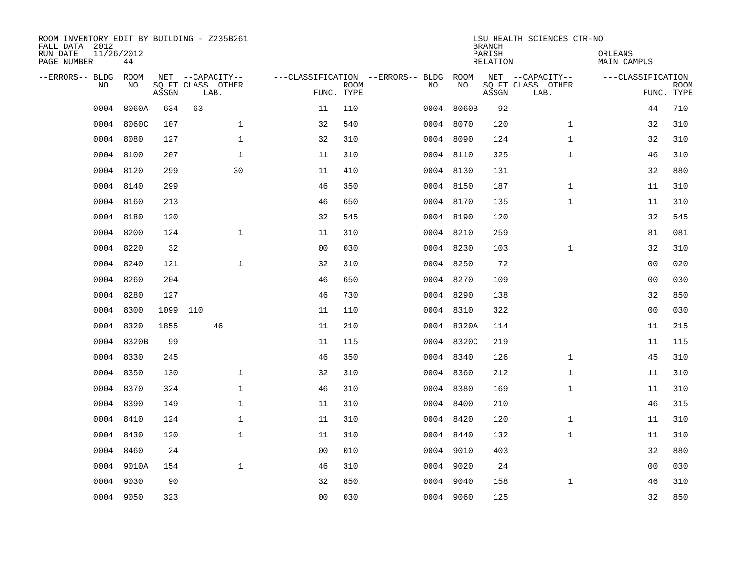ROOM INVENTORY EDIT BY BUILDING - Z235B261
FALL DATA 2012
RUN DATE 11/26/2012
PAGE NUMBER 44

LSU HEALTH SCIENCES CTR-NO
BRANCH
PARISH ORLEANS
RELATION MAIN CAMPUS

| --ERRORS-- | BLDG NO | ROOM NO | NET SQ FT ASSGN | --CAPACITY-- CLASS LAB. | OTHER | ---CLASSIFICATION FUNC. | ROOM TYPE | --ERRORS-- | BLDG NO | ROOM NO | NET SQ FT ASSGN | --CAPACITY-- CLASS LAB. | OTHER | ---CLASSIFICATION FUNC. | ROOM TYPE |
|---|---|---|---|---|---|---|---|---|---|---|---|---|---|---|---|
| | 0004 | 8060A | 634 | 63 | | 11 | 110 | | 0004 | 8060B | 92 | | | 44 | 710 |
| | 0004 | 8060C | 107 | | 1 | 32 | 540 | | 0004 | 8070 | 120 | | 1 | 32 | 310 |
| | 0004 | 8080 | 127 | | 1 | 32 | 310 | | 0004 | 8090 | 124 | | 1 | 32 | 310 |
| | 0004 | 8100 | 207 | | 1 | 11 | 310 | | 0004 | 8110 | 325 | | 1 | 46 | 310 |
| | 0004 | 8120 | 299 | | 30 | 11 | 410 | | 0004 | 8130 | 131 | | | 32 | 880 |
| | 0004 | 8140 | 299 | | | 46 | 350 | | 0004 | 8150 | 187 | | 1 | 11 | 310 |
| | 0004 | 8160 | 213 | | | 46 | 650 | | 0004 | 8170 | 135 | | 1 | 11 | 310 |
| | 0004 | 8180 | 120 | | | 32 | 545 | | 0004 | 8190 | 120 | | | 32 | 545 |
| | 0004 | 8200 | 124 | | 1 | 11 | 310 | | 0004 | 8210 | 259 | | | 81 | 081 |
| | 0004 | 8220 | 32 | | | 00 | 030 | | 0004 | 8230 | 103 | | 1 | 32 | 310 |
| | 0004 | 8240 | 121 | | 1 | 32 | 310 | | 0004 | 8250 | 72 | | | 00 | 020 |
| | 0004 | 8260 | 204 | | | 46 | 650 | | 0004 | 8270 | 109 | | | 00 | 030 |
| | 0004 | 8280 | 127 | | | 46 | 730 | | 0004 | 8290 | 138 | | | 32 | 850 |
| | 0004 | 8300 | 1099 | 110 | | 11 | 110 | | 0004 | 8310 | 322 | | | 00 | 030 |
| | 0004 | 8320 | 1855 | 46 | | 11 | 210 | | 0004 | 8320A | 114 | | | 11 | 215 |
| | 0004 | 8320B | 99 | | | 11 | 115 | | 0004 | 8320C | 219 | | | 11 | 115 |
| | 0004 | 8330 | 245 | | | 46 | 350 | | 0004 | 8340 | 126 | | 1 | 45 | 310 |
| | 0004 | 8350 | 130 | | 1 | 32 | 310 | | 0004 | 8360 | 212 | | 1 | 11 | 310 |
| | 0004 | 8370 | 324 | | 1 | 46 | 310 | | 0004 | 8380 | 169 | | 1 | 11 | 310 |
| | 0004 | 8390 | 149 | | 1 | 11 | 310 | | 0004 | 8400 | 210 | | | 46 | 315 |
| | 0004 | 8410 | 124 | | 1 | 11 | 310 | | 0004 | 8420 | 120 | | 1 | 11 | 310 |
| | 0004 | 8430 | 120 | | 1 | 11 | 310 | | 0004 | 8440 | 132 | | 1 | 11 | 310 |
| | 0004 | 8460 | 24 | | | 00 | 010 | | 0004 | 9010 | 403 | | | 32 | 880 |
| | 0004 | 9010A | 154 | | 1 | 46 | 310 | | 0004 | 9020 | 24 | | | 00 | 030 |
| | 0004 | 9030 | 90 | | | 32 | 850 | | 0004 | 9040 | 158 | | 1 | 46 | 310 |
| | 0004 | 9050 | 323 | | | 00 | 030 | | 0004 | 9060 | 125 | | | 32 | 850 |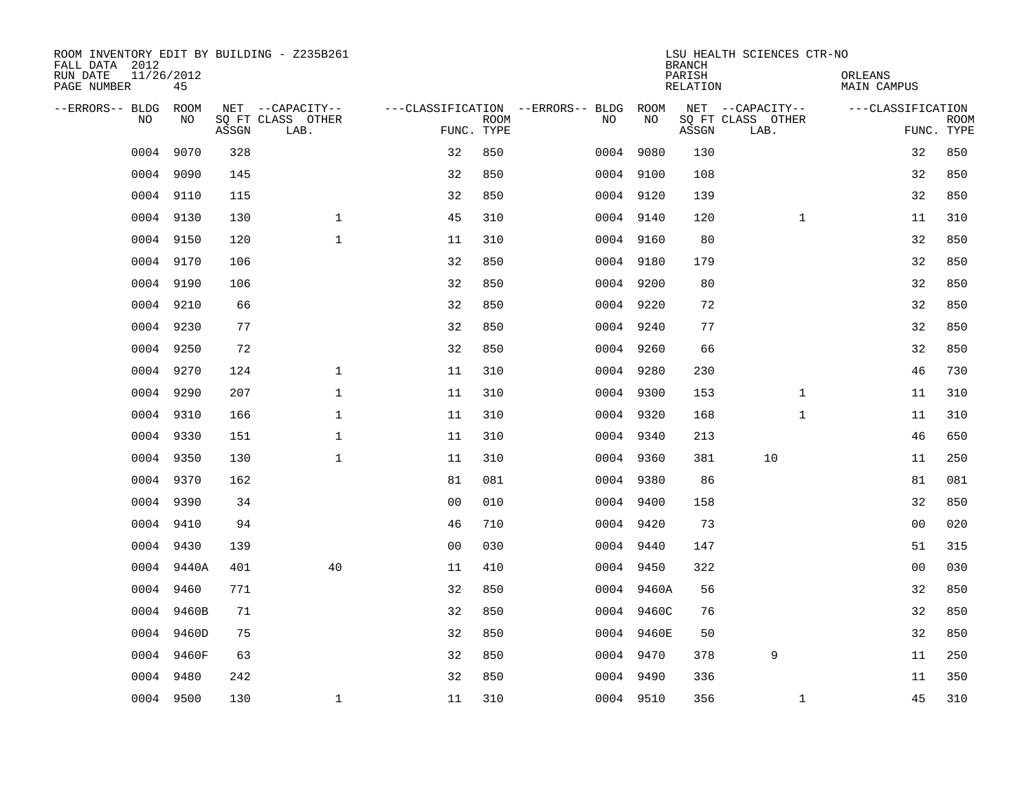ROOM INVENTORY EDIT BY BUILDING - Z235B261
FALL DATA 2012
RUN DATE 11/26/2012
PAGE NUMBER 45

LSU HEALTH SCIENCES CTR-NO
BRANCH
PARISH ORLEANS
RELATION MAIN CAMPUS

| --ERRORS-- | BLDG NO | ROOM NO | NET SQ FT ASSGN | --CAPACITY-- CLASS LAB. | OTHER | ---CLASSIFICATION FUNC. | ROOM TYPE | --ERRORS-- | BLDG NO | ROOM NO | NET SQ FT ASSGN | --CAPACITY-- CLASS LAB. | OTHER | ---CLASSIFICATION FUNC. | ROOM TYPE |
|---|---|---|---|---|---|---|---|---|---|---|---|---|---|---|---|
| | 0004 | 9070 | 328 | | | 32 | 850 | | 0004 | 9080 | 130 | | | 32 | 850 |
| | 0004 | 9090 | 145 | | | 32 | 850 | | 0004 | 9100 | 108 | | | 32 | 850 |
| | 0004 | 9110 | 115 | | | 32 | 850 | | 0004 | 9120 | 139 | | | 32 | 850 |
| | 0004 | 9130 | 130 | | 1 | 45 | 310 | | 0004 | 9140 | 120 | | 1 | 11 | 310 |
| | 0004 | 9150 | 120 | | 1 | 11 | 310 | | 0004 | 9160 | 80 | | | 32 | 850 |
| | 0004 | 9170 | 106 | | | 32 | 850 | | 0004 | 9180 | 179 | | | 32 | 850 |
| | 0004 | 9190 | 106 | | | 32 | 850 | | 0004 | 9200 | 80 | | | 32 | 850 |
| | 0004 | 9210 | 66 | | | 32 | 850 | | 0004 | 9220 | 72 | | | 32 | 850 |
| | 0004 | 9230 | 77 | | | 32 | 850 | | 0004 | 9240 | 77 | | | 32 | 850 |
| | 0004 | 9250 | 72 | | | 32 | 850 | | 0004 | 9260 | 66 | | | 32 | 850 |
| | 0004 | 9270 | 124 | | 1 | 11 | 310 | | 0004 | 9280 | 230 | | | 46 | 730 |
| | 0004 | 9290 | 207 | | 1 | 11 | 310 | | 0004 | 9300 | 153 | | 1 | 11 | 310 |
| | 0004 | 9310 | 166 | | 1 | 11 | 310 | | 0004 | 9320 | 168 | | 1 | 11 | 310 |
| | 0004 | 9330 | 151 | | 1 | 11 | 310 | | 0004 | 9340 | 213 | | | 46 | 650 |
| | 0004 | 9350 | 130 | | 1 | 11 | 310 | | 0004 | 9360 | 381 | 10 | | 11 | 250 |
| | 0004 | 9370 | 162 | | | 81 | 081 | | 0004 | 9380 | 86 | | | 81 | 081 |
| | 0004 | 9390 | 34 | | | 00 | 010 | | 0004 | 9400 | 158 | | | 32 | 850 |
| | 0004 | 9410 | 94 | | | 46 | 710 | | 0004 | 9420 | 73 | | | 00 | 020 |
| | 0004 | 9430 | 139 | | | 00 | 030 | | 0004 | 9440 | 147 | | | 51 | 315 |
| | 0004 | 9440A | 401 | | 40 | 11 | 410 | | 0004 | 9450 | 322 | | | 00 | 030 |
| | 0004 | 9460 | 771 | | | 32 | 850 | | 0004 | 9460A | 56 | | | 32 | 850 |
| | 0004 | 9460B | 71 | | | 32 | 850 | | 0004 | 9460C | 76 | | | 32 | 850 |
| | 0004 | 9460D | 75 | | | 32 | 850 | | 0004 | 9460E | 50 | | | 32 | 850 |
| | 0004 | 9460F | 63 | | | 32 | 850 | | 0004 | 9470 | 378 | 9 | | 11 | 250 |
| | 0004 | 9480 | 242 | | | 32 | 850 | | 0004 | 9490 | 336 | | | 11 | 350 |
| | 0004 | 9500 | 130 | | 1 | 11 | 310 | | 0004 | 9510 | 356 | | 1 | 45 | 310 |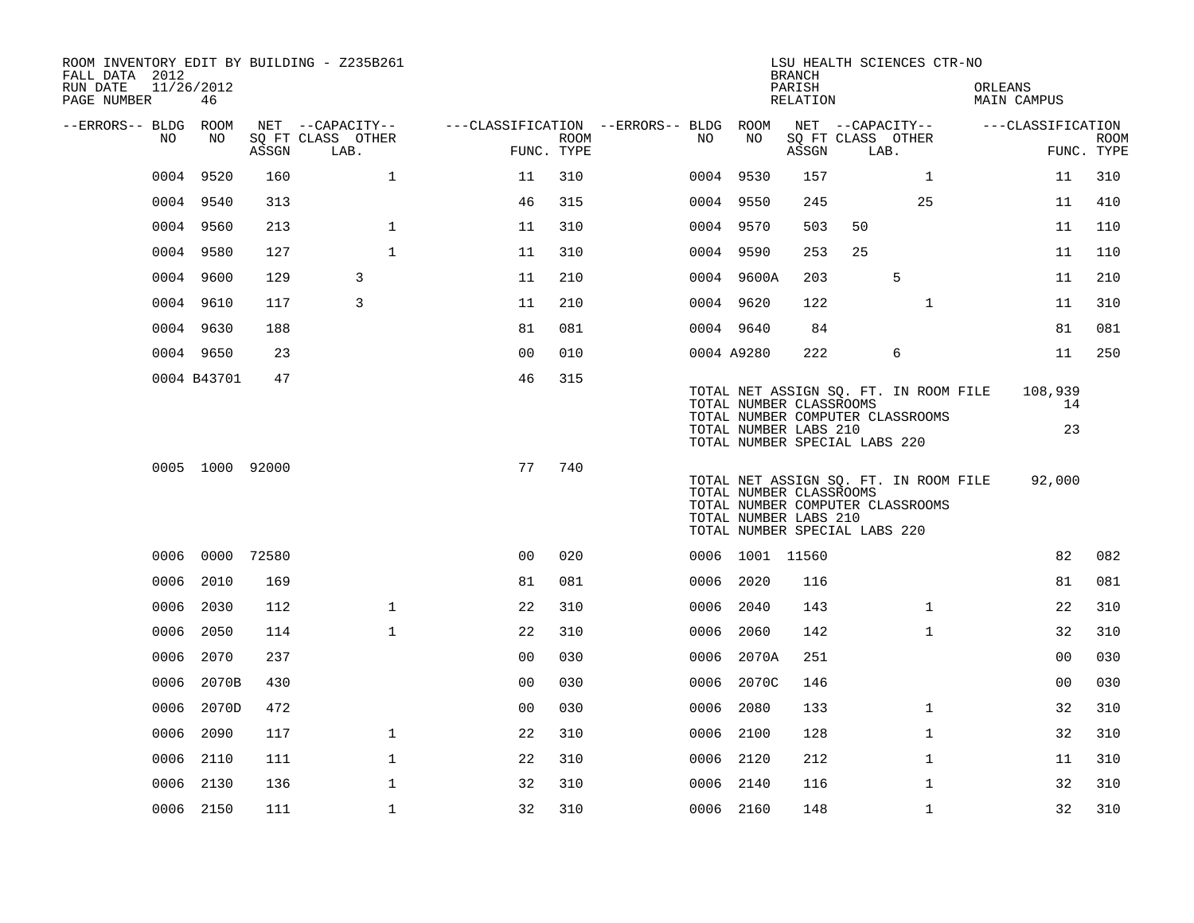ROOM INVENTORY EDIT BY BUILDING - Z235B261
FALL DATA 2012
RUN DATE 11/26/2012

LSU HEALTH SCIENCES CTR-NO
BRANCH
PARISH ORLEANS
RELATION MAIN CAMPUS

| --ERRORS-- | BLDG NO | ROOM NO | NET SQ FT ASSGN | CAPACITY CLASS LAB. | CAPACITY OTHER | CLASSIFICATION FUNC. | ROOM TYPE | --ERRORS-- | BLDG NO | ROOM NO | NET SQ FT ASSGN | CAPACITY CLASS LAB. | CAPACITY OTHER | CLASSIFICATION FUNC. | ROOM TYPE |
|---|---|---|---|---|---|---|---|---|---|---|---|---|---|---|---|
| | 0004 | 9520 | 160 | | 1 | 11 | 310 | | 0004 | 9530 | 157 | | 1 | 11 | 310 |
| | 0004 | 9540 | 313 | | | 46 | 315 | | 0004 | 9550 | 245 | | 25 | 11 | 410 |
| | 0004 | 9560 | 213 | | 1 | 11 | 310 | | 0004 | 9570 | 503 | 50 | | 11 | 110 |
| | 0004 | 9580 | 127 | | 1 | 11 | 310 | | 0004 | 9590 | 253 | 25 | | 11 | 110 |
| | 0004 | 9600 | 129 | 3 | | 11 | 210 | | 0004 | 9600A | 203 | 5 | | 11 | 210 |
| | 0004 | 9610 | 117 | 3 | | 11 | 210 | | 0004 | 9620 | 122 | | 1 | 11 | 310 |
| | 0004 | 9630 | 188 | | | 81 | 081 | | 0004 | 9640 | 84 | | | 81 | 081 |
| | 0004 | 9650 | 23 | | | 00 | 010 | | 0004 | A9280 | 222 | 6 | | 11 | 250 |
| | 0004 | B43701 | 47 | | | 46 | 315 | | | | | | | | |

TOTAL NET ASSIGN SQ. FT. IN ROOM FILE 108,939
TOTAL NUMBER CLASSROOMS 14
TOTAL NUMBER COMPUTER CLASSROOMS
TOTAL NUMBER LABS 210 23
TOTAL NUMBER SPECIAL LABS 220

| --ERRORS-- | BLDG NO | ROOM NO | NET SQ FT ASSGN | CAPACITY CLASS LAB. | CAPACITY OTHER | CLASSIFICATION FUNC. | ROOM TYPE |
|---|---|---|---|---|---|---|---|
| | 0005 | 1000 | 92000 | | | 77 | 740 |

TOTAL NET ASSIGN SQ. FT. IN ROOM FILE 92,000
TOTAL NUMBER CLASSROOMS
TOTAL NUMBER COMPUTER CLASSROOMS
TOTAL NUMBER LABS 210
TOTAL NUMBER SPECIAL LABS 220

| --ERRORS-- | BLDG NO | ROOM NO | NET SQ FT ASSGN | CAPACITY CLASS LAB. | CAPACITY OTHER | CLASSIFICATION FUNC. | ROOM TYPE | --ERRORS-- | BLDG NO | ROOM NO | NET SQ FT ASSGN | CAPACITY CLASS LAB. | CAPACITY OTHER | CLASSIFICATION FUNC. | ROOM TYPE |
|---|---|---|---|---|---|---|---|---|---|---|---|---|---|---|---|
| | 0006 | 0000 | 72580 | | | 00 | 020 | | 0006 | 1001 | 11560 | | | 82 | 082 |
| | 0006 | 2010 | 169 | | | 81 | 081 | | 0006 | 2020 | 116 | | | 81 | 081 |
| | 0006 | 2030 | 112 | | 1 | 22 | 310 | | 0006 | 2040 | 143 | | 1 | 22 | 310 |
| | 0006 | 2050 | 114 | | 1 | 22 | 310 | | 0006 | 2060 | 142 | | 1 | 32 | 310 |
| | 0006 | 2070 | 237 | | | 00 | 030 | | 0006 | 2070A | 251 | | | 00 | 030 |
| | 0006 | 2070B | 430 | | | 00 | 030 | | 0006 | 2070C | 146 | | | 00 | 030 |
| | 0006 | 2070D | 472 | | | 00 | 030 | | 0006 | 2080 | 133 | | 1 | 32 | 310 |
| | 0006 | 2090 | 117 | | 1 | 22 | 310 | | 0006 | 2100 | 128 | | 1 | 32 | 310 |
| | 0006 | 2110 | 111 | | 1 | 22 | 310 | | 0006 | 2120 | 212 | | 1 | 11 | 310 |
| | 0006 | 2130 | 136 | | 1 | 32 | 310 | | 0006 | 2140 | 116 | | 1 | 32 | 310 |
| | 0006 | 2150 | 111 | | 1 | 32 | 310 | | 0006 | 2160 | 148 | | 1 | 32 | 310 |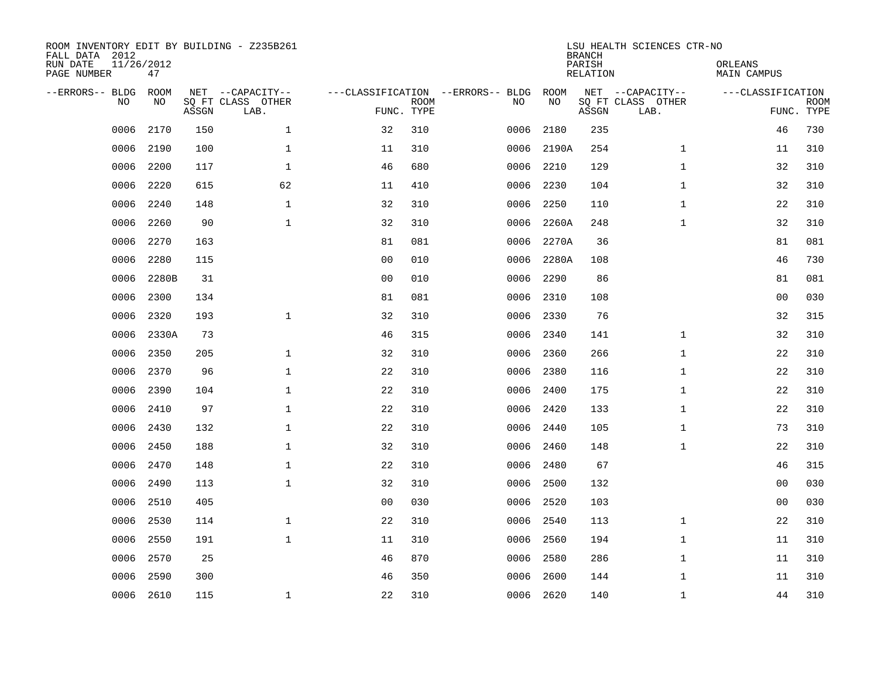ROOM INVENTORY EDIT BY BUILDING - Z235B261
FALL DATA 2012
RUN DATE 11/26/2012
PAGE NUMBER 47

LSU HEALTH SCIENCES CTR-NO
BRANCH
PARISH ORLEANS
RELATION MAIN CAMPUS

| --ERRORS-- | BLDG NO | ROOM NO | NET SQ FT ASSGN | --CAPACITY-- CLASS LAB. | OTHER | ---CLASSIFICATION FUNC. | ROOM TYPE | --ERRORS-- | BLDG NO | ROOM NO | NET SQ FT ASSGN | --CAPACITY-- CLASS LAB. | OTHER | ---CLASSIFICATION FUNC. | ROOM TYPE |
|---|---|---|---|---|---|---|---|---|---|---|---|---|---|---|---|
| | 0006 | 2170 | 150 | | 1 | 32 | 310 | | 0006 | 2180 | 235 | | | 46 | 730 |
| | 0006 | 2190 | 100 | | 1 | 11 | 310 | | 0006 | 2190A | 254 | | 1 | 11 | 310 |
| | 0006 | 2200 | 117 | | 1 | 46 | 680 | | 0006 | 2210 | 129 | | 1 | 32 | 310 |
| | 0006 | 2220 | 615 | | 62 | 11 | 410 | | 0006 | 2230 | 104 | | 1 | 32 | 310 |
| | 0006 | 2240 | 148 | | 1 | 32 | 310 | | 0006 | 2250 | 110 | | 1 | 22 | 310 |
| | 0006 | 2260 | 90 | | 1 | 32 | 310 | | 0006 | 2260A | 248 | | 1 | 32 | 310 |
| | 0006 | 2270 | 163 | | | 81 | 081 | | 0006 | 2270A | 36 | | | 81 | 081 |
| | 0006 | 2280 | 115 | | | 00 | 010 | | 0006 | 2280A | 108 | | | 46 | 730 |
| | 0006 | 2280B | 31 | | | 00 | 010 | | 0006 | 2290 | 86 | | | 81 | 081 |
| | 0006 | 2300 | 134 | | | 81 | 081 | | 0006 | 2310 | 108 | | | 00 | 030 |
| | 0006 | 2320 | 193 | | 1 | 32 | 310 | | 0006 | 2330 | 76 | | | 32 | 315 |
| | 0006 | 2330A | 73 | | | 46 | 315 | | 0006 | 2340 | 141 | | 1 | 32 | 310 |
| | 0006 | 2350 | 205 | | 1 | 32 | 310 | | 0006 | 2360 | 266 | | 1 | 22 | 310 |
| | 0006 | 2370 | 96 | | 1 | 22 | 310 | | 0006 | 2380 | 116 | | 1 | 22 | 310 |
| | 0006 | 2390 | 104 | | 1 | 22 | 310 | | 0006 | 2400 | 175 | | 1 | 22 | 310 |
| | 0006 | 2410 | 97 | | 1 | 22 | 310 | | 0006 | 2420 | 133 | | 1 | 22 | 310 |
| | 0006 | 2430 | 132 | | 1 | 22 | 310 | | 0006 | 2440 | 105 | | 1 | 73 | 310 |
| | 0006 | 2450 | 188 | | 1 | 32 | 310 | | 0006 | 2460 | 148 | | 1 | 22 | 310 |
| | 0006 | 2470 | 148 | | 1 | 22 | 310 | | 0006 | 2480 | 67 | | | 46 | 315 |
| | 0006 | 2490 | 113 | | 1 | 32 | 310 | | 0006 | 2500 | 132 | | | 00 | 030 |
| | 0006 | 2510 | 405 | | | 00 | 030 | | 0006 | 2520 | 103 | | | 00 | 030 |
| | 0006 | 2530 | 114 | | 1 | 22 | 310 | | 0006 | 2540 | 113 | | 1 | 22 | 310 |
| | 0006 | 2550 | 191 | | 1 | 11 | 310 | | 0006 | 2560 | 194 | | 1 | 11 | 310 |
| | 0006 | 2570 | 25 | | | 46 | 870 | | 0006 | 2580 | 286 | | 1 | 11 | 310 |
| | 0006 | 2590 | 300 | | | 46 | 350 | | 0006 | 2600 | 144 | | 1 | 11 | 310 |
| | 0006 | 2610 | 115 | | 1 | 22 | 310 | | 0006 | 2620 | 140 | | 1 | 44 | 310 |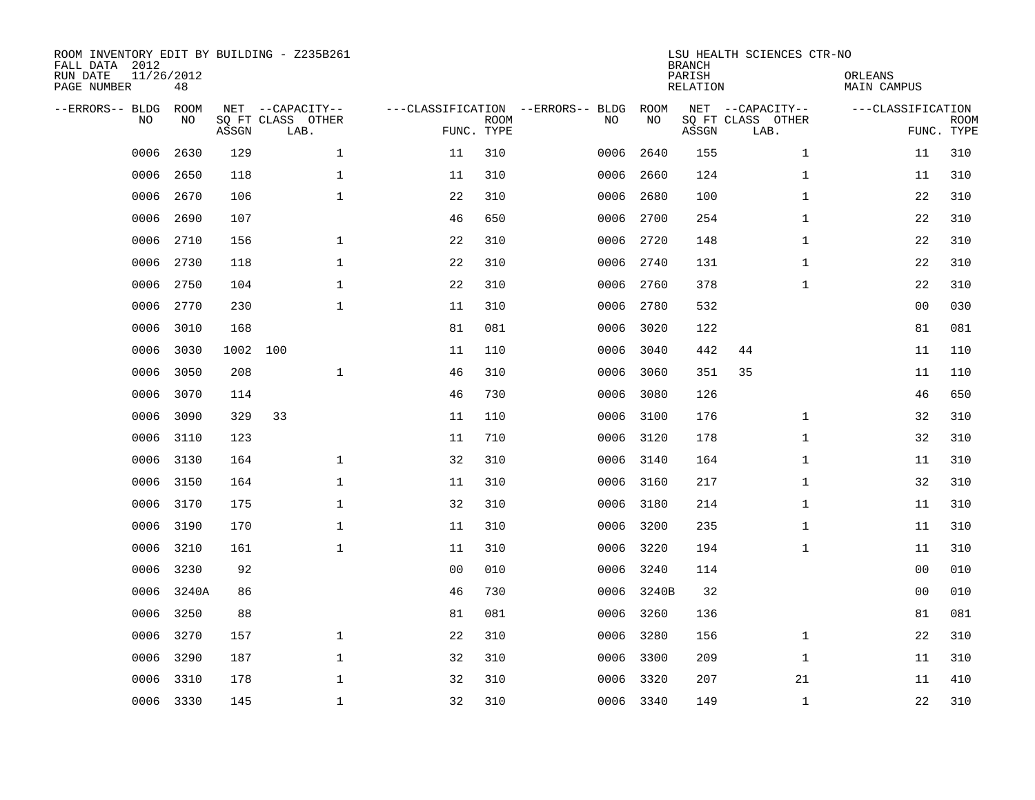ROOM INVENTORY EDIT BY BUILDING - Z235B261
FALL DATA 2012
RUN DATE 11/26/2012
PAGE NUMBER 48

LSU HEALTH SCIENCES CTR-NO
BRANCH
PARISH ORLEANS
RELATION MAIN CAMPUS

| --ERRORS-- | BLDG NO | ROOM NO | NET SQ FT ASSGN | CAPACITY CLASS | CAPACITY OTHER LAB. | CLASSIFICATION FUNC. | ROOM TYPE | --ERRORS-- | BLDG NO | ROOM NO | NET SQ FT ASSGN | CAPACITY CLASS | CAPACITY OTHER LAB. | CLASSIFICATION FUNC. | ROOM TYPE |
|---|---|---|---|---|---|---|---|---|---|---|---|---|---|---|---|
| | 0006 | 2630 | 129 | | 1 | 11 | 310 | | 0006 | 2640 | 155 | | 1 | 11 | 310 |
| | 0006 | 2650 | 118 | | 1 | 11 | 310 | | 0006 | 2660 | 124 | | 1 | 11 | 310 |
| | 0006 | 2670 | 106 | | 1 | 22 | 310 | | 0006 | 2680 | 100 | | 1 | 22 | 310 |
| | 0006 | 2690 | 107 | | | 46 | 650 | | 0006 | 2700 | 254 | | 1 | 22 | 310 |
| | 0006 | 2710 | 156 | | 1 | 22 | 310 | | 0006 | 2720 | 148 | | 1 | 22 | 310 |
| | 0006 | 2730 | 118 | | 1 | 22 | 310 | | 0006 | 2740 | 131 | | 1 | 22 | 310 |
| | 0006 | 2750 | 104 | | 1 | 22 | 310 | | 0006 | 2760 | 378 | | 1 | 22 | 310 |
| | 0006 | 2770 | 230 | | 1 | 11 | 310 | | 0006 | 2780 | 532 | | | 00 | 030 |
| | 0006 | 3010 | 168 | | | 81 | 081 | | 0006 | 3020 | 122 | | | 81 | 081 |
| | 0006 | 3030 | 1002 | 100 | | 11 | 110 | | 0006 | 3040 | 442 | 44 | | 11 | 110 |
| | 0006 | 3050 | 208 | | 1 | 46 | 310 | | 0006 | 3060 | 351 | 35 | | 11 | 110 |
| | 0006 | 3070 | 114 | | | 46 | 730 | | 0006 | 3080 | 126 | | | 46 | 650 |
| | 0006 | 3090 | 329 | 33 | | 11 | 110 | | 0006 | 3100 | 176 | | 1 | 32 | 310 |
| | 0006 | 3110 | 123 | | | 11 | 710 | | 0006 | 3120 | 178 | | 1 | 32 | 310 |
| | 0006 | 3130 | 164 | | 1 | 32 | 310 | | 0006 | 3140 | 164 | | 1 | 11 | 310 |
| | 0006 | 3150 | 164 | | 1 | 11 | 310 | | 0006 | 3160 | 217 | | 1 | 32 | 310 |
| | 0006 | 3170 | 175 | | 1 | 32 | 310 | | 0006 | 3180 | 214 | | 1 | 11 | 310 |
| | 0006 | 3190 | 170 | | 1 | 11 | 310 | | 0006 | 3200 | 235 | | 1 | 11 | 310 |
| | 0006 | 3210 | 161 | | 1 | 11 | 310 | | 0006 | 3220 | 194 | | 1 | 11 | 310 |
| | 0006 | 3230 | 92 | | | 00 | 010 | | 0006 | 3240 | 114 | | | 00 | 010 |
| | 0006 | 3240A | 86 | | | 46 | 730 | | 0006 | 3240B | 32 | | | 00 | 010 |
| | 0006 | 3250 | 88 | | | 81 | 081 | | 0006 | 3260 | 136 | | | 81 | 081 |
| | 0006 | 3270 | 157 | | 1 | 22 | 310 | | 0006 | 3280 | 156 | | 1 | 22 | 310 |
| | 0006 | 3290 | 187 | | 1 | 32 | 310 | | 0006 | 3300 | 209 | | 1 | 11 | 310 |
| | 0006 | 3310 | 178 | | 1 | 32 | 310 | | 0006 | 3320 | 207 | | 21 | 11 | 410 |
| | 0006 | 3330 | 145 | | 1 | 32 | 310 | | 0006 | 3340 | 149 | | 1 | 22 | 310 |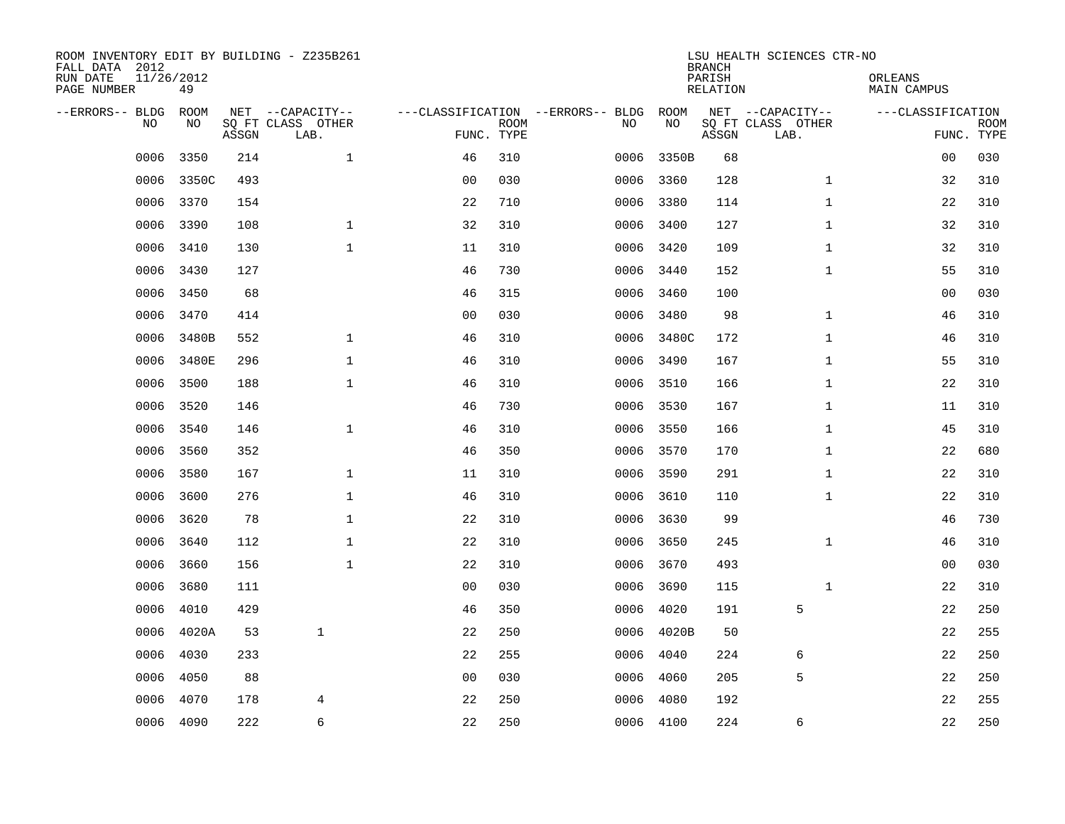ROOM INVENTORY EDIT BY BUILDING - Z235B261
FALL DATA 2012
RUN DATE 11/26/2012
PAGE NUMBER 49

LSU HEALTH SCIENCES CTR-NO
BRANCH
PARISH ORLEANS
RELATION MAIN CAMPUS

| --ERRORS-- | BLDG NO | ROOM NO | NET SQ FT ASSGN | --CAPACITY-- CLASS LAB. | OTHER | ---CLASSIFICATION FUNC. | ROOM TYPE | --ERRORS-- | BLDG NO | ROOM NO | NET SQ FT ASSGN | --CAPACITY-- CLASS LAB. | OTHER | ---CLASSIFICATION FUNC. | ROOM TYPE |
|---|---|---|---|---|---|---|---|---|---|---|---|---|---|---|---|
| | 0006 | 3350 | 214 | | 1 | 46 | 310 | | 0006 | 3350B | 68 | | | 00 | 030 |
| | 0006 | 3350C | 493 | | | 00 | 030 | | 0006 | 3360 | 128 | | 1 | 32 | 310 |
| | 0006 | 3370 | 154 | | | 22 | 710 | | 0006 | 3380 | 114 | | 1 | 22 | 310 |
| | 0006 | 3390 | 108 | | 1 | 32 | 310 | | 0006 | 3400 | 127 | | 1 | 32 | 310 |
| | 0006 | 3410 | 130 | | 1 | 11 | 310 | | 0006 | 3420 | 109 | | 1 | 32 | 310 |
| | 0006 | 3430 | 127 | | | 46 | 730 | | 0006 | 3440 | 152 | | 1 | 55 | 310 |
| | 0006 | 3450 | 68 | | | 46 | 315 | | 0006 | 3460 | 100 | | | 00 | 030 |
| | 0006 | 3470 | 414 | | | 00 | 030 | | 0006 | 3480 | 98 | | 1 | 46 | 310 |
| | 0006 | 3480B | 552 | | 1 | 46 | 310 | | 0006 | 3480C | 172 | | 1 | 46 | 310 |
| | 0006 | 3480E | 296 | | 1 | 46 | 310 | | 0006 | 3490 | 167 | | 1 | 55 | 310 |
| | 0006 | 3500 | 188 | | 1 | 46 | 310 | | 0006 | 3510 | 166 | | 1 | 22 | 310 |
| | 0006 | 3520 | 146 | | | 46 | 730 | | 0006 | 3530 | 167 | | 1 | 11 | 310 |
| | 0006 | 3540 | 146 | | 1 | 46 | 310 | | 0006 | 3550 | 166 | | 1 | 45 | 310 |
| | 0006 | 3560 | 352 | | | 46 | 350 | | 0006 | 3570 | 170 | | 1 | 22 | 680 |
| | 0006 | 3580 | 167 | | 1 | 11 | 310 | | 0006 | 3590 | 291 | | 1 | 22 | 310 |
| | 0006 | 3600 | 276 | | 1 | 46 | 310 | | 0006 | 3610 | 110 | | 1 | 22 | 310 |
| | 0006 | 3620 | 78 | | 1 | 22 | 310 | | 0006 | 3630 | 99 | | | 46 | 730 |
| | 0006 | 3640 | 112 | | 1 | 22 | 310 | | 0006 | 3650 | 245 | | 1 | 46 | 310 |
| | 0006 | 3660 | 156 | | 1 | 22 | 310 | | 0006 | 3670 | 493 | | | 00 | 030 |
| | 0006 | 3680 | 111 | | | 00 | 030 | | 0006 | 3690 | 115 | | 1 | 22 | 310 |
| | 0006 | 4010 | 429 | | | 46 | 350 | | 0006 | 4020 | 191 | 5 | | 22 | 250 |
| | 0006 | 4020A | 53 | 1 | | 22 | 250 | | 0006 | 4020B | 50 | | | 22 | 255 |
| | 0006 | 4030 | 233 | | | 22 | 255 | | 0006 | 4040 | 224 | 6 | | 22 | 250 |
| | 0006 | 4050 | 88 | | | 00 | 030 | | 0006 | 4060 | 205 | 5 | | 22 | 250 |
| | 0006 | 4070 | 178 | 4 | | 22 | 250 | | 0006 | 4080 | 192 | | | 22 | 255 |
| | 0006 | 4090 | 222 | 6 | | 22 | 250 | | 0006 | 4100 | 224 | 6 | | 22 | 250 |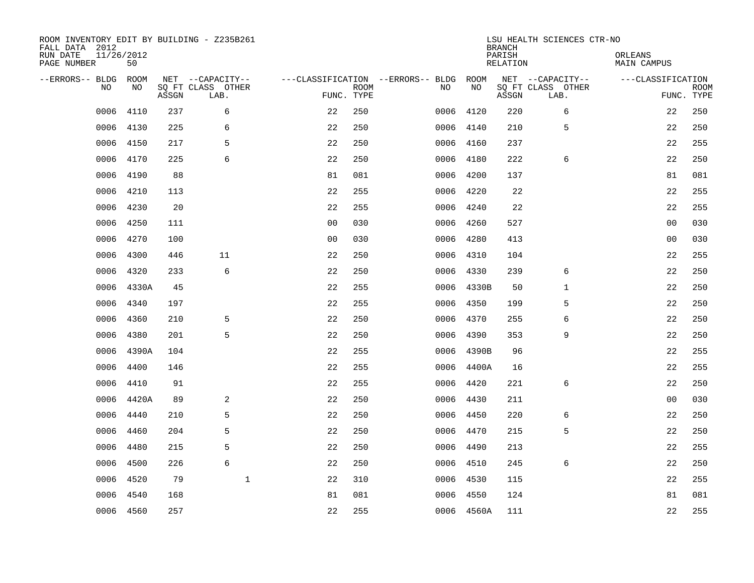ROOM INVENTORY EDIT BY BUILDING - Z235B261
FALL DATA 2012
RUN DATE 11/26/2012
PAGE NUMBER 50

LSU HEALTH SCIENCES CTR-NO
BRANCH
PARISH ORLEANS
RELATION MAIN CAMPUS

| --ERRORS-- | BLDG NO | ROOM NO | NET SQ FT ASSGN | CAPACITY CLASS LAB. | CAPACITY OTHER | CLASSIFICATION FUNC. | ROOM TYPE | --ERRORS-- | BLDG NO | ROOM NO | NET SQ FT ASSGN | CAPACITY CLASS LAB. | CAPACITY OTHER | CLASSIFICATION FUNC. | ROOM TYPE |
|---|---|---|---|---|---|---|---|---|---|---|---|---|---|---|---|
| | 0006 | 4110 | 237 | 6 | | 22 | 250 | | 0006 | 4120 | 220 | 6 | | 22 | 250 |
| | 0006 | 4130 | 225 | 6 | | 22 | 250 | | 0006 | 4140 | 210 | 5 | | 22 | 250 |
| | 0006 | 4150 | 217 | 5 | | 22 | 250 | | 0006 | 4160 | 237 | | | 22 | 255 |
| | 0006 | 4170 | 225 | 6 | | 22 | 250 | | 0006 | 4180 | 222 | 6 | | 22 | 250 |
| | 0006 | 4190 | 88 | | | 81 | 081 | | 0006 | 4200 | 137 | | | 81 | 081 |
| | 0006 | 4210 | 113 | | | 22 | 255 | | 0006 | 4220 | 22 | | | 22 | 255 |
| | 0006 | 4230 | 20 | | | 22 | 255 | | 0006 | 4240 | 22 | | | 22 | 255 |
| | 0006 | 4250 | 111 | | | 00 | 030 | | 0006 | 4260 | 527 | | | 00 | 030 |
| | 0006 | 4270 | 100 | | | 00 | 030 | | 0006 | 4280 | 413 | | | 00 | 030 |
| | 0006 | 4300 | 446 | 11 | | 22 | 250 | | 0006 | 4310 | 104 | | | 22 | 255 |
| | 0006 | 4320 | 233 | 6 | | 22 | 250 | | 0006 | 4330 | 239 | 6 | | 22 | 250 |
| | 0006 | 4330A | 45 | | | 22 | 255 | | 0006 | 4330B | 50 | 1 | | 22 | 250 |
| | 0006 | 4340 | 197 | | | 22 | 255 | | 0006 | 4350 | 199 | 5 | | 22 | 250 |
| | 0006 | 4360 | 210 | 5 | | 22 | 250 | | 0006 | 4370 | 255 | 6 | | 22 | 250 |
| | 0006 | 4380 | 201 | 5 | | 22 | 250 | | 0006 | 4390 | 353 | 9 | | 22 | 250 |
| | 0006 | 4390A | 104 | | | 22 | 255 | | 0006 | 4390B | 96 | | | 22 | 255 |
| | 0006 | 4400 | 146 | | | 22 | 255 | | 0006 | 4400A | 16 | | | 22 | 255 |
| | 0006 | 4410 | 91 | | | 22 | 255 | | 0006 | 4420 | 221 | 6 | | 22 | 250 |
| | 0006 | 4420A | 89 | 2 | | 22 | 250 | | 0006 | 4430 | 211 | | | 00 | 030 |
| | 0006 | 4440 | 210 | 5 | | 22 | 250 | | 0006 | 4450 | 220 | 6 | | 22 | 250 |
| | 0006 | 4460 | 204 | 5 | | 22 | 250 | | 0006 | 4470 | 215 | 5 | | 22 | 250 |
| | 0006 | 4480 | 215 | 5 | | 22 | 250 | | 0006 | 4490 | 213 | | | 22 | 255 |
| | 0006 | 4500 | 226 | 6 | | 22 | 250 | | 0006 | 4510 | 245 | 6 | | 22 | 250 |
| | 0006 | 4520 | 79 | | 1 | 22 | 310 | | 0006 | 4530 | 115 | | | 22 | 255 |
| | 0006 | 4540 | 168 | | | 81 | 081 | | 0006 | 4550 | 124 | | | 81 | 081 |
| | 0006 | 4560 | 257 | | | 22 | 255 | | 0006 | 4560A | 111 | | | 22 | 255 |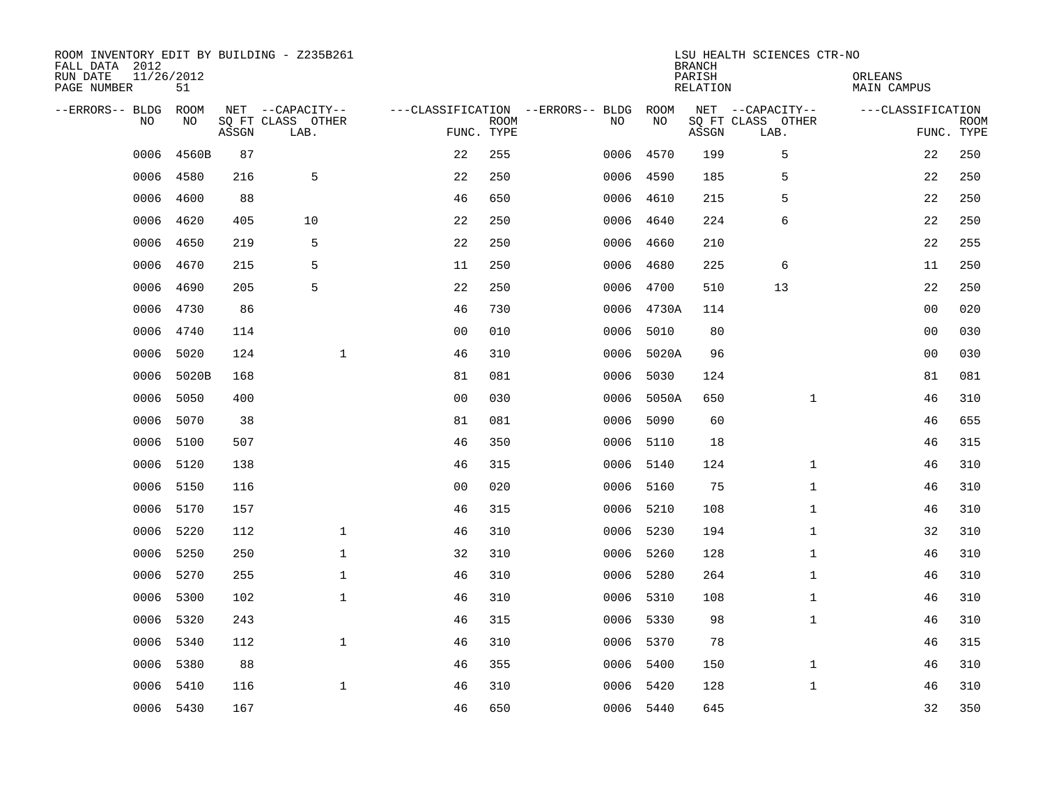ROOM INVENTORY EDIT BY BUILDING - Z235B261
FALL DATA 2012
RUN DATE 11/26/2012
PAGE NUMBER 51

LSU HEALTH SCIENCES CTR-NO
BRANCH
PARISH ORLEANS
RELATION MAIN CAMPUS

| --ERRORS-- | BLDG NO | ROOM NO | NET SQ FT ASSGN | CAPACITY CLASS LAB. | CAPACITY OTHER | CLASSIFICATION FUNC. | ROOM TYPE | --ERRORS-- | BLDG NO | ROOM NO | NET SQ FT ASSGN | CAPACITY CLASS LAB. | CAPACITY OTHER | CLASSIFICATION FUNC. | ROOM TYPE |
|---|---|---|---|---|---|---|---|---|---|---|---|---|---|---|---|
| | 0006 | 4560B | 87 | | | 22 | 255 | | 0006 | 4570 | 199 | 5 | | 22 | 250 |
| | 0006 | 4580 | 216 | 5 | | 22 | 250 | | 0006 | 4590 | 185 | 5 | | 22 | 250 |
| | 0006 | 4600 | 88 | | | 46 | 650 | | 0006 | 4610 | 215 | 5 | | 22 | 250 |
| | 0006 | 4620 | 405 | 10 | | 22 | 250 | | 0006 | 4640 | 224 | 6 | | 22 | 250 |
| | 0006 | 4650 | 219 | 5 | | 22 | 250 | | 0006 | 4660 | 210 | | | 22 | 255 |
| | 0006 | 4670 | 215 | 5 | | 11 | 250 | | 0006 | 4680 | 225 | 6 | | 11 | 250 |
| | 0006 | 4690 | 205 | 5 | | 22 | 250 | | 0006 | 4700 | 510 | 13 | | 22 | 250 |
| | 0006 | 4730 | 86 | | | 46 | 730 | | 0006 | 4730A | 114 | | | 00 | 020 |
| | 0006 | 4740 | 114 | | | 00 | 010 | | 0006 | 5010 | 80 | | | 00 | 030 |
| | 0006 | 5020 | 124 | | 1 | 46 | 310 | | 0006 | 5020A | 96 | | | 00 | 030 |
| | 0006 | 5020B | 168 | | | 81 | 081 | | 0006 | 5030 | 124 | | | 81 | 081 |
| | 0006 | 5050 | 400 | | | 00 | 030 | | 0006 | 5050A | 650 | | 1 | 46 | 310 |
| | 0006 | 5070 | 38 | | | 81 | 081 | | 0006 | 5090 | 60 | | | 46 | 655 |
| | 0006 | 5100 | 507 | | | 46 | 350 | | 0006 | 5110 | 18 | | | 46 | 315 |
| | 0006 | 5120 | 138 | | | 46 | 315 | | 0006 | 5140 | 124 | | 1 | 46 | 310 |
| | 0006 | 5150 | 116 | | | 00 | 020 | | 0006 | 5160 | 75 | | 1 | 46 | 310 |
| | 0006 | 5170 | 157 | | | 46 | 315 | | 0006 | 5210 | 108 | | 1 | 46 | 310 |
| | 0006 | 5220 | 112 | | 1 | 46 | 310 | | 0006 | 5230 | 194 | | 1 | 32 | 310 |
| | 0006 | 5250 | 250 | | 1 | 32 | 310 | | 0006 | 5260 | 128 | | 1 | 46 | 310 |
| | 0006 | 5270 | 255 | | 1 | 46 | 310 | | 0006 | 5280 | 264 | | 1 | 46 | 310 |
| | 0006 | 5300 | 102 | | 1 | 46 | 310 | | 0006 | 5310 | 108 | | 1 | 46 | 310 |
| | 0006 | 5320 | 243 | | | 46 | 315 | | 0006 | 5330 | 98 | | 1 | 46 | 310 |
| | 0006 | 5340 | 112 | | 1 | 46 | 310 | | 0006 | 5370 | 78 | | | 46 | 315 |
| | 0006 | 5380 | 88 | | | 46 | 355 | | 0006 | 5400 | 150 | | 1 | 46 | 310 |
| | 0006 | 5410 | 116 | | 1 | 46 | 310 | | 0006 | 5420 | 128 | | 1 | 46 | 310 |
| | 0006 | 5430 | 167 | | | 46 | 650 | | 0006 | 5440 | 645 | | | 32 | 350 |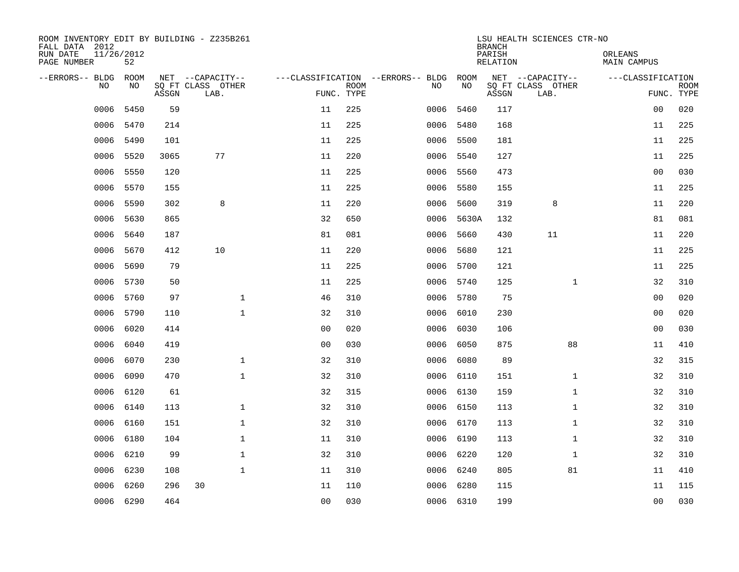ROOM INVENTORY EDIT BY BUILDING - Z235B261
FALL DATA 2012
RUN DATE 11/26/2012
PAGE NUMBER 52

LSU HEALTH SCIENCES CTR-NO
BRANCH
PARISH ORLEANS
RELATION MAIN CAMPUS

| --ERRORS-- | BLDG NO | ROOM NO | NET SQ FT ASSGN | --CAPACITY-- CLASS | LAB. | OTHER | ---CLASSIFICATION FUNC. | ROOM TYPE | --ERRORS-- | BLDG NO | ROOM NO | NET SQ FT ASSGN | --CAPACITY-- CLASS | LAB. | OTHER | ---CLASSIFICATION FUNC. | ROOM TYPE |
|---|---|---|---|---|---|---|---|---|---|---|---|---|---|---|---|---|---|
| | 0006 | 5450 | 59 | | | | 11 | 225 | | 0006 | 5460 | 117 | | | | 00 | 020 |
| | 0006 | 5470 | 214 | | | | 11 | 225 | | 0006 | 5480 | 168 | | | | 11 | 225 |
| | 0006 | 5490 | 101 | | | | 11 | 225 | | 0006 | 5500 | 181 | | | | 11 | 225 |
| | 0006 | 5520 | 3065 | | 77 | | 11 | 220 | | 0006 | 5540 | 127 | | | | 11 | 225 |
| | 0006 | 5550 | 120 | | | | 11 | 225 | | 0006 | 5560 | 473 | | | | 00 | 030 |
| | 0006 | 5570 | 155 | | | | 11 | 225 | | 0006 | 5580 | 155 | | | | 11 | 225 |
| | 0006 | 5590 | 302 | | 8 | | 11 | 220 | | 0006 | 5600 | 319 | | 8 | | 11 | 220 |
| | 0006 | 5630 | 865 | | | | 32 | 650 | | 0006 | 5630A | 132 | | | | 81 | 081 |
| | 0006 | 5640 | 187 | | | | 81 | 081 | | 0006 | 5660 | 430 | | 11 | | 11 | 220 |
| | 0006 | 5670 | 412 | | 10 | | 11 | 220 | | 0006 | 5680 | 121 | | | | 11 | 225 |
| | 0006 | 5690 | 79 | | | | 11 | 225 | | 0006 | 5700 | 121 | | | | 11 | 225 |
| | 0006 | 5730 | 50 | | | | 11 | 225 | | 0006 | 5740 | 125 | | | 1 | 32 | 310 |
| | 0006 | 5760 | 97 | | | 1 | 46 | 310 | | 0006 | 5780 | 75 | | | | 00 | 020 |
| | 0006 | 5790 | 110 | | | 1 | 32 | 310 | | 0006 | 6010 | 230 | | | | 00 | 020 |
| | 0006 | 6020 | 414 | | | | 00 | 020 | | 0006 | 6030 | 106 | | | | 00 | 030 |
| | 0006 | 6040 | 419 | | | | 00 | 030 | | 0006 | 6050 | 875 | | | 88 | 11 | 410 |
| | 0006 | 6070 | 230 | | | 1 | 32 | 310 | | 0006 | 6080 | 89 | | | | 32 | 315 |
| | 0006 | 6090 | 470 | | | 1 | 32 | 310 | | 0006 | 6110 | 151 | | | 1 | 32 | 310 |
| | 0006 | 6120 | 61 | | | | 32 | 315 | | 0006 | 6130 | 159 | | | 1 | 32 | 310 |
| | 0006 | 6140 | 113 | | | 1 | 32 | 310 | | 0006 | 6150 | 113 | | | 1 | 32 | 310 |
| | 0006 | 6160 | 151 | | | 1 | 32 | 310 | | 0006 | 6170 | 113 | | | 1 | 32 | 310 |
| | 0006 | 6180 | 104 | | | 1 | 11 | 310 | | 0006 | 6190 | 113 | | | 1 | 32 | 310 |
| | 0006 | 6210 | 99 | | | 1 | 32 | 310 | | 0006 | 6220 | 120 | | | 1 | 32 | 310 |
| | 0006 | 6230 | 108 | | | 1 | 11 | 310 | | 0006 | 6240 | 805 | | | 81 | 11 | 410 |
| | 0006 | 6260 | 296 | 30 | | | 11 | 110 | | 0006 | 6280 | 115 | | | | 11 | 115 |
| | 0006 | 6290 | 464 | | | | 00 | 030 | | 0006 | 6310 | 199 | | | | 00 | 030 |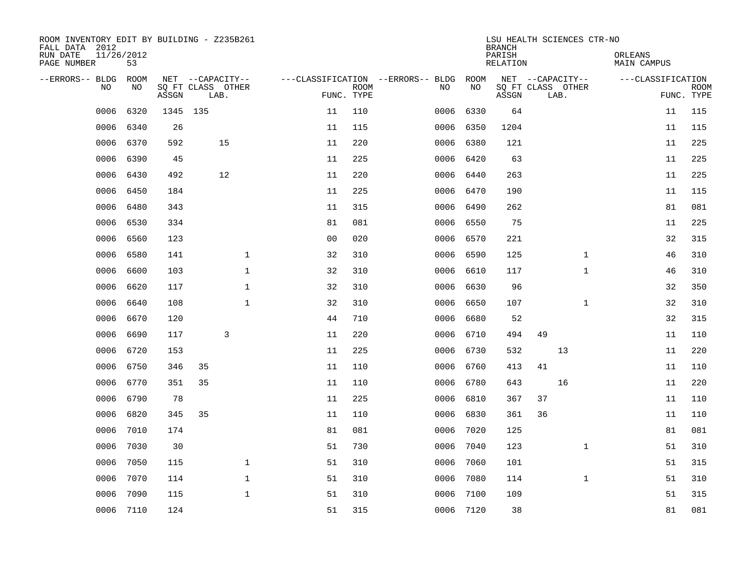ROOM INVENTORY EDIT BY BUILDING - Z235B261
FALL DATA 2012
RUN DATE 11/26/2012
PAGE NUMBER 53

LSU HEALTH SCIENCES CTR-NO
BRANCH
PARISH ORLEANS
RELATION MAIN CAMPUS

| --ERRORS-- | BLDG NO | ROOM NO | NET SQ FT ASSGN | CAPACITY CLASS | CAPACITY LAB. | CAPACITY OTHER | CLASSIFICATION FUNC. | ROOM TYPE | --ERRORS-- | BLDG NO | ROOM NO | NET SQ FT ASSGN | CAPACITY CLASS | CAPACITY LAB. | CAPACITY OTHER | CLASSIFICATION FUNC. | ROOM TYPE |
|---|---|---|---|---|---|---|---|---|---|---|---|---|---|---|---|---|---|
| | 0006 | 6320 | 1345 | 135 | | | 11 | 110 | | 0006 | 6330 | 64 | | | | 11 | 115 |
| | 0006 | 6340 | 26 | | | | 11 | 115 | | 0006 | 6350 | 1204 | | | | 11 | 115 |
| | 0006 | 6370 | 592 | | 15 | | 11 | 220 | | 0006 | 6380 | 121 | | | | 11 | 225 |
| | 0006 | 6390 | 45 | | | | 11 | 225 | | 0006 | 6420 | 63 | | | | 11 | 225 |
| | 0006 | 6430 | 492 | | 12 | | 11 | 220 | | 0006 | 6440 | 263 | | | | 11 | 225 |
| | 0006 | 6450 | 184 | | | | 11 | 225 | | 0006 | 6470 | 190 | | | | 11 | 115 |
| | 0006 | 6480 | 343 | | | | 11 | 315 | | 0006 | 6490 | 262 | | | | 81 | 081 |
| | 0006 | 6530 | 334 | | | | 81 | 081 | | 0006 | 6550 | 75 | | | | 11 | 225 |
| | 0006 | 6560 | 123 | | | | 00 | 020 | | 0006 | 6570 | 221 | | | | 32 | 315 |
| | 0006 | 6580 | 141 | | | 1 | 32 | 310 | | 0006 | 6590 | 125 | | | 1 | 46 | 310 |
| | 0006 | 6600 | 103 | | | 1 | 32 | 310 | | 0006 | 6610 | 117 | | | 1 | 46 | 310 |
| | 0006 | 6620 | 117 | | | 1 | 32 | 310 | | 0006 | 6630 | 96 | | | | 32 | 350 |
| | 0006 | 6640 | 108 | | | 1 | 32 | 310 | | 0006 | 6650 | 107 | | | 1 | 32 | 310 |
| | 0006 | 6670 | 120 | | | | 44 | 710 | | 0006 | 6680 | 52 | | | | 32 | 315 |
| | 0006 | 6690 | 117 | | 3 | | 11 | 220 | | 0006 | 6710 | 494 | 49 | | | 11 | 110 |
| | 0006 | 6720 | 153 | | | | 11 | 225 | | 0006 | 6730 | 532 | | 13 | | 11 | 220 |
| | 0006 | 6750 | 346 | 35 | | | 11 | 110 | | 0006 | 6760 | 413 | 41 | | | 11 | 110 |
| | 0006 | 6770 | 351 | 35 | | | 11 | 110 | | 0006 | 6780 | 643 | | 16 | | 11 | 220 |
| | 0006 | 6790 | 78 | | | | 11 | 225 | | 0006 | 6810 | 367 | 37 | | | 11 | 110 |
| | 0006 | 6820 | 345 | 35 | | | 11 | 110 | | 0006 | 6830 | 361 | 36 | | | 11 | 110 |
| | 0006 | 7010 | 174 | | | | 81 | 081 | | 0006 | 7020 | 125 | | | | 81 | 081 |
| | 0006 | 7030 | 30 | | | | 51 | 730 | | 0006 | 7040 | 123 | | | 1 | 51 | 310 |
| | 0006 | 7050 | 115 | | | 1 | 51 | 310 | | 0006 | 7060 | 101 | | | | 51 | 315 |
| | 0006 | 7070 | 114 | | | 1 | 51 | 310 | | 0006 | 7080 | 114 | | | 1 | 51 | 310 |
| | 0006 | 7090 | 115 | | | 1 | 51 | 310 | | 0006 | 7100 | 109 | | | | 51 | 315 |
| | 0006 | 7110 | 124 | | | | 51 | 315 | | 0006 | 7120 | 38 | | | | 81 | 081 |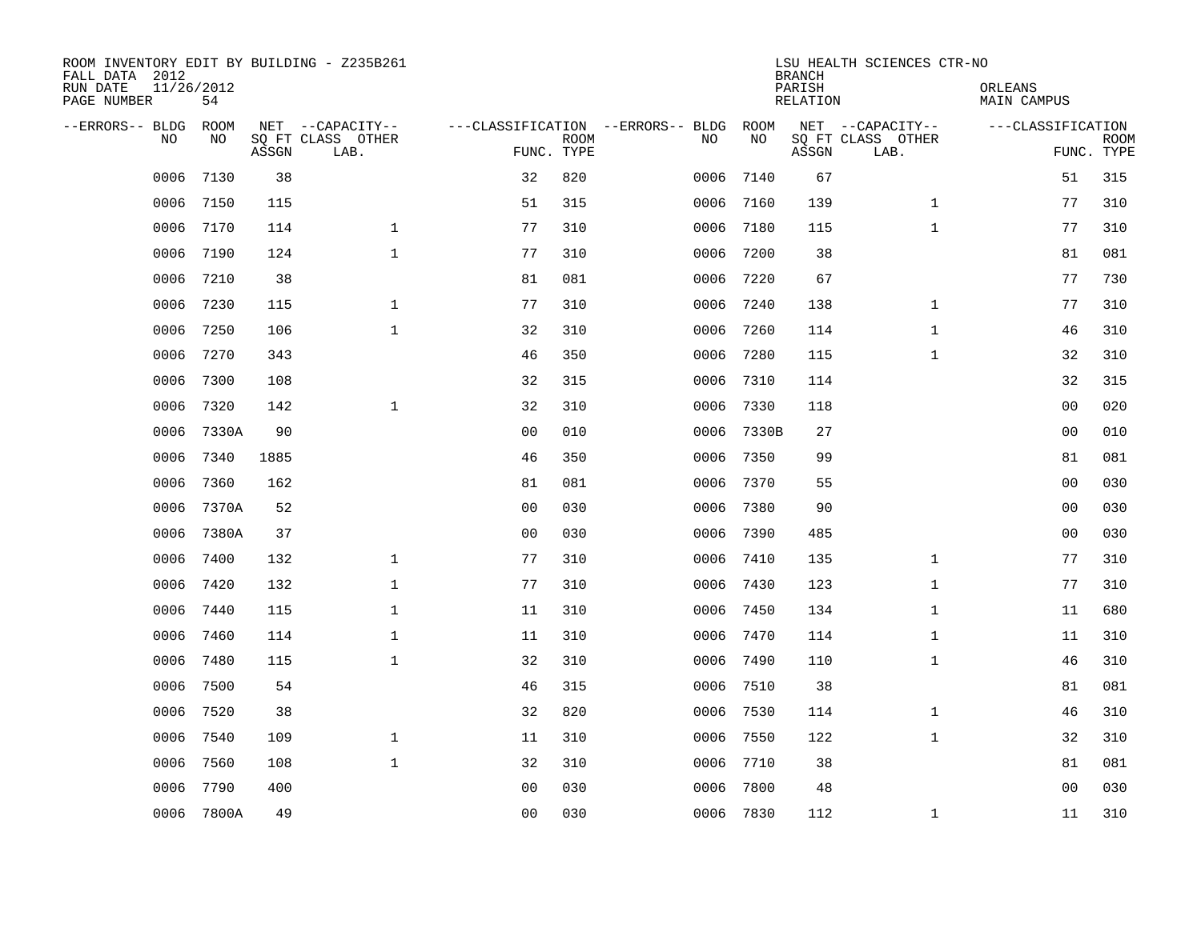ROOM INVENTORY EDIT BY BUILDING - Z235B261
FALL DATA 2012
RUN DATE 11/26/2012
PAGE NUMBER 54

LSU HEALTH SCIENCES CTR-NO
BRANCH
PARISH ORLEANS
RELATION MAIN CAMPUS

| --ERRORS-- | BLDG NO | ROOM NO | NET SQ FT ASSGN | --CAPACITY-- CLASS LAB. | OTHER | ---CLASSIFICATION FUNC. | ROOM TYPE | --ERRORS-- | BLDG NO | ROOM NO | NET SQ FT ASSGN | --CAPACITY-- CLASS LAB. | OTHER | ---CLASSIFICATION FUNC. | ROOM TYPE |
|---|---|---|---|---|---|---|---|---|---|---|---|---|---|---|---|
| | 0006 | 7130 | 38 | | | 32 | 820 | | 0006 | 7140 | 67 | | | 51 | 315 |
| | 0006 | 7150 | 115 | | | 51 | 315 | | 0006 | 7160 | 139 | | 1 | 77 | 310 |
| | 0006 | 7170 | 114 | | 1 | 77 | 310 | | 0006 | 7180 | 115 | | 1 | 77 | 310 |
| | 0006 | 7190 | 124 | | 1 | 77 | 310 | | 0006 | 7200 | 38 | | | 81 | 081 |
| | 0006 | 7210 | 38 | | | 81 | 081 | | 0006 | 7220 | 67 | | | 77 | 730 |
| | 0006 | 7230 | 115 | | 1 | 77 | 310 | | 0006 | 7240 | 138 | | 1 | 77 | 310 |
| | 0006 | 7250 | 106 | | 1 | 32 | 310 | | 0006 | 7260 | 114 | | 1 | 46 | 310 |
| | 0006 | 7270 | 343 | | | 46 | 350 | | 0006 | 7280 | 115 | | 1 | 32 | 310 |
| | 0006 | 7300 | 108 | | | 32 | 315 | | 0006 | 7310 | 114 | | | 32 | 315 |
| | 0006 | 7320 | 142 | | 1 | 32 | 310 | | 0006 | 7330 | 118 | | | 00 | 020 |
| | 0006 | 7330A | 90 | | | 00 | 010 | | 0006 | 7330B | 27 | | | 00 | 010 |
| | 0006 | 7340 | 1885 | | | 46 | 350 | | 0006 | 7350 | 99 | | | 81 | 081 |
| | 0006 | 7360 | 162 | | | 81 | 081 | | 0006 | 7370 | 55 | | | 00 | 030 |
| | 0006 | 7370A | 52 | | | 00 | 030 | | 0006 | 7380 | 90 | | | 00 | 030 |
| | 0006 | 7380A | 37 | | | 00 | 030 | | 0006 | 7390 | 485 | | | 00 | 030 |
| | 0006 | 7400 | 132 | | 1 | 77 | 310 | | 0006 | 7410 | 135 | | 1 | 77 | 310 |
| | 0006 | 7420 | 132 | | 1 | 77 | 310 | | 0006 | 7430 | 123 | | 1 | 77 | 310 |
| | 0006 | 7440 | 115 | | 1 | 11 | 310 | | 0006 | 7450 | 134 | | 1 | 11 | 680 |
| | 0006 | 7460 | 114 | | 1 | 11 | 310 | | 0006 | 7470 | 114 | | 1 | 11 | 310 |
| | 0006 | 7480 | 115 | | 1 | 32 | 310 | | 0006 | 7490 | 110 | | 1 | 46 | 310 |
| | 0006 | 7500 | 54 | | | 46 | 315 | | 0006 | 7510 | 38 | | | 81 | 081 |
| | 0006 | 7520 | 38 | | | 32 | 820 | | 0006 | 7530 | 114 | | 1 | 46 | 310 |
| | 0006 | 7540 | 109 | | 1 | 11 | 310 | | 0006 | 7550 | 122 | | 1 | 32 | 310 |
| | 0006 | 7560 | 108 | | 1 | 32 | 310 | | 0006 | 7710 | 38 | | | 81 | 081 |
| | 0006 | 7790 | 400 | | | 00 | 030 | | 0006 | 7800 | 48 | | | 00 | 030 |
| | 0006 | 7800A | 49 | | | 00 | 030 | | 0006 | 7830 | 112 | | 1 | 11 | 310 |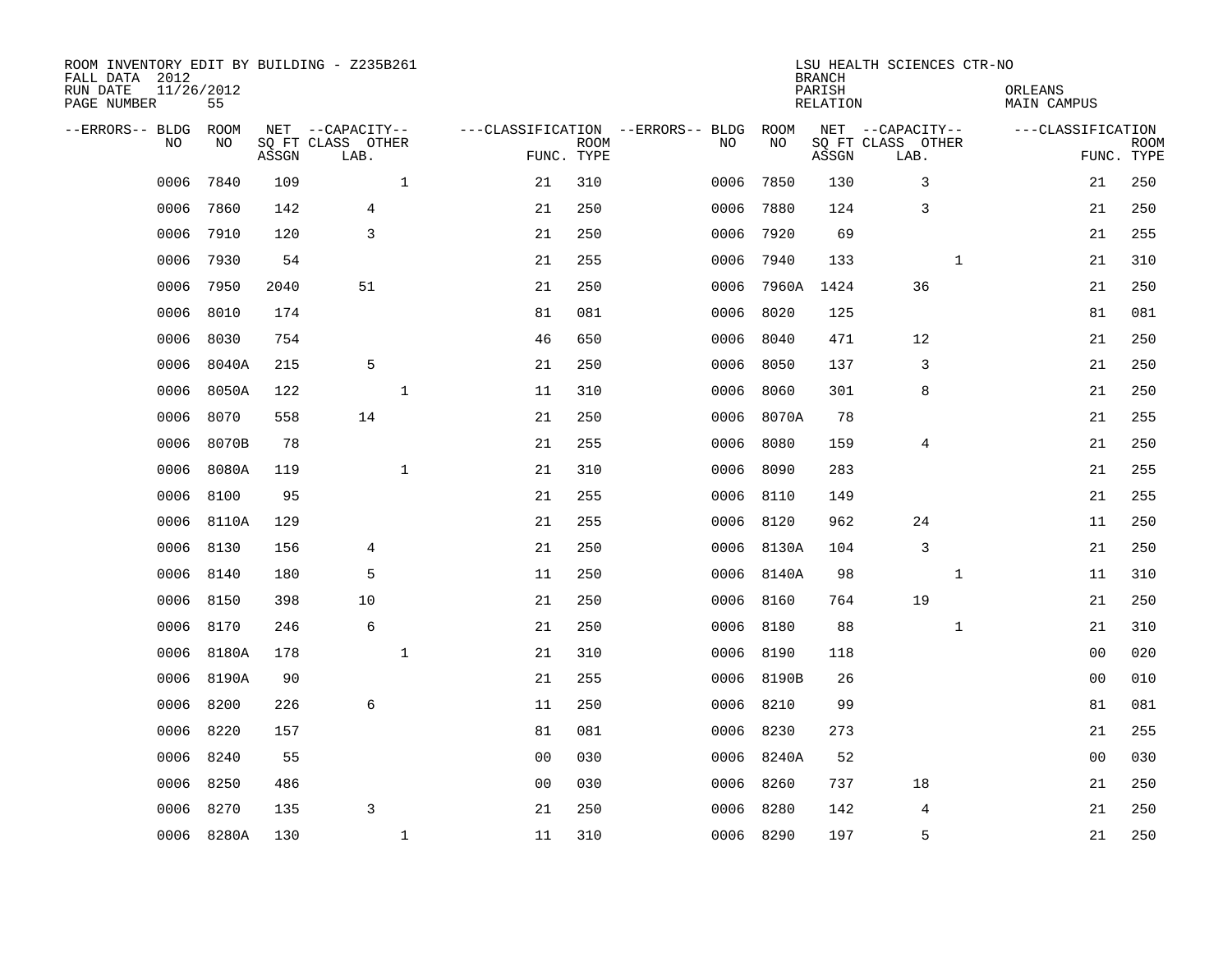ROOM INVENTORY EDIT BY BUILDING - Z235B261
FALL DATA 2012
RUN DATE 11/26/2012
PAGE NUMBER 55

LSU HEALTH SCIENCES CTR-NO
BRANCH
PARISH ORLEANS
RELATION MAIN CAMPUS

| --ERRORS-- | BLDG NO | ROOM NO | NET SQ FT ASSGN | --CAPACITY-- CLASS LAB. | OTHER | ---CLASSIFICATION FUNC. | ROOM TYPE | --ERRORS-- | BLDG NO | ROOM NO | NET SQ FT ASSGN | --CAPACITY-- CLASS LAB. | OTHER | ---CLASSIFICATION FUNC. | ROOM TYPE |
|---|---|---|---|---|---|---|---|---|---|---|---|---|---|---|---|
| | 0006 | 7840 | 109 | | 1 | 21 | 310 | | 0006 | 7850 | 130 | 3 | | 21 | 250 |
| | 0006 | 7860 | 142 | 4 | | 21 | 250 | | 0006 | 7880 | 124 | 3 | | 21 | 250 |
| | 0006 | 7910 | 120 | 3 | | 21 | 250 | | 0006 | 7920 | 69 | | | 21 | 255 |
| | 0006 | 7930 | 54 | | | 21 | 255 | | 0006 | 7940 | 133 | | 1 | 21 | 310 |
| | 0006 | 7950 | 2040 | 51 | | 21 | 250 | | 0006 | 7960A | 1424 | 36 | | 21 | 250 |
| | 0006 | 8010 | 174 | | | 81 | 081 | | 0006 | 8020 | 125 | | | 81 | 081 |
| | 0006 | 8030 | 754 | | | 46 | 650 | | 0006 | 8040 | 471 | 12 | | 21 | 250 |
| | 0006 | 8040A | 215 | 5 | | 21 | 250 | | 0006 | 8050 | 137 | 3 | | 21 | 250 |
| | 0006 | 8050A | 122 | | 1 | 11 | 310 | | 0006 | 8060 | 301 | 8 | | 21 | 250 |
| | 0006 | 8070 | 558 | 14 | | 21 | 250 | | 0006 | 8070A | 78 | | | 21 | 255 |
| | 0006 | 8070B | 78 | | | 21 | 255 | | 0006 | 8080 | 159 | 4 | | 21 | 250 |
| | 0006 | 8080A | 119 | | 1 | 21 | 310 | | 0006 | 8090 | 283 | | | 21 | 255 |
| | 0006 | 8100 | 95 | | | 21 | 255 | | 0006 | 8110 | 149 | | | 21 | 255 |
| | 0006 | 8110A | 129 | | | 21 | 255 | | 0006 | 8120 | 962 | 24 | | 11 | 250 |
| | 0006 | 8130 | 156 | 4 | | 21 | 250 | | 0006 | 8130A | 104 | 3 | | 21 | 250 |
| | 0006 | 8140 | 180 | 5 | | 11 | 250 | | 0006 | 8140A | 98 | | 1 | 11 | 310 |
| | 0006 | 8150 | 398 | 10 | | 21 | 250 | | 0006 | 8160 | 764 | 19 | | 21 | 250 |
| | 0006 | 8170 | 246 | 6 | | 21 | 250 | | 0006 | 8180 | 88 | | 1 | 21 | 310 |
| | 0006 | 8180A | 178 | | 1 | 21 | 310 | | 0006 | 8190 | 118 | | | 00 | 020 |
| | 0006 | 8190A | 90 | | | 21 | 255 | | 0006 | 8190B | 26 | | | 00 | 010 |
| | 0006 | 8200 | 226 | 6 | | 11 | 250 | | 0006 | 8210 | 99 | | | 81 | 081 |
| | 0006 | 8220 | 157 | | | 81 | 081 | | 0006 | 8230 | 273 | | | 21 | 255 |
| | 0006 | 8240 | 55 | | | 00 | 030 | | 0006 | 8240A | 52 | | | 00 | 030 |
| | 0006 | 8250 | 486 | | | 00 | 030 | | 0006 | 8260 | 737 | 18 | | 21 | 250 |
| | 0006 | 8270 | 135 | 3 | | 21 | 250 | | 0006 | 8280 | 142 | 4 | | 21 | 250 |
| | 0006 | 8280A | 130 | | 1 | 11 | 310 | | 0006 | 8290 | 197 | 5 | | 21 | 250 |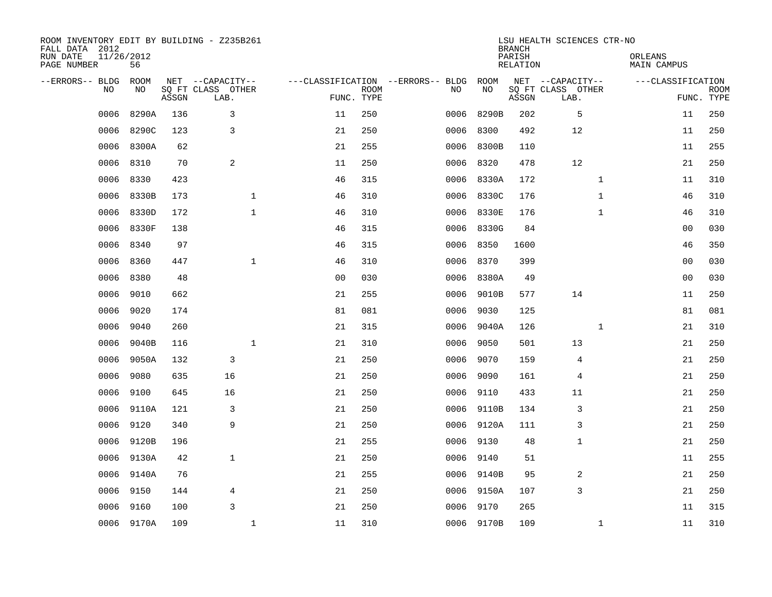ROOM INVENTORY EDIT BY BUILDING - Z235B261
FALL DATA 2012
RUN DATE 11/26/2012
PAGE NUMBER 56

LSU HEALTH SCIENCES CTR-NO
BRANCH
PARISH ORLEANS
RELATION MAIN CAMPUS

| --ERRORS-- | BLDG NO | ROOM NO | NET SQ FT ASSGN | --CAPACITY-- CLASS LAB. | OTHER | ---CLASSIFICATION FUNC. | ROOM TYPE | --ERRORS-- | BLDG NO | ROOM NO | NET SQ FT ASSGN | --CAPACITY-- CLASS LAB. | OTHER | ---CLASSIFICATION FUNC. | ROOM TYPE |
|---|---|---|---|---|---|---|---|---|---|---|---|---|---|---|---|
| | 0006 | 8290A | 136 | 3 | | 11 | 250 | | 0006 | 8290B | 202 | 5 | | 11 | 250 |
| | 0006 | 8290C | 123 | 3 | | 21 | 250 | | 0006 | 8300 | 492 | 12 | | 11 | 250 |
| | 0006 | 8300A | 62 | | | 21 | 255 | | 0006 | 8300B | 110 | | | 11 | 255 |
| | 0006 | 8310 | 70 | 2 | | 11 | 250 | | 0006 | 8320 | 478 | 12 | | 21 | 250 |
| | 0006 | 8330 | 423 | | | 46 | 315 | | 0006 | 8330A | 172 | | 1 | 11 | 310 |
| | 0006 | 8330B | 173 | | 1 | 46 | 310 | | 0006 | 8330C | 176 | | 1 | 46 | 310 |
| | 0006 | 8330D | 172 | | 1 | 46 | 310 | | 0006 | 8330E | 176 | | 1 | 46 | 310 |
| | 0006 | 8330F | 138 | | | 46 | 315 | | 0006 | 8330G | 84 | | | 00 | 030 |
| | 0006 | 8340 | 97 | | | 46 | 315 | | 0006 | 8350 | 1600 | | | 46 | 350 |
| | 0006 | 8360 | 447 | | 1 | 46 | 310 | | 0006 | 8370 | 399 | | | 00 | 030 |
| | 0006 | 8380 | 48 | | | 00 | 030 | | 0006 | 8380A | 49 | | | 00 | 030 |
| | 0006 | 9010 | 662 | | | 21 | 255 | | 0006 | 9010B | 577 | 14 | | 11 | 250 |
| | 0006 | 9020 | 174 | | | 81 | 081 | | 0006 | 9030 | 125 | | | 81 | 081 |
| | 0006 | 9040 | 260 | | | 21 | 315 | | 0006 | 9040A | 126 | | 1 | 21 | 310 |
| | 0006 | 9040B | 116 | | 1 | 21 | 310 | | 0006 | 9050 | 501 | 13 | | 21 | 250 |
| | 0006 | 9050A | 132 | 3 | | 21 | 250 | | 0006 | 9070 | 159 | 4 | | 21 | 250 |
| | 0006 | 9080 | 635 | 16 | | 21 | 250 | | 0006 | 9090 | 161 | 4 | | 21 | 250 |
| | 0006 | 9100 | 645 | 16 | | 21 | 250 | | 0006 | 9110 | 433 | 11 | | 21 | 250 |
| | 0006 | 9110A | 121 | 3 | | 21 | 250 | | 0006 | 9110B | 134 | 3 | | 21 | 250 |
| | 0006 | 9120 | 340 | 9 | | 21 | 250 | | 0006 | 9120A | 111 | 3 | | 21 | 250 |
| | 0006 | 9120B | 196 | | | 21 | 255 | | 0006 | 9130 | 48 | 1 | | 21 | 250 |
| | 0006 | 9130A | 42 | 1 | | 21 | 250 | | 0006 | 9140 | 51 | | | 11 | 255 |
| | 0006 | 9140A | 76 | | | 21 | 255 | | 0006 | 9140B | 95 | 2 | | 21 | 250 |
| | 0006 | 9150 | 144 | 4 | | 21 | 250 | | 0006 | 9150A | 107 | 3 | | 21 | 250 |
| | 0006 | 9160 | 100 | 3 | | 21 | 250 | | 0006 | 9170 | 265 | | | 11 | 315 |
| | 0006 | 9170A | 109 | | 1 | 11 | 310 | | 0006 | 9170B | 109 | | 1 | 11 | 310 |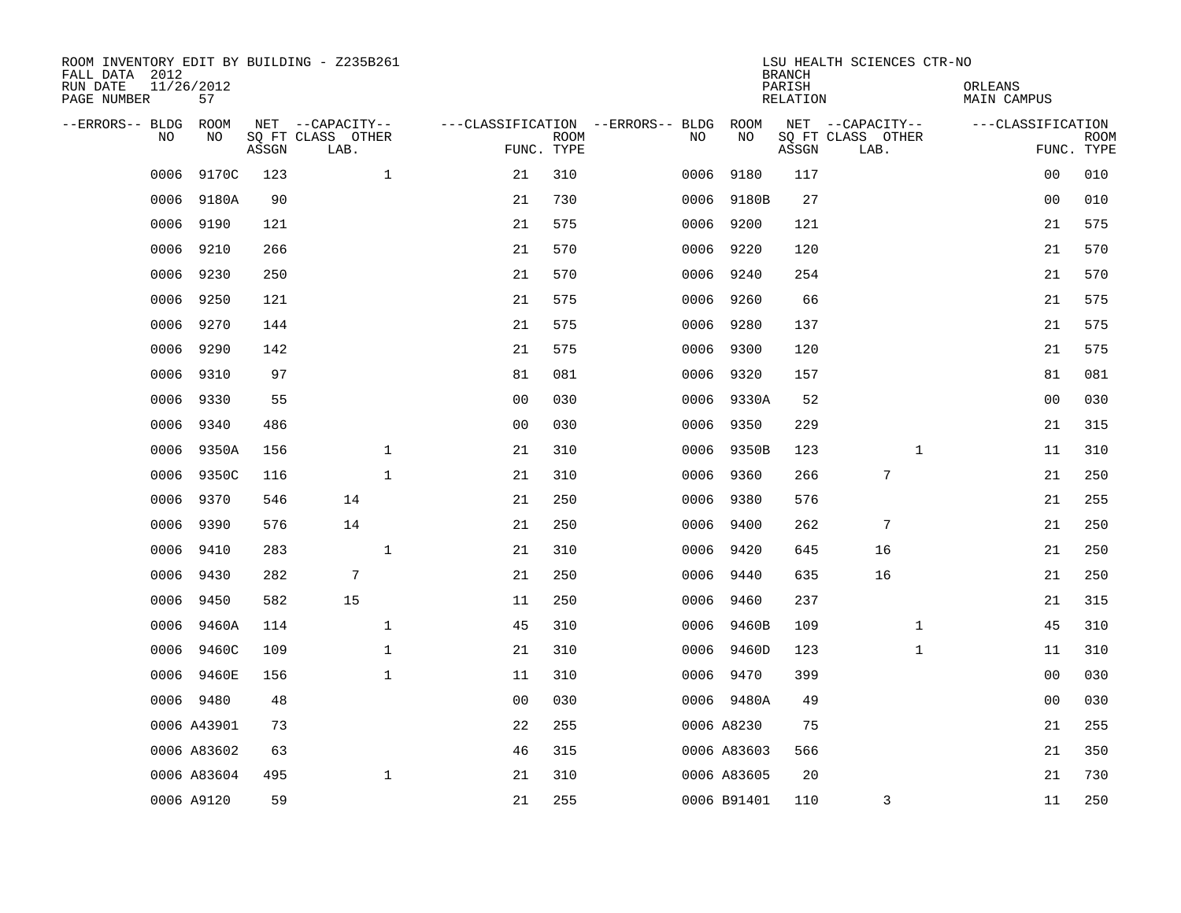ROOM INVENTORY EDIT BY BUILDING - Z235B261
FALL DATA 2012
RUN DATE 11/26/2012
PAGE NUMBER 57

LSU HEALTH SCIENCES CTR-NO
BRANCH
PARISH ORLEANS
RELATION MAIN CAMPUS

| --ERRORS-- | BLDG NO | ROOM NO | NET SQ FT ASSGN | --CAPACITY-- CLASS LAB. | OTHER | ---CLASSIFICATION FUNC. | ROOM TYPE | --ERRORS-- | BLDG NO | ROOM NO | NET SQ FT ASSGN | --CAPACITY-- CLASS LAB. | OTHER | ---CLASSIFICATION FUNC. | ROOM TYPE |
|---|---|---|---|---|---|---|---|---|---|---|---|---|---|---|---|
| | 0006 | 9170C | 123 | | 1 | 21 | 310 | | 0006 | 9180 | 117 | | | 00 | 010 |
| | 0006 | 9180A | 90 | | | 21 | 730 | | 0006 | 9180B | 27 | | | 00 | 010 |
| | 0006 | 9190 | 121 | | | 21 | 575 | | 0006 | 9200 | 121 | | | 21 | 575 |
| | 0006 | 9210 | 266 | | | 21 | 570 | | 0006 | 9220 | 120 | | | 21 | 570 |
| | 0006 | 9230 | 250 | | | 21 | 570 | | 0006 | 9240 | 254 | | | 21 | 570 |
| | 0006 | 9250 | 121 | | | 21 | 575 | | 0006 | 9260 | 66 | | | 21 | 575 |
| | 0006 | 9270 | 144 | | | 21 | 575 | | 0006 | 9280 | 137 | | | 21 | 575 |
| | 0006 | 9290 | 142 | | | 21 | 575 | | 0006 | 9300 | 120 | | | 21 | 575 |
| | 0006 | 9310 | 97 | | | 81 | 081 | | 0006 | 9320 | 157 | | | 81 | 081 |
| | 0006 | 9330 | 55 | | | 00 | 030 | | 0006 | 9330A | 52 | | | 00 | 030 |
| | 0006 | 9340 | 486 | | | 00 | 030 | | 0006 | 9350 | 229 | | | 21 | 315 |
| | 0006 | 9350A | 156 | | 1 | 21 | 310 | | 0006 | 9350B | 123 | | 1 | 11 | 310 |
| | 0006 | 9350C | 116 | | 1 | 21 | 310 | | 0006 | 9360 | 266 | 7 | | 21 | 250 |
| | 0006 | 9370 | 546 | 14 | | 21 | 250 | | 0006 | 9380 | 576 | | | 21 | 255 |
| | 0006 | 9390 | 576 | 14 | | 21 | 250 | | 0006 | 9400 | 262 | 7 | | 21 | 250 |
| | 0006 | 9410 | 283 | | 1 | 21 | 310 | | 0006 | 9420 | 645 | 16 | | 21 | 250 |
| | 0006 | 9430 | 282 | 7 | | 21 | 250 | | 0006 | 9440 | 635 | 16 | | 21 | 250 |
| | 0006 | 9450 | 582 | 15 | | 11 | 250 | | 0006 | 9460 | 237 | | | 21 | 315 |
| | 0006 | 9460A | 114 | | 1 | 45 | 310 | | 0006 | 9460B | 109 | | 1 | 45 | 310 |
| | 0006 | 9460C | 109 | | 1 | 21 | 310 | | 0006 | 9460D | 123 | | 1 | 11 | 310 |
| | 0006 | 9460E | 156 | | 1 | 11 | 310 | | 0006 | 9470 | 399 | | | 00 | 030 |
| | 0006 | 9480 | 48 | | | 00 | 030 | | 0006 | 9480A | 49 | | | 00 | 030 |
| | 0006 | A43901 | 73 | | | 22 | 255 | | 0006 | A8230 | 75 | | | 21 | 255 |
| | 0006 | A83602 | 63 | | | 46 | 315 | | 0006 | A83603 | 566 | | | 21 | 350 |
| | 0006 | A83604 | 495 | | 1 | 21 | 310 | | 0006 | A83605 | 20 | | | 21 | 730 |
| | 0006 | A9120 | 59 | | | 21 | 255 | | 0006 | B91401 | 110 | 3 | | 11 | 250 |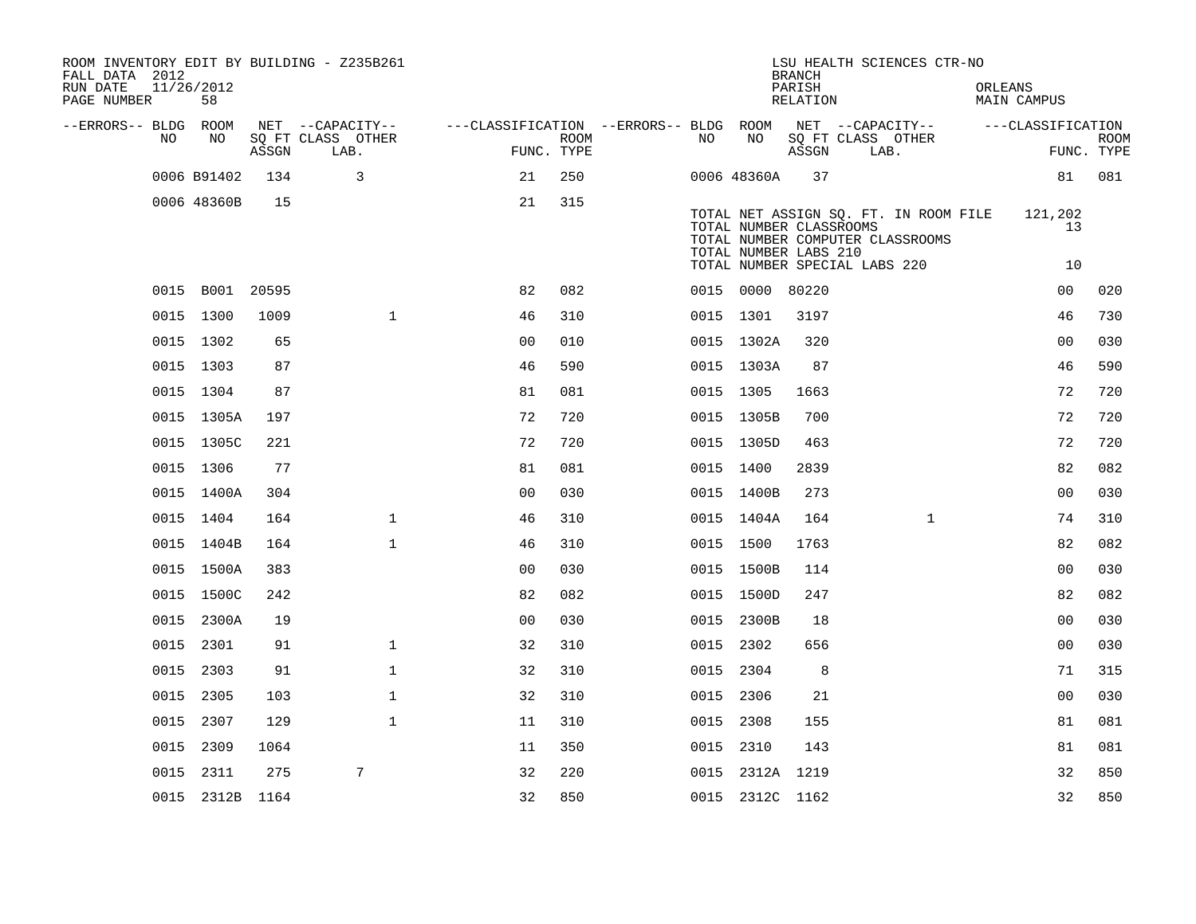ROOM INVENTORY EDIT BY BUILDING - Z235B261
FALL DATA 2012
RUN DATE 11/26/2012
PAGE NUMBER 58

LSU HEALTH SCIENCES CTR-NO
BRANCH
PARISH ORLEANS
RELATION MAIN CAMPUS

| --ERRORS-- | BLDG NO | ROOM NO | NET SQ FT ASSGN | CAPACITY CLASS LAB. | CAPACITY OTHER | CLASSIFICATION FUNC. | ROOM TYPE | --ERRORS-- | BLDG NO | ROOM NO | NET SQ FT ASSGN | CAPACITY CLASS LAB. | CAPACITY OTHER | CLASSIFICATION FUNC. | ROOM TYPE |
|---|---|---|---|---|---|---|---|---|---|---|---|---|---|---|---|
| | 0006 | B91402 | 134 | 3 | | 21 | 250 | | 0006 | 48360A | 37 | | | 81 | 081 |
| | 0006 | 48360B | 15 | | | 21 | 315 | | | | | | | | |

TOTAL NET ASSIGN SQ. FT. IN ROOM FILE 121,202
TOTAL NUMBER CLASSROOMS 13
TOTAL NUMBER COMPUTER CLASSROOMS
TOTAL NUMBER LABS 210
TOTAL NUMBER SPECIAL LABS 220 10

| --ERRORS-- | BLDG NO | ROOM NO | NET SQ FT ASSGN | CAPACITY CLASS LAB. | CAPACITY OTHER | CLASSIFICATION FUNC. | ROOM TYPE | --ERRORS-- | BLDG NO | ROOM NO | NET SQ FT ASSGN | CAPACITY CLASS LAB. | CAPACITY OTHER | CLASSIFICATION FUNC. | ROOM TYPE |
|---|---|---|---|---|---|---|---|---|---|---|---|---|---|---|---|
| | 0015 | B001 | 20595 | | | 82 | 082 | | 0015 | 0000 | 80220 | | | 00 | 020 |
| | 0015 | 1300 | 1009 | | 1 | 46 | 310 | | 0015 | 1301 | 3197 | | | 46 | 730 |
| | 0015 | 1302 | 65 | | | 00 | 010 | | 0015 | 1302A | 320 | | | 00 | 030 |
| | 0015 | 1303 | 87 | | | 46 | 590 | | 0015 | 1303A | 87 | | | 46 | 590 |
| | 0015 | 1304 | 87 | | | 81 | 081 | | 0015 | 1305 | 1663 | | | 72 | 720 |
| | 0015 | 1305A | 197 | | | 72 | 720 | | 0015 | 1305B | 700 | | | 72 | 720 |
| | 0015 | 1305C | 221 | | | 72 | 720 | | 0015 | 1305D | 463 | | | 72 | 720 |
| | 0015 | 1306 | 77 | | | 81 | 081 | | 0015 | 1400 | 2839 | | | 82 | 082 |
| | 0015 | 1400A | 304 | | | 00 | 030 | | 0015 | 1400B | 273 | | | 00 | 030 |
| | 0015 | 1404 | 164 | | 1 | 46 | 310 | | 0015 | 1404A | 164 | | 1 | 74 | 310 |
| | 0015 | 1404B | 164 | | 1 | 46 | 310 | | 0015 | 1500 | 1763 | | | 82 | 082 |
| | 0015 | 1500A | 383 | | | 00 | 030 | | 0015 | 1500B | 114 | | | 00 | 030 |
| | 0015 | 1500C | 242 | | | 82 | 082 | | 0015 | 1500D | 247 | | | 82 | 082 |
| | 0015 | 2300A | 19 | | | 00 | 030 | | 0015 | 2300B | 18 | | | 00 | 030 |
| | 0015 | 2301 | 91 | | 1 | 32 | 310 | | 0015 | 2302 | 656 | | | 00 | 030 |
| | 0015 | 2303 | 91 | | 1 | 32 | 310 | | 0015 | 2304 | 8 | | | 71 | 315 |
| | 0015 | 2305 | 103 | | 1 | 32 | 310 | | 0015 | 2306 | 21 | | | 00 | 030 |
| | 0015 | 2307 | 129 | | 1 | 11 | 310 | | 0015 | 2308 | 155 | | | 81 | 081 |
| | 0015 | 2309 | 1064 | | | 11 | 350 | | 0015 | 2310 | 143 | | | 81 | 081 |
| | 0015 | 2311 | 275 | 7 | | 32 | 220 | | 0015 | 2312A | 1219 | | | 32 | 850 |
| | 0015 | 2312B | 1164 | | | 32 | 850 | | 0015 | 2312C | 1162 | | | 32 | 850 |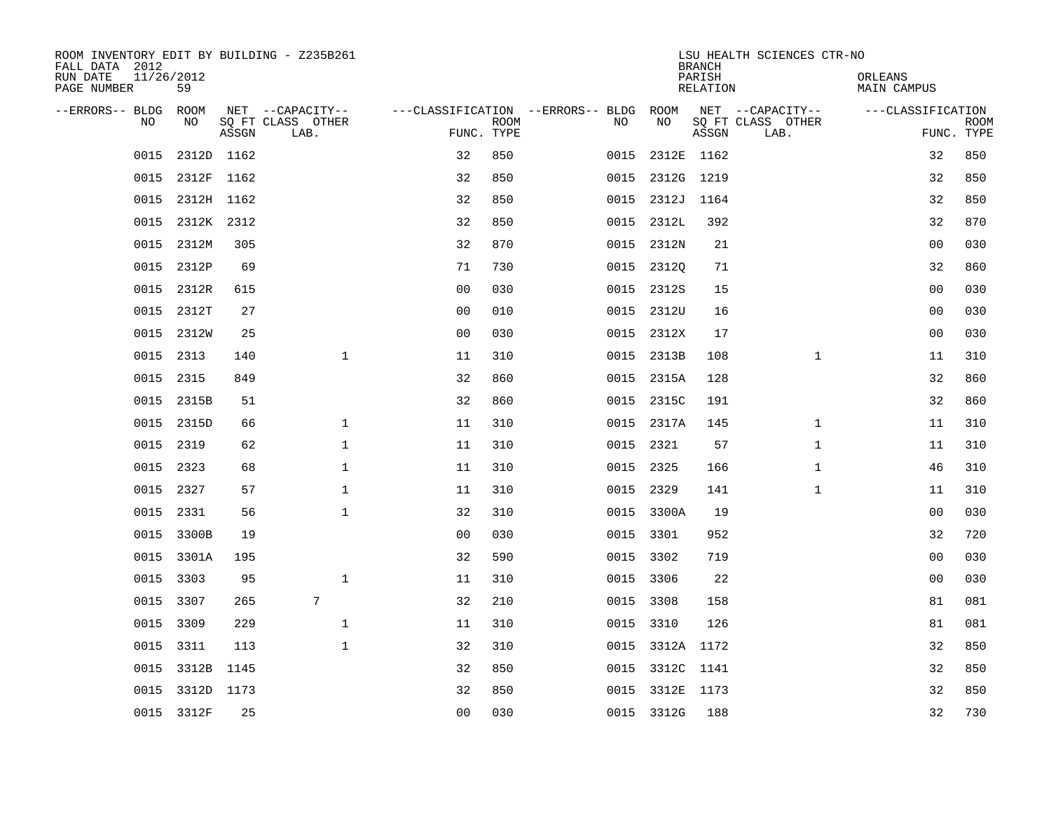ROOM INVENTORY EDIT BY BUILDING - Z235B261
FALL DATA 2012
RUN DATE 11/26/2012
PAGE NUMBER 59

LSU HEALTH SCIENCES CTR-NO
BRANCH
PARISH ORLEANS
RELATION MAIN CAMPUS

| --ERRORS-- | BLDG NO | ROOM NO | NET SQ FT ASSGN | --CAPACITY-- CLASS LAB. | OTHER | ---CLASSIFICATION FUNC. | ROOM TYPE | --ERRORS-- | BLDG NO | ROOM NO | NET SQ FT ASSGN | --CAPACITY-- CLASS LAB. | OTHER | ---CLASSIFICATION FUNC. | ROOM TYPE |
|---|---|---|---|---|---|---|---|---|---|---|---|---|---|---|---|
| | 0015 | 2312D | 1162 | | | 32 | 850 | | 0015 | 2312E | 1162 | | | 32 | 850 |
| | 0015 | 2312F | 1162 | | | 32 | 850 | | 0015 | 2312G | 1219 | | | 32 | 850 |
| | 0015 | 2312H | 1162 | | | 32 | 850 | | 0015 | 2312J | 1164 | | | 32 | 850 |
| | 0015 | 2312K | 2312 | | | 32 | 850 | | 0015 | 2312L | 392 | | | 32 | 870 |
| | 0015 | 2312M | 305 | | | 32 | 870 | | 0015 | 2312N | 21 | | | 00 | 030 |
| | 0015 | 2312P | 69 | | | 71 | 730 | | 0015 | 2312Q | 71 | | | 32 | 860 |
| | 0015 | 2312R | 615 | | | 00 | 030 | | 0015 | 2312S | 15 | | | 00 | 030 |
| | 0015 | 2312T | 27 | | | 00 | 010 | | 0015 | 2312U | 16 | | | 00 | 030 |
| | 0015 | 2312W | 25 | | | 00 | 030 | | 0015 | 2312X | 17 | | | 00 | 030 |
| | 0015 | 2313 | 140 | | 1 | 11 | 310 | | 0015 | 2313B | 108 | | 1 | 11 | 310 |
| | 0015 | 2315 | 849 | | | 32 | 860 | | 0015 | 2315A | 128 | | | 32 | 860 |
| | 0015 | 2315B | 51 | | | 32 | 860 | | 0015 | 2315C | 191 | | | 32 | 860 |
| | 0015 | 2315D | 66 | | 1 | 11 | 310 | | 0015 | 2317A | 145 | | 1 | 11 | 310 |
| | 0015 | 2319 | 62 | | 1 | 11 | 310 | | 0015 | 2321 | 57 | | 1 | 11 | 310 |
| | 0015 | 2323 | 68 | | 1 | 11 | 310 | | 0015 | 2325 | 166 | | 1 | 46 | 310 |
| | 0015 | 2327 | 57 | | 1 | 11 | 310 | | 0015 | 2329 | 141 | | 1 | 11 | 310 |
| | 0015 | 2331 | 56 | | 1 | 32 | 310 | | 0015 | 3300A | 19 | | | 00 | 030 |
| | 0015 | 3300B | 19 | | | 00 | 030 | | 0015 | 3301 | 952 | | | 32 | 720 |
| | 0015 | 3301A | 195 | | | 32 | 590 | | 0015 | 3302 | 719 | | | 00 | 030 |
| | 0015 | 3303 | 95 | | 1 | 11 | 310 | | 0015 | 3306 | 22 | | | 00 | 030 |
| | 0015 | 3307 | 265 | 7 | | 32 | 210 | | 0015 | 3308 | 158 | | | 81 | 081 |
| | 0015 | 3309 | 229 | | 1 | 11 | 310 | | 0015 | 3310 | 126 | | | 81 | 081 |
| | 0015 | 3311 | 113 | | 1 | 32 | 310 | | 0015 | 3312A | 1172 | | | 32 | 850 |
| | 0015 | 3312B | 1145 | | | 32 | 850 | | 0015 | 3312C | 1141 | | | 32 | 850 |
| | 0015 | 3312D | 1173 | | | 32 | 850 | | 0015 | 3312E | 1173 | | | 32 | 850 |
| | 0015 | 3312F | 25 | | | 00 | 030 | | 0015 | 3312G | 188 | | | 32 | 730 |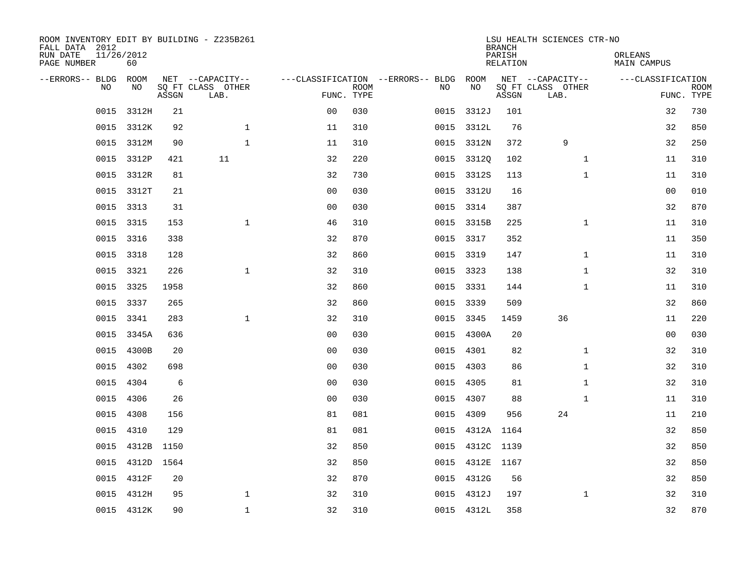ROOM INVENTORY EDIT BY BUILDING - Z235B261
FALL DATA 2012
RUN DATE 11/26/2012
PAGE NUMBER 60

LSU HEALTH SCIENCES CTR-NO
BRANCH
PARISH ORLEANS
RELATION MAIN CAMPUS

| --ERRORS-- | BLDG NO | ROOM NO | NET SQ FT ASSGN | --CAPACITY-- CLASS LAB. | OTHER | ---CLASSIFICATION FUNC. | ROOM TYPE | --ERRORS-- | BLDG NO | ROOM NO | NET SQ FT ASSGN | --CAPACITY-- CLASS LAB. | OTHER | ---CLASSIFICATION FUNC. | ROOM TYPE |
|---|---|---|---|---|---|---|---|---|---|---|---|---|---|---|---|
| | 0015 | 3312H | 21 | | | 00 | 030 | | 0015 | 3312J | 101 | | | 32 | 730 |
| | 0015 | 3312K | 92 | | 1 | 11 | 310 | | 0015 | 3312L | 76 | | | 32 | 850 |
| | 0015 | 3312M | 90 | | 1 | 11 | 310 | | 0015 | 3312N | 372 | 9 | | 32 | 250 |
| | 0015 | 3312P | 421 | 11 | | 32 | 220 | | 0015 | 3312Q | 102 | | 1 | 11 | 310 |
| | 0015 | 3312R | 81 | | | 32 | 730 | | 0015 | 3312S | 113 | | 1 | 11 | 310 |
| | 0015 | 3312T | 21 | | | 00 | 030 | | 0015 | 3312U | 16 | | | 00 | 010 |
| | 0015 | 3313 | 31 | | | 00 | 030 | | 0015 | 3314 | 387 | | | 32 | 870 |
| | 0015 | 3315 | 153 | | 1 | 46 | 310 | | 0015 | 3315B | 225 | | 1 | 11 | 310 |
| | 0015 | 3316 | 338 | | | 32 | 870 | | 0015 | 3317 | 352 | | | 11 | 350 |
| | 0015 | 3318 | 128 | | | 32 | 860 | | 0015 | 3319 | 147 | | 1 | 11 | 310 |
| | 0015 | 3321 | 226 | | 1 | 32 | 310 | | 0015 | 3323 | 138 | | 1 | 32 | 310 |
| | 0015 | 3325 | 1958 | | | 32 | 860 | | 0015 | 3331 | 144 | | 1 | 11 | 310 |
| | 0015 | 3337 | 265 | | | 32 | 860 | | 0015 | 3339 | 509 | | | 32 | 860 |
| | 0015 | 3341 | 283 | | 1 | 32 | 310 | | 0015 | 3345 | 1459 | 36 | | 11 | 220 |
| | 0015 | 3345A | 636 | | | 00 | 030 | | 0015 | 4300A | 20 | | | 00 | 030 |
| | 0015 | 4300B | 20 | | | 00 | 030 | | 0015 | 4301 | 82 | | 1 | 32 | 310 |
| | 0015 | 4302 | 698 | | | 00 | 030 | | 0015 | 4303 | 86 | | 1 | 32 | 310 |
| | 0015 | 4304 | 6 | | | 00 | 030 | | 0015 | 4305 | 81 | | 1 | 32 | 310 |
| | 0015 | 4306 | 26 | | | 00 | 030 | | 0015 | 4307 | 88 | | 1 | 11 | 310 |
| | 0015 | 4308 | 156 | | | 81 | 081 | | 0015 | 4309 | 956 | 24 | | 11 | 210 |
| | 0015 | 4310 | 129 | | | 81 | 081 | | 0015 | 4312A | 1164 | | | 32 | 850 |
| | 0015 | 4312B | 1150 | | | 32 | 850 | | 0015 | 4312C | 1139 | | | 32 | 850 |
| | 0015 | 4312D | 1564 | | | 32 | 850 | | 0015 | 4312E | 1167 | | | 32 | 850 |
| | 0015 | 4312F | 20 | | | 32 | 870 | | 0015 | 4312G | 56 | | | 32 | 850 |
| | 0015 | 4312H | 95 | | 1 | 32 | 310 | | 0015 | 4312J | 197 | | 1 | 32 | 310 |
| | 0015 | 4312K | 90 | | 1 | 32 | 310 | | 0015 | 4312L | 358 | | | 32 | 870 |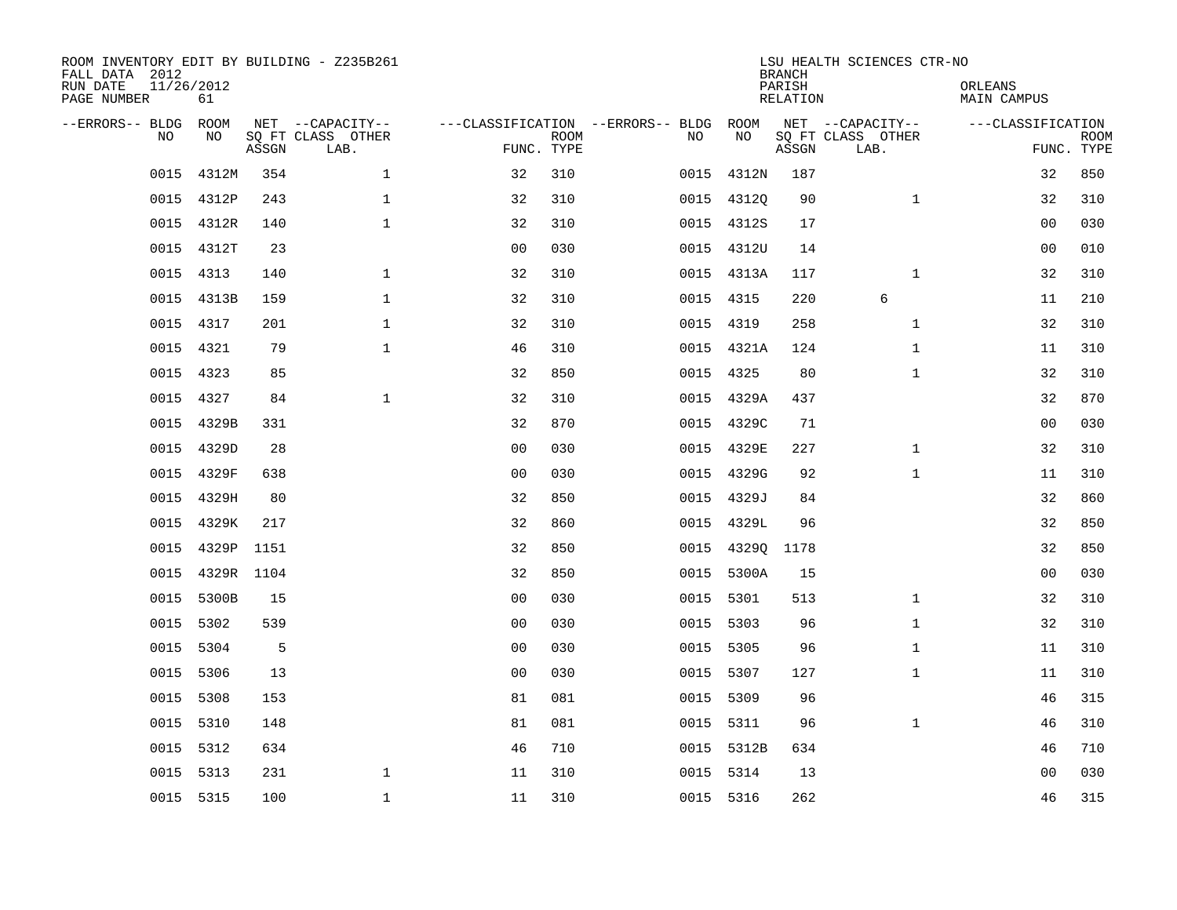ROOM INVENTORY EDIT BY BUILDING - Z235B261
FALL DATA 2012
RUN DATE 11/26/2012
PAGE NUMBER 61

LSU HEALTH SCIENCES CTR-NO
BRANCH
PARISH ORLEANS
RELATION MAIN CAMPUS

| --ERRORS-- | BLDG NO | ROOM NO | NET SQ FT ASSGN | --CAPACITY-- CLASS | OTHER LAB. | ---CLASSIFICATION FUNC. | ROOM TYPE | --ERRORS-- | BLDG NO | ROOM NO | NET SQ FT ASSGN | --CAPACITY-- CLASS | OTHER LAB. | ---CLASSIFICATION FUNC. | ROOM TYPE |
|---|---|---|---|---|---|---|---|---|---|---|---|---|---|---|---|
| | 0015 | 4312M | 354 | | 1 | 32 | 310 | | 0015 | 4312N | 187 | | | 32 | 850 |
| | 0015 | 4312P | 243 | | 1 | 32 | 310 | | 0015 | 4312Q | 90 | | 1 | 32 | 310 |
| | 0015 | 4312R | 140 | | 1 | 32 | 310 | | 0015 | 4312S | 17 | | | 00 | 030 |
| | 0015 | 4312T | 23 | | | 00 | 030 | | 0015 | 4312U | 14 | | | 00 | 010 |
| | 0015 | 4313 | 140 | | 1 | 32 | 310 | | 0015 | 4313A | 117 | | 1 | 32 | 310 |
| | 0015 | 4313B | 159 | | 1 | 32 | 310 | | 0015 | 4315 | 220 | 6 | | 11 | 210 |
| | 0015 | 4317 | 201 | | 1 | 32 | 310 | | 0015 | 4319 | 258 | | 1 | 32 | 310 |
| | 0015 | 4321 | 79 | | 1 | 46 | 310 | | 0015 | 4321A | 124 | | 1 | 11 | 310 |
| | 0015 | 4323 | 85 | | | 32 | 850 | | 0015 | 4325 | 80 | | 1 | 32 | 310 |
| | 0015 | 4327 | 84 | | 1 | 32 | 310 | | 0015 | 4329A | 437 | | | 32 | 870 |
| | 0015 | 4329B | 331 | | | 32 | 870 | | 0015 | 4329C | 71 | | | 00 | 030 |
| | 0015 | 4329D | 28 | | | 00 | 030 | | 0015 | 4329E | 227 | | 1 | 32 | 310 |
| | 0015 | 4329F | 638 | | | 00 | 030 | | 0015 | 4329G | 92 | | 1 | 11 | 310 |
| | 0015 | 4329H | 80 | | | 32 | 850 | | 0015 | 4329J | 84 | | | 32 | 860 |
| | 0015 | 4329K | 217 | | | 32 | 860 | | 0015 | 4329L | 96 | | | 32 | 850 |
| | 0015 | 4329P | 1151 | | | 32 | 850 | | 0015 | 4329Q | 1178 | | | 32 | 850 |
| | 0015 | 4329R | 1104 | | | 32 | 850 | | 0015 | 5300A | 15 | | | 00 | 030 |
| | 0015 | 5300B | 15 | | | 00 | 030 | | 0015 | 5301 | 513 | | 1 | 32 | 310 |
| | 0015 | 5302 | 539 | | | 00 | 030 | | 0015 | 5303 | 96 | | 1 | 32 | 310 |
| | 0015 | 5304 | 5 | | | 00 | 030 | | 0015 | 5305 | 96 | | 1 | 11 | 310 |
| | 0015 | 5306 | 13 | | | 00 | 030 | | 0015 | 5307 | 127 | | 1 | 11 | 310 |
| | 0015 | 5308 | 153 | | | 81 | 081 | | 0015 | 5309 | 96 | | | 46 | 315 |
| | 0015 | 5310 | 148 | | | 81 | 081 | | 0015 | 5311 | 96 | | 1 | 46 | 310 |
| | 0015 | 5312 | 634 | | | 46 | 710 | | 0015 | 5312B | 634 | | | 46 | 710 |
| | 0015 | 5313 | 231 | | 1 | 11 | 310 | | 0015 | 5314 | 13 | | | 00 | 030 |
| | 0015 | 5315 | 100 | | 1 | 11 | 310 | | 0015 | 5316 | 262 | | | 46 | 315 |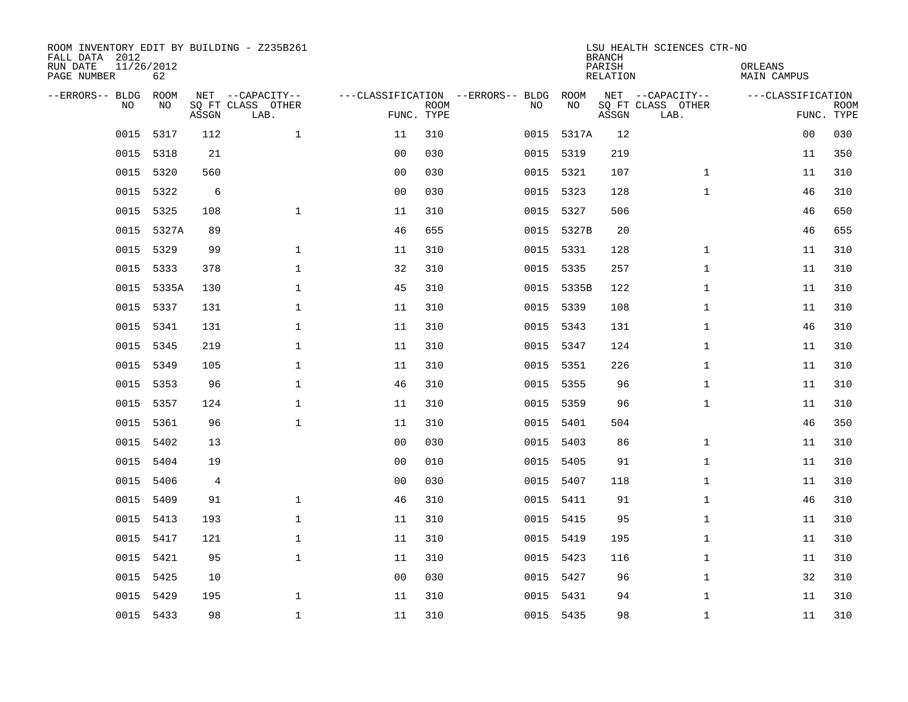ROOM INVENTORY EDIT BY BUILDING - Z235B261
FALL DATA 2012
RUN DATE 11/26/2012
PAGE NUMBER 62

LSU HEALTH SCIENCES CTR-NO
BRANCH
PARISH ORLEANS
RELATION MAIN CAMPUS

| --ERRORS-- | BLDG NO | ROOM NO | NET SQ FT ASSGN | --CAPACITY-- CLASS LAB. | OTHER | ---CLASSIFICATION FUNC. | ROOM TYPE | --ERRORS-- | BLDG NO | ROOM NO | NET SQ FT ASSGN | --CAPACITY-- CLASS LAB. | OTHER | ---CLASSIFICATION FUNC. | ROOM TYPE |
|---|---|---|---|---|---|---|---|---|---|---|---|---|---|---|---|
| | 0015 | 5317 | 112 | | 1 | 11 | 310 | | 0015 | 5317A | 12 | | | 00 | 030 |
| | 0015 | 5318 | 21 | | | 00 | 030 | | 0015 | 5319 | 219 | | | 11 | 350 |
| | 0015 | 5320 | 560 | | | 00 | 030 | | 0015 | 5321 | 107 | | 1 | 11 | 310 |
| | 0015 | 5322 | 6 | | | 00 | 030 | | 0015 | 5323 | 128 | | 1 | 46 | 310 |
| | 0015 | 5325 | 108 | | 1 | 11 | 310 | | 0015 | 5327 | 506 | | | 46 | 650 |
| | 0015 | 5327A | 89 | | | 46 | 655 | | 0015 | 5327B | 20 | | | 46 | 655 |
| | 0015 | 5329 | 99 | | 1 | 11 | 310 | | 0015 | 5331 | 128 | | 1 | 11 | 310 |
| | 0015 | 5333 | 378 | | 1 | 32 | 310 | | 0015 | 5335 | 257 | | 1 | 11 | 310 |
| | 0015 | 5335A | 130 | | 1 | 45 | 310 | | 0015 | 5335B | 122 | | 1 | 11 | 310 |
| | 0015 | 5337 | 131 | | 1 | 11 | 310 | | 0015 | 5339 | 108 | | 1 | 11 | 310 |
| | 0015 | 5341 | 131 | | 1 | 11 | 310 | | 0015 | 5343 | 131 | | 1 | 46 | 310 |
| | 0015 | 5345 | 219 | | 1 | 11 | 310 | | 0015 | 5347 | 124 | | 1 | 11 | 310 |
| | 0015 | 5349 | 105 | | 1 | 11 | 310 | | 0015 | 5351 | 226 | | 1 | 11 | 310 |
| | 0015 | 5353 | 96 | | 1 | 46 | 310 | | 0015 | 5355 | 96 | | 1 | 11 | 310 |
| | 0015 | 5357 | 124 | | 1 | 11 | 310 | | 0015 | 5359 | 96 | | 1 | 11 | 310 |
| | 0015 | 5361 | 96 | | 1 | 11 | 310 | | 0015 | 5401 | 504 | | | 46 | 350 |
| | 0015 | 5402 | 13 | | | 00 | 030 | | 0015 | 5403 | 86 | | 1 | 11 | 310 |
| | 0015 | 5404 | 19 | | | 00 | 010 | | 0015 | 5405 | 91 | | 1 | 11 | 310 |
| | 0015 | 5406 | 4 | | | 00 | 030 | | 0015 | 5407 | 118 | | 1 | 11 | 310 |
| | 0015 | 5409 | 91 | | 1 | 46 | 310 | | 0015 | 5411 | 91 | | 1 | 46 | 310 |
| | 0015 | 5413 | 193 | | 1 | 11 | 310 | | 0015 | 5415 | 95 | | 1 | 11 | 310 |
| | 0015 | 5417 | 121 | | 1 | 11 | 310 | | 0015 | 5419 | 195 | | 1 | 11 | 310 |
| | 0015 | 5421 | 95 | | 1 | 11 | 310 | | 0015 | 5423 | 116 | | 1 | 11 | 310 |
| | 0015 | 5425 | 10 | | | 00 | 030 | | 0015 | 5427 | 96 | | 1 | 32 | 310 |
| | 0015 | 5429 | 195 | | 1 | 11 | 310 | | 0015 | 5431 | 94 | | 1 | 11 | 310 |
| | 0015 | 5433 | 98 | | 1 | 11 | 310 | | 0015 | 5435 | 98 | | 1 | 11 | 310 |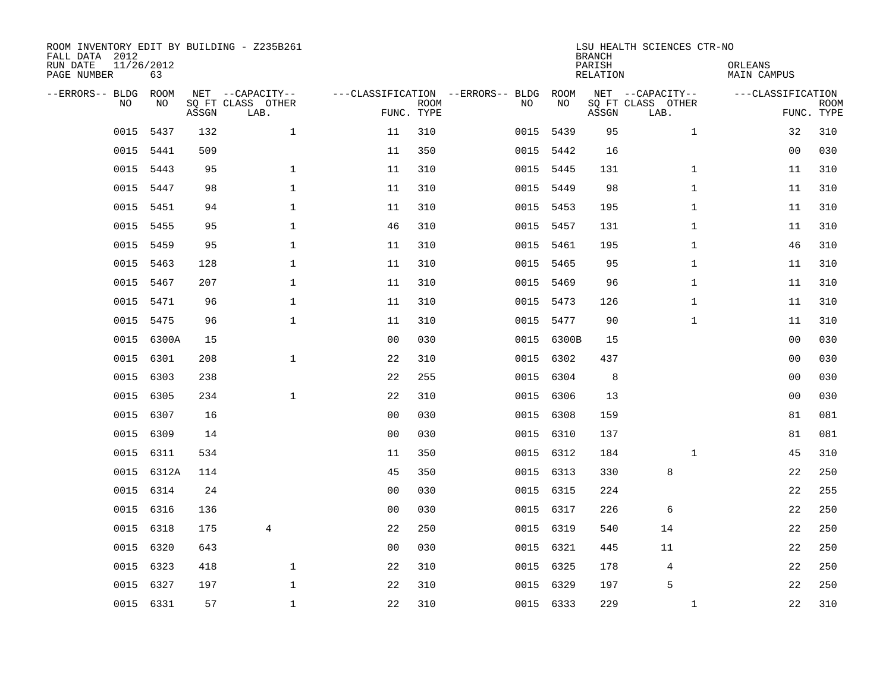ROOM INVENTORY EDIT BY BUILDING - Z235B261
FALL DATA 2012
RUN DATE 11/26/2012
PAGE NUMBER 63

LSU HEALTH SCIENCES CTR-NO
BRANCH
PARISH ORLEANS
RELATION MAIN CAMPUS

| --ERRORS-- | BLDG NO | ROOM NO | NET SQ FT ASSGN | --CAPACITY-- CLASS LAB. | OTHER | ---CLASSIFICATION FUNC. | ROOM TYPE | --ERRORS-- | BLDG NO | ROOM NO | NET SQ FT ASSGN | --CAPACITY-- CLASS LAB. | OTHER | ---CLASSIFICATION FUNC. | ROOM TYPE |
|---|---|---|---|---|---|---|---|---|---|---|---|---|---|---|---|
| | 0015 | 5437 | 132 | | 1 | 11 | 310 | | 0015 | 5439 | 95 | | 1 | 32 | 310 |
| | 0015 | 5441 | 509 | | | 11 | 350 | | 0015 | 5442 | 16 | | | 00 | 030 |
| | 0015 | 5443 | 95 | | 1 | 11 | 310 | | 0015 | 5445 | 131 | | 1 | 11 | 310 |
| | 0015 | 5447 | 98 | | 1 | 11 | 310 | | 0015 | 5449 | 98 | | 1 | 11 | 310 |
| | 0015 | 5451 | 94 | | 1 | 11 | 310 | | 0015 | 5453 | 195 | | 1 | 11 | 310 |
| | 0015 | 5455 | 95 | | 1 | 46 | 310 | | 0015 | 5457 | 131 | | 1 | 11 | 310 |
| | 0015 | 5459 | 95 | | 1 | 11 | 310 | | 0015 | 5461 | 195 | | 1 | 46 | 310 |
| | 0015 | 5463 | 128 | | 1 | 11 | 310 | | 0015 | 5465 | 95 | | 1 | 11 | 310 |
| | 0015 | 5467 | 207 | | 1 | 11 | 310 | | 0015 | 5469 | 96 | | 1 | 11 | 310 |
| | 0015 | 5471 | 96 | | 1 | 11 | 310 | | 0015 | 5473 | 126 | | 1 | 11 | 310 |
| | 0015 | 5475 | 96 | | 1 | 11 | 310 | | 0015 | 5477 | 90 | | 1 | 11 | 310 |
| | 0015 | 6300A | 15 | | | 00 | 030 | | 0015 | 6300B | 15 | | | 00 | 030 |
| | 0015 | 6301 | 208 | | 1 | 22 | 310 | | 0015 | 6302 | 437 | | | 00 | 030 |
| | 0015 | 6303 | 238 | | | 22 | 255 | | 0015 | 6304 | 8 | | | 00 | 030 |
| | 0015 | 6305 | 234 | | 1 | 22 | 310 | | 0015 | 6306 | 13 | | | 00 | 030 |
| | 0015 | 6307 | 16 | | | 00 | 030 | | 0015 | 6308 | 159 | | | 81 | 081 |
| | 0015 | 6309 | 14 | | | 00 | 030 | | 0015 | 6310 | 137 | | | 81 | 081 |
| | 0015 | 6311 | 534 | | | 11 | 350 | | 0015 | 6312 | 184 | | 1 | 45 | 310 |
| | 0015 | 6312A | 114 | | | 45 | 350 | | 0015 | 6313 | 330 | 8 | | 22 | 250 |
| | 0015 | 6314 | 24 | | | 00 | 030 | | 0015 | 6315 | 224 | | | 22 | 255 |
| | 0015 | 6316 | 136 | | | 00 | 030 | | 0015 | 6317 | 226 | 6 | | 22 | 250 |
| | 0015 | 6318 | 175 | 4 | | 22 | 250 | | 0015 | 6319 | 540 | 14 | | 22 | 250 |
| | 0015 | 6320 | 643 | | | 00 | 030 | | 0015 | 6321 | 445 | 11 | | 22 | 250 |
| | 0015 | 6323 | 418 | | 1 | 22 | 310 | | 0015 | 6325 | 178 | 4 | | 22 | 250 |
| | 0015 | 6327 | 197 | | 1 | 22 | 310 | | 0015 | 6329 | 197 | 5 | | 22 | 250 |
| | 0015 | 6331 | 57 | | 1 | 22 | 310 | | 0015 | 6333 | 229 | | 1 | 22 | 310 |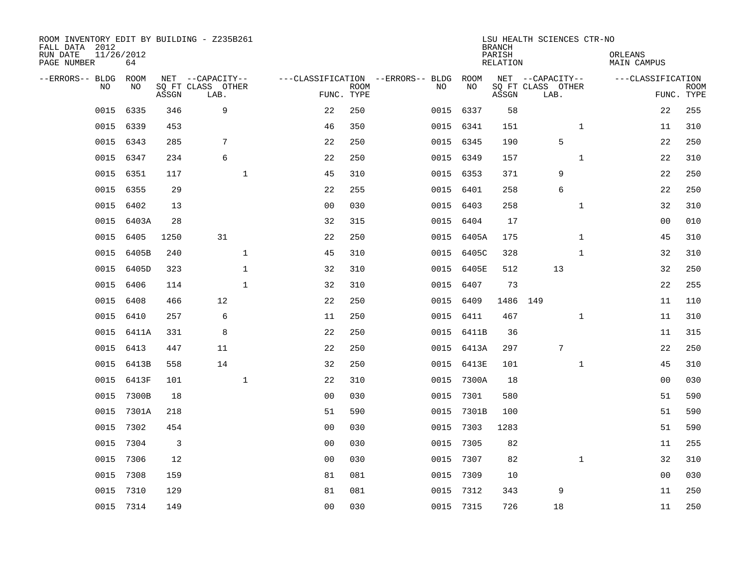ROOM INVENTORY EDIT BY BUILDING - Z235B261
FALL DATA 2012
RUN DATE 11/26/2012
PAGE NUMBER 64

LSU HEALTH SCIENCES CTR-NO
BRANCH
PARISH ORLEANS
RELATION MAIN CAMPUS

| --ERRORS-- | BLDG NO | ROOM NO | NET SQ FT ASSGN | CAPACITY CLASS LAB. | CAPACITY OTHER | CLASSIFICATION FUNC. | ROOM TYPE | --ERRORS-- | BLDG NO | ROOM NO | NET SQ FT ASSGN | CAPACITY CLASS LAB. | CAPACITY OTHER | CLASSIFICATION FUNC. | ROOM TYPE |
|---|---|---|---|---|---|---|---|---|---|---|---|---|---|---|---|
| | 0015 | 6335 | 346 | 9 | | 22 | 250 | | 0015 | 6337 | 58 | | | 22 | 255 |
| | 0015 | 6339 | 453 | | | 46 | 350 | | 0015 | 6341 | 151 | | 1 | 11 | 310 |
| | 0015 | 6343 | 285 | 7 | | 22 | 250 | | 0015 | 6345 | 190 | 5 | | 22 | 250 |
| | 0015 | 6347 | 234 | 6 | | 22 | 250 | | 0015 | 6349 | 157 | | 1 | 22 | 310 |
| | 0015 | 6351 | 117 | | 1 | 45 | 310 | | 0015 | 6353 | 371 | 9 | | 22 | 250 |
| | 0015 | 6355 | 29 | | | 22 | 255 | | 0015 | 6401 | 258 | 6 | | 22 | 250 |
| | 0015 | 6402 | 13 | | | 00 | 030 | | 0015 | 6403 | 258 | | 1 | 32 | 310 |
| | 0015 | 6403A | 28 | | | 32 | 315 | | 0015 | 6404 | 17 | | | 00 | 010 |
| | 0015 | 6405 | 1250 | 31 | | 22 | 250 | | 0015 | 6405A | 175 | | 1 | 45 | 310 |
| | 0015 | 6405B | 240 | | 1 | 45 | 310 | | 0015 | 6405C | 328 | | 1 | 32 | 310 |
| | 0015 | 6405D | 323 | | 1 | 32 | 310 | | 0015 | 6405E | 512 | 13 | | 32 | 250 |
| | 0015 | 6406 | 114 | | 1 | 32 | 310 | | 0015 | 6407 | 73 | | | 22 | 255 |
| | 0015 | 6408 | 466 | 12 | | 22 | 250 | | 0015 | 6409 | 1486 | 149 | | 11 | 110 |
| | 0015 | 6410 | 257 | 6 | | 11 | 250 | | 0015 | 6411 | 467 | | 1 | 11 | 310 |
| | 0015 | 6411A | 331 | 8 | | 22 | 250 | | 0015 | 6411B | 36 | | | 11 | 315 |
| | 0015 | 6413 | 447 | 11 | | 22 | 250 | | 0015 | 6413A | 297 | 7 | | 22 | 250 |
| | 0015 | 6413B | 558 | 14 | | 32 | 250 | | 0015 | 6413E | 101 | | 1 | 45 | 310 |
| | 0015 | 6413F | 101 | | 1 | 22 | 310 | | 0015 | 7300A | 18 | | | 00 | 030 |
| | 0015 | 7300B | 18 | | | 00 | 030 | | 0015 | 7301 | 580 | | | 51 | 590 |
| | 0015 | 7301A | 218 | | | 51 | 590 | | 0015 | 7301B | 100 | | | 51 | 590 |
| | 0015 | 7302 | 454 | | | 00 | 030 | | 0015 | 7303 | 1283 | | | 51 | 590 |
| | 0015 | 7304 | 3 | | | 00 | 030 | | 0015 | 7305 | 82 | | | 11 | 255 |
| | 0015 | 7306 | 12 | | | 00 | 030 | | 0015 | 7307 | 82 | | 1 | 32 | 310 |
| | 0015 | 7308 | 159 | | | 81 | 081 | | 0015 | 7309 | 10 | | | 00 | 030 |
| | 0015 | 7310 | 129 | | | 81 | 081 | | 0015 | 7312 | 343 | 9 | | 11 | 250 |
| | 0015 | 7314 | 149 | | | 00 | 030 | | 0015 | 7315 | 726 | 18 | | 11 | 250 |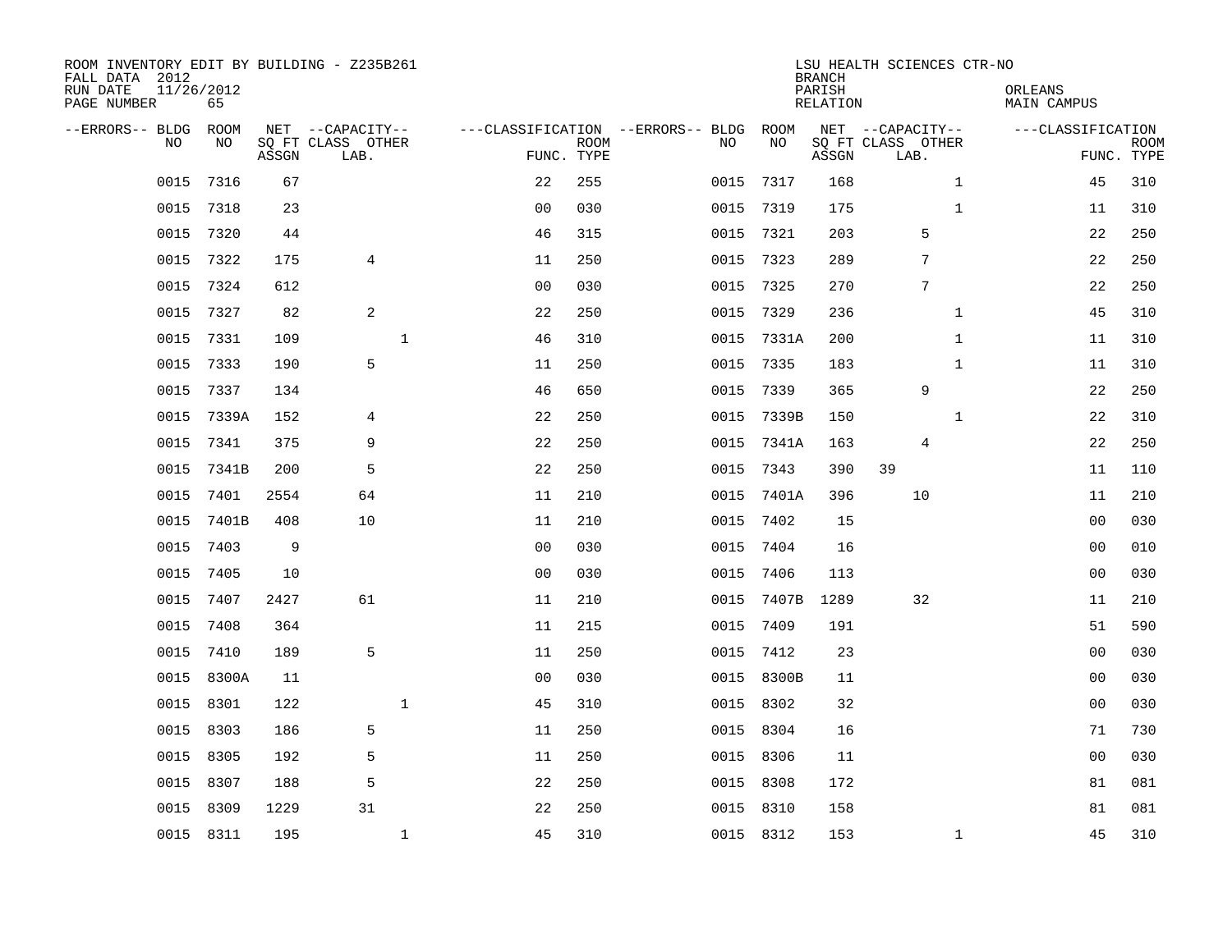ROOM INVENTORY EDIT BY BUILDING - Z235B261
FALL DATA 2012
RUN DATE 11/26/2012
PAGE NUMBER 65

LSU HEALTH SCIENCES CTR-NO
BRANCH
PARISH ORLEANS
RELATION MAIN CAMPUS

| --ERRORS-- | BLDG NO | ROOM NO | NET SQ FT ASSGN | --CAPACITY-- CLASS | LAB. | OTHER | ---CLASSIFICATION FUNC. | ROOM TYPE | --ERRORS-- | BLDG NO | ROOM NO | NET SQ FT ASSGN | --CAPACITY-- CLASS | LAB. | OTHER | ---CLASSIFICATION FUNC. | ROOM TYPE |
|---|---|---|---|---|---|---|---|---|---|---|---|---|---|---|---|---|---|
| | 0015 | 7316 | 67 | | | | 22 | 255 | | 0015 | 7317 | 168 | | | 1 | 45 | 310 |
| | 0015 | 7318 | 23 | | | | 00 | 030 | | 0015 | 7319 | 175 | | | 1 | 11 | 310 |
| | 0015 | 7320 | 44 | | | | 46 | 315 | | 0015 | 7321 | 203 | | 5 | | 22 | 250 |
| | 0015 | 7322 | 175 | 4 | | | 11 | 250 | | 0015 | 7323 | 289 | | 7 | | 22 | 250 |
| | 0015 | 7324 | 612 | | | | 00 | 030 | | 0015 | 7325 | 270 | | 7 | | 22 | 250 |
| | 0015 | 7327 | 82 | 2 | | | 22 | 250 | | 0015 | 7329 | 236 | | | 1 | 45 | 310 |
| | 0015 | 7331 | 109 | | | 1 | 46 | 310 | | 0015 | 7331A | 200 | | | 1 | 11 | 310 |
| | 0015 | 7333 | 190 | 5 | | | 11 | 250 | | 0015 | 7335 | 183 | | | 1 | 11 | 310 |
| | 0015 | 7337 | 134 | | | | 46 | 650 | | 0015 | 7339 | 365 | | 9 | | 22 | 250 |
| | 0015 | 7339A | 152 | 4 | | | 22 | 250 | | 0015 | 7339B | 150 | | | 1 | 22 | 310 |
| | 0015 | 7341 | 375 | 9 | | | 22 | 250 | | 0015 | 7341A | 163 | | 4 | | 22 | 250 |
| | 0015 | 7341B | 200 | 5 | | | 22 | 250 | | 0015 | 7343 | 390 | 39 | | | 11 | 110 |
| | 0015 | 7401 | 2554 | 64 | | | 11 | 210 | | 0015 | 7401A | 396 | | 10 | | 11 | 210 |
| | 0015 | 7401B | 408 | 10 | | | 11 | 210 | | 0015 | 7402 | 15 | | | | 00 | 030 |
| | 0015 | 7403 | 9 | | | | 00 | 030 | | 0015 | 7404 | 16 | | | | 00 | 010 |
| | 0015 | 7405 | 10 | | | | 00 | 030 | | 0015 | 7406 | 113 | | | | 00 | 030 |
| | 0015 | 7407 | 2427 | 61 | | | 11 | 210 | | 0015 | 7407B | 1289 | | 32 | | 11 | 210 |
| | 0015 | 7408 | 364 | | | | 11 | 215 | | 0015 | 7409 | 191 | | | | 51 | 590 |
| | 0015 | 7410 | 189 | 5 | | | 11 | 250 | | 0015 | 7412 | 23 | | | | 00 | 030 |
| | 0015 | 8300A | 11 | | | | 00 | 030 | | 0015 | 8300B | 11 | | | | 00 | 030 |
| | 0015 | 8301 | 122 | | | 1 | 45 | 310 | | 0015 | 8302 | 32 | | | | 00 | 030 |
| | 0015 | 8303 | 186 | 5 | | | 11 | 250 | | 0015 | 8304 | 16 | | | | 71 | 730 |
| | 0015 | 8305 | 192 | 5 | | | 11 | 250 | | 0015 | 8306 | 11 | | | | 00 | 030 |
| | 0015 | 8307 | 188 | 5 | | | 22 | 250 | | 0015 | 8308 | 172 | | | | 81 | 081 |
| | 0015 | 8309 | 1229 | 31 | | | 22 | 250 | | 0015 | 8310 | 158 | | | | 81 | 081 |
| | 0015 | 8311 | 195 | | | 1 | 45 | 310 | | 0015 | 8312 | 153 | | | 1 | 45 | 310 |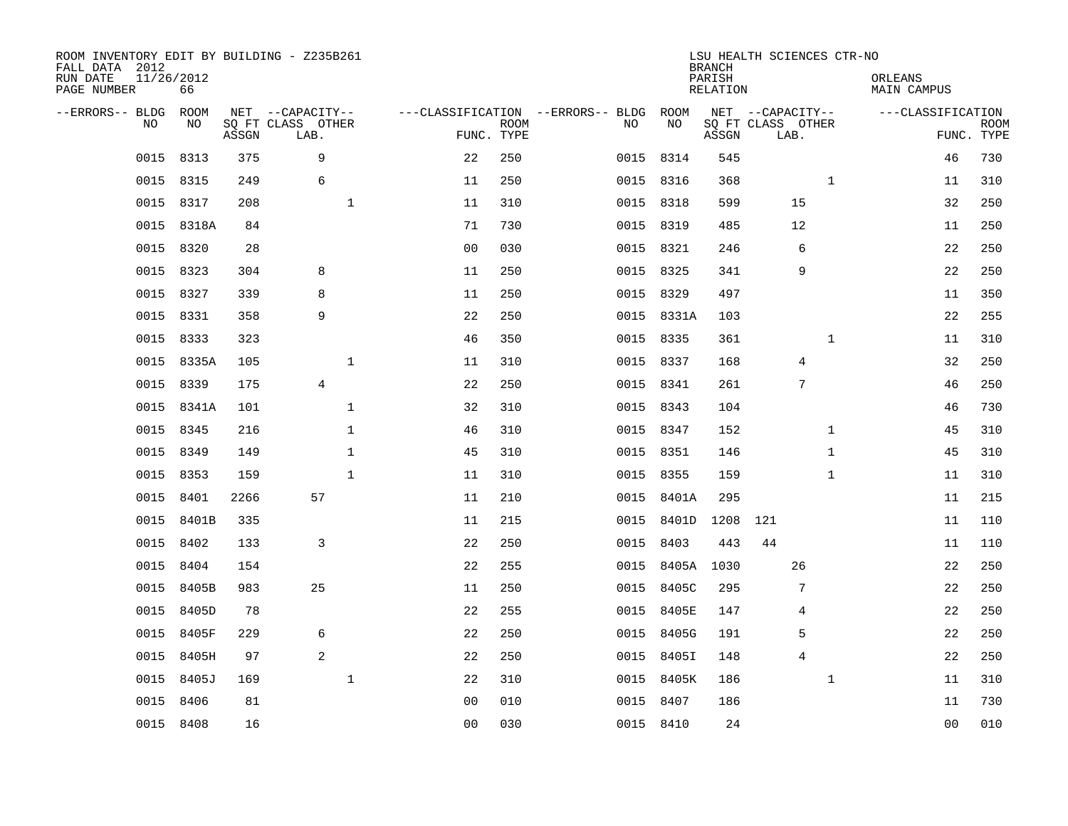ROOM INVENTORY EDIT BY BUILDING - Z235B261
FALL DATA 2012
RUN DATE 11/26/2012
PAGE NUMBER 66

LSU HEALTH SCIENCES CTR-NO
BRANCH
PARISH ORLEANS
RELATION MAIN CAMPUS

| --ERRORS-- | BLDG NO | ROOM NO | NET ASSGN SQ FT | CAPACITY CLASS LAB. | CAPACITY OTHER | CLASSIFICATION FUNC. | ROOM TYPE | --ERRORS-- | BLDG NO | ROOM NO | NET ASSGN SQ FT | CAPACITY CLASS LAB. | CAPACITY OTHER | CLASSIFICATION FUNC. | ROOM TYPE |
|---|---|---|---|---|---|---|---|---|---|---|---|---|---|---|---|
| | 0015 | 8313 | 375 | 9 | | 22 | 250 | | 0015 | 8314 | 545 | | | 46 | 730 |
| | 0015 | 8315 | 249 | 6 | | 11 | 250 | | 0015 | 8316 | 368 | | 1 | 11 | 310 |
| | 0015 | 8317 | 208 | | 1 | 11 | 310 | | 0015 | 8318 | 599 | 15 | | 32 | 250 |
| | 0015 | 8318A | 84 | | | 71 | 730 | | 0015 | 8319 | 485 | 12 | | 11 | 250 |
| | 0015 | 8320 | 28 | | | 00 | 030 | | 0015 | 8321 | 246 | 6 | | 22 | 250 |
| | 0015 | 8323 | 304 | 8 | | 11 | 250 | | 0015 | 8325 | 341 | 9 | | 22 | 250 |
| | 0015 | 8327 | 339 | 8 | | 11 | 250 | | 0015 | 8329 | 497 | | | 11 | 350 |
| | 0015 | 8331 | 358 | 9 | | 22 | 250 | | 0015 | 8331A | 103 | | | 22 | 255 |
| | 0015 | 8333 | 323 | | | 46 | 350 | | 0015 | 8335 | 361 | | 1 | 11 | 310 |
| | 0015 | 8335A | 105 | | 1 | 11 | 310 | | 0015 | 8337 | 168 | 4 | | 32 | 250 |
| | 0015 | 8339 | 175 | 4 | | 22 | 250 | | 0015 | 8341 | 261 | 7 | | 46 | 250 |
| | 0015 | 8341A | 101 | | 1 | 32 | 310 | | 0015 | 8343 | 104 | | | 46 | 730 |
| | 0015 | 8345 | 216 | | 1 | 46 | 310 | | 0015 | 8347 | 152 | | 1 | 45 | 310 |
| | 0015 | 8349 | 149 | | 1 | 45 | 310 | | 0015 | 8351 | 146 | | 1 | 45 | 310 |
| | 0015 | 8353 | 159 | | 1 | 11 | 310 | | 0015 | 8355 | 159 | | 1 | 11 | 310 |
| | 0015 | 8401 | 2266 | 57 | | 11 | 210 | | 0015 | 8401A | 295 | | | 11 | 215 |
| | 0015 | 8401B | 335 | | | 11 | 215 | | 0015 | 8401D | 1208 | 121 | | 11 | 110 |
| | 0015 | 8402 | 133 | 3 | | 22 | 250 | | 0015 | 8403 | 443 | 44 | | 11 | 110 |
| | 0015 | 8404 | 154 | | | 22 | 255 | | 0015 | 8405A | 1030 | 26 | | 22 | 250 |
| | 0015 | 8405B | 983 | 25 | | 11 | 250 | | 0015 | 8405C | 295 | 7 | | 22 | 250 |
| | 0015 | 8405D | 78 | | | 22 | 255 | | 0015 | 8405E | 147 | 4 | | 22 | 250 |
| | 0015 | 8405F | 229 | 6 | | 22 | 250 | | 0015 | 8405G | 191 | 5 | | 22 | 250 |
| | 0015 | 8405H | 97 | 2 | | 22 | 250 | | 0015 | 8405I | 148 | 4 | | 22 | 250 |
| | 0015 | 8405J | 169 | | 1 | 22 | 310 | | 0015 | 8405K | 186 | | 1 | 11 | 310 |
| | 0015 | 8406 | 81 | | | 00 | 010 | | 0015 | 8407 | 186 | | | 11 | 730 |
| | 0015 | 8408 | 16 | | | 00 | 030 | | 0015 | 8410 | 24 | | | 00 | 010 |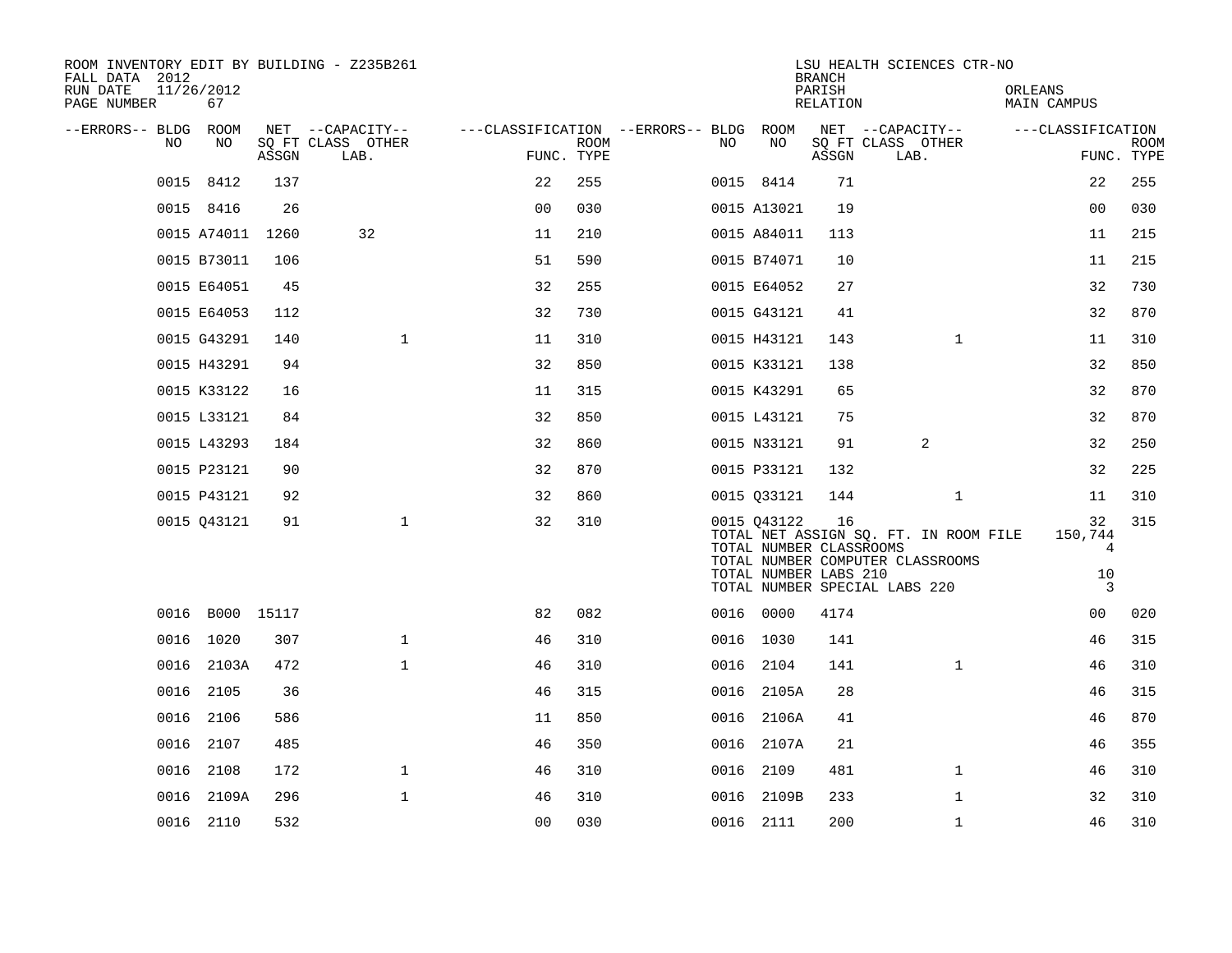ROOM INVENTORY EDIT BY BUILDING - Z235B261
FALL DATA 2012
RUN DATE 11/26/2012
PAGE NUMBER 67

LSU HEALTH SCIENCES CTR-NO
BRANCH
PARISH ORLEANS
RELATION MAIN CAMPUS

| --ERRORS-- | BLDG NO | ROOM NO | NET SQ FT ASSGN | CAPACITY CLASS LAB. | CAPACITY OTHER | CLASSIFICATION FUNC. | ROOM TYPE | --ERRORS-- | BLDG NO | ROOM NO | NET SQ FT ASSGN | CAPACITY CLASS LAB. | CAPACITY OTHER | CLASSIFICATION FUNC. | ROOM TYPE |
|---|---|---|---|---|---|---|---|---|---|---|---|---|---|---|---|
| | 0015 | 8412 | 137 | | | 22 | 255 | | 0015 | 8414 | 71 | | | 22 | 255 |
| | 0015 | 8416 | 26 | | | 00 | 030 | | 0015 | A13021 | 19 | | | 00 | 030 |
| | 0015 | A74011 | 1260 | 32 | | 11 | 210 | | 0015 | A84011 | 113 | | | 11 | 215 |
| | 0015 | B73011 | 106 | | | 51 | 590 | | 0015 | B74071 | 10 | | | 11 | 215 |
| | 0015 | E64051 | 45 | | | 32 | 255 | | 0015 | E64052 | 27 | | | 32 | 730 |
| | 0015 | E64053 | 112 | | | 32 | 730 | | 0015 | G43121 | 41 | | | 32 | 870 |
| | 0015 | G43291 | 140 | | 1 | 11 | 310 | | 0015 | H43121 | 143 | | 1 | 11 | 310 |
| | 0015 | H43291 | 94 | | | 32 | 850 | | 0015 | K33121 | 138 | | | 32 | 850 |
| | 0015 | K33122 | 16 | | | 11 | 315 | | 0015 | K43291 | 65 | | | 32 | 870 |
| | 0015 | L33121 | 84 | | | 32 | 850 | | 0015 | L43121 | 75 | | | 32 | 870 |
| | 0015 | L43293 | 184 | | | 32 | 860 | | 0015 | N33121 | 91 | 2 | | 32 | 250 |
| | 0015 | P23121 | 90 | | | 32 | 870 | | 0015 | P33121 | 132 | | | 32 | 225 |
| | 0015 | P43121 | 92 | | | 32 | 860 | | 0015 | Q33121 | 144 | | 1 | 11 | 310 |
| | 0015 | Q43121 | 91 | | 1 | 32 | 310 | | 0015 | Q43122 | 16 | | | 32 | 315 |
| | | | | | | | | | | TOTAL NET ASSIGN SQ. FT. IN ROOM FILE | | | | 150,744 | |
| | | | | | | | | | | TOTAL NUMBER CLASSROOMS | | | | 4 | |
| | | | | | | | | | | TOTAL NUMBER COMPUTER CLASSROOMS | | | | | |
| | | | | | | | | | | TOTAL NUMBER LABS 210 | | | | 10 | |
| | | | | | | | | | | TOTAL NUMBER SPECIAL LABS 220 | | | | 3 | |
| | 0016 | B000 | 15117 | | | 82 | 082 | | 0016 | 0000 | 4174 | | | 00 | 020 |
| | 0016 | 1020 | 307 | | 1 | 46 | 310 | | 0016 | 1030 | 141 | | | 46 | 315 |
| | 0016 | 2103A | 472 | | 1 | 46 | 310 | | 0016 | 2104 | 141 | | 1 | 46 | 310 |
| | 0016 | 2105 | 36 | | | 46 | 315 | | 0016 | 2105A | 28 | | | 46 | 315 |
| | 0016 | 2106 | 586 | | | 11 | 850 | | 0016 | 2106A | 41 | | | 46 | 870 |
| | 0016 | 2107 | 485 | | | 46 | 350 | | 0016 | 2107A | 21 | | | 46 | 355 |
| | 0016 | 2108 | 172 | | 1 | 46 | 310 | | 0016 | 2109 | 481 | | 1 | 46 | 310 |
| | 0016 | 2109A | 296 | | 1 | 46 | 310 | | 0016 | 2109B | 233 | | 1 | 32 | 310 |
| | 0016 | 2110 | 532 | | | 00 | 030 | | 0016 | 2111 | 200 | | 1 | 46 | 310 |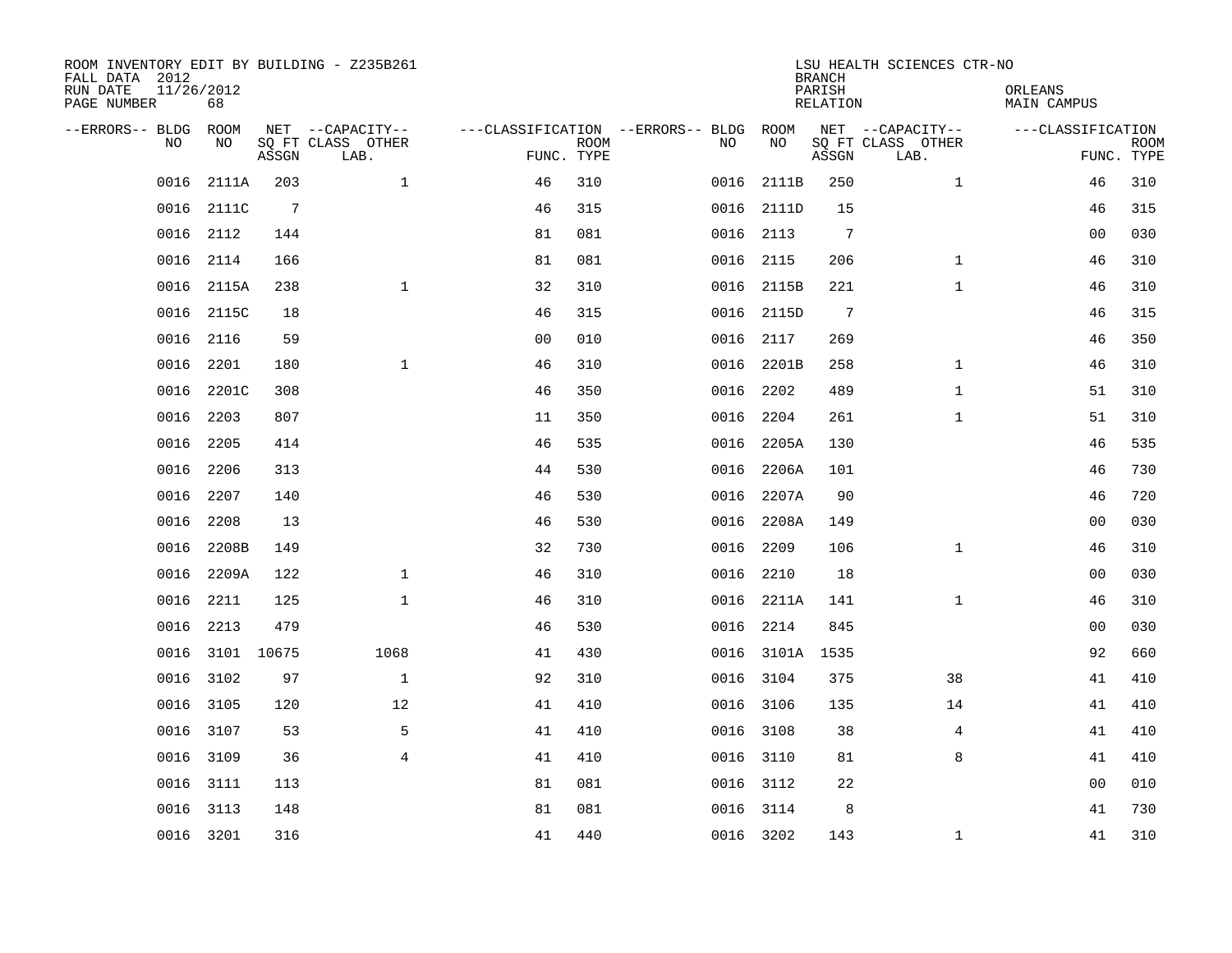ROOM INVENTORY EDIT BY BUILDING - Z235B261
FALL DATA 2012
RUN DATE 11/26/2012
PAGE NUMBER 68

LSU HEALTH SCIENCES CTR-NO
BRANCH
PARISH ORLEANS
RELATION MAIN CAMPUS

| --ERRORS-- | BLDG NO | ROOM NO | NET SQ FT ASSGN | --CAPACITY-- CLASS | OTHER LAB. | ---CLASSIFICATION FUNC. | ROOM TYPE | --ERRORS-- | BLDG NO | ROOM NO | NET SQ FT ASSGN | --CAPACITY-- CLASS | OTHER LAB. | ---CLASSIFICATION FUNC. | ROOM TYPE |
|---|---|---|---|---|---|---|---|---|---|---|---|---|---|---|---|
| | 0016 | 2111A | 203 | | 1 | 46 | 310 | | 0016 | 2111B | 250 | | 1 | 46 | 310 |
| | 0016 | 2111C | 7 | | | 46 | 315 | | 0016 | 2111D | 15 | | | 46 | 315 |
| | 0016 | 2112 | 144 | | | 81 | 081 | | 0016 | 2113 | 7 | | | 00 | 030 |
| | 0016 | 2114 | 166 | | | 81 | 081 | | 0016 | 2115 | 206 | | 1 | 46 | 310 |
| | 0016 | 2115A | 238 | | 1 | 32 | 310 | | 0016 | 2115B | 221 | | 1 | 46 | 310 |
| | 0016 | 2115C | 18 | | | 46 | 315 | | 0016 | 2115D | 7 | | | 46 | 315 |
| | 0016 | 2116 | 59 | | | 00 | 010 | | 0016 | 2117 | 269 | | | 46 | 350 |
| | 0016 | 2201 | 180 | | 1 | 46 | 310 | | 0016 | 2201B | 258 | | 1 | 46 | 310 |
| | 0016 | 2201C | 308 | | | 46 | 350 | | 0016 | 2202 | 489 | | 1 | 51 | 310 |
| | 0016 | 2203 | 807 | | | 11 | 350 | | 0016 | 2204 | 261 | | 1 | 51 | 310 |
| | 0016 | 2205 | 414 | | | 46 | 535 | | 0016 | 2205A | 130 | | | 46 | 535 |
| | 0016 | 2206 | 313 | | | 44 | 530 | | 0016 | 2206A | 101 | | | 46 | 730 |
| | 0016 | 2207 | 140 | | | 46 | 530 | | 0016 | 2207A | 90 | | | 46 | 720 |
| | 0016 | 2208 | 13 | | | 46 | 530 | | 0016 | 2208A | 149 | | | 00 | 030 |
| | 0016 | 2208B | 149 | | | 32 | 730 | | 0016 | 2209 | 106 | | 1 | 46 | 310 |
| | 0016 | 2209A | 122 | | 1 | 46 | 310 | | 0016 | 2210 | 18 | | | 00 | 030 |
| | 0016 | 2211 | 125 | | 1 | 46 | 310 | | 0016 | 2211A | 141 | | 1 | 46 | 310 |
| | 0016 | 2213 | 479 | | | 46 | 530 | | 0016 | 2214 | 845 | | | 00 | 030 |
| | 0016 | 3101 | 10675 | | 1068 | 41 | 430 | | 0016 | 3101A | 1535 | | | 92 | 660 |
| | 0016 | 3102 | 97 | | 1 | 92 | 310 | | 0016 | 3104 | 375 | | 38 | 41 | 410 |
| | 0016 | 3105 | 120 | | 12 | 41 | 410 | | 0016 | 3106 | 135 | | 14 | 41 | 410 |
| | 0016 | 3107 | 53 | | 5 | 41 | 410 | | 0016 | 3108 | 38 | | 4 | 41 | 410 |
| | 0016 | 3109 | 36 | | 4 | 41 | 410 | | 0016 | 3110 | 81 | | 8 | 41 | 410 |
| | 0016 | 3111 | 113 | | | 81 | 081 | | 0016 | 3112 | 22 | | | 00 | 010 |
| | 0016 | 3113 | 148 | | | 81 | 081 | | 0016 | 3114 | 8 | | | 41 | 730 |
| | 0016 | 3201 | 316 | | | 41 | 440 | | 0016 | 3202 | 143 | | 1 | 41 | 310 |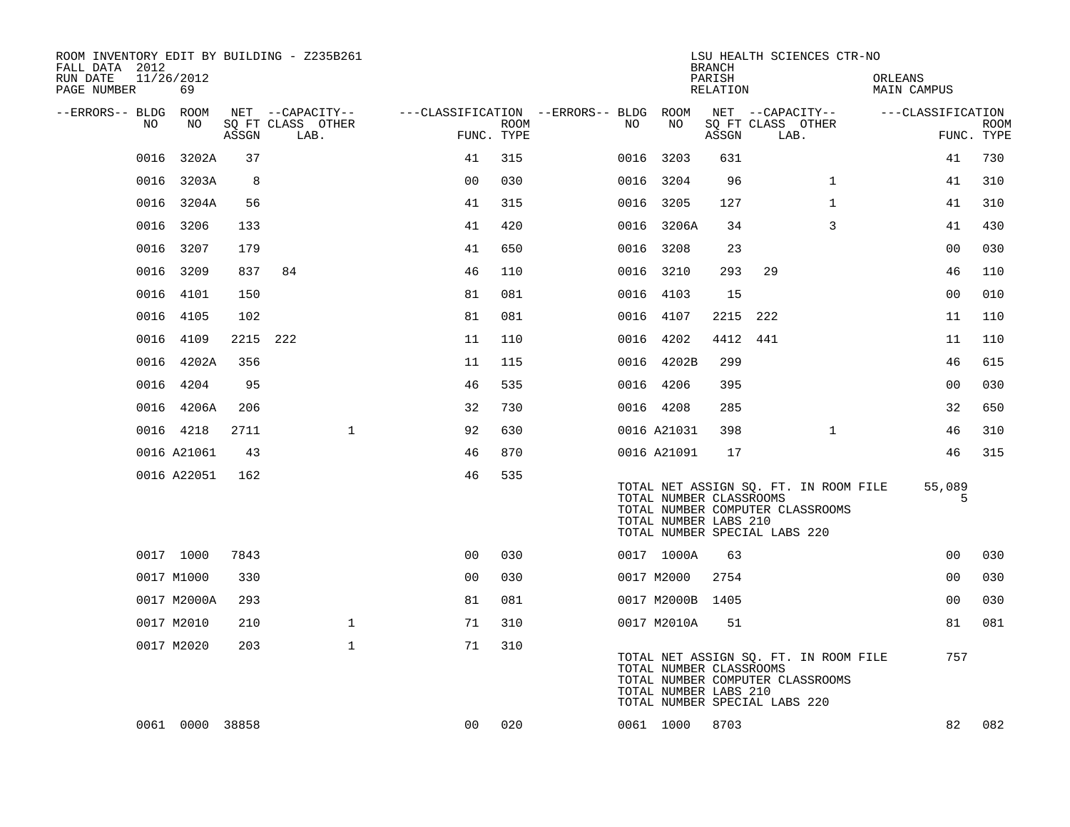ROOM INVENTORY EDIT BY BUILDING - Z235B261
FALL DATA 2012
RUN DATE 11/26/2012

LSU HEALTH SCIENCES CTR-NO
BRANCH
PARISH ORLEANS
RELATION MAIN CAMPUS

| --ERRORS-- | BLDG NO | ROOM NO | NET SQ FT ASSGN | CAPACITY CLASS | CAPACITY LAB. | CAPACITY OTHER | CLASSIFICATION FUNC. | ROOM TYPE | --ERRORS-- | BLDG NO | ROOM NO | NET SQ FT ASSGN | CAPACITY CLASS | CAPACITY LAB. | CAPACITY OTHER | CLASSIFICATION FUNC. | ROOM TYPE |
|---|---|---|---|---|---|---|---|---|---|---|---|---|---|---|---|---|---|
| | 0016 | 3202A | 37 | | | | 41 | 315 | | 0016 | 3203 | 631 | | | | 41 | 730 |
| | 0016 | 3203A | 8 | | | | 00 | 030 | | 0016 | 3204 | 96 | | | 1 | 41 | 310 |
| | 0016 | 3204A | 56 | | | | 41 | 315 | | 0016 | 3205 | 127 | | | 1 | 41 | 310 |
| | 0016 | 3206 | 133 | | | | 41 | 420 | | 0016 | 3206A | 34 | | | 3 | 41 | 430 |
| | 0016 | 3207 | 179 | | | | 41 | 650 | | 0016 | 3208 | 23 | | | | 00 | 030 |
| | 0016 | 3209 | 837 | 84 | | | 46 | 110 | | 0016 | 3210 | 293 | 29 | | | 46 | 110 |
| | 0016 | 4101 | 150 | | | | 81 | 081 | | 0016 | 4103 | 15 | | | | 00 | 010 |
| | 0016 | 4105 | 102 | | | | 81 | 081 | | 0016 | 4107 | 2215 | 222 | | | 11 | 110 |
| | 0016 | 4109 | 2215 | 222 | | | 11 | 110 | | 0016 | 4202 | 4412 | 441 | | | 11 | 110 |
| | 0016 | 4202A | 356 | | | | 11 | 115 | | 0016 | 4202B | 299 | | | | 46 | 615 |
| | 0016 | 4204 | 95 | | | | 46 | 535 | | 0016 | 4206 | 395 | | | | 00 | 030 |
| | 0016 | 4206A | 206 | | | | 32 | 730 | | 0016 | 4208 | 285 | | | | 32 | 650 |
| | 0016 | 4218 | 2711 | | | 1 | 92 | 630 | | 0016 | A21031 | 398 | | | 1 | 46 | 310 |
| | 0016 | A21061 | 43 | | | | 46 | 870 | | 0016 | A21091 | 17 | | | | 46 | 315 |
| | 0016 | A22051 | 162 | | | | 46 | 535 | | | | | | | | | |

TOTAL NET ASSIGN SQ. FT. IN ROOM FILE 55,089
TOTAL NUMBER CLASSROOMS 5
TOTAL NUMBER COMPUTER CLASSROOMS
TOTAL NUMBER LABS 210
TOTAL NUMBER SPECIAL LABS 220

| --ERRORS-- | BLDG NO | ROOM NO | NET SQ FT ASSGN | CAPACITY CLASS | CAPACITY LAB. | CAPACITY OTHER | CLASSIFICATION FUNC. | ROOM TYPE | --ERRORS-- | BLDG NO | ROOM NO | NET SQ FT ASSGN | CAPACITY CLASS | CAPACITY LAB. | CAPACITY OTHER | CLASSIFICATION FUNC. | ROOM TYPE |
|---|---|---|---|---|---|---|---|---|---|---|---|---|---|---|---|---|---|
| | 0017 | 1000 | 7843 | | | | 00 | 030 | | 0017 | 1000A | 63 | | | | 00 | 030 |
| | 0017 | M1000 | 330 | | | | 00 | 030 | | 0017 | M2000 | 2754 | | | | 00 | 030 |
| | 0017 | M2000A | 293 | | | | 81 | 081 | | 0017 | M2000B | 1405 | | | | 00 | 030 |
| | 0017 | M2010 | 210 | | | 1 | 71 | 310 | | 0017 | M2010A | 51 | | | | 81 | 081 |
| | 0017 | M2020 | 203 | | | 1 | 71 | 310 | | | | | | | | | |

TOTAL NET ASSIGN SQ. FT. IN ROOM FILE 757
TOTAL NUMBER CLASSROOMS
TOTAL NUMBER COMPUTER CLASSROOMS
TOTAL NUMBER LABS 210
TOTAL NUMBER SPECIAL LABS 220

| --ERRORS-- | BLDG NO | ROOM NO | NET SQ FT ASSGN | CAPACITY CLASS | CAPACITY LAB. | CAPACITY OTHER | CLASSIFICATION FUNC. | ROOM TYPE | --ERRORS-- | BLDG NO | ROOM NO | NET SQ FT ASSGN | CAPACITY CLASS | CAPACITY LAB. | CAPACITY OTHER | CLASSIFICATION FUNC. | ROOM TYPE |
|---|---|---|---|---|---|---|---|---|---|---|---|---|---|---|---|---|---|
| | 0061 | 0000 | 38858 | | | | 00 | 020 | | 0061 | 1000 | 8703 | | | | 82 | 082 |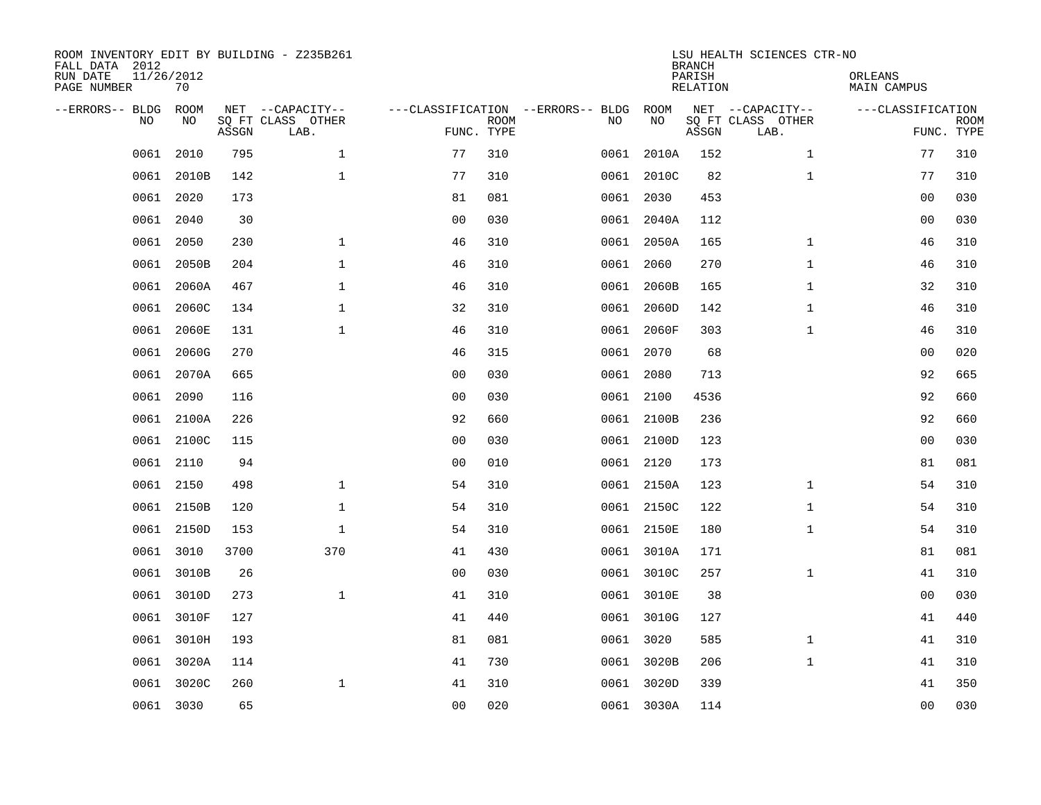ROOM INVENTORY EDIT BY BUILDING - Z235B261
FALL DATA 2012
RUN DATE 11/26/2012
PAGE NUMBER 70

LSU HEALTH SCIENCES CTR-NO
BRANCH
PARISH ORLEANS
RELATION MAIN CAMPUS

| --ERRORS-- | BLDG NO | ROOM NO | NET SQ FT ASSGN | --CAPACITY-- CLASS | OTHER LAB. | ---CLASSIFICATION FUNC. | ROOM TYPE | --ERRORS-- | BLDG NO | ROOM NO | NET SQ FT ASSGN | --CAPACITY-- CLASS | OTHER LAB. | ---CLASSIFICATION FUNC. | ROOM TYPE |
|---|---|---|---|---|---|---|---|---|---|---|---|---|---|---|---|
| | 0061 | 2010 | 795 | | 1 | 77 | 310 | | 0061 | 2010A | 152 | | 1 | 77 | 310 |
| | 0061 | 2010B | 142 | | 1 | 77 | 310 | | 0061 | 2010C | 82 | | 1 | 77 | 310 |
| | 0061 | 2020 | 173 | | | 81 | 081 | | 0061 | 2030 | 453 | | | 00 | 030 |
| | 0061 | 2040 | 30 | | | 00 | 030 | | 0061 | 2040A | 112 | | | 00 | 030 |
| | 0061 | 2050 | 230 | | 1 | 46 | 310 | | 0061 | 2050A | 165 | | 1 | 46 | 310 |
| | 0061 | 2050B | 204 | | 1 | 46 | 310 | | 0061 | 2060 | 270 | | 1 | 46 | 310 |
| | 0061 | 2060A | 467 | | 1 | 46 | 310 | | 0061 | 2060B | 165 | | 1 | 32 | 310 |
| | 0061 | 2060C | 134 | | 1 | 32 | 310 | | 0061 | 2060D | 142 | | 1 | 46 | 310 |
| | 0061 | 2060E | 131 | | 1 | 46 | 310 | | 0061 | 2060F | 303 | | 1 | 46 | 310 |
| | 0061 | 2060G | 270 | | | 46 | 315 | | 0061 | 2070 | 68 | | | 00 | 020 |
| | 0061 | 2070A | 665 | | | 00 | 030 | | 0061 | 2080 | 713 | | | 92 | 665 |
| | 0061 | 2090 | 116 | | | 00 | 030 | | 0061 | 2100 | 4536 | | | 92 | 660 |
| | 0061 | 2100A | 226 | | | 92 | 660 | | 0061 | 2100B | 236 | | | 92 | 660 |
| | 0061 | 2100C | 115 | | | 00 | 030 | | 0061 | 2100D | 123 | | | 00 | 030 |
| | 0061 | 2110 | 94 | | | 00 | 010 | | 0061 | 2120 | 173 | | | 81 | 081 |
| | 0061 | 2150 | 498 | | 1 | 54 | 310 | | 0061 | 2150A | 123 | | 1 | 54 | 310 |
| | 0061 | 2150B | 120 | | 1 | 54 | 310 | | 0061 | 2150C | 122 | | 1 | 54 | 310 |
| | 0061 | 2150D | 153 | | 1 | 54 | 310 | | 0061 | 2150E | 180 | | 1 | 54 | 310 |
| | 0061 | 3010 | 3700 | | 370 | 41 | 430 | | 0061 | 3010A | 171 | | | 81 | 081 |
| | 0061 | 3010B | 26 | | | 00 | 030 | | 0061 | 3010C | 257 | | 1 | 41 | 310 |
| | 0061 | 3010D | 273 | | 1 | 41 | 310 | | 0061 | 3010E | 38 | | | 00 | 030 |
| | 0061 | 3010F | 127 | | | 41 | 440 | | 0061 | 3010G | 127 | | | 41 | 440 |
| | 0061 | 3010H | 193 | | | 81 | 081 | | 0061 | 3020 | 585 | | 1 | 41 | 310 |
| | 0061 | 3020A | 114 | | | 41 | 730 | | 0061 | 3020B | 206 | | 1 | 41 | 310 |
| | 0061 | 3020C | 260 | | 1 | 41 | 310 | | 0061 | 3020D | 339 | | | 41 | 350 |
| | 0061 | 3030 | 65 | | | 00 | 020 | | 0061 | 3030A | 114 | | | 00 | 030 |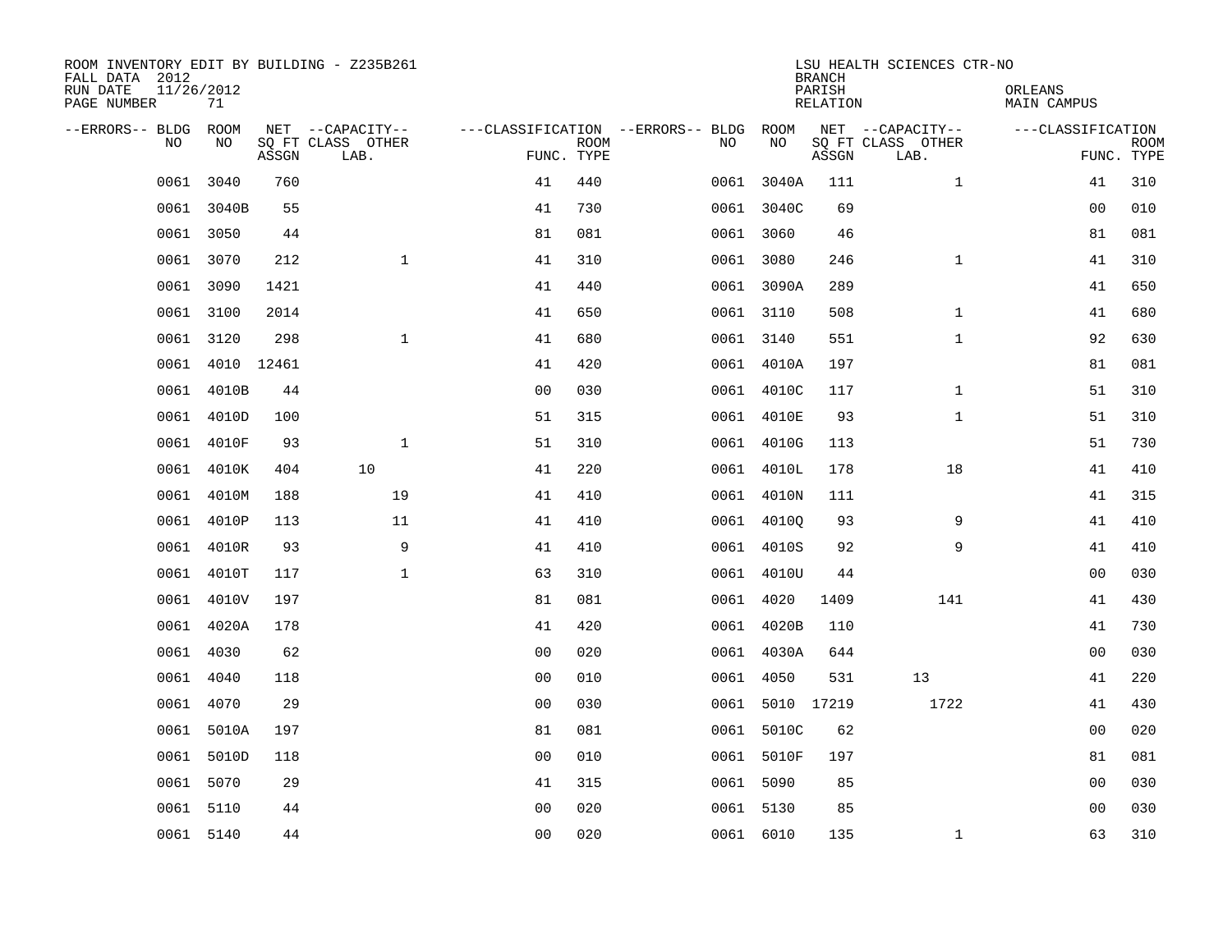ROOM INVENTORY EDIT BY BUILDING - Z235B261
FALL DATA 2012
RUN DATE 11/26/2012
PAGE NUMBER 71

LSU HEALTH SCIENCES CTR-NO
BRANCH
PARISH ORLEANS
RELATION MAIN CAMPUS

| --ERRORS-- | BLDG NO | ROOM NO | NET SQ FT ASSGN | --CAPACITY-- CLASS LAB. | OTHER | ---CLASSIFICATION FUNC. | ROOM TYPE | --ERRORS-- | BLDG NO | ROOM NO | NET SQ FT ASSGN | --CAPACITY-- CLASS LAB. | OTHER | ---CLASSIFICATION FUNC. | ROOM TYPE |
|---|---|---|---|---|---|---|---|---|---|---|---|---|---|---|---|
| | 0061 | 3040 | 760 | | | 41 | 440 | | 0061 | 3040A | 111 | | 1 | 41 | 310 |
| | 0061 | 3040B | 55 | | | 41 | 730 | | 0061 | 3040C | 69 | | | 00 | 010 |
| | 0061 | 3050 | 44 | | | 81 | 081 | | 0061 | 3060 | 46 | | | 81 | 081 |
| | 0061 | 3070 | 212 | | 1 | 41 | 310 | | 0061 | 3080 | 246 | | 1 | 41 | 310 |
| | 0061 | 3090 | 1421 | | | 41 | 440 | | 0061 | 3090A | 289 | | | 41 | 650 |
| | 0061 | 3100 | 2014 | | | 41 | 650 | | 0061 | 3110 | 508 | | 1 | 41 | 680 |
| | 0061 | 3120 | 298 | | 1 | 41 | 680 | | 0061 | 3140 | 551 | | 1 | 92 | 630 |
| | 0061 | 4010 | 12461 | | | 41 | 420 | | 0061 | 4010A | 197 | | | 81 | 081 |
| | 0061 | 4010B | 44 | | | 00 | 030 | | 0061 | 4010C | 117 | | 1 | 51 | 310 |
| | 0061 | 4010D | 100 | | | 51 | 315 | | 0061 | 4010E | 93 | | 1 | 51 | 310 |
| | 0061 | 4010F | 93 | | 1 | 51 | 310 | | 0061 | 4010G | 113 | | | 51 | 730 |
| | 0061 | 4010K | 404 | 10 | | 41 | 220 | | 0061 | 4010L | 178 | | 18 | 41 | 410 |
| | 0061 | 4010M | 188 | | 19 | 41 | 410 | | 0061 | 4010N | 111 | | | 41 | 315 |
| | 0061 | 4010P | 113 | | 11 | 41 | 410 | | 0061 | 4010Q | 93 | | 9 | 41 | 410 |
| | 0061 | 4010R | 93 | | 9 | 41 | 410 | | 0061 | 4010S | 92 | | 9 | 41 | 410 |
| | 0061 | 4010T | 117 | | 1 | 63 | 310 | | 0061 | 4010U | 44 | | | 00 | 030 |
| | 0061 | 4010V | 197 | | | 81 | 081 | | 0061 | 4020 | 1409 | | 141 | 41 | 430 |
| | 0061 | 4020A | 178 | | | 41 | 420 | | 0061 | 4020B | 110 | | | 41 | 730 |
| | 0061 | 4030 | 62 | | | 00 | 020 | | 0061 | 4030A | 644 | | | 00 | 030 |
| | 0061 | 4040 | 118 | | | 00 | 010 | | 0061 | 4050 | 531 | 13 | | 41 | 220 |
| | 0061 | 4070 | 29 | | | 00 | 030 | | 0061 | 5010 | 17219 | | 1722 | 41 | 430 |
| | 0061 | 5010A | 197 | | | 81 | 081 | | 0061 | 5010C | 62 | | | 00 | 020 |
| | 0061 | 5010D | 118 | | | 00 | 010 | | 0061 | 5010F | 197 | | | 81 | 081 |
| | 0061 | 5070 | 29 | | | 41 | 315 | | 0061 | 5090 | 85 | | | 00 | 030 |
| | 0061 | 5110 | 44 | | | 00 | 020 | | 0061 | 5130 | 85 | | | 00 | 030 |
| | 0061 | 5140 | 44 | | | 00 | 020 | | 0061 | 6010 | 135 | | 1 | 63 | 310 |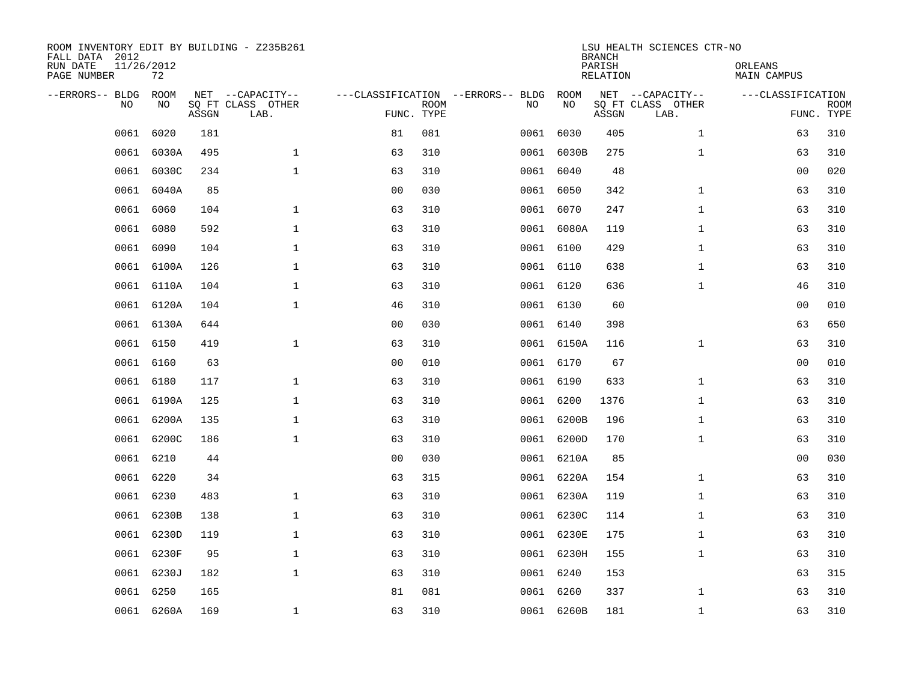ROOM INVENTORY EDIT BY BUILDING - Z235B261
FALL DATA 2012
RUN DATE 11/26/2012
PAGE NUMBER 72

LSU HEALTH SCIENCES CTR-NO
BRANCH
PARISH ORLEANS
RELATION MAIN CAMPUS

| --ERRORS-- | BLDG NO | ROOM NO | NET SQ FT ASSGN | --CAPACITY-- CLASS LAB. | OTHER | ---CLASSIFICATION FUNC. | ROOM TYPE | --ERRORS-- | BLDG NO | ROOM NO | NET SQ FT ASSGN | --CAPACITY-- CLASS LAB. | OTHER | ---CLASSIFICATION FUNC. | ROOM TYPE |
|---|---|---|---|---|---|---|---|---|---|---|---|---|---|---|---|
| | 0061 | 6020 | 181 | | | 81 | 081 | | 0061 | 6030 | 405 | | 1 | 63 | 310 |
| | 0061 | 6030A | 495 | | 1 | 63 | 310 | | 0061 | 6030B | 275 | | 1 | 63 | 310 |
| | 0061 | 6030C | 234 | | 1 | 63 | 310 | | 0061 | 6040 | 48 | | | 00 | 020 |
| | 0061 | 6040A | 85 | | | 00 | 030 | | 0061 | 6050 | 342 | | 1 | 63 | 310 |
| | 0061 | 6060 | 104 | | 1 | 63 | 310 | | 0061 | 6070 | 247 | | 1 | 63 | 310 |
| | 0061 | 6080 | 592 | | 1 | 63 | 310 | | 0061 | 6080A | 119 | | 1 | 63 | 310 |
| | 0061 | 6090 | 104 | | 1 | 63 | 310 | | 0061 | 6100 | 429 | | 1 | 63 | 310 |
| | 0061 | 6100A | 126 | | 1 | 63 | 310 | | 0061 | 6110 | 638 | | 1 | 63 | 310 |
| | 0061 | 6110A | 104 | | 1 | 63 | 310 | | 0061 | 6120 | 636 | | 1 | 46 | 310 |
| | 0061 | 6120A | 104 | | 1 | 46 | 310 | | 0061 | 6130 | 60 | | | 00 | 010 |
| | 0061 | 6130A | 644 | | | 00 | 030 | | 0061 | 6140 | 398 | | | 63 | 650 |
| | 0061 | 6150 | 419 | | 1 | 63 | 310 | | 0061 | 6150A | 116 | | 1 | 63 | 310 |
| | 0061 | 6160 | 63 | | | 00 | 010 | | 0061 | 6170 | 67 | | | 00 | 010 |
| | 0061 | 6180 | 117 | | 1 | 63 | 310 | | 0061 | 6190 | 633 | | 1 | 63 | 310 |
| | 0061 | 6190A | 125 | | 1 | 63 | 310 | | 0061 | 6200 | 1376 | | 1 | 63 | 310 |
| | 0061 | 6200A | 135 | | 1 | 63 | 310 | | 0061 | 6200B | 196 | | 1 | 63 | 310 |
| | 0061 | 6200C | 186 | | 1 | 63 | 310 | | 0061 | 6200D | 170 | | 1 | 63 | 310 |
| | 0061 | 6210 | 44 | | | 00 | 030 | | 0061 | 6210A | 85 | | | 00 | 030 |
| | 0061 | 6220 | 34 | | | 63 | 315 | | 0061 | 6220A | 154 | | 1 | 63 | 310 |
| | 0061 | 6230 | 483 | | 1 | 63 | 310 | | 0061 | 6230A | 119 | | 1 | 63 | 310 |
| | 0061 | 6230B | 138 | | 1 | 63 | 310 | | 0061 | 6230C | 114 | | 1 | 63 | 310 |
| | 0061 | 6230D | 119 | | 1 | 63 | 310 | | 0061 | 6230E | 175 | | 1 | 63 | 310 |
| | 0061 | 6230F | 95 | | 1 | 63 | 310 | | 0061 | 6230H | 155 | | 1 | 63 | 310 |
| | 0061 | 6230J | 182 | | 1 | 63 | 310 | | 0061 | 6240 | 153 | | | 63 | 315 |
| | 0061 | 6250 | 165 | | | 81 | 081 | | 0061 | 6260 | 337 | | 1 | 63 | 310 |
| | 0061 | 6260A | 169 | | 1 | 63 | 310 | | 0061 | 6260B | 181 | | 1 | 63 | 310 |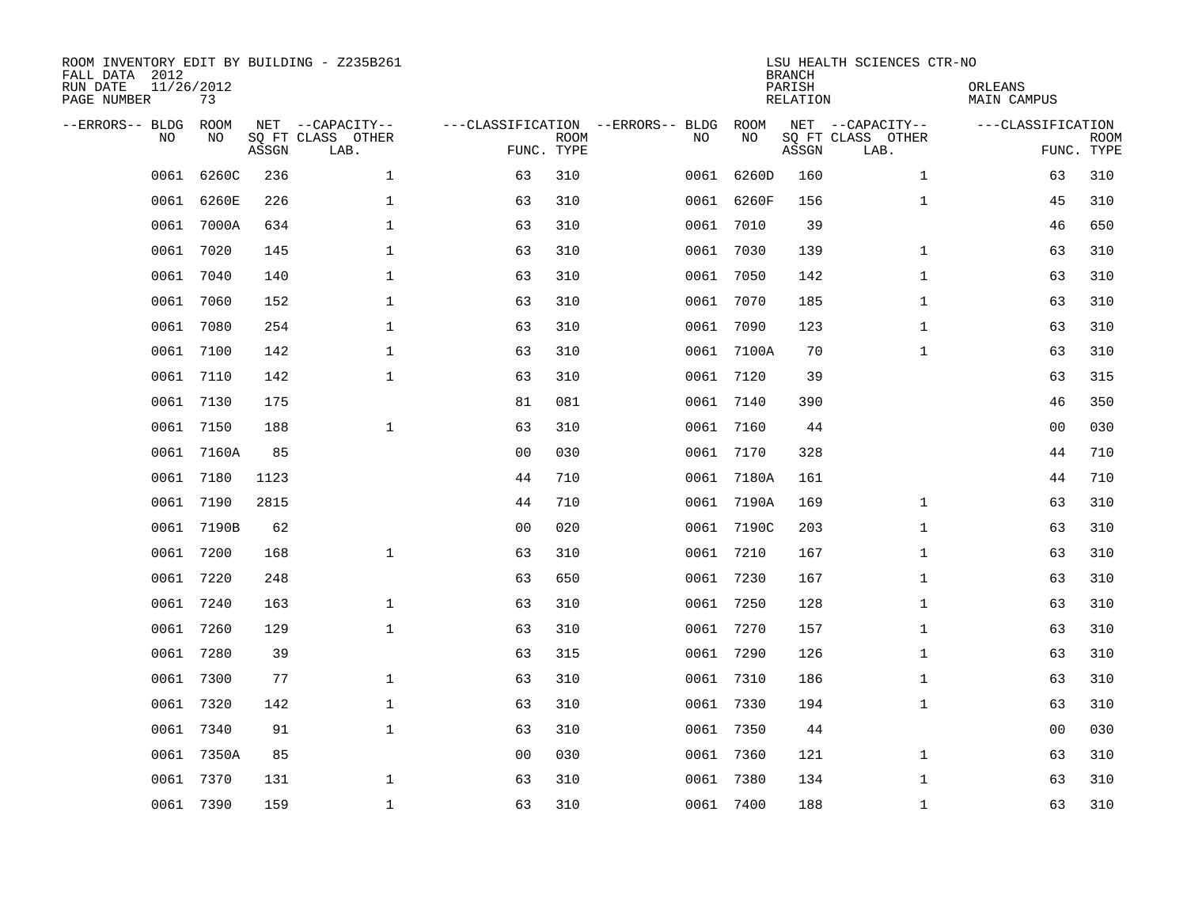ROOM INVENTORY EDIT BY BUILDING - Z235B261
FALL DATA 2012
RUN DATE 11/26/2012
PAGE NUMBER 73

LSU HEALTH SCIENCES CTR-NO
BRANCH
PARISH ORLEANS
RELATION MAIN CAMPUS

| --ERRORS-- | BLDG NO | ROOM NO | NET SQ FT ASSGN | --CAPACITY-- CLASS LAB. | OTHER | ---CLASSIFICATION FUNC. | ROOM TYPE | --ERRORS-- | BLDG NO | ROOM NO | NET SQ FT ASSGN | --CAPACITY-- CLASS LAB. | OTHER | ---CLASSIFICATION FUNC. | ROOM TYPE |
|---|---|---|---|---|---|---|---|---|---|---|---|---|---|---|---|
| | 0061 | 6260C | 236 | | 1 | 63 | 310 | | 0061 | 6260D | 160 | | 1 | 63 | 310 |
| | 0061 | 6260E | 226 | | 1 | 63 | 310 | | 0061 | 6260F | 156 | | 1 | 45 | 310 |
| | 0061 | 7000A | 634 | | 1 | 63 | 310 | | 0061 | 7010 | 39 | | | 46 | 650 |
| | 0061 | 7020 | 145 | | 1 | 63 | 310 | | 0061 | 7030 | 139 | | 1 | 63 | 310 |
| | 0061 | 7040 | 140 | | 1 | 63 | 310 | | 0061 | 7050 | 142 | | 1 | 63 | 310 |
| | 0061 | 7060 | 152 | | 1 | 63 | 310 | | 0061 | 7070 | 185 | | 1 | 63 | 310 |
| | 0061 | 7080 | 254 | | 1 | 63 | 310 | | 0061 | 7090 | 123 | | 1 | 63 | 310 |
| | 0061 | 7100 | 142 | | 1 | 63 | 310 | | 0061 | 7100A | 70 | | 1 | 63 | 310 |
| | 0061 | 7110 | 142 | | 1 | 63 | 310 | | 0061 | 7120 | 39 | | | 63 | 315 |
| | 0061 | 7130 | 175 | | | 81 | 081 | | 0061 | 7140 | 390 | | | 46 | 350 |
| | 0061 | 7150 | 188 | | 1 | 63 | 310 | | 0061 | 7160 | 44 | | | 00 | 030 |
| | 0061 | 7160A | 85 | | | 00 | 030 | | 0061 | 7170 | 328 | | | 44 | 710 |
| | 0061 | 7180 | 1123 | | | 44 | 710 | | 0061 | 7180A | 161 | | | 44 | 710 |
| | 0061 | 7190 | 2815 | | | 44 | 710 | | 0061 | 7190A | 169 | | 1 | 63 | 310 |
| | 0061 | 7190B | 62 | | | 00 | 020 | | 0061 | 7190C | 203 | | 1 | 63 | 310 |
| | 0061 | 7200 | 168 | | 1 | 63 | 310 | | 0061 | 7210 | 167 | | 1 | 63 | 310 |
| | 0061 | 7220 | 248 | | | 63 | 650 | | 0061 | 7230 | 167 | | 1 | 63 | 310 |
| | 0061 | 7240 | 163 | | 1 | 63 | 310 | | 0061 | 7250 | 128 | | 1 | 63 | 310 |
| | 0061 | 7260 | 129 | | 1 | 63 | 310 | | 0061 | 7270 | 157 | | 1 | 63 | 310 |
| | 0061 | 7280 | 39 | | | 63 | 315 | | 0061 | 7290 | 126 | | 1 | 63 | 310 |
| | 0061 | 7300 | 77 | | 1 | 63 | 310 | | 0061 | 7310 | 186 | | 1 | 63 | 310 |
| | 0061 | 7320 | 142 | | 1 | 63 | 310 | | 0061 | 7330 | 194 | | 1 | 63 | 310 |
| | 0061 | 7340 | 91 | | 1 | 63 | 310 | | 0061 | 7350 | 44 | | | 00 | 030 |
| | 0061 | 7350A | 85 | | | 00 | 030 | | 0061 | 7360 | 121 | | 1 | 63 | 310 |
| | 0061 | 7370 | 131 | | 1 | 63 | 310 | | 0061 | 7380 | 134 | | 1 | 63 | 310 |
| | 0061 | 7390 | 159 | | 1 | 63 | 310 | | 0061 | 7400 | 188 | | 1 | 63 | 310 |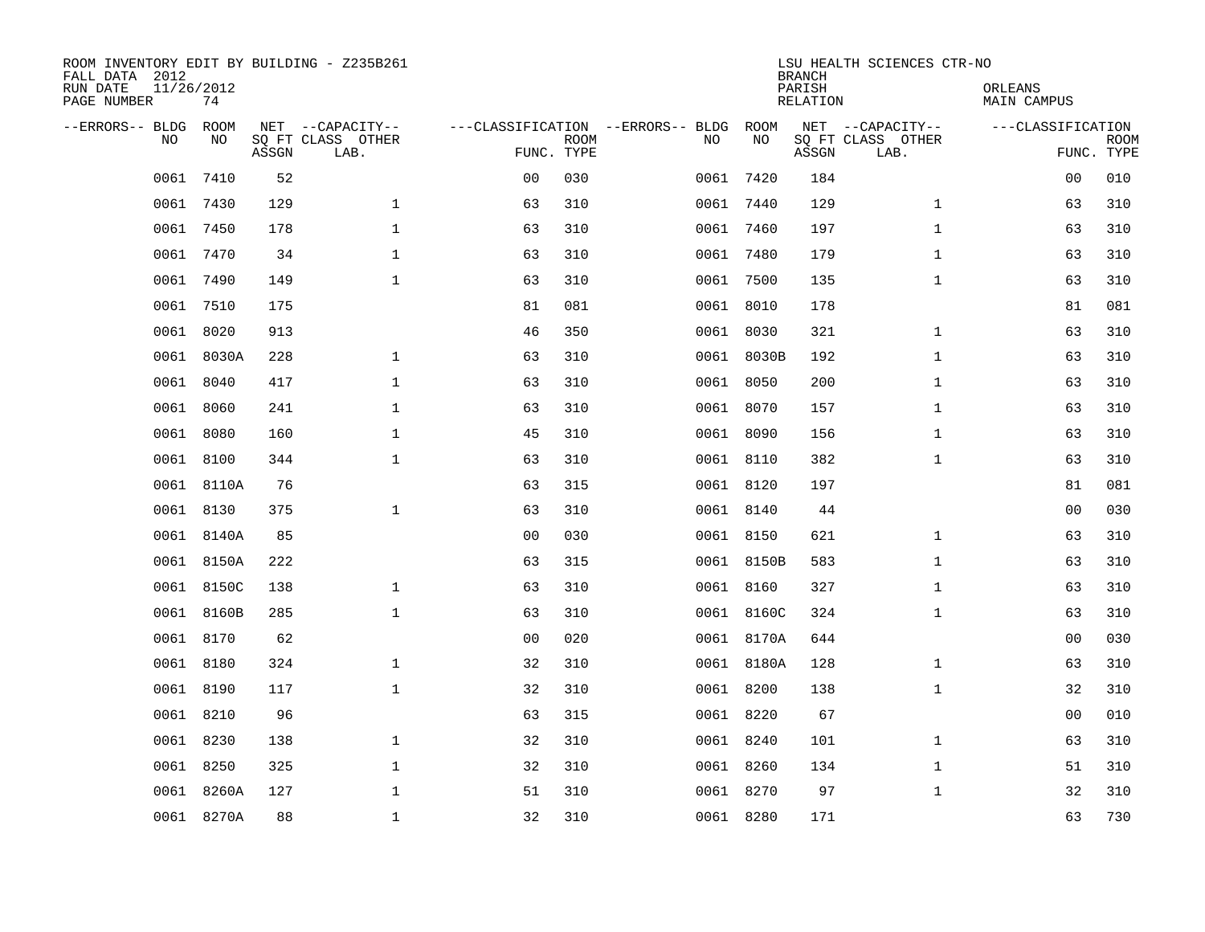ROOM INVENTORY EDIT BY BUILDING - Z235B261
FALL DATA 2012
RUN DATE 11/26/2012
PAGE NUMBER 74

LSU HEALTH SCIENCES CTR-NO
BRANCH
PARISH ORLEANS
RELATION MAIN CAMPUS

| --ERRORS-- | BLDG NO | ROOM NO | NET SQ FT ASSGN | --CAPACITY-- CLASS LAB. | OTHER | ---CLASSIFICATION FUNC. | ROOM TYPE | --ERRORS-- | BLDG NO | ROOM NO | NET SQ FT ASSGN | --CAPACITY-- CLASS LAB. | OTHER | ---CLASSIFICATION FUNC. | ROOM TYPE |
|---|---|---|---|---|---|---|---|---|---|---|---|---|---|---|---|
| | 0061 | 7410 | 52 | | | 00 | 030 | | 0061 | 7420 | 184 | | | 00 | 010 |
| | 0061 | 7430 | 129 | | 1 | 63 | 310 | | 0061 | 7440 | 129 | | 1 | 63 | 310 |
| | 0061 | 7450 | 178 | | 1 | 63 | 310 | | 0061 | 7460 | 197 | | 1 | 63 | 310 |
| | 0061 | 7470 | 34 | | 1 | 63 | 310 | | 0061 | 7480 | 179 | | 1 | 63 | 310 |
| | 0061 | 7490 | 149 | | 1 | 63 | 310 | | 0061 | 7500 | 135 | | 1 | 63 | 310 |
| | 0061 | 7510 | 175 | | | 81 | 081 | | 0061 | 8010 | 178 | | | 81 | 081 |
| | 0061 | 8020 | 913 | | | 46 | 350 | | 0061 | 8030 | 321 | | 1 | 63 | 310 |
| | 0061 | 8030A | 228 | | 1 | 63 | 310 | | 0061 | 8030B | 192 | | 1 | 63 | 310 |
| | 0061 | 8040 | 417 | | 1 | 63 | 310 | | 0061 | 8050 | 200 | | 1 | 63 | 310 |
| | 0061 | 8060 | 241 | | 1 | 63 | 310 | | 0061 | 8070 | 157 | | 1 | 63 | 310 |
| | 0061 | 8080 | 160 | | 1 | 45 | 310 | | 0061 | 8090 | 156 | | 1 | 63 | 310 |
| | 0061 | 8100 | 344 | | 1 | 63 | 310 | | 0061 | 8110 | 382 | | 1 | 63 | 310 |
| | 0061 | 8110A | 76 | | | 63 | 315 | | 0061 | 8120 | 197 | | | 81 | 081 |
| | 0061 | 8130 | 375 | | 1 | 63 | 310 | | 0061 | 8140 | 44 | | | 00 | 030 |
| | 0061 | 8140A | 85 | | | 00 | 030 | | 0061 | 8150 | 621 | | 1 | 63 | 310 |
| | 0061 | 8150A | 222 | | | 63 | 315 | | 0061 | 8150B | 583 | | 1 | 63 | 310 |
| | 0061 | 8150C | 138 | | 1 | 63 | 310 | | 0061 | 8160 | 327 | | 1 | 63 | 310 |
| | 0061 | 8160B | 285 | | 1 | 63 | 310 | | 0061 | 8160C | 324 | | 1 | 63 | 310 |
| | 0061 | 8170 | 62 | | | 00 | 020 | | 0061 | 8170A | 644 | | | 00 | 030 |
| | 0061 | 8180 | 324 | | 1 | 32 | 310 | | 0061 | 8180A | 128 | | 1 | 63 | 310 |
| | 0061 | 8190 | 117 | | 1 | 32 | 310 | | 0061 | 8200 | 138 | | 1 | 32 | 310 |
| | 0061 | 8210 | 96 | | | 63 | 315 | | 0061 | 8220 | 67 | | | 00 | 010 |
| | 0061 | 8230 | 138 | | 1 | 32 | 310 | | 0061 | 8240 | 101 | | 1 | 63 | 310 |
| | 0061 | 8250 | 325 | | 1 | 32 | 310 | | 0061 | 8260 | 134 | | 1 | 51 | 310 |
| | 0061 | 8260A | 127 | | 1 | 51 | 310 | | 0061 | 8270 | 97 | | 1 | 32 | 310 |
| | 0061 | 8270A | 88 | | 1 | 32 | 310 | | 0061 | 8280 | 171 | | | 63 | 730 |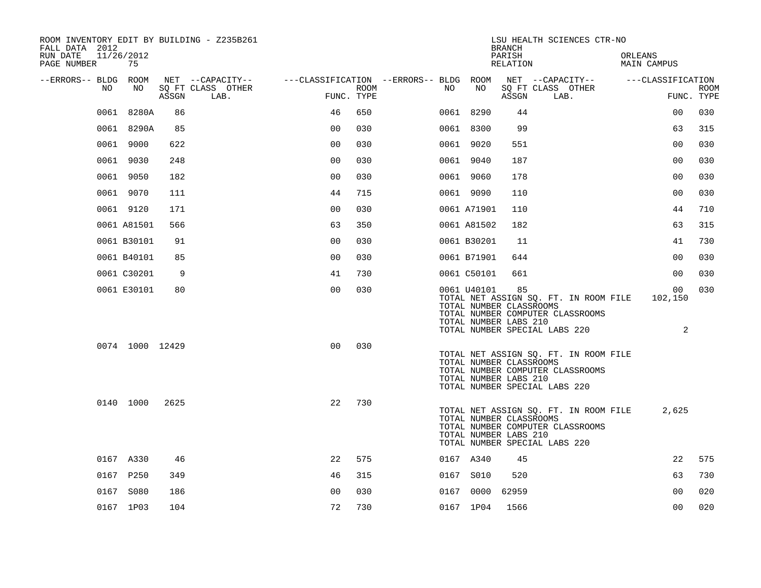ROOM INVENTORY EDIT BY BUILDING - Z235B261
FALL DATA 2012
RUN DATE 11/26/2012

LSU HEALTH SCIENCES CTR-NO
BRANCH
PARISH ORLEANS
RELATION MAIN CAMPUS

| --ERRORS-- | BLDG NO | ROOM NO | NET SQ FT ASSGN | --CAPACITY-- CLASS | OTHER LAB. | ---CLASSIFICATION FUNC. | ROOM TYPE | --ERRORS-- | BLDG NO | ROOM NO | NET SQ FT ASSGN | --CAPACITY-- CLASS | OTHER LAB. | ---CLASSIFICATION FUNC. | ROOM TYPE |
|---|---|---|---|---|---|---|---|---|---|---|---|---|---|---|---|
| | 0061 | 8280A | 86 | | | 46 | 650 | | 0061 | 8290 | 44 | | | 00 | 030 |
| | 0061 | 8290A | 85 | | | 00 | 030 | | 0061 | 8300 | 99 | | | 63 | 315 |
| | 0061 | 9000 | 622 | | | 00 | 030 | | 0061 | 9020 | 551 | | | 00 | 030 |
| | 0061 | 9030 | 248 | | | 00 | 030 | | 0061 | 9040 | 187 | | | 00 | 030 |
| | 0061 | 9050 | 182 | | | 00 | 030 | | 0061 | 9060 | 178 | | | 00 | 030 |
| | 0061 | 9070 | 111 | | | 44 | 715 | | 0061 | 9090 | 110 | | | 00 | 030 |
| | 0061 | 9120 | 171 | | | 00 | 030 | | 0061 | A71901 | 110 | | | 44 | 710 |
| | 0061 | A81501 | 566 | | | 63 | 350 | | 0061 | A81502 | 182 | | | 63 | 315 |
| | 0061 | B30101 | 91 | | | 00 | 030 | | 0061 | B30201 | 11 | | | 41 | 730 |
| | 0061 | B40101 | 85 | | | 00 | 030 | | 0061 | B71901 | 644 | | | 00 | 030 |
| | 0061 | C30201 | 9 | | | 41 | 730 | | 0061 | C50101 | 661 | | | 00 | 030 |
| | 0061 | E30101 | 80 | | | 00 | 030 | | 0061 | U40101 | 85 | | | 00 | 030 |

TOTAL NET ASSIGN SQ. FT. IN ROOM FILE 102,150
TOTAL NUMBER CLASSROOMS
TOTAL NUMBER COMPUTER CLASSROOMS
TOTAL NUMBER LABS 210
TOTAL NUMBER SPECIAL LABS 220 2

| --ERRORS-- | BLDG NO | ROOM NO | NET SQ FT ASSGN | --CAPACITY-- CLASS | OTHER LAB. | ---CLASSIFICATION FUNC. | ROOM TYPE |
|---|---|---|---|---|---|---|---|
| | 0074 | 1000 | 12429 | | | 00 | 030 |

TOTAL NET ASSIGN SQ. FT. IN ROOM FILE
TOTAL NUMBER CLASSROOMS
TOTAL NUMBER COMPUTER CLASSROOMS
TOTAL NUMBER LABS 210
TOTAL NUMBER SPECIAL LABS 220

| --ERRORS-- | BLDG NO | ROOM NO | NET SQ FT ASSGN | --CAPACITY-- CLASS | OTHER LAB. | ---CLASSIFICATION FUNC. | ROOM TYPE |
|---|---|---|---|---|---|---|---|
| | 0140 | 1000 | 2625 | | | 22 | 730 |

TOTAL NET ASSIGN SQ. FT. IN ROOM FILE 2,625
TOTAL NUMBER CLASSROOMS
TOTAL NUMBER COMPUTER CLASSROOMS
TOTAL NUMBER LABS 210
TOTAL NUMBER SPECIAL LABS 220

| --ERRORS-- | BLDG NO | ROOM NO | NET SQ FT ASSGN | --CAPACITY-- CLASS | OTHER LAB. | ---CLASSIFICATION FUNC. | ROOM TYPE | --ERRORS-- | BLDG NO | ROOM NO | NET SQ FT ASSGN | --CAPACITY-- CLASS | OTHER LAB. | ---CLASSIFICATION FUNC. | ROOM TYPE |
|---|---|---|---|---|---|---|---|---|---|---|---|---|---|---|---|
| | 0167 | A330 | 46 | | | 22 | 575 | | 0167 | A340 | 45 | | | 22 | 575 |
| | 0167 | P250 | 349 | | | 46 | 315 | | 0167 | S010 | 520 | | | 63 | 730 |
| | 0167 | S080 | 186 | | | 00 | 030 | | 0167 | 0000 | 62959 | | | 00 | 020 |
| | 0167 | 1P03 | 104 | | | 72 | 730 | | 0167 | 1P04 | 1566 | | | 00 | 020 |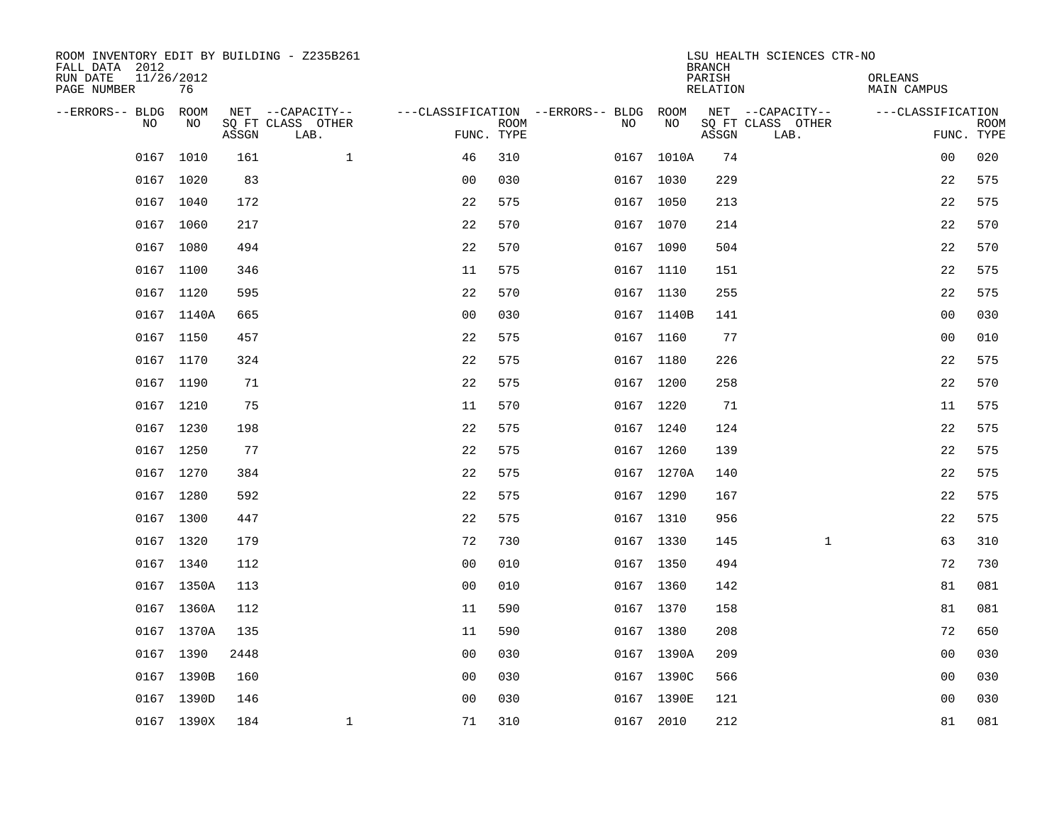ROOM INVENTORY EDIT BY BUILDING - Z235B261
FALL DATA 2012
RUN DATE 11/26/2012
PAGE NUMBER 76

LSU HEALTH SCIENCES CTR-NO
BRANCH
PARISH ORLEANS
RELATION MAIN CAMPUS

| --ERRORS-- | BLDG NO | ROOM NO | NET SQ FT ASSGN | --CAPACITY-- CLASS LAB. | OTHER | ---CLASSIFICATION FUNC. | ROOM TYPE | --ERRORS-- | BLDG NO | ROOM NO | NET SQ FT ASSGN | --CAPACITY-- CLASS LAB. | OTHER | ---CLASSIFICATION FUNC. | ROOM TYPE |
|---|---|---|---|---|---|---|---|---|---|---|---|---|---|---|---|
| | 0167 | 1010 | 161 | | 1 | 46 | 310 | | 0167 | 1010A | 74 | | | 00 | 020 |
| | 0167 | 1020 | 83 | | | 00 | 030 | | 0167 | 1030 | 229 | | | 22 | 575 |
| | 0167 | 1040 | 172 | | | 22 | 575 | | 0167 | 1050 | 213 | | | 22 | 575 |
| | 0167 | 1060 | 217 | | | 22 | 570 | | 0167 | 1070 | 214 | | | 22 | 570 |
| | 0167 | 1080 | 494 | | | 22 | 570 | | 0167 | 1090 | 504 | | | 22 | 570 |
| | 0167 | 1100 | 346 | | | 11 | 575 | | 0167 | 1110 | 151 | | | 22 | 575 |
| | 0167 | 1120 | 595 | | | 22 | 570 | | 0167 | 1130 | 255 | | | 22 | 575 |
| | 0167 | 1140A | 665 | | | 00 | 030 | | 0167 | 1140B | 141 | | | 00 | 030 |
| | 0167 | 1150 | 457 | | | 22 | 575 | | 0167 | 1160 | 77 | | | 00 | 010 |
| | 0167 | 1170 | 324 | | | 22 | 575 | | 0167 | 1180 | 226 | | | 22 | 575 |
| | 0167 | 1190 | 71 | | | 22 | 575 | | 0167 | 1200 | 258 | | | 22 | 570 |
| | 0167 | 1210 | 75 | | | 11 | 570 | | 0167 | 1220 | 71 | | | 11 | 575 |
| | 0167 | 1230 | 198 | | | 22 | 575 | | 0167 | 1240 | 124 | | | 22 | 575 |
| | 0167 | 1250 | 77 | | | 22 | 575 | | 0167 | 1260 | 139 | | | 22 | 575 |
| | 0167 | 1270 | 384 | | | 22 | 575 | | 0167 | 1270A | 140 | | | 22 | 575 |
| | 0167 | 1280 | 592 | | | 22 | 575 | | 0167 | 1290 | 167 | | | 22 | 575 |
| | 0167 | 1300 | 447 | | | 22 | 575 | | 0167 | 1310 | 956 | | | 22 | 575 |
| | 0167 | 1320 | 179 | | | 72 | 730 | | 0167 | 1330 | 145 | | 1 | 63 | 310 |
| | 0167 | 1340 | 112 | | | 00 | 010 | | 0167 | 1350 | 494 | | | 72 | 730 |
| | 0167 | 1350A | 113 | | | 00 | 010 | | 0167 | 1360 | 142 | | | 81 | 081 |
| | 0167 | 1360A | 112 | | | 11 | 590 | | 0167 | 1370 | 158 | | | 81 | 081 |
| | 0167 | 1370A | 135 | | | 11 | 590 | | 0167 | 1380 | 208 | | | 72 | 650 |
| | 0167 | 1390 | 2448 | | | 00 | 030 | | 0167 | 1390A | 209 | | | 00 | 030 |
| | 0167 | 1390B | 160 | | | 00 | 030 | | 0167 | 1390C | 566 | | | 00 | 030 |
| | 0167 | 1390D | 146 | | | 00 | 030 | | 0167 | 1390E | 121 | | | 00 | 030 |
| | 0167 | 1390X | 184 | 1 | | 71 | 310 | | 0167 | 2010 | 212 | | | 81 | 081 |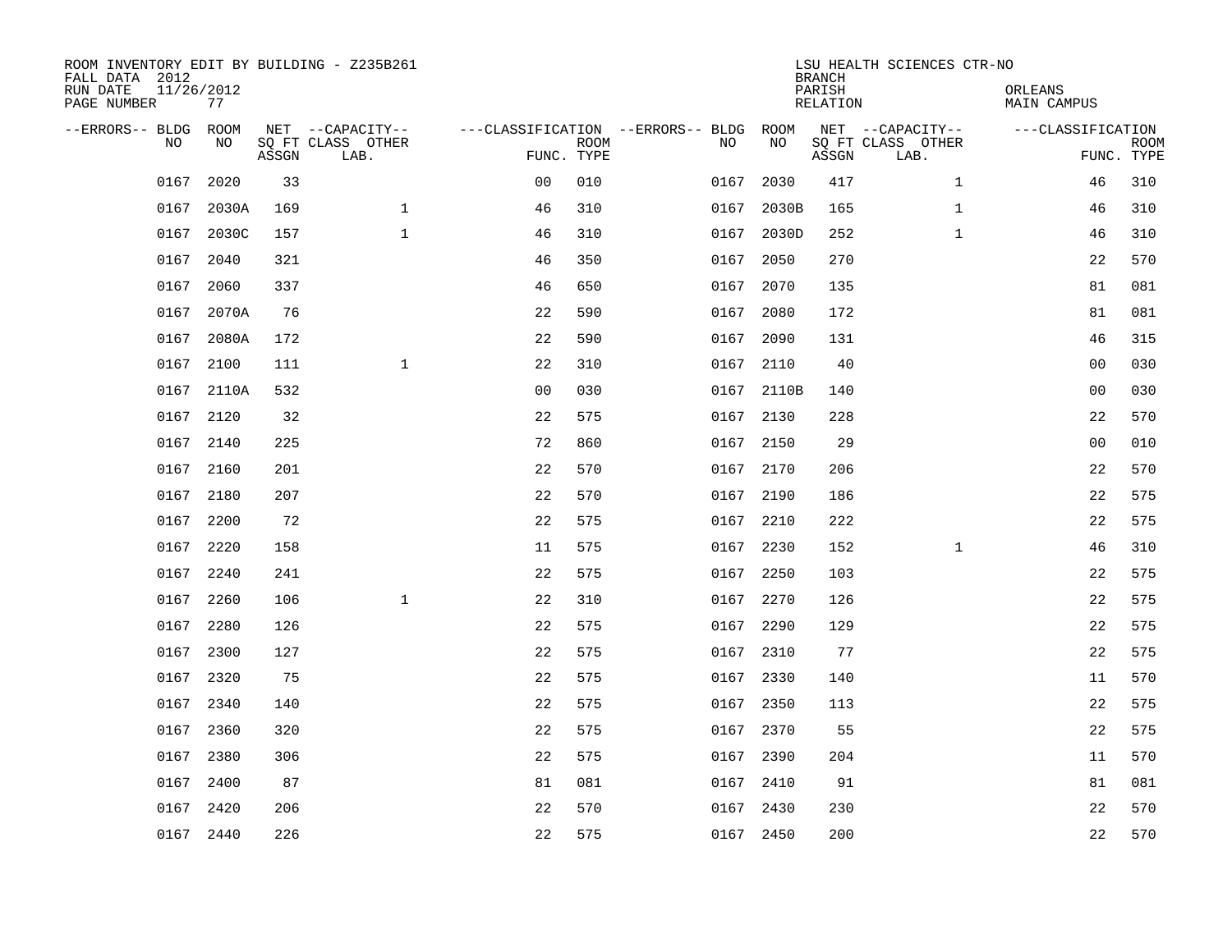ROOM INVENTORY EDIT BY BUILDING - Z235B261
FALL DATA 2012
RUN DATE 11/26/2012
PAGE NUMBER 77

LSU HEALTH SCIENCES CTR-NO
BRANCH
PARISH ORLEANS
RELATION MAIN CAMPUS

| --ERRORS-- | BLDG NO | ROOM NO | NET SQ FT ASSGN | CAPACITY CLASS LAB. | CAPACITY OTHER | CLASSIFICATION FUNC. | ROOM TYPE | --ERRORS-- | BLDG NO | ROOM NO | NET SQ FT ASSGN | CAPACITY CLASS LAB. | CAPACITY OTHER | CLASSIFICATION FUNC. | ROOM TYPE |
|---|---|---|---|---|---|---|---|---|---|---|---|---|---|---|---|
| | 0167 | 2020 | 33 | | | 00 | 010 | | 0167 | 2030 | 417 | | 1 | 46 | 310 |
| | 0167 | 2030A | 169 | | 1 | 46 | 310 | | 0167 | 2030B | 165 | | 1 | 46 | 310 |
| | 0167 | 2030C | 157 | | 1 | 46 | 310 | | 0167 | 2030D | 252 | | 1 | 46 | 310 |
| | 0167 | 2040 | 321 | | | 46 | 350 | | 0167 | 2050 | 270 | | | 22 | 570 |
| | 0167 | 2060 | 337 | | | 46 | 650 | | 0167 | 2070 | 135 | | | 81 | 081 |
| | 0167 | 2070A | 76 | | | 22 | 590 | | 0167 | 2080 | 172 | | | 81 | 081 |
| | 0167 | 2080A | 172 | | | 22 | 590 | | 0167 | 2090 | 131 | | | 46 | 315 |
| | 0167 | 2100 | 111 | | 1 | 22 | 310 | | 0167 | 2110 | 40 | | | 00 | 030 |
| | 0167 | 2110A | 532 | | | 00 | 030 | | 0167 | 2110B | 140 | | | 00 | 030 |
| | 0167 | 2120 | 32 | | | 22 | 575 | | 0167 | 2130 | 228 | | | 22 | 570 |
| | 0167 | 2140 | 225 | | | 72 | 860 | | 0167 | 2150 | 29 | | | 00 | 010 |
| | 0167 | 2160 | 201 | | | 22 | 570 | | 0167 | 2170 | 206 | | | 22 | 570 |
| | 0167 | 2180 | 207 | | | 22 | 570 | | 0167 | 2190 | 186 | | | 22 | 575 |
| | 0167 | 2200 | 72 | | | 22 | 575 | | 0167 | 2210 | 222 | | | 22 | 575 |
| | 0167 | 2220 | 158 | | | 11 | 575 | | 0167 | 2230 | 152 | | 1 | 46 | 310 |
| | 0167 | 2240 | 241 | | | 22 | 575 | | 0167 | 2250 | 103 | | | 22 | 575 |
| | 0167 | 2260 | 106 | | 1 | 22 | 310 | | 0167 | 2270 | 126 | | | 22 | 575 |
| | 0167 | 2280 | 126 | | | 22 | 575 | | 0167 | 2290 | 129 | | | 22 | 575 |
| | 0167 | 2300 | 127 | | | 22 | 575 | | 0167 | 2310 | 77 | | | 22 | 575 |
| | 0167 | 2320 | 75 | | | 22 | 575 | | 0167 | 2330 | 140 | | | 11 | 570 |
| | 0167 | 2340 | 140 | | | 22 | 575 | | 0167 | 2350 | 113 | | | 22 | 575 |
| | 0167 | 2360 | 320 | | | 22 | 575 | | 0167 | 2370 | 55 | | | 22 | 575 |
| | 0167 | 2380 | 306 | | | 22 | 575 | | 0167 | 2390 | 204 | | | 11 | 570 |
| | 0167 | 2400 | 87 | | | 81 | 081 | | 0167 | 2410 | 91 | | | 81 | 081 |
| | 0167 | 2420 | 206 | | | 22 | 570 | | 0167 | 2430 | 230 | | | 22 | 570 |
| | 0167 | 2440 | 226 | | | 22 | 575 | | 0167 | 2450 | 200 | | | 22 | 570 |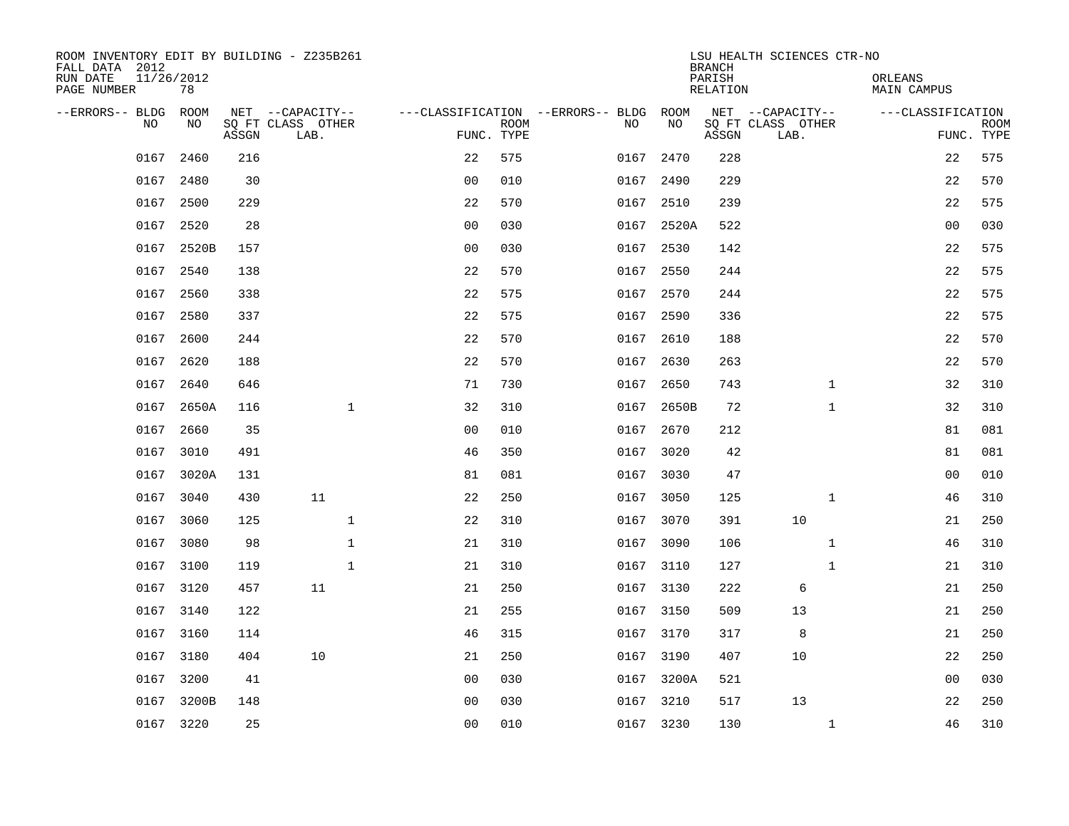ROOM INVENTORY EDIT BY BUILDING - Z235B261
FALL DATA 2012
RUN DATE 11/26/2012
PAGE NUMBER 78

LSU HEALTH SCIENCES CTR-NO
BRANCH
PARISH ORLEANS
RELATION MAIN CAMPUS

| --ERRORS-- | BLDG NO | ROOM NO | NET SQ FT ASSGN | CAPACITY CLASS LAB. | CAPACITY OTHER | CLASSIFICATION FUNC. | ROOM TYPE | --ERRORS-- | BLDG NO | ROOM NO | NET SQ FT ASSGN | CAPACITY CLASS LAB. | CAPACITY OTHER | CLASSIFICATION FUNC. | ROOM TYPE |
|---|---|---|---|---|---|---|---|---|---|---|---|---|---|---|---|
| | 0167 | 2460 | 216 | | | 22 | 575 | | 0167 | 2470 | 228 | | | 22 | 575 |
| | 0167 | 2480 | 30 | | | 00 | 010 | | 0167 | 2490 | 229 | | | 22 | 570 |
| | 0167 | 2500 | 229 | | | 22 | 570 | | 0167 | 2510 | 239 | | | 22 | 575 |
| | 0167 | 2520 | 28 | | | 00 | 030 | | 0167 | 2520A | 522 | | | 00 | 030 |
| | 0167 | 2520B | 157 | | | 00 | 030 | | 0167 | 2530 | 142 | | | 22 | 575 |
| | 0167 | 2540 | 138 | | | 22 | 570 | | 0167 | 2550 | 244 | | | 22 | 575 |
| | 0167 | 2560 | 338 | | | 22 | 575 | | 0167 | 2570 | 244 | | | 22 | 575 |
| | 0167 | 2580 | 337 | | | 22 | 575 | | 0167 | 2590 | 336 | | | 22 | 575 |
| | 0167 | 2600 | 244 | | | 22 | 570 | | 0167 | 2610 | 188 | | | 22 | 570 |
| | 0167 | 2620 | 188 | | | 22 | 570 | | 0167 | 2630 | 263 | | | 22 | 570 |
| | 0167 | 2640 | 646 | | | 71 | 730 | | 0167 | 2650 | 743 | | 1 | 32 | 310 |
| | 0167 | 2650A | 116 | | 1 | 32 | 310 | | 0167 | 2650B | 72 | | 1 | 32 | 310 |
| | 0167 | 2660 | 35 | | | 00 | 010 | | 0167 | 2670 | 212 | | | 81 | 081 |
| | 0167 | 3010 | 491 | | | 46 | 350 | | 0167 | 3020 | 42 | | | 81 | 081 |
| | 0167 | 3020A | 131 | | | 81 | 081 | | 0167 | 3030 | 47 | | | 00 | 010 |
| | 0167 | 3040 | 430 | 11 | | 22 | 250 | | 0167 | 3050 | 125 | | 1 | 46 | 310 |
| | 0167 | 3060 | 125 | | 1 | 22 | 310 | | 0167 | 3070 | 391 | 10 | | 21 | 250 |
| | 0167 | 3080 | 98 | | 1 | 21 | 310 | | 0167 | 3090 | 106 | | 1 | 46 | 310 |
| | 0167 | 3100 | 119 | | 1 | 21 | 310 | | 0167 | 3110 | 127 | | 1 | 21 | 310 |
| | 0167 | 3120 | 457 | 11 | | 21 | 250 | | 0167 | 3130 | 222 | 6 | | 21 | 250 |
| | 0167 | 3140 | 122 | | | 21 | 255 | | 0167 | 3150 | 509 | 13 | | 21 | 250 |
| | 0167 | 3160 | 114 | | | 46 | 315 | | 0167 | 3170 | 317 | 8 | | 21 | 250 |
| | 0167 | 3180 | 404 | 10 | | 21 | 250 | | 0167 | 3190 | 407 | 10 | | 22 | 250 |
| | 0167 | 3200 | 41 | | | 00 | 030 | | 0167 | 3200A | 521 | | | 00 | 030 |
| | 0167 | 3200B | 148 | | | 00 | 030 | | 0167 | 3210 | 517 | 13 | | 22 | 250 |
| | 0167 | 3220 | 25 | | | 00 | 010 | | 0167 | 3230 | 130 | | 1 | 46 | 310 |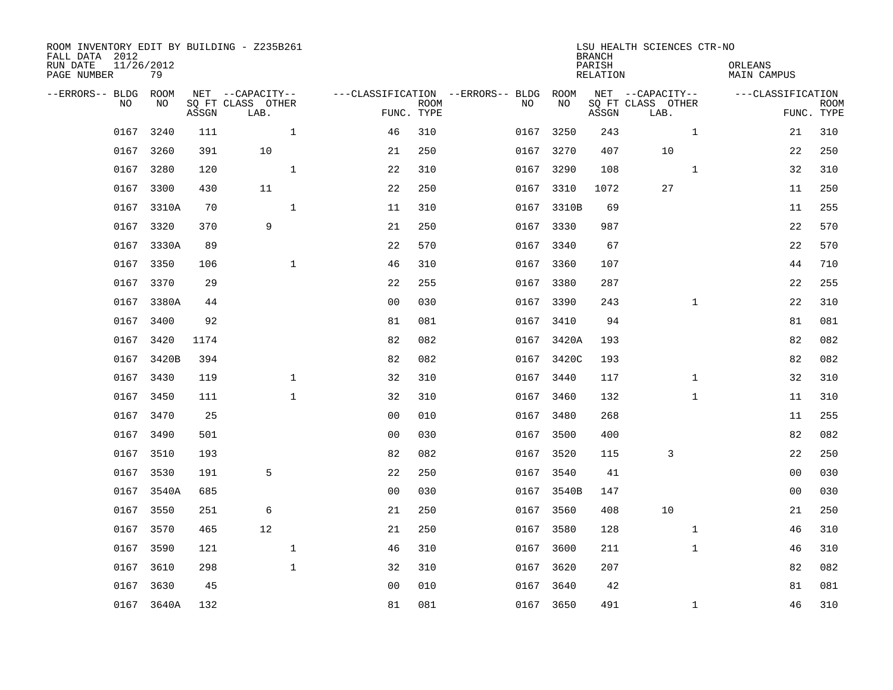ROOM INVENTORY EDIT BY BUILDING - Z235B261
FALL DATA 2012
RUN DATE 11/26/2012
PAGE NUMBER 79

LSU HEALTH SCIENCES CTR-NO
BRANCH
PARISH ORLEANS
RELATION MAIN CAMPUS

| --ERRORS-- | BLDG NO | ROOM NO | NET SQ FT ASSGN | --CAPACITY-- CLASS LAB. | OTHER | ---CLASSIFICATION FUNC. | ROOM TYPE | --ERRORS-- | BLDG NO | ROOM NO | NET SQ FT ASSGN | --CAPACITY-- CLASS LAB. | OTHER | ---CLASSIFICATION FUNC. | ROOM TYPE |
|---|---|---|---|---|---|---|---|---|---|---|---|---|---|---|---|
| | 0167 | 3240 | 111 | | 1 | 46 | 310 | | 0167 | 3250 | 243 | | 1 | 21 | 310 |
| | 0167 | 3260 | 391 | 10 | | 21 | 250 | | 0167 | 3270 | 407 | 10 | | 22 | 250 |
| | 0167 | 3280 | 120 | | 1 | 22 | 310 | | 0167 | 3290 | 108 | | 1 | 32 | 310 |
| | 0167 | 3300 | 430 | 11 | | 22 | 250 | | 0167 | 3310 | 1072 | 27 | | 11 | 250 |
| | 0167 | 3310A | 70 | | 1 | 11 | 310 | | 0167 | 3310B | 69 | | | 11 | 255 |
| | 0167 | 3320 | 370 | 9 | | 21 | 250 | | 0167 | 3330 | 987 | | | 22 | 570 |
| | 0167 | 3330A | 89 | | | 22 | 570 | | 0167 | 3340 | 67 | | | 22 | 570 |
| | 0167 | 3350 | 106 | | 1 | 46 | 310 | | 0167 | 3360 | 107 | | | 44 | 710 |
| | 0167 | 3370 | 29 | | | 22 | 255 | | 0167 | 3380 | 287 | | | 22 | 255 |
| | 0167 | 3380A | 44 | | | 00 | 030 | | 0167 | 3390 | 243 | | 1 | 22 | 310 |
| | 0167 | 3400 | 92 | | | 81 | 081 | | 0167 | 3410 | 94 | | | 81 | 081 |
| | 0167 | 3420 | 1174 | | | 82 | 082 | | 0167 | 3420A | 193 | | | 82 | 082 |
| | 0167 | 3420B | 394 | | | 82 | 082 | | 0167 | 3420C | 193 | | | 82 | 082 |
| | 0167 | 3430 | 119 | | 1 | 32 | 310 | | 0167 | 3440 | 117 | | 1 | 32 | 310 |
| | 0167 | 3450 | 111 | | 1 | 32 | 310 | | 0167 | 3460 | 132 | | 1 | 11 | 310 |
| | 0167 | 3470 | 25 | | | 00 | 010 | | 0167 | 3480 | 268 | | | 11 | 255 |
| | 0167 | 3490 | 501 | | | 00 | 030 | | 0167 | 3500 | 400 | | | 82 | 082 |
| | 0167 | 3510 | 193 | | | 82 | 082 | | 0167 | 3520 | 115 | 3 | | 22 | 250 |
| | 0167 | 3530 | 191 | 5 | | 22 | 250 | | 0167 | 3540 | 41 | | | 00 | 030 |
| | 0167 | 3540A | 685 | | | 00 | 030 | | 0167 | 3540B | 147 | | | 00 | 030 |
| | 0167 | 3550 | 251 | 6 | | 21 | 250 | | 0167 | 3560 | 408 | 10 | | 21 | 250 |
| | 0167 | 3570 | 465 | 12 | | 21 | 250 | | 0167 | 3580 | 128 | | 1 | 46 | 310 |
| | 0167 | 3590 | 121 | | 1 | 46 | 310 | | 0167 | 3600 | 211 | | 1 | 46 | 310 |
| | 0167 | 3610 | 298 | | 1 | 32 | 310 | | 0167 | 3620 | 207 | | | 82 | 082 |
| | 0167 | 3630 | 45 | | | 00 | 010 | | 0167 | 3640 | 42 | | | 81 | 081 |
| | 0167 | 3640A | 132 | | | 81 | 081 | | 0167 | 3650 | 491 | | 1 | 46 | 310 |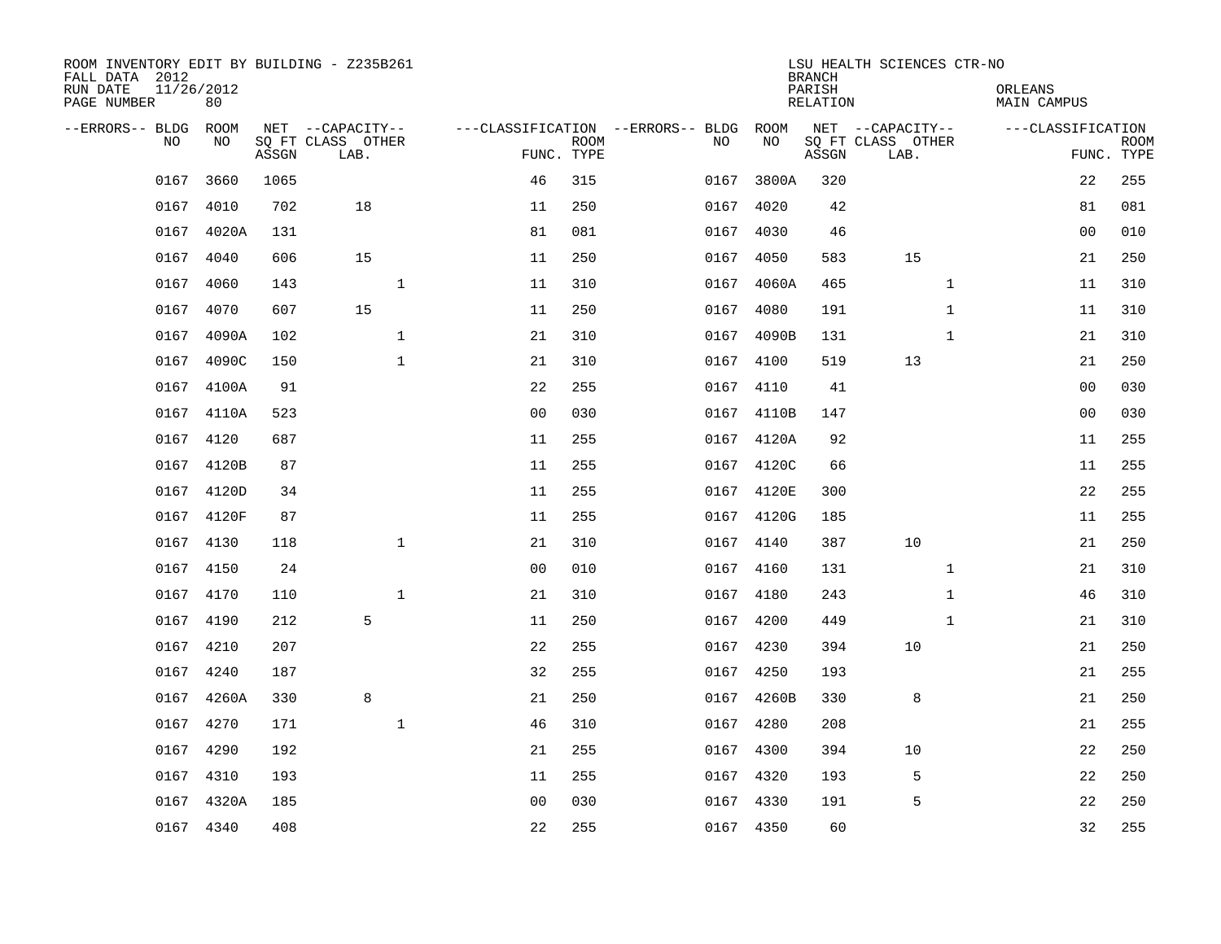ROOM INVENTORY EDIT BY BUILDING - Z235B261
FALL DATA 2012
RUN DATE 11/26/2012
PAGE NUMBER 80

LSU HEALTH SCIENCES CTR-NO
BRANCH
PARISH ORLEANS
RELATION MAIN CAMPUS

| --ERRORS-- | BLDG NO | ROOM NO | NET SQ FT ASSGN | --CAPACITY-- CLASS LAB. | OTHER | ---CLASSIFICATION FUNC. | ROOM TYPE | --ERRORS-- | BLDG NO | ROOM NO | NET SQ FT ASSGN | --CAPACITY-- CLASS LAB. | OTHER | ---CLASSIFICATION FUNC. | ROOM TYPE |
|---|---|---|---|---|---|---|---|---|---|---|---|---|---|---|---|
| | 0167 | 3660 | 1065 | | | 46 | 315 | | 0167 | 3800A | 320 | | | 22 | 255 |
| | 0167 | 4010 | 702 | 18 | | 11 | 250 | | 0167 | 4020 | 42 | | | 81 | 081 |
| | 0167 | 4020A | 131 | | | 81 | 081 | | 0167 | 4030 | 46 | | | 00 | 010 |
| | 0167 | 4040 | 606 | 15 | | 11 | 250 | | 0167 | 4050 | 583 | 15 | | 21 | 250 |
| | 0167 | 4060 | 143 | | 1 | 11 | 310 | | 0167 | 4060A | 465 | | 1 | 11 | 310 |
| | 0167 | 4070 | 607 | 15 | | 11 | 250 | | 0167 | 4080 | 191 | | 1 | 11 | 310 |
| | 0167 | 4090A | 102 | | 1 | 21 | 310 | | 0167 | 4090B | 131 | | 1 | 21 | 310 |
| | 0167 | 4090C | 150 | | 1 | 21 | 310 | | 0167 | 4100 | 519 | 13 | | 21 | 250 |
| | 0167 | 4100A | 91 | | | 22 | 255 | | 0167 | 4110 | 41 | | | 00 | 030 |
| | 0167 | 4110A | 523 | | | 00 | 030 | | 0167 | 4110B | 147 | | | 00 | 030 |
| | 0167 | 4120 | 687 | | | 11 | 255 | | 0167 | 4120A | 92 | | | 11 | 255 |
| | 0167 | 4120B | 87 | | | 11 | 255 | | 0167 | 4120C | 66 | | | 11 | 255 |
| | 0167 | 4120D | 34 | | | 11 | 255 | | 0167 | 4120E | 300 | | | 22 | 255 |
| | 0167 | 4120F | 87 | | | 11 | 255 | | 0167 | 4120G | 185 | | | 11 | 255 |
| | 0167 | 4130 | 118 | | 1 | 21 | 310 | | 0167 | 4140 | 387 | 10 | | 21 | 250 |
| | 0167 | 4150 | 24 | | | 00 | 010 | | 0167 | 4160 | 131 | | 1 | 21 | 310 |
| | 0167 | 4170 | 110 | | 1 | 21 | 310 | | 0167 | 4180 | 243 | | 1 | 46 | 310 |
| | 0167 | 4190 | 212 | 5 | | 11 | 250 | | 0167 | 4200 | 449 | | 1 | 21 | 310 |
| | 0167 | 4210 | 207 | | | 22 | 255 | | 0167 | 4230 | 394 | 10 | | 21 | 250 |
| | 0167 | 4240 | 187 | | | 32 | 255 | | 0167 | 4250 | 193 | | | 21 | 255 |
| | 0167 | 4260A | 330 | 8 | | 21 | 250 | | 0167 | 4260B | 330 | 8 | | 21 | 250 |
| | 0167 | 4270 | 171 | | 1 | 46 | 310 | | 0167 | 4280 | 208 | | | 21 | 255 |
| | 0167 | 4290 | 192 | | | 21 | 255 | | 0167 | 4300 | 394 | 10 | | 22 | 250 |
| | 0167 | 4310 | 193 | | | 11 | 255 | | 0167 | 4320 | 193 | 5 | | 22 | 250 |
| | 0167 | 4320A | 185 | | | 00 | 030 | | 0167 | 4330 | 191 | 5 | | 22 | 250 |
| | 0167 | 4340 | 408 | | | 22 | 255 | | 0167 | 4350 | 60 | | | 32 | 255 |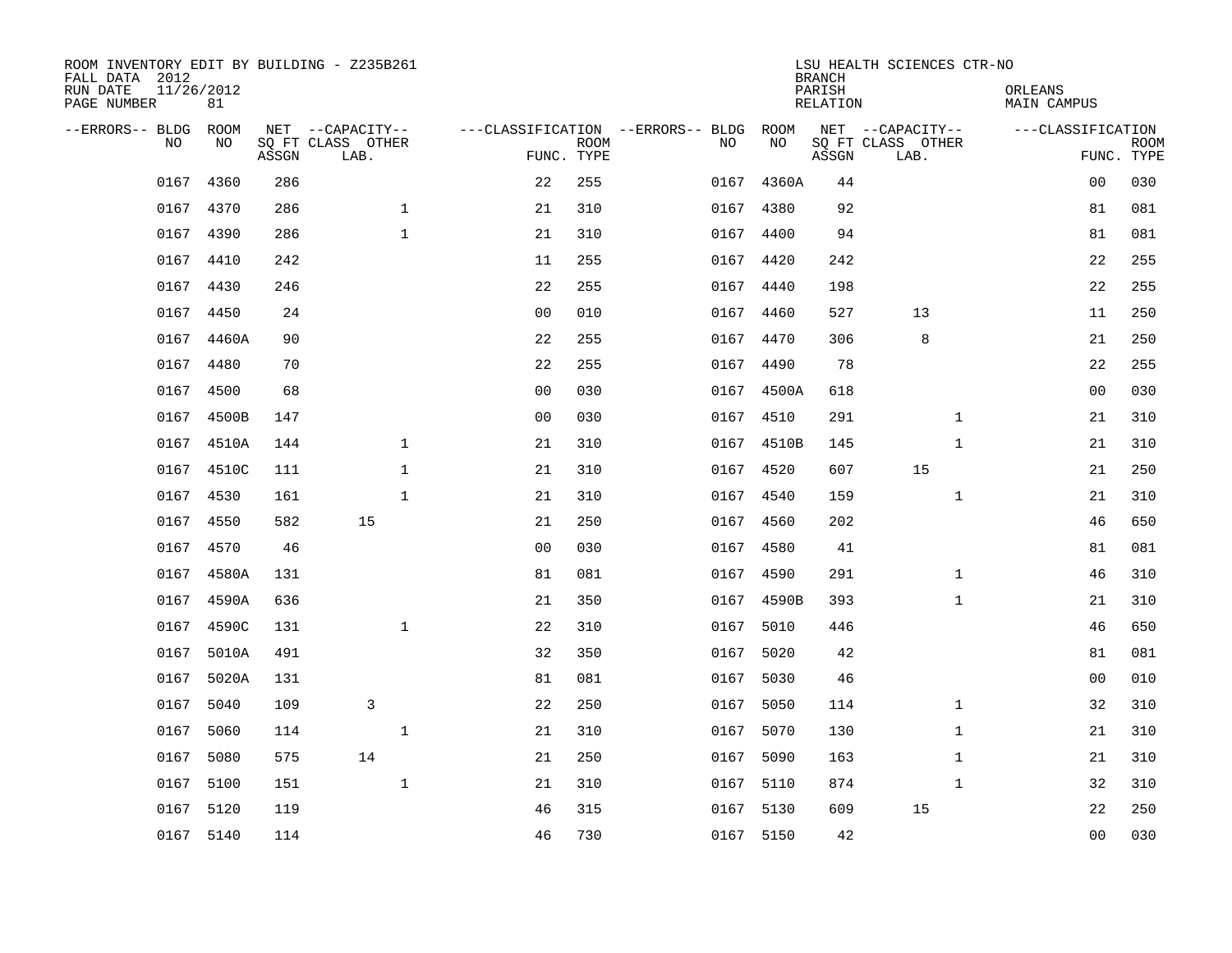ROOM INVENTORY EDIT BY BUILDING - Z235B261
FALL DATA 2012
RUN DATE 11/26/2012
PAGE NUMBER 81

LSU HEALTH SCIENCES CTR-NO
BRANCH
PARISH ORLEANS
RELATION MAIN CAMPUS

| --ERRORS-- | BLDG NO | ROOM NO | NET SQ FT ASSGN | --CAPACITY-- CLASS LAB. | OTHER | ---CLASSIFICATION FUNC. | ROOM TYPE | --ERRORS-- | BLDG NO | ROOM NO | NET SQ FT ASSGN | --CAPACITY-- CLASS LAB. | OTHER | ---CLASSIFICATION FUNC. | ROOM TYPE |
|---|---|---|---|---|---|---|---|---|---|---|---|---|---|---|---|
| | 0167 | 4360 | 286 | | | 22 | 255 | | 0167 | 4360A | 44 | | | 00 | 030 |
| | 0167 | 4370 | 286 | | 1 | 21 | 310 | | 0167 | 4380 | 92 | | | 81 | 081 |
| | 0167 | 4390 | 286 | | 1 | 21 | 310 | | 0167 | 4400 | 94 | | | 81 | 081 |
| | 0167 | 4410 | 242 | | | 11 | 255 | | 0167 | 4420 | 242 | | | 22 | 255 |
| | 0167 | 4430 | 246 | | | 22 | 255 | | 0167 | 4440 | 198 | | | 22 | 255 |
| | 0167 | 4450 | 24 | | | 00 | 010 | | 0167 | 4460 | 527 | 13 | | 11 | 250 |
| | 0167 | 4460A | 90 | | | 22 | 255 | | 0167 | 4470 | 306 | 8 | | 21 | 250 |
| | 0167 | 4480 | 70 | | | 22 | 255 | | 0167 | 4490 | 78 | | | 22 | 255 |
| | 0167 | 4500 | 68 | | | 00 | 030 | | 0167 | 4500A | 618 | | | 00 | 030 |
| | 0167 | 4500B | 147 | | | 00 | 030 | | 0167 | 4510 | 291 | | 1 | 21 | 310 |
| | 0167 | 4510A | 144 | | 1 | 21 | 310 | | 0167 | 4510B | 145 | | 1 | 21 | 310 |
| | 0167 | 4510C | 111 | | 1 | 21 | 310 | | 0167 | 4520 | 607 | 15 | | 21 | 250 |
| | 0167 | 4530 | 161 | | 1 | 21 | 310 | | 0167 | 4540 | 159 | | 1 | 21 | 310 |
| | 0167 | 4550 | 582 | 15 | | 21 | 250 | | 0167 | 4560 | 202 | | | 46 | 650 |
| | 0167 | 4570 | 46 | | | 00 | 030 | | 0167 | 4580 | 41 | | | 81 | 081 |
| | 0167 | 4580A | 131 | | | 81 | 081 | | 0167 | 4590 | 291 | | 1 | 46 | 310 |
| | 0167 | 4590A | 636 | | | 21 | 350 | | 0167 | 4590B | 393 | | 1 | 21 | 310 |
| | 0167 | 4590C | 131 | | 1 | 22 | 310 | | 0167 | 5010 | 446 | | | 46 | 650 |
| | 0167 | 5010A | 491 | | | 32 | 350 | | 0167 | 5020 | 42 | | | 81 | 081 |
| | 0167 | 5020A | 131 | | | 81 | 081 | | 0167 | 5030 | 46 | | | 00 | 010 |
| | 0167 | 5040 | 109 | 3 | | 22 | 250 | | 0167 | 5050 | 114 | | 1 | 32 | 310 |
| | 0167 | 5060 | 114 | | 1 | 21 | 310 | | 0167 | 5070 | 130 | | 1 | 21 | 310 |
| | 0167 | 5080 | 575 | 14 | | 21 | 250 | | 0167 | 5090 | 163 | | 1 | 21 | 310 |
| | 0167 | 5100 | 151 | | 1 | 21 | 310 | | 0167 | 5110 | 874 | | 1 | 32 | 310 |
| | 0167 | 5120 | 119 | | | 46 | 315 | | 0167 | 5130 | 609 | 15 | | 22 | 250 |
| | 0167 | 5140 | 114 | | | 46 | 730 | | 0167 | 5150 | 42 | | | 00 | 030 |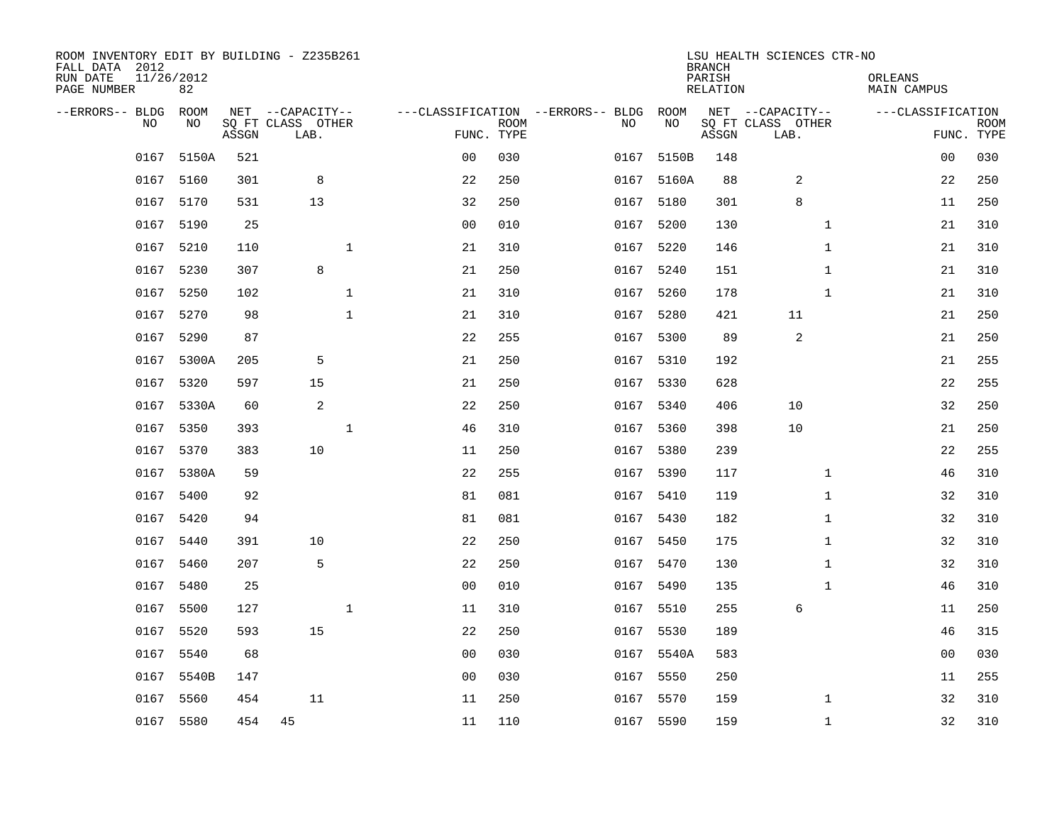ROOM INVENTORY EDIT BY BUILDING - Z235B261
FALL DATA 2012
RUN DATE 11/26/2012
PAGE NUMBER 82

LSU HEALTH SCIENCES CTR-NO
BRANCH
PARISH ORLEANS
RELATION MAIN CAMPUS

| --ERRORS-- | BLDG NO | ROOM NO | NET SQ FT ASSGN | CAPACITY CLASS LAB. | CAPACITY OTHER | CLASSIFICATION FUNC. | ROOM TYPE | --ERRORS-- | BLDG NO | ROOM NO | NET SQ FT ASSGN | CAPACITY CLASS LAB. | CAPACITY OTHER | CLASSIFICATION FUNC. | ROOM TYPE |
|---|---|---|---|---|---|---|---|---|---|---|---|---|---|---|---|
| | 0167 | 5150A | 521 | | | 00 | 030 | | 0167 | 5150B | 148 | | | 00 | 030 |
| | 0167 | 5160 | 301 | 8 | | 22 | 250 | | 0167 | 5160A | 88 | 2 | | 22 | 250 |
| | 0167 | 5170 | 531 | 13 | | 32 | 250 | | 0167 | 5180 | 301 | 8 | | 11 | 250 |
| | 0167 | 5190 | 25 | | | 00 | 010 | | 0167 | 5200 | 130 | | 1 | 21 | 310 |
| | 0167 | 5210 | 110 | | 1 | 21 | 310 | | 0167 | 5220 | 146 | | 1 | 21 | 310 |
| | 0167 | 5230 | 307 | 8 | | 21 | 250 | | 0167 | 5240 | 151 | | 1 | 21 | 310 |
| | 0167 | 5250 | 102 | | 1 | 21 | 310 | | 0167 | 5260 | 178 | | 1 | 21 | 310 |
| | 0167 | 5270 | 98 | | 1 | 21 | 310 | | 0167 | 5280 | 421 | 11 | | 21 | 250 |
| | 0167 | 5290 | 87 | | | 22 | 255 | | 0167 | 5300 | 89 | 2 | | 21 | 250 |
| | 0167 | 5300A | 205 | 5 | | 21 | 250 | | 0167 | 5310 | 192 | | | 21 | 255 |
| | 0167 | 5320 | 597 | 15 | | 21 | 250 | | 0167 | 5330 | 628 | | | 22 | 255 |
| | 0167 | 5330A | 60 | 2 | | 22 | 250 | | 0167 | 5340 | 406 | 10 | | 32 | 250 |
| | 0167 | 5350 | 393 | | 1 | 46 | 310 | | 0167 | 5360 | 398 | 10 | | 21 | 250 |
| | 0167 | 5370 | 383 | 10 | | 11 | 250 | | 0167 | 5380 | 239 | | | 22 | 255 |
| | 0167 | 5380A | 59 | | | 22 | 255 | | 0167 | 5390 | 117 | | 1 | 46 | 310 |
| | 0167 | 5400 | 92 | | | 81 | 081 | | 0167 | 5410 | 119 | | 1 | 32 | 310 |
| | 0167 | 5420 | 94 | | | 81 | 081 | | 0167 | 5430 | 182 | | 1 | 32 | 310 |
| | 0167 | 5440 | 391 | 10 | | 22 | 250 | | 0167 | 5450 | 175 | | 1 | 32 | 310 |
| | 0167 | 5460 | 207 | 5 | | 22 | 250 | | 0167 | 5470 | 130 | | 1 | 32 | 310 |
| | 0167 | 5480 | 25 | | | 00 | 010 | | 0167 | 5490 | 135 | | 1 | 46 | 310 |
| | 0167 | 5500 | 127 | | 1 | 11 | 310 | | 0167 | 5510 | 255 | 6 | | 11 | 250 |
| | 0167 | 5520 | 593 | 15 | | 22 | 250 | | 0167 | 5530 | 189 | | | 46 | 315 |
| | 0167 | 5540 | 68 | | | 00 | 030 | | 0167 | 5540A | 583 | | | 00 | 030 |
| | 0167 | 5540B | 147 | | | 00 | 030 | | 0167 | 5550 | 250 | | | 11 | 255 |
| | 0167 | 5560 | 454 | 11 | | 11 | 250 | | 0167 | 5570 | 159 | | 1 | 32 | 310 |
| | 0167 | 5580 | 454 | 45 | | 11 | 110 | | 0167 | 5590 | 159 | | 1 | 32 | 310 |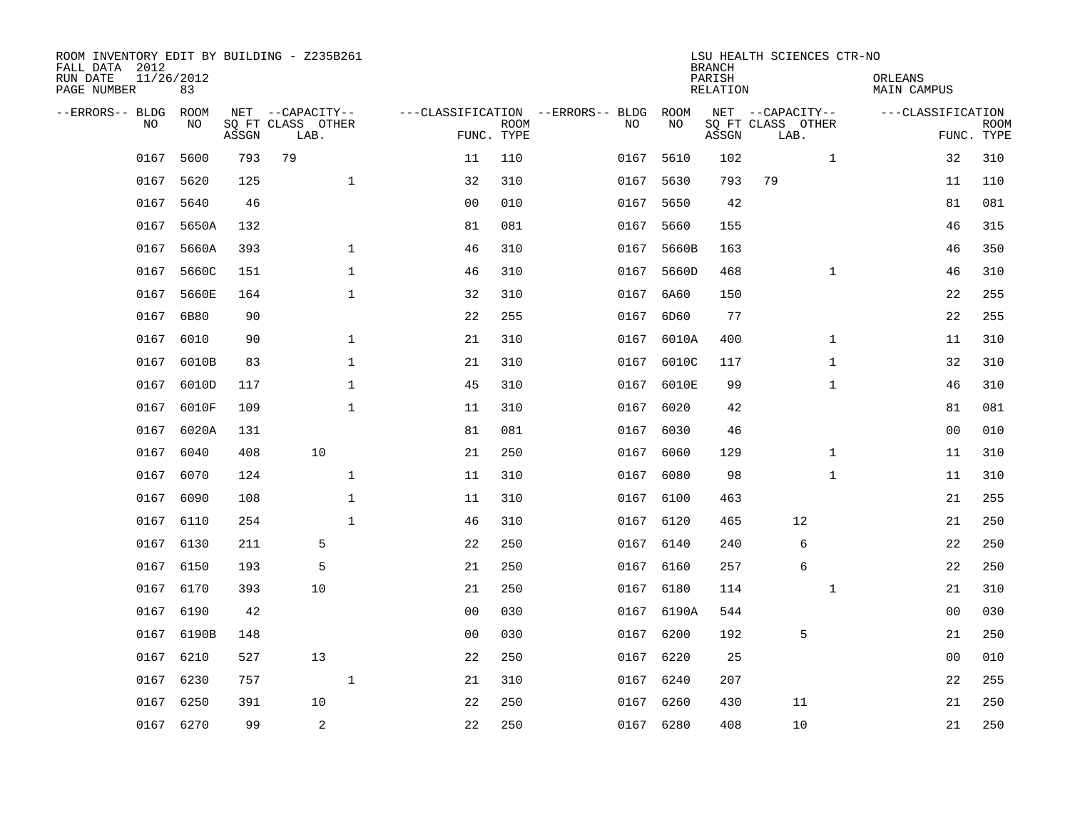ROOM INVENTORY EDIT BY BUILDING - Z235B261
FALL DATA 2012
RUN DATE 11/26/2012
PAGE NUMBER 83

LSU HEALTH SCIENCES CTR-NO
BRANCH
PARISH ORLEANS
RELATION MAIN CAMPUS

| --ERRORS-- | BLDG NO | ROOM NO | NET SQ FT ASSGN | CAPACITY CLASS LAB. | CAPACITY OTHER | CLASSIFICATION FUNC. | ROOM TYPE | --ERRORS-- | BLDG NO | ROOM NO | NET SQ FT ASSGN | CAPACITY CLASS LAB. | CAPACITY OTHER | CLASSIFICATION FUNC. | ROOM TYPE |
|---|---|---|---|---|---|---|---|---|---|---|---|---|---|---|---|
| | 0167 | 5600 | 793 | 79 | | 11 | 110 | | 0167 | 5610 | 102 | | 1 | 32 | 310 |
| | 0167 | 5620 | 125 | | 1 | 32 | 310 | | 0167 | 5630 | 793 | 79 | | 11 | 110 |
| | 0167 | 5640 | 46 | | | 00 | 010 | | 0167 | 5650 | 42 | | | 81 | 081 |
| | 0167 | 5650A | 132 | | | 81 | 081 | | 0167 | 5660 | 155 | | | 46 | 315 |
| | 0167 | 5660A | 393 | | 1 | 46 | 310 | | 0167 | 5660B | 163 | | | 46 | 350 |
| | 0167 | 5660C | 151 | | 1 | 46 | 310 | | 0167 | 5660D | 468 | | 1 | 46 | 310 |
| | 0167 | 5660E | 164 | | 1 | 32 | 310 | | 0167 | 6A60 | 150 | | | 22 | 255 |
| | 0167 | 6B80 | 90 | | | 22 | 255 | | 0167 | 6D60 | 77 | | | 22 | 255 |
| | 0167 | 6010 | 90 | | 1 | 21 | 310 | | 0167 | 6010A | 400 | | 1 | 11 | 310 |
| | 0167 | 6010B | 83 | | 1 | 21 | 310 | | 0167 | 6010C | 117 | | 1 | 32 | 310 |
| | 0167 | 6010D | 117 | | 1 | 45 | 310 | | 0167 | 6010E | 99 | | 1 | 46 | 310 |
| | 0167 | 6010F | 109 | | 1 | 11 | 310 | | 0167 | 6020 | 42 | | | 81 | 081 |
| | 0167 | 6020A | 131 | | | 81 | 081 | | 0167 | 6030 | 46 | | | 00 | 010 |
| | 0167 | 6040 | 408 | 10 | | 21 | 250 | | 0167 | 6060 | 129 | | 1 | 11 | 310 |
| | 0167 | 6070 | 124 | | 1 | 11 | 310 | | 0167 | 6080 | 98 | | 1 | 11 | 310 |
| | 0167 | 6090 | 108 | | 1 | 11 | 310 | | 0167 | 6100 | 463 | | | 21 | 255 |
| | 0167 | 6110 | 254 | | 1 | 46 | 310 | | 0167 | 6120 | 465 | 12 | | 21 | 250 |
| | 0167 | 6130 | 211 | 5 | | 22 | 250 | | 0167 | 6140 | 240 | 6 | | 22 | 250 |
| | 0167 | 6150 | 193 | 5 | | 21 | 250 | | 0167 | 6160 | 257 | 6 | | 22 | 250 |
| | 0167 | 6170 | 393 | 10 | | 21 | 250 | | 0167 | 6180 | 114 | | 1 | 21 | 310 |
| | 0167 | 6190 | 42 | | | 00 | 030 | | 0167 | 6190A | 544 | | | 00 | 030 |
| | 0167 | 6190B | 148 | | | 00 | 030 | | 0167 | 6200 | 192 | 5 | | 21 | 250 |
| | 0167 | 6210 | 527 | 13 | | 22 | 250 | | 0167 | 6220 | 25 | | | 00 | 010 |
| | 0167 | 6230 | 757 | | 1 | 21 | 310 | | 0167 | 6240 | 207 | | | 22 | 255 |
| | 0167 | 6250 | 391 | 10 | | 22 | 250 | | 0167 | 6260 | 430 | 11 | | 21 | 250 |
| | 0167 | 6270 | 99 | 2 | | 22 | 250 | | 0167 | 6280 | 408 | 10 | | 21 | 250 |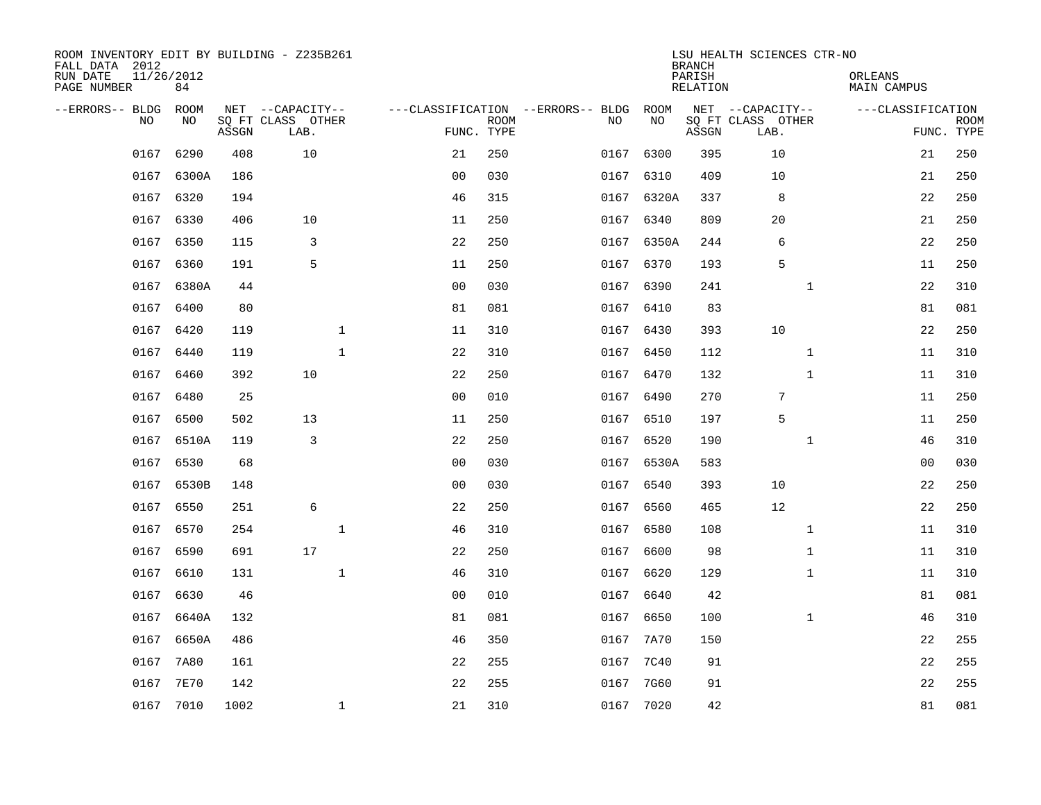ROOM INVENTORY EDIT BY BUILDING - Z235B261
FALL DATA 2012
RUN DATE 11/26/2012
PAGE NUMBER 84

LSU HEALTH SCIENCES CTR-NO
BRANCH
PARISH ORLEANS
RELATION MAIN CAMPUS

| --ERRORS-- | BLDG NO | ROOM NO | NET SQ FT ASSGN | --CAPACITY-- CLASS LAB. | OTHER | ---CLASSIFICATION FUNC. | ROOM TYPE | --ERRORS-- | BLDG NO | ROOM NO | NET SQ FT ASSGN | --CAPACITY-- CLASS LAB. | OTHER | ---CLASSIFICATION FUNC. | ROOM TYPE |
|---|---|---|---|---|---|---|---|---|---|---|---|---|---|---|---|
| | 0167 | 6290 | 408 | 10 | | 21 | 250 | | 0167 | 6300 | 395 | 10 | | 21 | 250 |
| | 0167 | 6300A | 186 | | | 00 | 030 | | 0167 | 6310 | 409 | 10 | | 21 | 250 |
| | 0167 | 6320 | 194 | | | 46 | 315 | | 0167 | 6320A | 337 | 8 | | 22 | 250 |
| | 0167 | 6330 | 406 | 10 | | 11 | 250 | | 0167 | 6340 | 809 | 20 | | 21 | 250 |
| | 0167 | 6350 | 115 | 3 | | 22 | 250 | | 0167 | 6350A | 244 | 6 | | 22 | 250 |
| | 0167 | 6360 | 191 | 5 | | 11 | 250 | | 0167 | 6370 | 193 | 5 | | 11 | 250 |
| | 0167 | 6380A | 44 | | | 00 | 030 | | 0167 | 6390 | 241 | | 1 | 22 | 310 |
| | 0167 | 6400 | 80 | | | 81 | 081 | | 0167 | 6410 | 83 | | | 81 | 081 |
| | 0167 | 6420 | 119 | | 1 | 11 | 310 | | 0167 | 6430 | 393 | 10 | | 22 | 250 |
| | 0167 | 6440 | 119 | | 1 | 22 | 310 | | 0167 | 6450 | 112 | | 1 | 11 | 310 |
| | 0167 | 6460 | 392 | 10 | | 22 | 250 | | 0167 | 6470 | 132 | | 1 | 11 | 310 |
| | 0167 | 6480 | 25 | | | 00 | 010 | | 0167 | 6490 | 270 | 7 | | 11 | 250 |
| | 0167 | 6500 | 502 | 13 | | 11 | 250 | | 0167 | 6510 | 197 | 5 | | 11 | 250 |
| | 0167 | 6510A | 119 | 3 | | 22 | 250 | | 0167 | 6520 | 190 | | 1 | 46 | 310 |
| | 0167 | 6530 | 68 | | | 00 | 030 | | 0167 | 6530A | 583 | | | 00 | 030 |
| | 0167 | 6530B | 148 | | | 00 | 030 | | 0167 | 6540 | 393 | 10 | | 22 | 250 |
| | 0167 | 6550 | 251 | 6 | | 22 | 250 | | 0167 | 6560 | 465 | 12 | | 22 | 250 |
| | 0167 | 6570 | 254 | | 1 | 46 | 310 | | 0167 | 6580 | 108 | | 1 | 11 | 310 |
| | 0167 | 6590 | 691 | 17 | | 22 | 250 | | 0167 | 6600 | 98 | | 1 | 11 | 310 |
| | 0167 | 6610 | 131 | | 1 | 46 | 310 | | 0167 | 6620 | 129 | | 1 | 11 | 310 |
| | 0167 | 6630 | 46 | | | 00 | 010 | | 0167 | 6640 | 42 | | | 81 | 081 |
| | 0167 | 6640A | 132 | | | 81 | 081 | | 0167 | 6650 | 100 | | 1 | 46 | 310 |
| | 0167 | 6650A | 486 | | | 46 | 350 | | 0167 | 7A70 | 150 | | | 22 | 255 |
| | 0167 | 7A80 | 161 | | | 22 | 255 | | 0167 | 7C40 | 91 | | | 22 | 255 |
| | 0167 | 7E70 | 142 | | | 22 | 255 | | 0167 | 7G60 | 91 | | | 22 | 255 |
| | 0167 | 7010 | 1002 | | 1 | 21 | 310 | | 0167 | 7020 | 42 | | | 81 | 081 |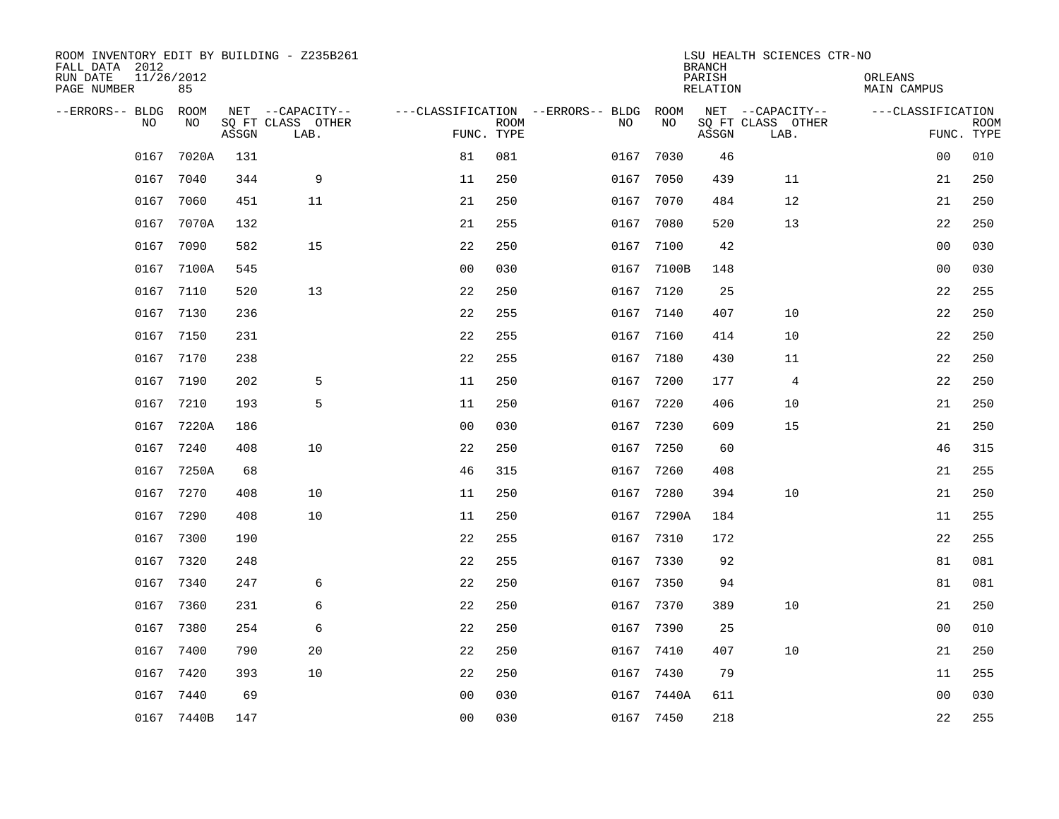ROOM INVENTORY EDIT BY BUILDING - Z235B261
FALL DATA 2012
RUN DATE 11/26/2012
PAGE NUMBER 85

LSU HEALTH SCIENCES CTR-NO
BRANCH
PARISH ORLEANS
RELATION MAIN CAMPUS

| --ERRORS-- | BLDG NO | ROOM NO | NET SQ FT ASSGN | --CAPACITY-- CLASS LAB. | OTHER | ---CLASSIFICATION FUNC. | ROOM TYPE | --ERRORS-- | BLDG NO | ROOM NO | NET SQ FT ASSGN | --CAPACITY-- CLASS LAB. | OTHER | ---CLASSIFICATION FUNC. | ROOM TYPE |
|---|---|---|---|---|---|---|---|---|---|---|---|---|---|---|---|
| | 0167 | 7020A | 131 | | | 81 | 081 | | 0167 | 7030 | 46 | | | 00 | 010 |
| | 0167 | 7040 | 344 | 9 | | 11 | 250 | | 0167 | 7050 | 439 | 11 | | 21 | 250 |
| | 0167 | 7060 | 451 | 11 | | 21 | 250 | | 0167 | 7070 | 484 | 12 | | 21 | 250 |
| | 0167 | 7070A | 132 | | | 21 | 255 | | 0167 | 7080 | 520 | 13 | | 22 | 250 |
| | 0167 | 7090 | 582 | 15 | | 22 | 250 | | 0167 | 7100 | 42 | | | 00 | 030 |
| | 0167 | 7100A | 545 | | | 00 | 030 | | 0167 | 7100B | 148 | | | 00 | 030 |
| | 0167 | 7110 | 520 | 13 | | 22 | 250 | | 0167 | 7120 | 25 | | | 22 | 255 |
| | 0167 | 7130 | 236 | | | 22 | 255 | | 0167 | 7140 | 407 | 10 | | 22 | 250 |
| | 0167 | 7150 | 231 | | | 22 | 255 | | 0167 | 7160 | 414 | 10 | | 22 | 250 |
| | 0167 | 7170 | 238 | | | 22 | 255 | | 0167 | 7180 | 430 | 11 | | 22 | 250 |
| | 0167 | 7190 | 202 | 5 | | 11 | 250 | | 0167 | 7200 | 177 | 4 | | 22 | 250 |
| | 0167 | 7210 | 193 | 5 | | 11 | 250 | | 0167 | 7220 | 406 | 10 | | 21 | 250 |
| | 0167 | 7220A | 186 | | | 00 | 030 | | 0167 | 7230 | 609 | 15 | | 21 | 250 |
| | 0167 | 7240 | 408 | 10 | | 22 | 250 | | 0167 | 7250 | 60 | | | 46 | 315 |
| | 0167 | 7250A | 68 | | | 46 | 315 | | 0167 | 7260 | 408 | | | 21 | 255 |
| | 0167 | 7270 | 408 | 10 | | 11 | 250 | | 0167 | 7280 | 394 | 10 | | 21 | 250 |
| | 0167 | 7290 | 408 | 10 | | 11 | 250 | | 0167 | 7290A | 184 | | | 11 | 255 |
| | 0167 | 7300 | 190 | | | 22 | 255 | | 0167 | 7310 | 172 | | | 22 | 255 |
| | 0167 | 7320 | 248 | | | 22 | 255 | | 0167 | 7330 | 92 | | | 81 | 081 |
| | 0167 | 7340 | 247 | 6 | | 22 | 250 | | 0167 | 7350 | 94 | | | 81 | 081 |
| | 0167 | 7360 | 231 | 6 | | 22 | 250 | | 0167 | 7370 | 389 | 10 | | 21 | 250 |
| | 0167 | 7380 | 254 | 6 | | 22 | 250 | | 0167 | 7390 | 25 | | | 00 | 010 |
| | 0167 | 7400 | 790 | 20 | | 22 | 250 | | 0167 | 7410 | 407 | 10 | | 21 | 250 |
| | 0167 | 7420 | 393 | 10 | | 22 | 250 | | 0167 | 7430 | 79 | | | 11 | 255 |
| | 0167 | 7440 | 69 | | | 00 | 030 | | 0167 | 7440A | 611 | | | 00 | 030 |
| | 0167 | 7440B | 147 | | | 00 | 030 | | 0167 | 7450 | 218 | | | 22 | 255 |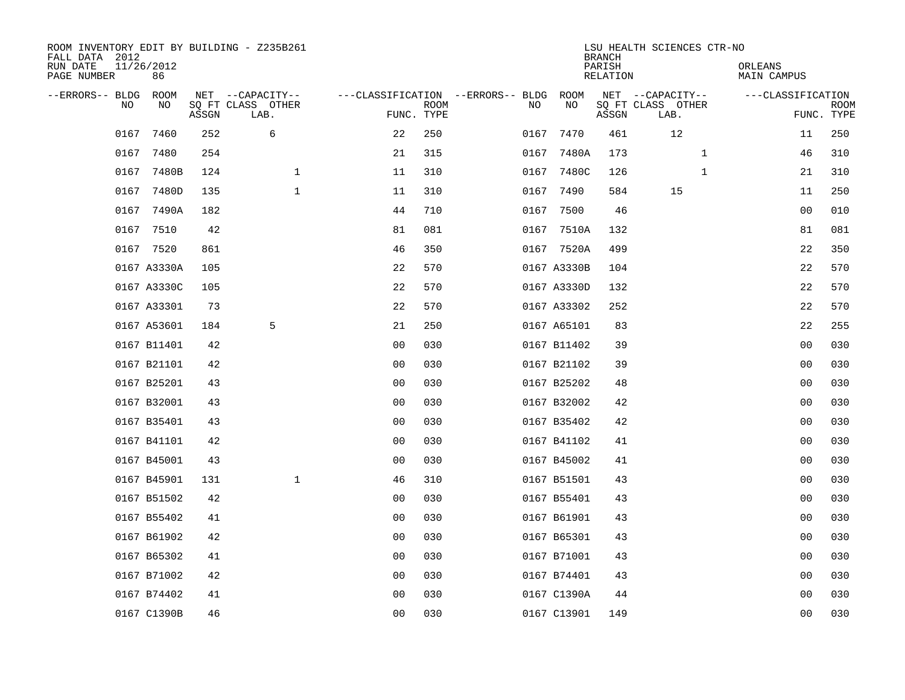ROOM INVENTORY EDIT BY BUILDING - Z235B261
FALL DATA 2012
RUN DATE 11/26/2012
PAGE NUMBER 86

LSU HEALTH SCIENCES CTR-NO
BRANCH
PARISH ORLEANS
RELATION MAIN CAMPUS

| --ERRORS-- | BLDG NO | ROOM NO | NET SQ FT ASSGN | --CAPACITY-- CLASS LAB. | OTHER | ---CLASSIFICATION FUNC. | ROOM TYPE | --ERRORS-- | BLDG NO | ROOM NO | NET SQ FT ASSGN | --CAPACITY-- CLASS LAB. | OTHER | ---CLASSIFICATION FUNC. | ROOM TYPE |
|---|---|---|---|---|---|---|---|---|---|---|---|---|---|---|---|
| | 0167 | 7460 | 252 | 6 | | 22 | 250 | | 0167 | 7470 | 461 | 12 | | 11 | 250 |
| | 0167 | 7480 | 254 | | | 21 | 315 | | 0167 | 7480A | 173 | | 1 | 46 | 310 |
| | 0167 | 7480B | 124 | | 1 | 11 | 310 | | 0167 | 7480C | 126 | | 1 | 21 | 310 |
| | 0167 | 7480D | 135 | | 1 | 11 | 310 | | 0167 | 7490 | 584 | 15 | | 11 | 250 |
| | 0167 | 7490A | 182 | | | 44 | 710 | | 0167 | 7500 | 46 | | | 00 | 010 |
| | 0167 | 7510 | 42 | | | 81 | 081 | | 0167 | 7510A | 132 | | | 81 | 081 |
| | 0167 | 7520 | 861 | | | 46 | 350 | | 0167 | 7520A | 499 | | | 22 | 350 |
| | 0167 | A3330A | 105 | | | 22 | 570 | | 0167 | A3330B | 104 | | | 22 | 570 |
| | 0167 | A3330C | 105 | | | 22 | 570 | | 0167 | A3330D | 132 | | | 22 | 570 |
| | 0167 | A33301 | 73 | | | 22 | 570 | | 0167 | A33302 | 252 | | | 22 | 570 |
| | 0167 | A53601 | 184 | 5 | | 21 | 250 | | 0167 | A65101 | 83 | | | 22 | 255 |
| | 0167 | B11401 | 42 | | | 00 | 030 | | 0167 | B11402 | 39 | | | 00 | 030 |
| | 0167 | B21101 | 42 | | | 00 | 030 | | 0167 | B21102 | 39 | | | 00 | 030 |
| | 0167 | B25201 | 43 | | | 00 | 030 | | 0167 | B25202 | 48 | | | 00 | 030 |
| | 0167 | B32001 | 43 | | | 00 | 030 | | 0167 | B32002 | 42 | | | 00 | 030 |
| | 0167 | B35401 | 43 | | | 00 | 030 | | 0167 | B35402 | 42 | | | 00 | 030 |
| | 0167 | B41101 | 42 | | | 00 | 030 | | 0167 | B41102 | 41 | | | 00 | 030 |
| | 0167 | B45001 | 43 | | | 00 | 030 | | 0167 | B45002 | 41 | | | 00 | 030 |
| | 0167 | B45901 | 131 | | 1 | 46 | 310 | | 0167 | B51501 | 43 | | | 00 | 030 |
| | 0167 | B51502 | 42 | | | 00 | 030 | | 0167 | B55401 | 43 | | | 00 | 030 |
| | 0167 | B55402 | 41 | | | 00 | 030 | | 0167 | B61901 | 43 | | | 00 | 030 |
| | 0167 | B61902 | 42 | | | 00 | 030 | | 0167 | B65301 | 43 | | | 00 | 030 |
| | 0167 | B65302 | 41 | | | 00 | 030 | | 0167 | B71001 | 43 | | | 00 | 030 |
| | 0167 | B71002 | 42 | | | 00 | 030 | | 0167 | B74401 | 43 | | | 00 | 030 |
| | 0167 | B74402 | 41 | | | 00 | 030 | | 0167 | C1390A | 44 | | | 00 | 030 |
| | 0167 | C1390B | 46 | | | 00 | 030 | | 0167 | C13901 | 149 | | | 00 | 030 |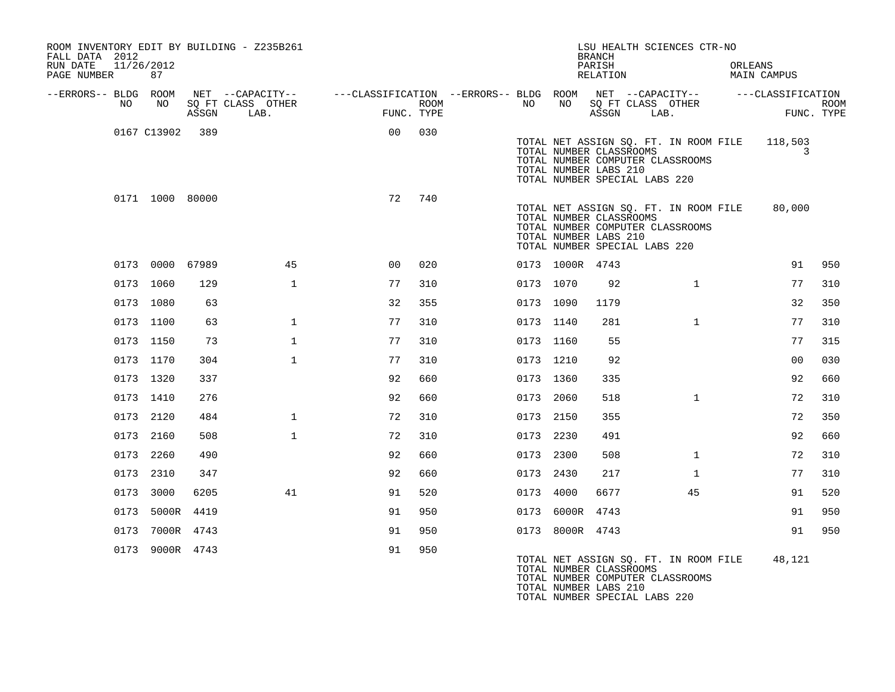ROOM INVENTORY EDIT BY BUILDING - Z235B261
FALL DATA 2012
RUN DATE 11/26/2012
PAGE NUMBER 87

LSU HEALTH SCIENCES CTR-NO
BRANCH
PARISH ORLEANS
RELATION MAIN CAMPUS

| --ERRORS-- | BLDG NO | ROOM NO | NET SQ FT ASSGN | --CAPACITY-- CLASS | OTHER LAB. | ---CLASSIFICATION FUNC. | ROOM TYPE | --ERRORS-- | BLDG NO | ROOM NO | NET SQ FT ASSGN | --CAPACITY-- CLASS | OTHER LAB. | ---CLASSIFICATION FUNC. | ROOM TYPE |
|---|---|---|---|---|---|---|---|---|---|---|---|---|---|---|---|
| | 0167 | C13902 | 389 | | | 00 | 030 | | | | | | | | |

TOTAL NET ASSIGN SQ. FT. IN ROOM FILE 118,503
TOTAL NUMBER CLASSROOMS 3
TOTAL NUMBER COMPUTER CLASSROOMS
TOTAL NUMBER LABS 210
TOTAL NUMBER SPECIAL LABS 220

| --ERRORS-- | BLDG NO | ROOM NO | NET SQ FT ASSGN | --CAPACITY-- CLASS | OTHER LAB. | ---CLASSIFICATION FUNC. | ROOM TYPE | --ERRORS-- | BLDG NO | ROOM NO | NET SQ FT ASSGN | --CAPACITY-- CLASS | OTHER LAB. | ---CLASSIFICATION FUNC. | ROOM TYPE |
|---|---|---|---|---|---|---|---|---|---|---|---|---|---|---|---|
| | 0171 | 1000 | 80000 | | | 72 | 740 | | | | | | | | |

TOTAL NET ASSIGN SQ. FT. IN ROOM FILE 80,000
TOTAL NUMBER CLASSROOMS
TOTAL NUMBER COMPUTER CLASSROOMS
TOTAL NUMBER LABS 210
TOTAL NUMBER SPECIAL LABS 220

| --ERRORS-- | BLDG NO | ROOM NO | NET SQ FT ASSGN | --CAPACITY-- CLASS | OTHER LAB. | ---CLASSIFICATION FUNC. | ROOM TYPE | --ERRORS-- | BLDG NO | ROOM NO | NET SQ FT ASSGN | --CAPACITY-- CLASS | OTHER LAB. | ---CLASSIFICATION FUNC. | ROOM TYPE |
|---|---|---|---|---|---|---|---|---|---|---|---|---|---|---|---|
| | 0173 | 0000 | 67989 | | 45 | 00 | 020 | | 0173 | 1000R | 4743 | | | 91 | 950 |
| | 0173 | 1060 | 129 | | 1 | 77 | 310 | | 0173 | 1070 | 92 | | 1 | 77 | 310 |
| | 0173 | 1080 | 63 | | | 32 | 355 | | 0173 | 1090 | 1179 | | | 32 | 350 |
| | 0173 | 1100 | 63 | | 1 | 77 | 310 | | 0173 | 1140 | 281 | | 1 | 77 | 310 |
| | 0173 | 1150 | 73 | | 1 | 77 | 310 | | 0173 | 1160 | 55 | | | 77 | 315 |
| | 0173 | 1170 | 304 | | 1 | 77 | 310 | | 0173 | 1210 | 92 | | | 00 | 030 |
| | 0173 | 1320 | 337 | | | 92 | 660 | | 0173 | 1360 | 335 | | | 92 | 660 |
| | 0173 | 1410 | 276 | | | 92 | 660 | | 0173 | 2060 | 518 | | 1 | 72 | 310 |
| | 0173 | 2120 | 484 | | 1 | 72 | 310 | | 0173 | 2150 | 355 | | | 72 | 350 |
| | 0173 | 2160 | 508 | | 1 | 72 | 310 | | 0173 | 2230 | 491 | | | 92 | 660 |
| | 0173 | 2260 | 490 | | | 92 | 660 | | 0173 | 2300 | 508 | | 1 | 72 | 310 |
| | 0173 | 2310 | 347 | | | 92 | 660 | | 0173 | 2430 | 217 | | 1 | 77 | 310 |
| | 0173 | 3000 | 6205 | | 41 | 91 | 520 | | 0173 | 4000 | 6677 | | 45 | 91 | 520 |
| | 0173 | 5000R | 4419 | | | 91 | 950 | | 0173 | 6000R | 4743 | | | 91 | 950 |
| | 0173 | 7000R | 4743 | | | 91 | 950 | | 0173 | 8000R | 4743 | | | 91 | 950 |
| | 0173 | 9000R | 4743 | | | 91 | 950 | | | | | | | | |

TOTAL NET ASSIGN SQ. FT. IN ROOM FILE 48,121
TOTAL NUMBER CLASSROOMS
TOTAL NUMBER COMPUTER CLASSROOMS
TOTAL NUMBER LABS 210
TOTAL NUMBER SPECIAL LABS 220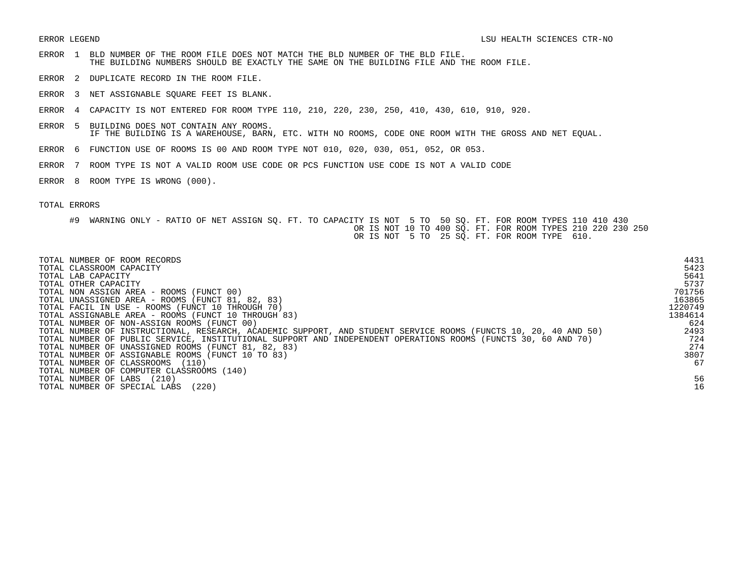ERROR LEGEND

LSU HEALTH SCIENCES CTR-NO

ERROR 1 BLD NUMBER OF THE ROOM FILE DOES NOT MATCH THE BLD NUMBER OF THE BLD FILE.
THE BUILDING NUMBERS SHOULD BE EXACTLY THE SAME ON THE BUILDING FILE AND THE ROOM FILE.

ERROR 2 DUPLICATE RECORD IN THE ROOM FILE.

ERROR 3 NET ASSIGNABLE SQUARE FEET IS BLANK.

ERROR 4 CAPACITY IS NOT ENTERED FOR ROOM TYPE 110, 210, 220, 230, 250, 410, 430, 610, 910, 920.

ERROR 5 BUILDING DOES NOT CONTAIN ANY ROOMS.
IF THE BUILDING IS A WAREHOUSE, BARN, ETC. WITH NO ROOMS, CODE ONE ROOM WITH THE GROSS AND NET EQUAL.

ERROR 6 FUNCTION USE OF ROOMS IS 00 AND ROOM TYPE NOT 010, 020, 030, 051, 052, OR 053.

ERROR 7 ROOM TYPE IS NOT A VALID ROOM USE CODE OR PCS FUNCTION USE CODE IS NOT A VALID CODE

ERROR 8 ROOM TYPE IS WRONG (000).

TOTAL ERRORS

#9 WARNING ONLY - RATIO OF NET ASSIGN SQ. FT. TO CAPACITY IS NOT 5 TO 50 SQ. FT. FOR ROOM TYPES 110 410 430
OR IS NOT 10 TO 400 SQ. FT. FOR ROOM TYPES 210 220 230 250
OR IS NOT 5 TO 25 SQ. FT. FOR ROOM TYPE 610.

| | |
|---|---|
| TOTAL NUMBER OF ROOM RECORDS | 4431 |
| TOTAL CLASSROOM CAPACITY | 5423 |
| TOTAL LAB CAPACITY | 5641 |
| TOTAL OTHER CAPACITY | 5737 |
| TOTAL NON ASSIGN AREA - ROOMS (FUNCT 00) | 701756 |
| TOTAL UNASSIGNED AREA - ROOMS (FUNCT 81, 82, 83) | 163865 |
| TOTAL FACIL IN USE - ROOMS (FUNCT 10 THROUGH 70) | 1220749 |
| TOTAL ASSIGNABLE AREA - ROOMS (FUNCT 10 THROUGH 83) | 1384614 |
| TOTAL NUMBER OF NON-ASSIGN ROOMS (FUNCT 00) | 624 |
| TOTAL NUMBER OF INSTRUCTIONAL, RESEARCH, ACADEMIC SUPPORT, AND STUDENT SERVICE ROOMS (FUNCTS 10, 20, 40 AND 50) | 2493 |
| TOTAL NUMBER OF PUBLIC SERVICE, INSTITUTIONAL SUPPORT AND INDEPENDENT OPERATIONS ROOMS (FUNCTS 30, 60 AND 70) | 724 |
| TOTAL NUMBER OF UNASSIGNED ROOMS (FUNCT 81, 82, 83) | 274 |
| TOTAL NUMBER OF ASSIGNABLE ROOMS (FUNCT 10 TO 83) | 3807 |
| TOTAL NUMBER OF CLASSROOMS (110) | 67 |
| TOTAL NUMBER OF COMPUTER CLASSROOMS (140) | |
| TOTAL NUMBER OF LABS (210) | 56 |
| TOTAL NUMBER OF SPECIAL LABS (220) | 16 |